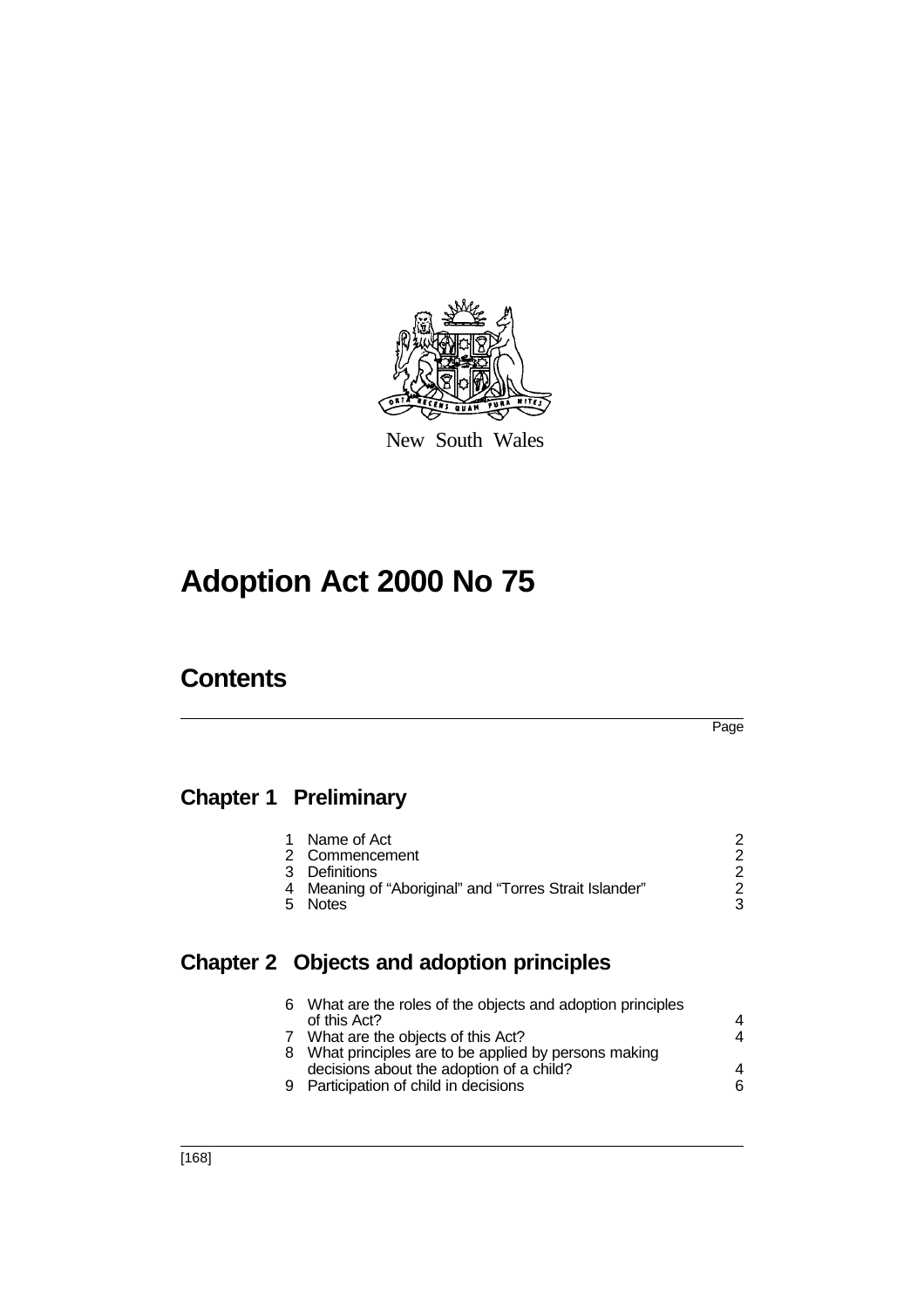New South Wales

# Adoption Act 2000 No 75

## Contents

| | Page |
|---|---|
| **Chapter 1 Preliminary** | |
| 1 Name of Act | 2 |
| 2 Commencement | 2 |
| 3 Definitions | 2 |
| 4 Meaning of "Aboriginal" and "Torres Strait Islander" | 2 |
| 5 Notes | 3 |
| **Chapter 2 Objects and adoption principles** | |
| 6 What are the roles of the objects and adoption principles of this Act? | 4 |
| 7 What are the objects of this Act? | 4 |
| 8 What principles are to be applied by persons making decisions about the adoption of a child? | 4 |
| 9 Participation of child in decisions | 6 |

[168]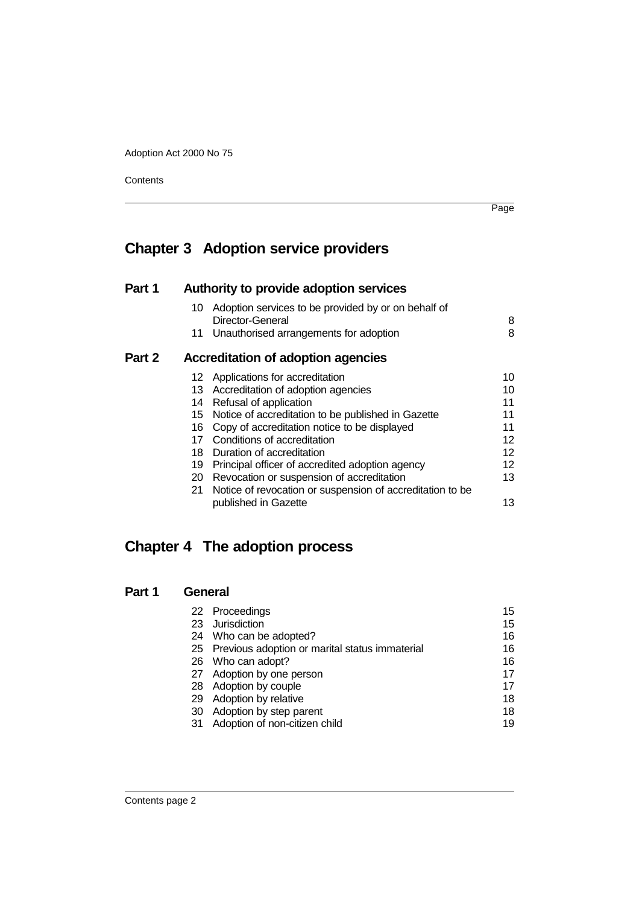## Chapter 3 Adoption service providers

### Part 1 Authority to provide adoption services

| | | Page |
|---|---|---|
| 10 | Adoption services to be provided by or on behalf of Director-General | 8 |
| 11 | Unauthorised arrangements for adoption | 8 |

### Part 2 Accreditation of adoption agencies

| | | |
|---|---|---|
| 12 | Applications for accreditation | 10 |
| 13 | Accreditation of adoption agencies | 10 |
| 14 | Refusal of application | 11 |
| 15 | Notice of accreditation to be published in Gazette | 11 |
| 16 | Copy of accreditation notice to be displayed | 11 |
| 17 | Conditions of accreditation | 12 |
| 18 | Duration of accreditation | 12 |
| 19 | Principal officer of accredited adoption agency | 12 |
| 20 | Revocation or suspension of accreditation | 13 |
| 21 | Notice of revocation or suspension of accreditation to be published in Gazette | 13 |

## Chapter 4 The adoption process

### Part 1 General

| | | |
|---|---|---|
| 22 | Proceedings | 15 |
| 23 | Jurisdiction | 15 |
| 24 | Who can be adopted? | 16 |
| 25 | Previous adoption or marital status immaterial | 16 |
| 26 | Who can adopt? | 16 |
| 27 | Adoption by one person | 17 |
| 28 | Adoption by couple | 17 |
| 29 | Adoption by relative | 18 |
| 30 | Adoption by step parent | 18 |
| 31 | Adoption of non-citizen child | 19 |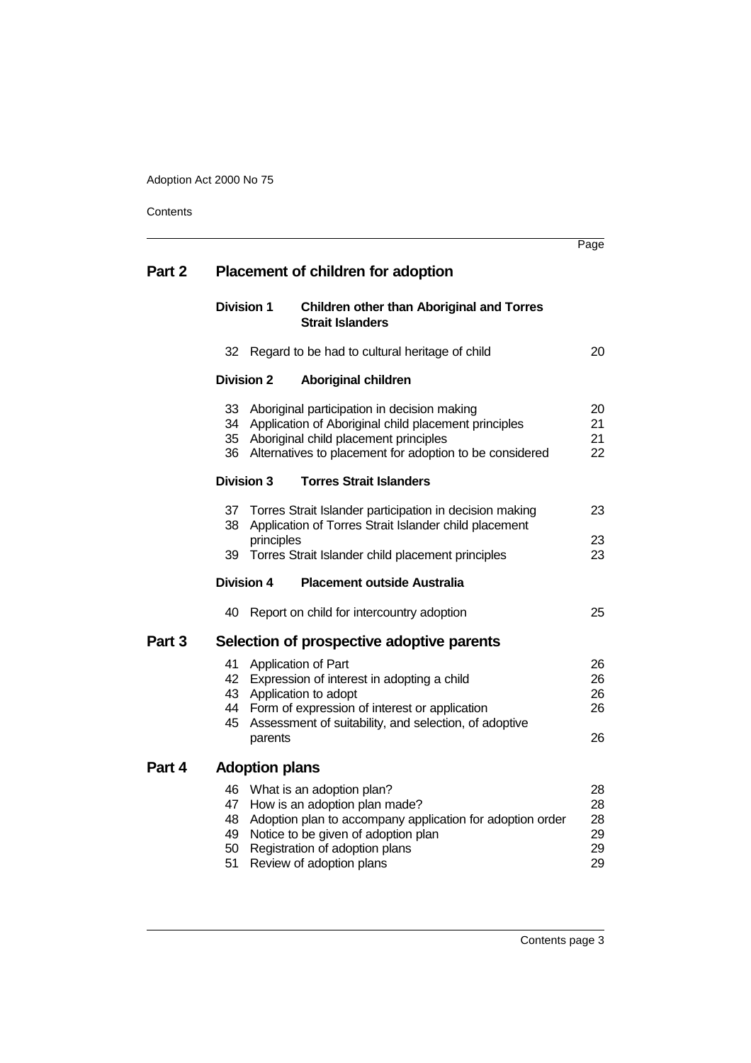## Part 2 Placement of children for adoption

### Division 1 Children other than Aboriginal and Torres Strait Islanders

| | | Page |
|---|---|---|
| 32 | Regard to be had to cultural heritage of child | 20 |

### Division 2 Aboriginal children

| | | |
|---|---|---|
| 33 | Aboriginal participation in decision making | 20 |
| 34 | Application of Aboriginal child placement principles | 21 |
| 35 | Aboriginal child placement principles | 21 |
| 36 | Alternatives to placement for adoption to be considered | 22 |

### Division 3 Torres Strait Islanders

| | | |
|---|---|---|
| 37 | Torres Strait Islander participation in decision making | 23 |
| 38 | Application of Torres Strait Islander child placement principles | 23 |
| 39 | Torres Strait Islander child placement principles | 23 |

### Division 4 Placement outside Australia

| | | |
|---|---|---|
| 40 | Report on child for intercountry adoption | 25 |

## Part 3 Selection of prospective adoptive parents

| | | |
|---|---|---|
| 41 | Application of Part | 26 |
| 42 | Expression of interest in adopting a child | 26 |
| 43 | Application to adopt | 26 |
| 44 | Form of expression of interest or application | 26 |
| 45 | Assessment of suitability, and selection, of adoptive parents | 26 |

## Part 4 Adoption plans

| | | |
|---|---|---|
| 46 | What is an adoption plan? | 28 |
| 47 | How is an adoption plan made? | 28 |
| 48 | Adoption plan to accompany application for adoption order | 28 |
| 49 | Notice to be given of adoption plan | 29 |
| 50 | Registration of adoption plans | 29 |
| 51 | Review of adoption plans | 29 |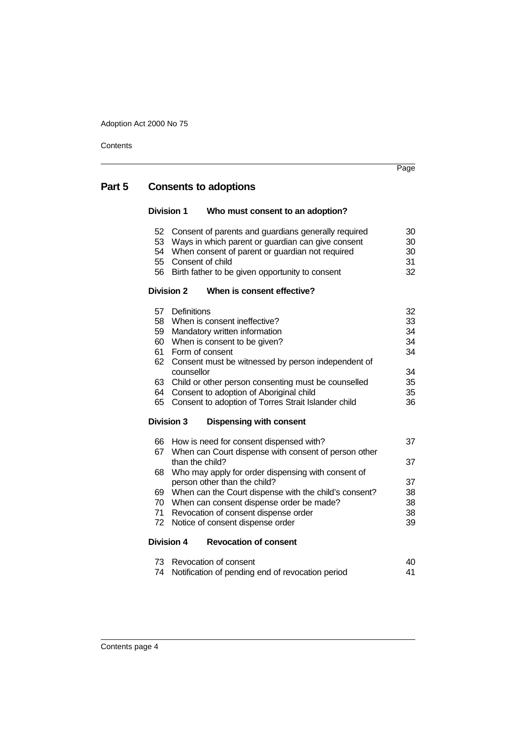## Part 5 Consents to adoptions

### Division 1 Who must consent to an adoption?

| | | Page |
|---|---|---|
| 52 | Consent of parents and guardians generally required | 30 |
| 53 | Ways in which parent or guardian can give consent | 30 |
| 54 | When consent of parent or guardian not required | 30 |
| 55 | Consent of child | 31 |
| 56 | Birth father to be given opportunity to consent | 32 |

### Division 2 When is consent effective?

| | | |
|---|---|---|
| 57 | Definitions | 32 |
| 58 | When is consent ineffective? | 33 |
| 59 | Mandatory written information | 34 |
| 60 | When is consent to be given? | 34 |
| 61 | Form of consent | 34 |
| 62 | Consent must be witnessed by person independent of counsellor | 34 |
| 63 | Child or other person consenting must be counselled | 35 |
| 64 | Consent to adoption of Aboriginal child | 35 |
| 65 | Consent to adoption of Torres Strait Islander child | 36 |

### Division 3 Dispensing with consent

| | | |
|---|---|---|
| 66 | How is need for consent dispensed with? | 37 |
| 67 | When can Court dispense with consent of person other than the child? | 37 |
| 68 | Who may apply for order dispensing with consent of person other than the child? | 37 |
| 69 | When can the Court dispense with the child's consent? | 38 |
| 70 | When can consent dispense order be made? | 38 |
| 71 | Revocation of consent dispense order | 38 |
| 72 | Notice of consent dispense order | 39 |

### Division 4 Revocation of consent

| | | |
|---|---|---|
| 73 | Revocation of consent | 40 |
| 74 | Notification of pending end of revocation period | 41 |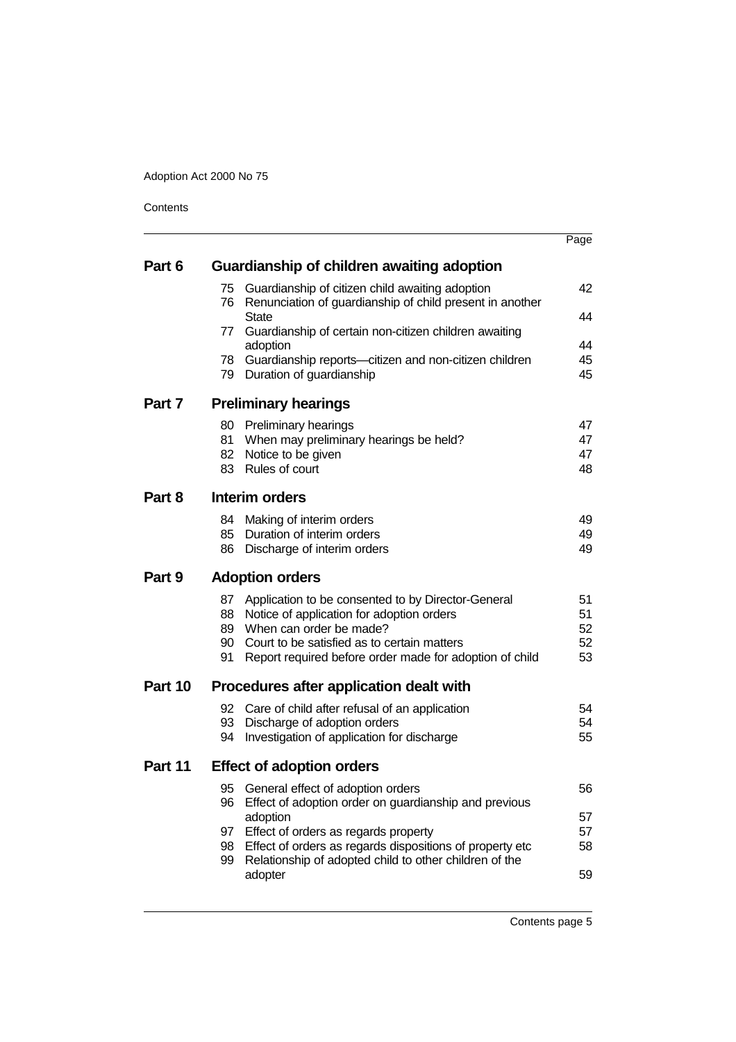| | | Page |
|---|---|---|
| **Part 6** | **Guardianship of children awaiting adoption** | |
| 75 | Guardianship of citizen child awaiting adoption | 42 |
| 76 | Renunciation of guardianship of child present in another State | 44 |
| 77 | Guardianship of certain non-citizen children awaiting adoption | 44 |
| 78 | Guardianship reports—citizen and non-citizen children | 45 |
| 79 | Duration of guardianship | 45 |
| **Part 7** | **Preliminary hearings** | |
| 80 | Preliminary hearings | 47 |
| 81 | When may preliminary hearings be held? | 47 |
| 82 | Notice to be given | 47 |
| 83 | Rules of court | 48 |
| **Part 8** | **Interim orders** | |
| 84 | Making of interim orders | 49 |
| 85 | Duration of interim orders | 49 |
| 86 | Discharge of interim orders | 49 |
| **Part 9** | **Adoption orders** | |
| 87 | Application to be consented to by Director-General | 51 |
| 88 | Notice of application for adoption orders | 51 |
| 89 | When can order be made? | 52 |
| 90 | Court to be satisfied as to certain matters | 52 |
| 91 | Report required before order made for adoption of child | 53 |
| **Part 10** | **Procedures after application dealt with** | |
| 92 | Care of child after refusal of an application | 54 |
| 93 | Discharge of adoption orders | 54 |
| 94 | Investigation of application for discharge | 55 |
| **Part 11** | **Effect of adoption orders** | |
| 95 | General effect of adoption orders | 56 |
| 96 | Effect of adoption order on guardianship and previous adoption | 57 |
| 97 | Effect of orders as regards property | 57 |
| 98 | Effect of orders as regards dispositions of property etc | 58 |
| 99 | Relationship of adopted child to other children of the adopter | 59 |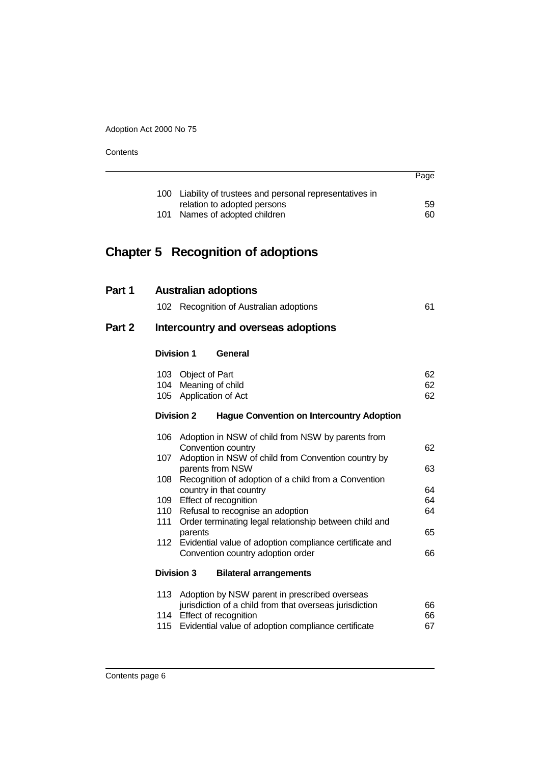| | | Page |
|---|---|---|
| 100 | Liability of trustees and personal representatives in relation to adopted persons | 59 |
| 101 | Names of adopted children | 60 |

## Chapter 5 Recognition of adoptions

### Part 1 Australian adoptions

| | | |
|---|---|---|
| 102 | Recognition of Australian adoptions | 61 |

### Part 2 Intercountry and overseas adoptions

#### Division 1 General

| | | |
|---|---|---|
| 103 | Object of Part | 62 |
| 104 | Meaning of child | 62 |
| 105 | Application of Act | 62 |

#### Division 2 Hague Convention on Intercountry Adoption

| | | |
|---|---|---|
| 106 | Adoption in NSW of child from NSW by parents from Convention country | 62 |
| 107 | Adoption in NSW of child from Convention country by parents from NSW | 63 |
| 108 | Recognition of adoption of a child from a Convention country in that country | 64 |
| 109 | Effect of recognition | 64 |
| 110 | Refusal to recognise an adoption | 64 |
| 111 | Order terminating legal relationship between child and parents | 65 |
| 112 | Evidential value of adoption compliance certificate and Convention country adoption order | 66 |

#### Division 3 Bilateral arrangements

| | | |
|---|---|---|
| 113 | Adoption by NSW parent in prescribed overseas jurisdiction of a child from that overseas jurisdiction | 66 |
| 114 | Effect of recognition | 66 |
| 115 | Evidential value of adoption compliance certificate | 67 |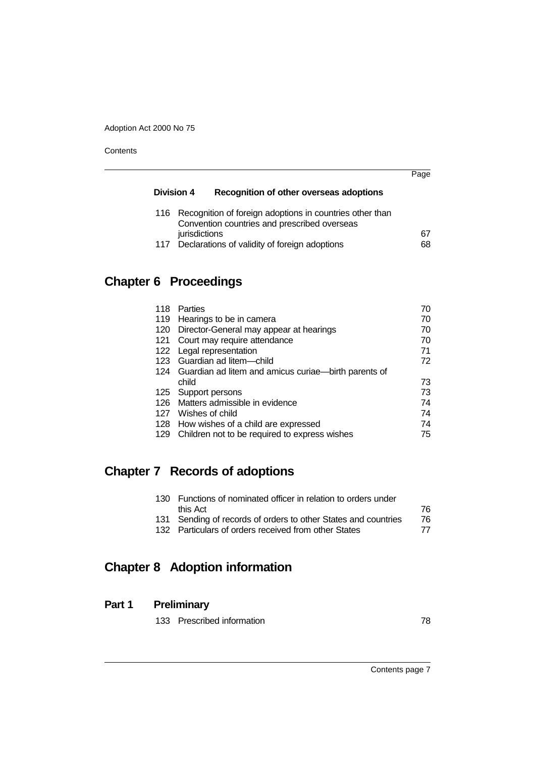| | | Page |
|---|---|---|
| **Division 4** | **Recognition of other overseas adoptions** | |
| 116 | Recognition of foreign adoptions in countries other than Convention countries and prescribed overseas jurisdictions | 67 |
| 117 | Declarations of validity of foreign adoptions | 68 |

## Chapter 6 Proceedings

| | | |
|---|---|---|
| 118 | Parties | 70 |
| 119 | Hearings to be in camera | 70 |
| 120 | Director-General may appear at hearings | 70 |
| 121 | Court may require attendance | 70 |
| 122 | Legal representation | 71 |
| 123 | Guardian ad litem—child | 72 |
| 124 | Guardian ad litem and amicus curiae—birth parents of child | 73 |
| 125 | Support persons | 73 |
| 126 | Matters admissible in evidence | 74 |
| 127 | Wishes of child | 74 |
| 128 | How wishes of a child are expressed | 74 |
| 129 | Children not to be required to express wishes | 75 |

## Chapter 7 Records of adoptions

| | | |
|---|---|---|
| 130 | Functions of nominated officer in relation to orders under this Act | 76 |
| 131 | Sending of records of orders to other States and countries | 76 |
| 132 | Particulars of orders received from other States | 77 |

## Chapter 8 Adoption information

### Part 1 Preliminary

| | | |
|---|---|---|
| 133 | Prescribed information | 78 |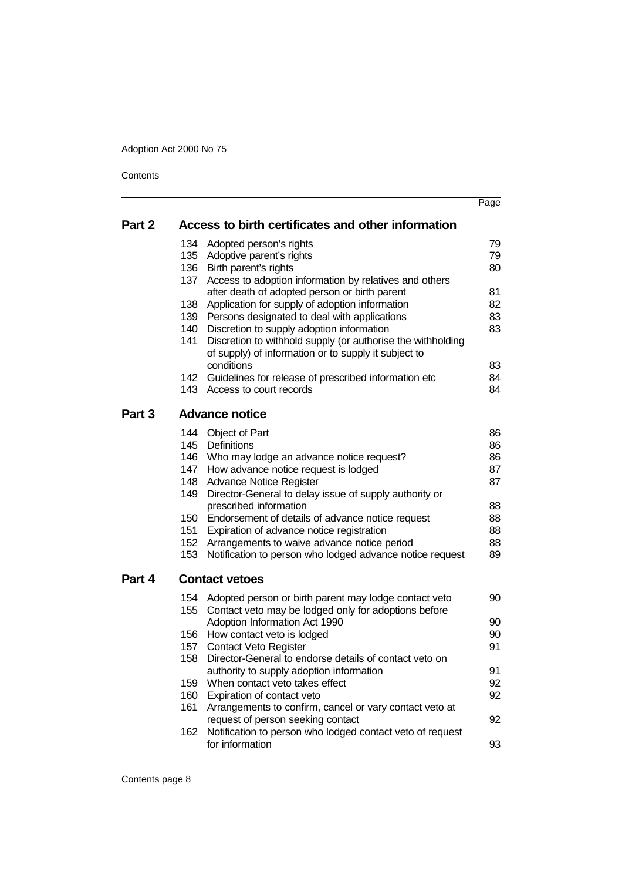| | | Page |
|---|---|---|
| **Part 2** | **Access to birth certificates and other information** | |
| 134 | Adopted person's rights | 79 |
| 135 | Adoptive parent's rights | 79 |
| 136 | Birth parent's rights | 80 |
| 137 | Access to adoption information by relatives and others after death of adopted person or birth parent | 81 |
| 138 | Application for supply of adoption information | 82 |
| 139 | Persons designated to deal with applications | 83 |
| 140 | Discretion to supply adoption information | 83 |
| 141 | Discretion to withhold supply (or authorise the withholding of supply) of information or to supply it subject to conditions | 83 |
| 142 | Guidelines for release of prescribed information etc | 84 |
| 143 | Access to court records | 84 |
| **Part 3** | **Advance notice** | |
| 144 | Object of Part | 86 |
| 145 | Definitions | 86 |
| 146 | Who may lodge an advance notice request? | 86 |
| 147 | How advance notice request is lodged | 87 |
| 148 | Advance Notice Register | 87 |
| 149 | Director-General to delay issue of supply authority or prescribed information | 88 |
| 150 | Endorsement of details of advance notice request | 88 |
| 151 | Expiration of advance notice registration | 88 |
| 152 | Arrangements to waive advance notice period | 88 |
| 153 | Notification to person who lodged advance notice request | 89 |
| **Part 4** | **Contact vetoes** | |
| 154 | Adopted person or birth parent may lodge contact veto | 90 |
| 155 | Contact veto may be lodged only for adoptions before Adoption Information Act 1990 | 90 |
| 156 | How contact veto is lodged | 90 |
| 157 | Contact Veto Register | 91 |
| 158 | Director-General to endorse details of contact veto on authority to supply adoption information | 91 |
| 159 | When contact veto takes effect | 92 |
| 160 | Expiration of contact veto | 92 |
| 161 | Arrangements to confirm, cancel or vary contact veto at request of person seeking contact | 92 |
| 162 | Notification to person who lodged contact veto of request for information | 93 |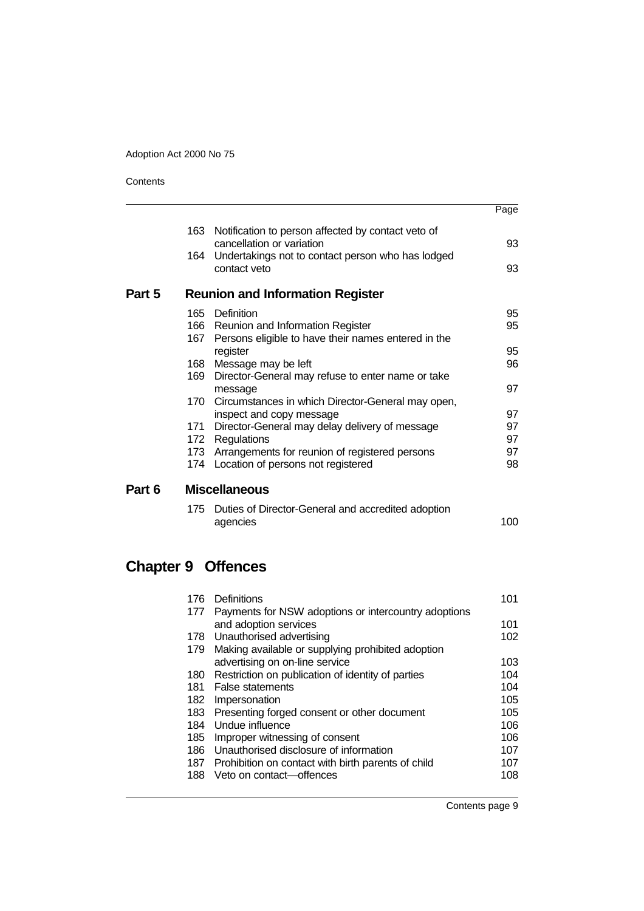| | | Page |
|---|---|---|
| 163 | Notification to person affected by contact veto of cancellation or variation | 93 |
| 164 | Undertakings not to contact person who has lodged contact veto | 93 |

## Part 5 Reunion and Information Register

| | | |
|---|---|---|
| 165 | Definition | 95 |
| 166 | Reunion and Information Register | 95 |
| 167 | Persons eligible to have their names entered in the register | 95 |
| 168 | Message may be left | 96 |
| 169 | Director-General may refuse to enter name or take message | 97 |
| 170 | Circumstances in which Director-General may open, inspect and copy message | 97 |
| 171 | Director-General may delay delivery of message | 97 |
| 172 | Regulations | 97 |
| 173 | Arrangements for reunion of registered persons | 97 |
| 174 | Location of persons not registered | 98 |

## Part 6 Miscellaneous

| | | |
|---|---|---|
| 175 | Duties of Director-General and accredited adoption agencies | 100 |

# Chapter 9 Offences

| | | |
|---|---|---|
| 176 | Definitions | 101 |
| 177 | Payments for NSW adoptions or intercountry adoptions and adoption services | 101 |
| 178 | Unauthorised advertising | 102 |
| 179 | Making available or supplying prohibited adoption advertising on on-line service | 103 |
| 180 | Restriction on publication of identity of parties | 104 |
| 181 | False statements | 104 |
| 182 | Impersonation | 105 |
| 183 | Presenting forged consent or other document | 105 |
| 184 | Undue influence | 106 |
| 185 | Improper witnessing of consent | 106 |
| 186 | Unauthorised disclosure of information | 107 |
| 187 | Prohibition on contact with birth parents of child | 107 |
| 188 | Veto on contact—offences | 108 |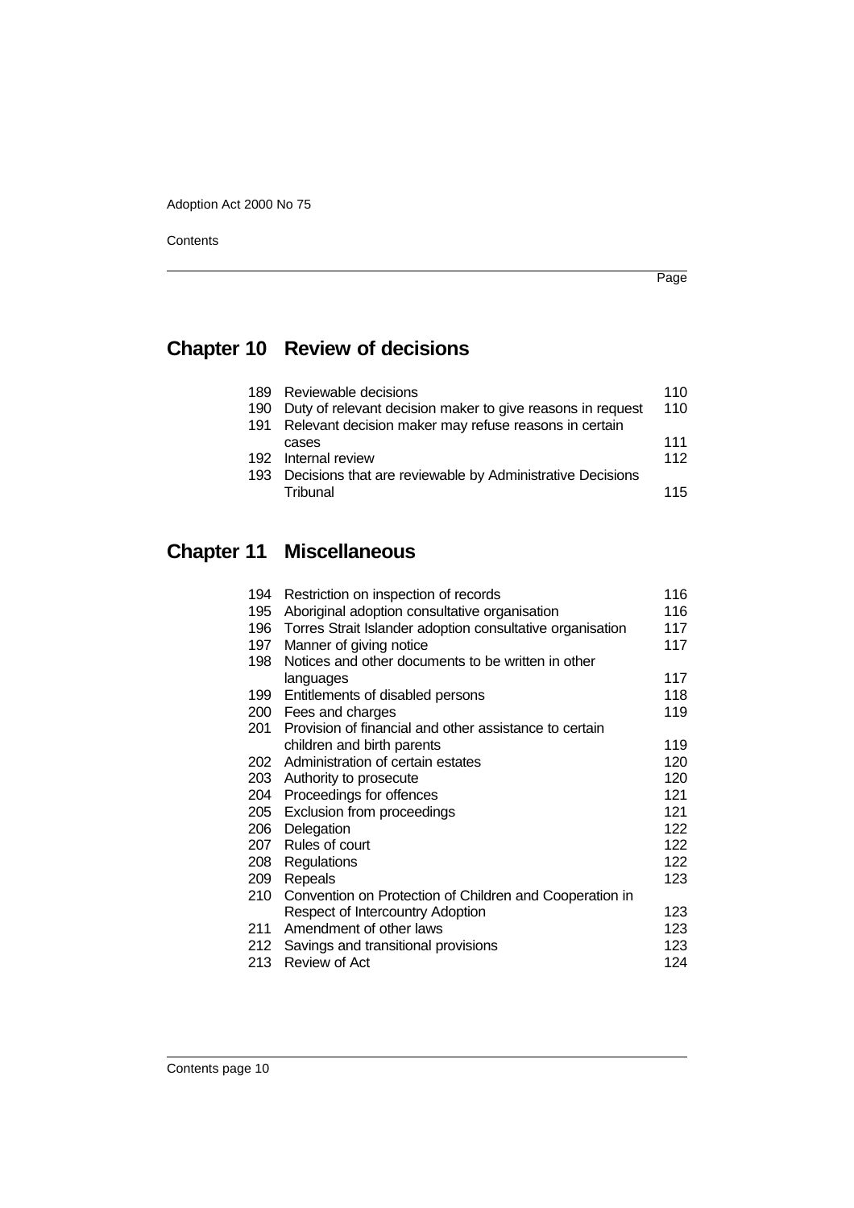## Chapter 10 Review of decisions

| | | Page |
|---|---|---|
| 189 | Reviewable decisions | 110 |
| 190 | Duty of relevant decision maker to give reasons in request | 110 |
| 191 | Relevant decision maker may refuse reasons in certain cases | 111 |
| 192 | Internal review | 112 |
| 193 | Decisions that are reviewable by Administrative Decisions Tribunal | 115 |

## Chapter 11 Miscellaneous

| | | |
|---|---|---|
| 194 | Restriction on inspection of records | 116 |
| 195 | Aboriginal adoption consultative organisation | 116 |
| 196 | Torres Strait Islander adoption consultative organisation | 117 |
| 197 | Manner of giving notice | 117 |
| 198 | Notices and other documents to be written in other languages | 117 |
| 199 | Entitlements of disabled persons | 118 |
| 200 | Fees and charges | 119 |
| 201 | Provision of financial and other assistance to certain children and birth parents | 119 |
| 202 | Administration of certain estates | 120 |
| 203 | Authority to prosecute | 120 |
| 204 | Proceedings for offences | 121 |
| 205 | Exclusion from proceedings | 121 |
| 206 | Delegation | 122 |
| 207 | Rules of court | 122 |
| 208 | Regulations | 122 |
| 209 | Repeals | 123 |
| 210 | Convention on Protection of Children and Cooperation in Respect of Intercountry Adoption | 123 |
| 211 | Amendment of other laws | 123 |
| 212 | Savings and transitional provisions | 123 |
| 213 | Review of Act | 124 |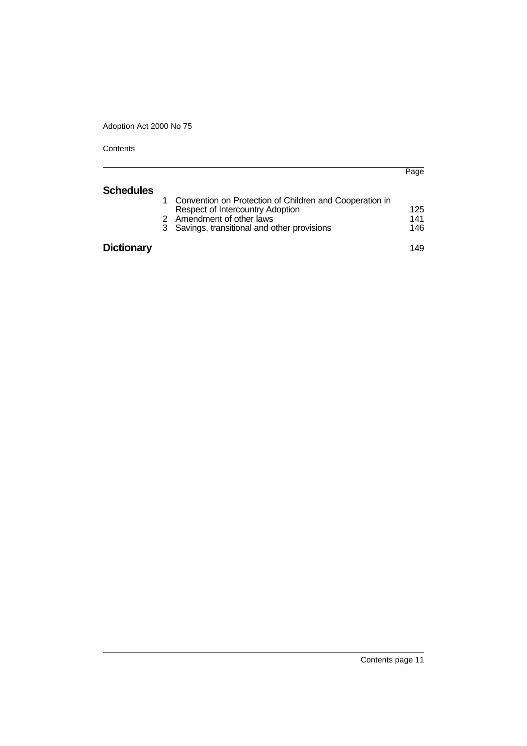| | | Page |
|---|---|---|
| **Schedules** | | |
| 1 | Convention on Protection of Children and Cooperation in Respect of Intercountry Adoption | 125 |
| 2 | Amendment of other laws | 141 |
| 3 | Savings, transitional and other provisions | 146 |
| **Dictionary** | | 149 |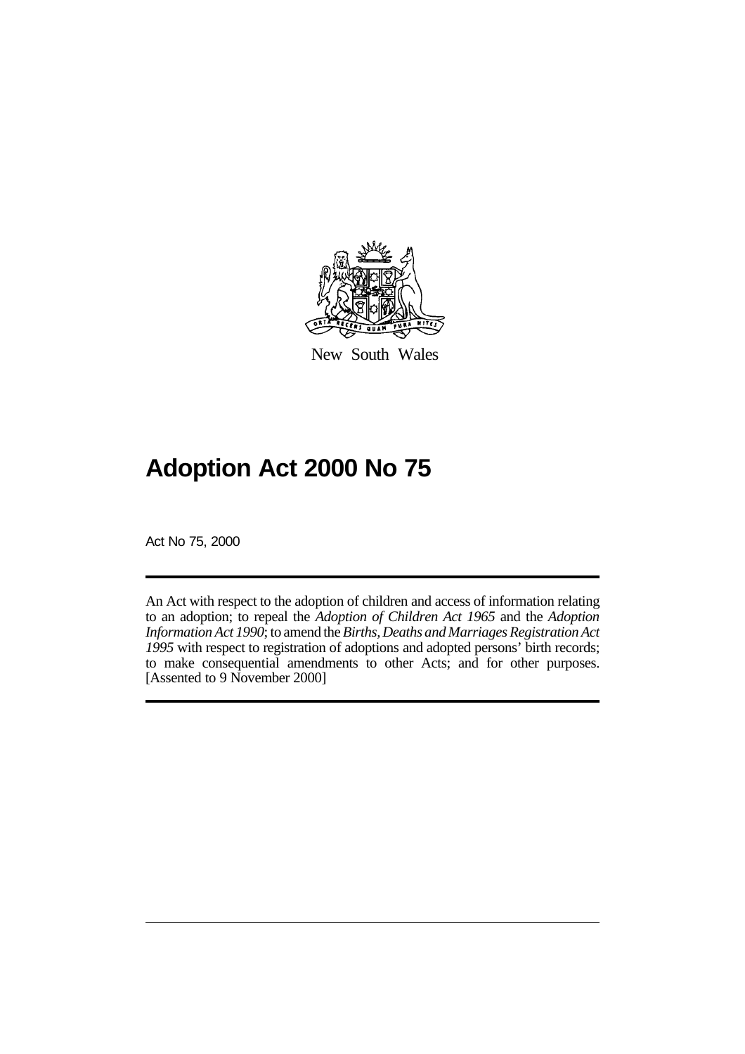New South Wales

# Adoption Act 2000 No 75

Act No 75, 2000

An Act with respect to the adoption of children and access of information relating to an adoption; to repeal the *Adoption of Children Act 1965* and the *Adoption Information Act 1990*; to amend the *Births, Deaths and Marriages Registration Act 1995* with respect to registration of adoptions and adopted persons' birth records; to make consequential amendments to other Acts; and for other purposes. [Assented to 9 November 2000]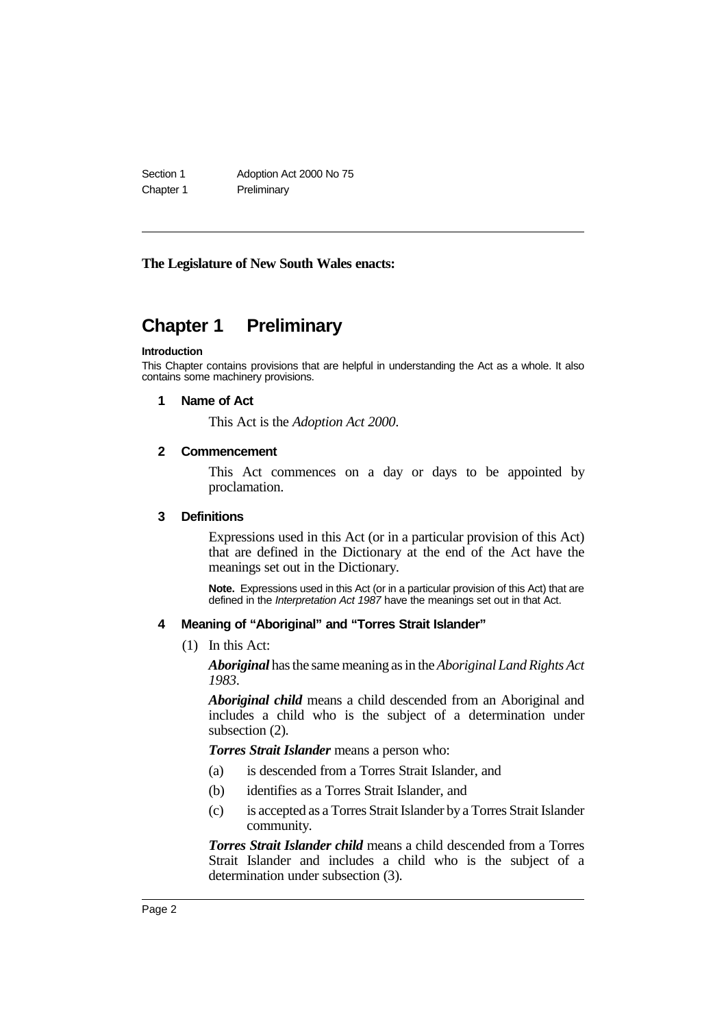**The Legislature of New South Wales enacts:**

# Chapter 1 Preliminary

**Introduction**

This Chapter contains provisions that are helpful in understanding the Act as a whole. It also contains some machinery provisions.

### 1 Name of Act

This Act is the *Adoption Act 2000*.

### 2 Commencement

This Act commences on a day or days to be appointed by proclamation.

### 3 Definitions

Expressions used in this Act (or in a particular provision of this Act) that are defined in the Dictionary at the end of the Act have the meanings set out in the Dictionary.

**Note.** Expressions used in this Act (or in a particular provision of this Act) that are defined in the *Interpretation Act 1987* have the meanings set out in that Act.

### 4 Meaning of "Aboriginal" and "Torres Strait Islander"

(1) In this Act:

***Aboriginal*** has the same meaning as in the *Aboriginal Land Rights Act 1983*.

***Aboriginal child*** means a child descended from an Aboriginal and includes a child who is the subject of a determination under subsection (2).

***Torres Strait Islander*** means a person who:

(a) is descended from a Torres Strait Islander, and

(b) identifies as a Torres Strait Islander, and

(c) is accepted as a Torres Strait Islander by a Torres Strait Islander community.

***Torres Strait Islander child*** means a child descended from a Torres Strait Islander and includes a child who is the subject of a determination under subsection (3).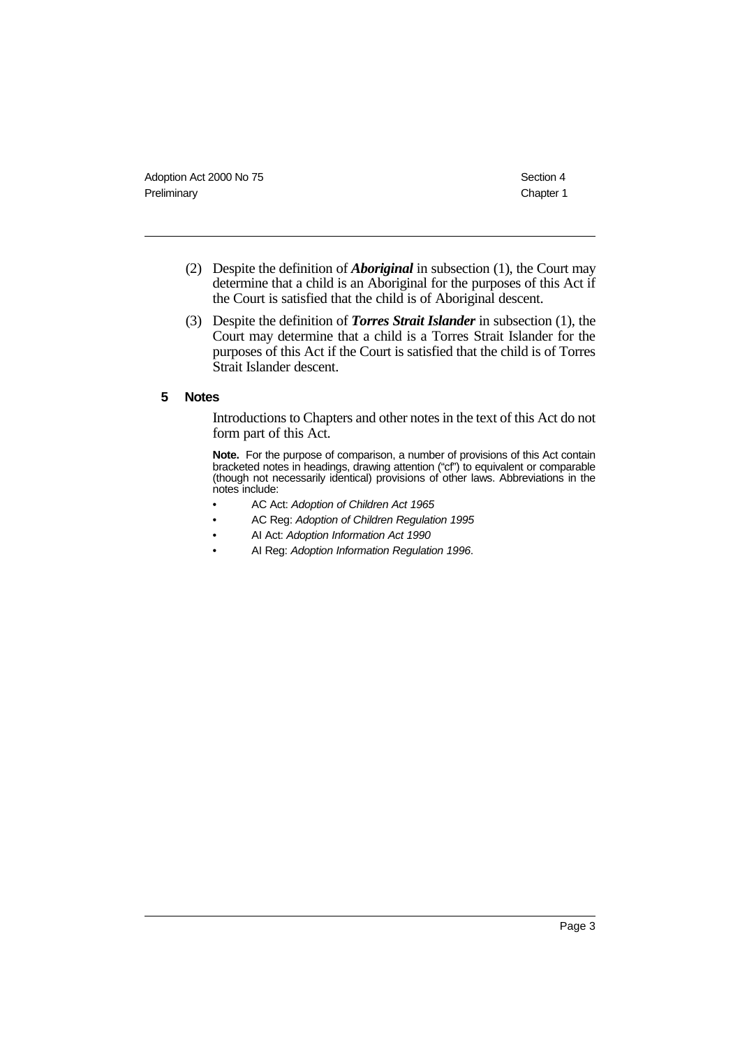(2) Despite the definition of ***Aboriginal*** in subsection (1), the Court may determine that a child is an Aboriginal for the purposes of this Act if the Court is satisfied that the child is of Aboriginal descent.

(3) Despite the definition of ***Torres Strait Islander*** in subsection (1), the Court may determine that a child is a Torres Strait Islander for the purposes of this Act if the Court is satisfied that the child is of Torres Strait Islander descent.

### 5 Notes

Introductions to Chapters and other notes in the text of this Act do not form part of this Act.

**Note.** For the purpose of comparison, a number of provisions of this Act contain bracketed notes in headings, drawing attention ("cf") to equivalent or comparable (though not necessarily identical) provisions of other laws. Abbreviations in the notes include:

- AC Act: *Adoption of Children Act 1965*
- AC Reg: *Adoption of Children Regulation 1995*
- AI Act: *Adoption Information Act 1990*
- AI Reg: *Adoption Information Regulation 1996*.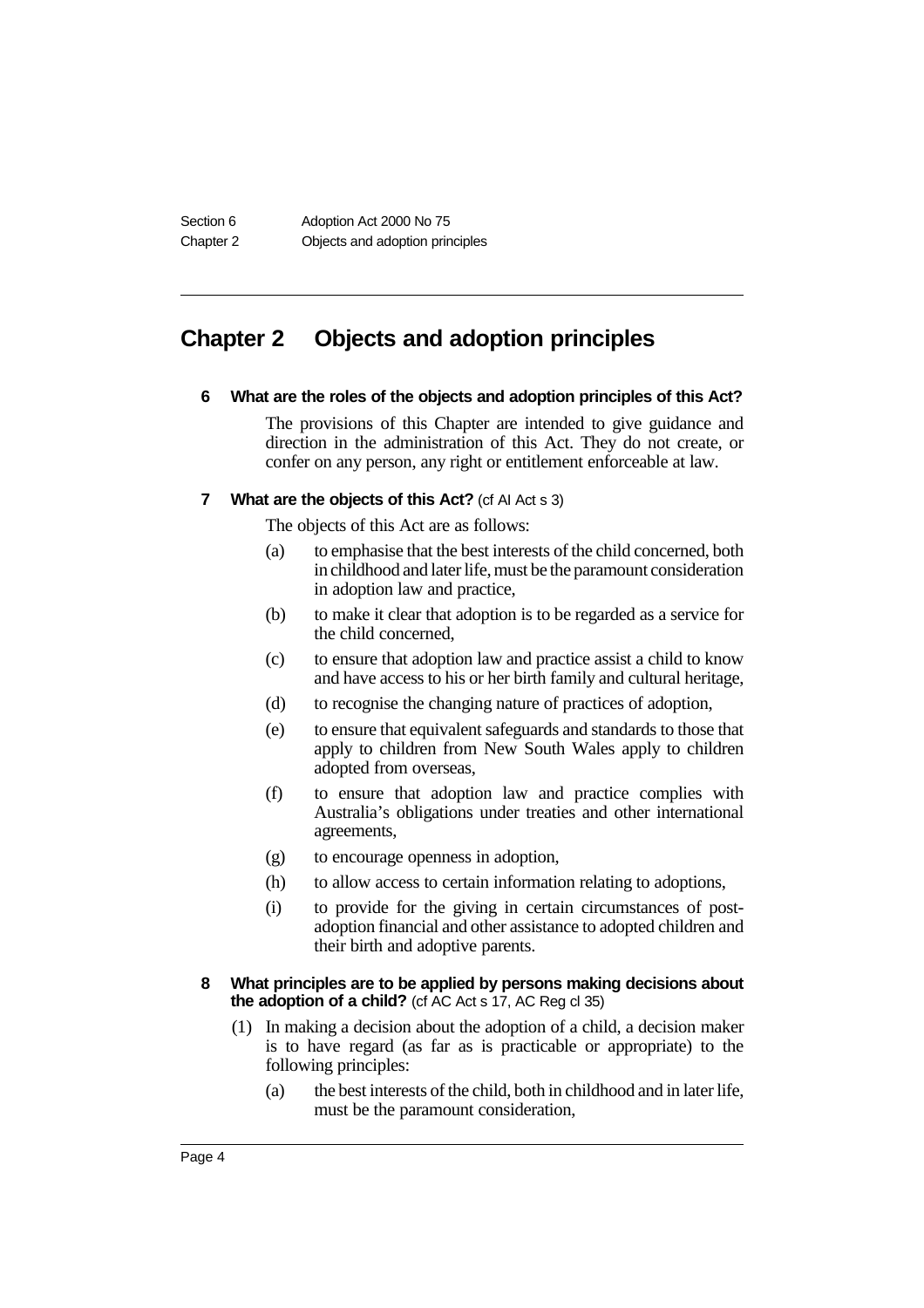# Chapter 2 Objects and adoption principles

**6 What are the roles of the objects and adoption principles of this Act?**

The provisions of this Chapter are intended to give guidance and direction in the administration of this Act. They do not create, or confer on any person, any right or entitlement enforceable at law.

**7 What are the objects of this Act?** (cf AI Act s 3)

The objects of this Act are as follows:

(a) to emphasise that the best interests of the child concerned, both in childhood and later life, must be the paramount consideration in adoption law and practice,

(b) to make it clear that adoption is to be regarded as a service for the child concerned,

(c) to ensure that adoption law and practice assist a child to know and have access to his or her birth family and cultural heritage,

(d) to recognise the changing nature of practices of adoption,

(e) to ensure that equivalent safeguards and standards to those that apply to children from New South Wales apply to children adopted from overseas,

(f) to ensure that adoption law and practice complies with Australia's obligations under treaties and other international agreements,

(g) to encourage openness in adoption,

(h) to allow access to certain information relating to adoptions,

(i) to provide for the giving in certain circumstances of post-adoption financial and other assistance to adopted children and their birth and adoptive parents.

**8 What principles are to be applied by persons making decisions about the adoption of a child?** (cf AC Act s 17, AC Reg cl 35)

(1) In making a decision about the adoption of a child, a decision maker is to have regard (as far as is practicable or appropriate) to the following principles:

(a) the best interests of the child, both in childhood and in later life, must be the paramount consideration,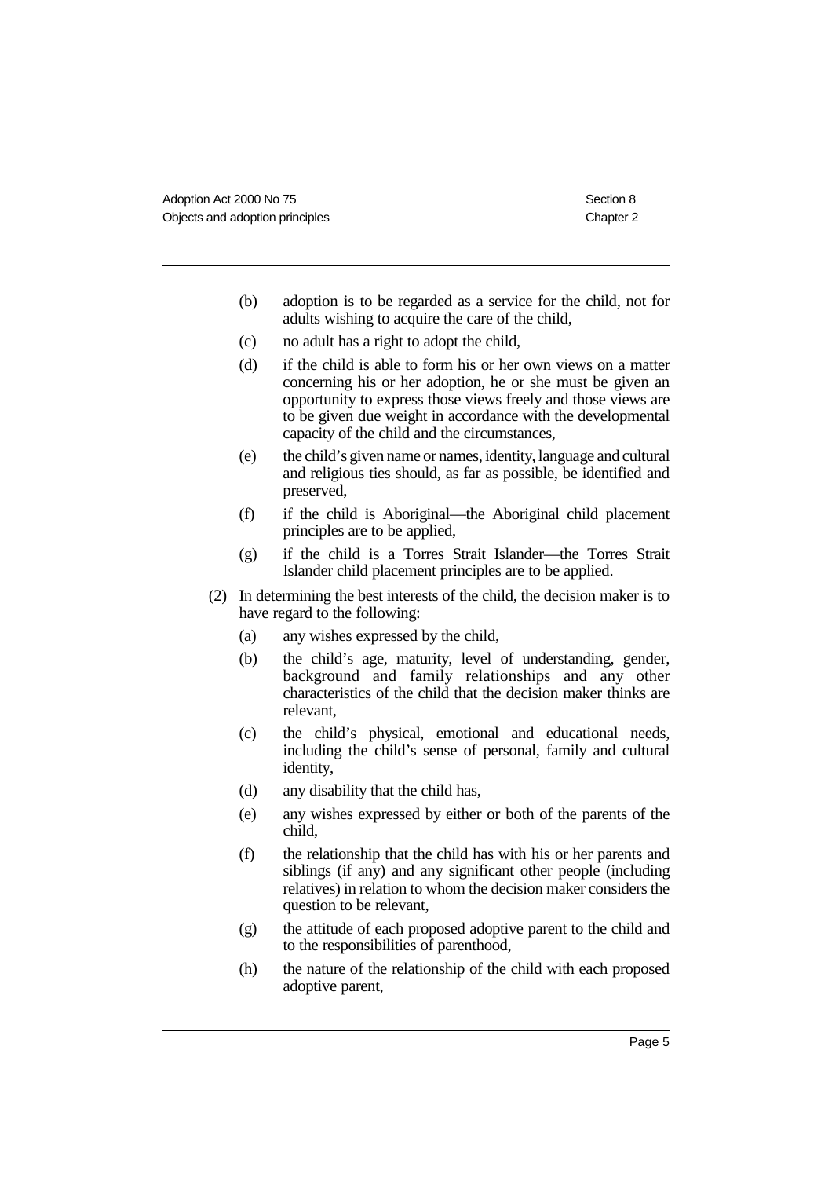(b) adoption is to be regarded as a service for the child, not for adults wishing to acquire the care of the child,

(c) no adult has a right to adopt the child,

(d) if the child is able to form his or her own views on a matter concerning his or her adoption, he or she must be given an opportunity to express those views freely and those views are to be given due weight in accordance with the developmental capacity of the child and the circumstances,

(e) the child's given name or names, identity, language and cultural and religious ties should, as far as possible, be identified and preserved,

(f) if the child is Aboriginal—the Aboriginal child placement principles are to be applied,

(g) if the child is a Torres Strait Islander—the Torres Strait Islander child placement principles are to be applied.

(2) In determining the best interests of the child, the decision maker is to have regard to the following:

(a) any wishes expressed by the child,

(b) the child's age, maturity, level of understanding, gender, background and family relationships and any other characteristics of the child that the decision maker thinks are relevant,

(c) the child's physical, emotional and educational needs, including the child's sense of personal, family and cultural identity,

(d) any disability that the child has,

(e) any wishes expressed by either or both of the parents of the child,

(f) the relationship that the child has with his or her parents and siblings (if any) and any significant other people (including relatives) in relation to whom the decision maker considers the question to be relevant,

(g) the attitude of each proposed adoptive parent to the child and to the responsibilities of parenthood,

(h) the nature of the relationship of the child with each proposed adoptive parent,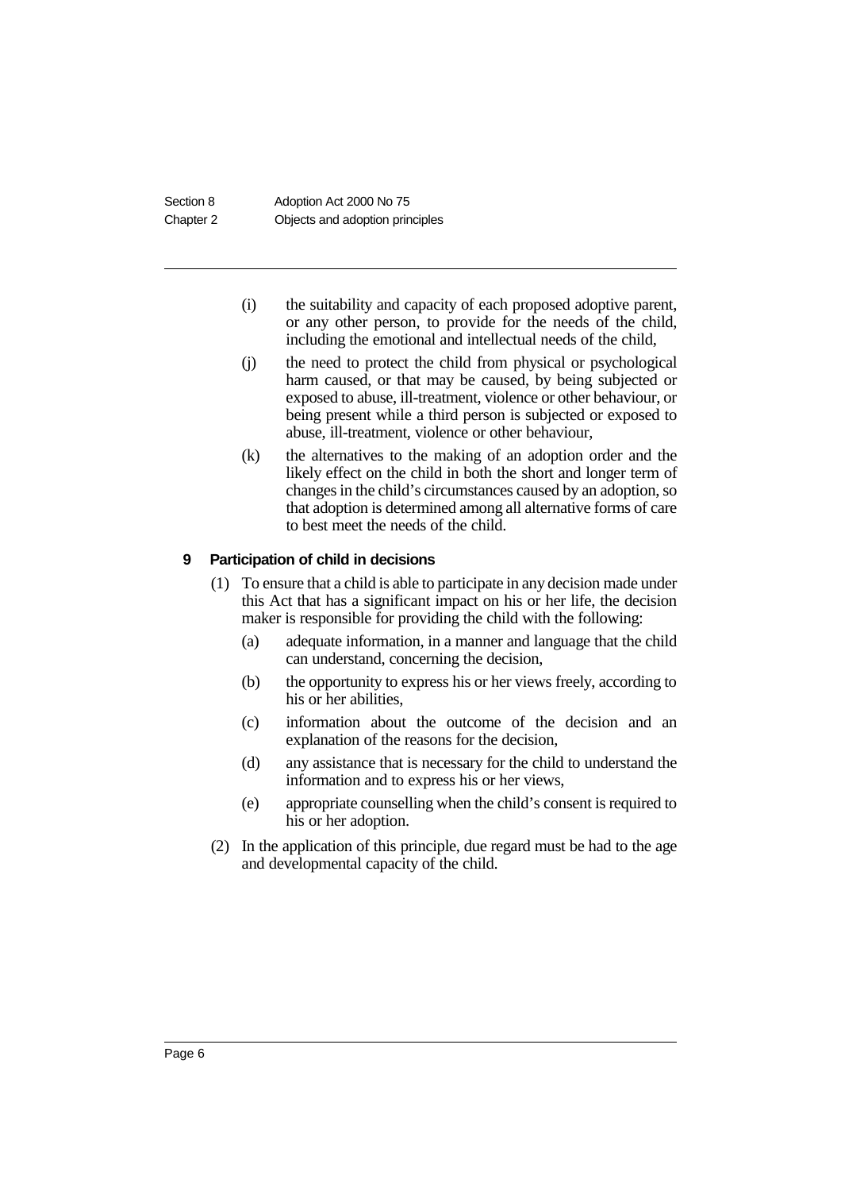(i) the suitability and capacity of each proposed adoptive parent, or any other person, to provide for the needs of the child, including the emotional and intellectual needs of the child,

(j) the need to protect the child from physical or psychological harm caused, or that may be caused, by being subjected or exposed to abuse, ill-treatment, violence or other behaviour, or being present while a third person is subjected or exposed to abuse, ill-treatment, violence or other behaviour,

(k) the alternatives to the making of an adoption order and the likely effect on the child in both the short and longer term of changes in the child's circumstances caused by an adoption, so that adoption is determined among all alternative forms of care to best meet the needs of the child.

### 9 Participation of child in decisions

(1) To ensure that a child is able to participate in any decision made under this Act that has a significant impact on his or her life, the decision maker is responsible for providing the child with the following:

(a) adequate information, in a manner and language that the child can understand, concerning the decision,

(b) the opportunity to express his or her views freely, according to his or her abilities,

(c) information about the outcome of the decision and an explanation of the reasons for the decision,

(d) any assistance that is necessary for the child to understand the information and to express his or her views,

(e) appropriate counselling when the child's consent is required to his or her adoption.

(2) In the application of this principle, due regard must be had to the age and developmental capacity of the child.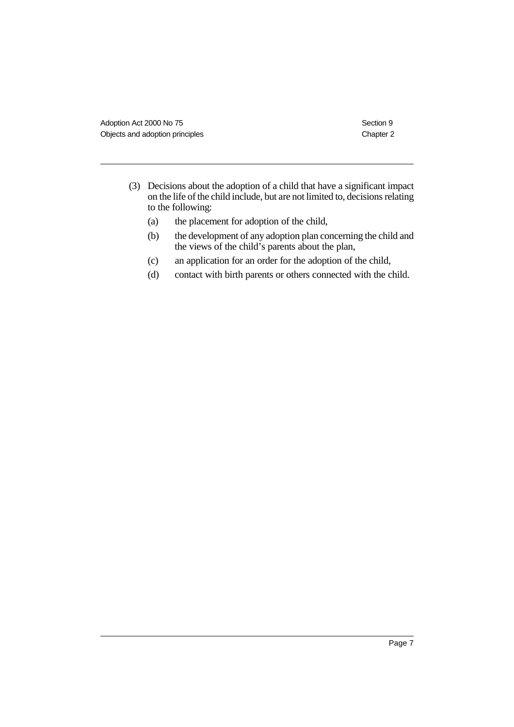(3) Decisions about the adoption of a child that have a significant impact on the life of the child include, but are not limited to, decisions relating to the following:

- (a) the placement for adoption of the child,
- (b) the development of any adoption plan concerning the child and the views of the child's parents about the plan,
- (c) an application for an order for the adoption of the child,
- (d) contact with birth parents or others connected with the child.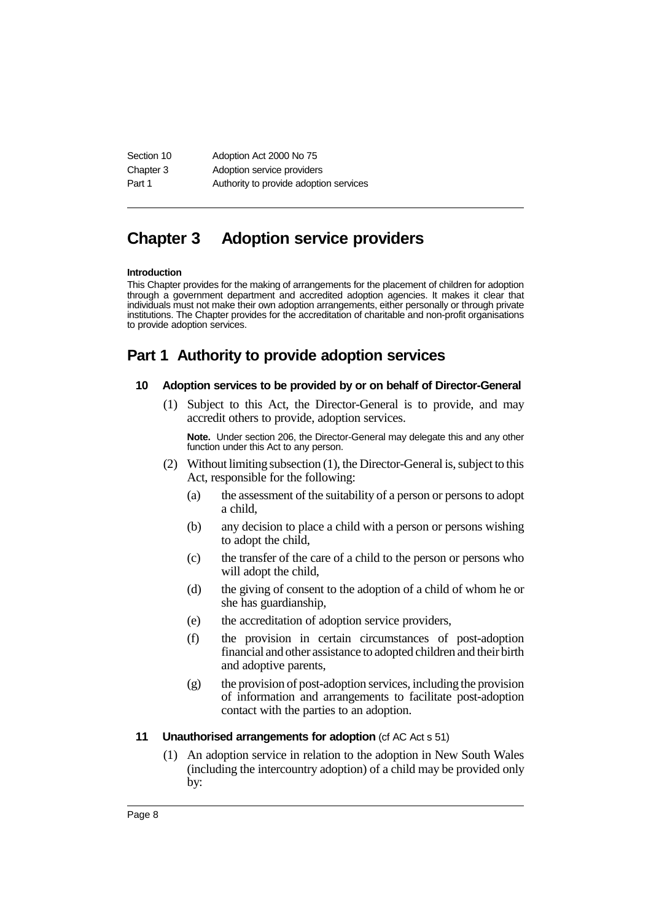# Chapter 3 Adoption service providers

**Introduction**

This Chapter provides for the making of arrangements for the placement of children for adoption through a government department and accredited adoption agencies. It makes it clear that individuals must not make their own adoption arrangements, either personally or through private institutions. The Chapter provides for the accreditation of charitable and non-profit organisations to provide adoption services.

## Part 1 Authority to provide adoption services

### 10 Adoption services to be provided by or on behalf of Director-General

(1) Subject to this Act, the Director-General is to provide, and may accredit others to provide, adoption services.

**Note.** Under section 206, the Director-General may delegate this and any other function under this Act to any person.

(2) Without limiting subsection (1), the Director-General is, subject to this Act, responsible for the following:

- (a) the assessment of the suitability of a person or persons to adopt a child,
- (b) any decision to place a child with a person or persons wishing to adopt the child,
- (c) the transfer of the care of a child to the person or persons who will adopt the child,
- (d) the giving of consent to the adoption of a child of whom he or she has guardianship,
- (e) the accreditation of adoption service providers,
- (f) the provision in certain circumstances of post-adoption financial and other assistance to adopted children and their birth and adoptive parents,
- (g) the provision of post-adoption services, including the provision of information and arrangements to facilitate post-adoption contact with the parties to an adoption.

### 11 Unauthorised arrangements for adoption (cf AC Act s 51)

(1) An adoption service in relation to the adoption in New South Wales (including the intercountry adoption) of a child may be provided only by: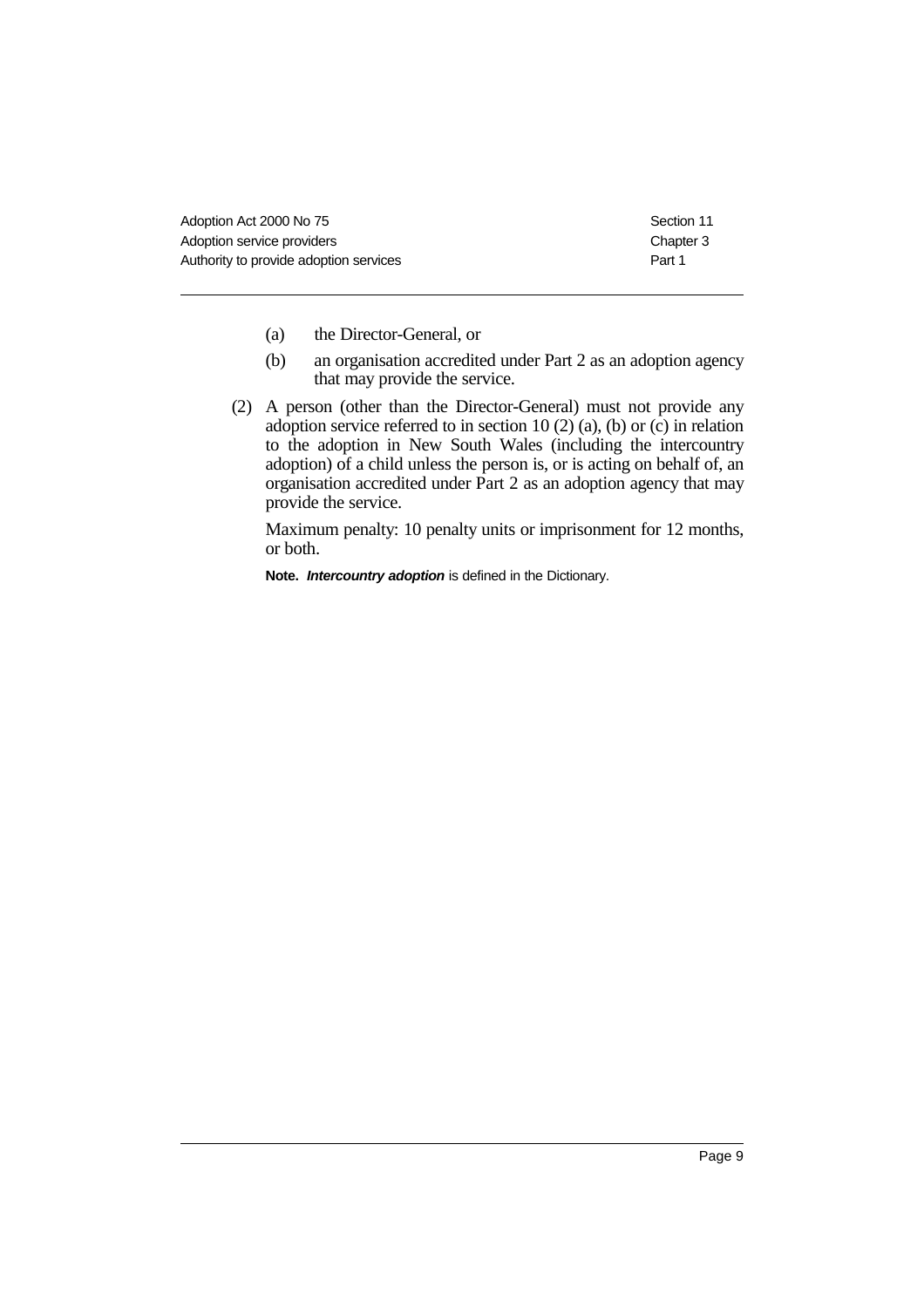(a) the Director-General, or

(b) an organisation accredited under Part 2 as an adoption agency that may provide the service.

(2) A person (other than the Director-General) must not provide any adoption service referred to in section 10 (2) (a), (b) or (c) in relation to the adoption in New South Wales (including the intercountry adoption) of a child unless the person is, or is acting on behalf of, an organisation accredited under Part 2 as an adoption agency that may provide the service.

Maximum penalty: 10 penalty units or imprisonment for 12 months, or both.

**Note.** ***Intercountry adoption*** is defined in the Dictionary.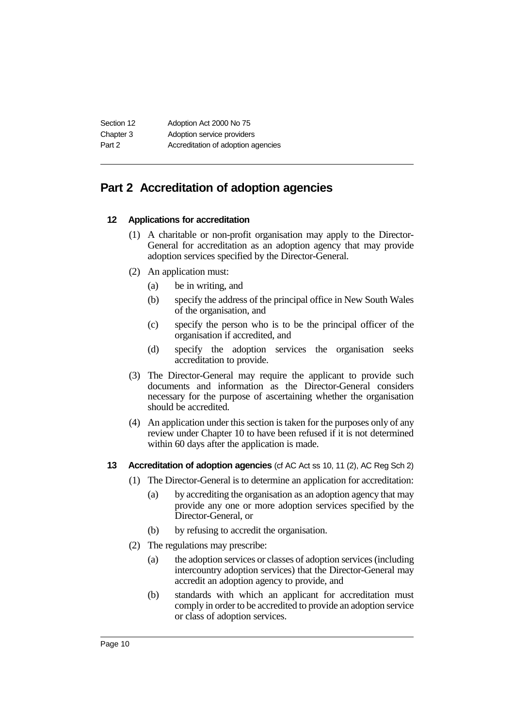## Part 2 Accreditation of adoption agencies

### 12 Applications for accreditation

(1) A charitable or non-profit organisation may apply to the Director-General for accreditation as an adoption agency that may provide adoption services specified by the Director-General.

(2) An application must:

- (a) be in writing, and
- (b) specify the address of the principal office in New South Wales of the organisation, and
- (c) specify the person who is to be the principal officer of the organisation if accredited, and
- (d) specify the adoption services the organisation seeks accreditation to provide.

(3) The Director-General may require the applicant to provide such documents and information as the Director-General considers necessary for the purpose of ascertaining whether the organisation should be accredited.

(4) An application under this section is taken for the purposes only of any review under Chapter 10 to have been refused if it is not determined within 60 days after the application is made.

### 13 Accreditation of adoption agencies (cf AC Act ss 10, 11 (2), AC Reg Sch 2)

(1) The Director-General is to determine an application for accreditation:

- (a) by accrediting the organisation as an adoption agency that may provide any one or more adoption services specified by the Director-General, or
- (b) by refusing to accredit the organisation.

(2) The regulations may prescribe:

- (a) the adoption services or classes of adoption services (including intercountry adoption services) that the Director-General may accredit an adoption agency to provide, and
- (b) standards with which an applicant for accreditation must comply in order to be accredited to provide an adoption service or class of adoption services.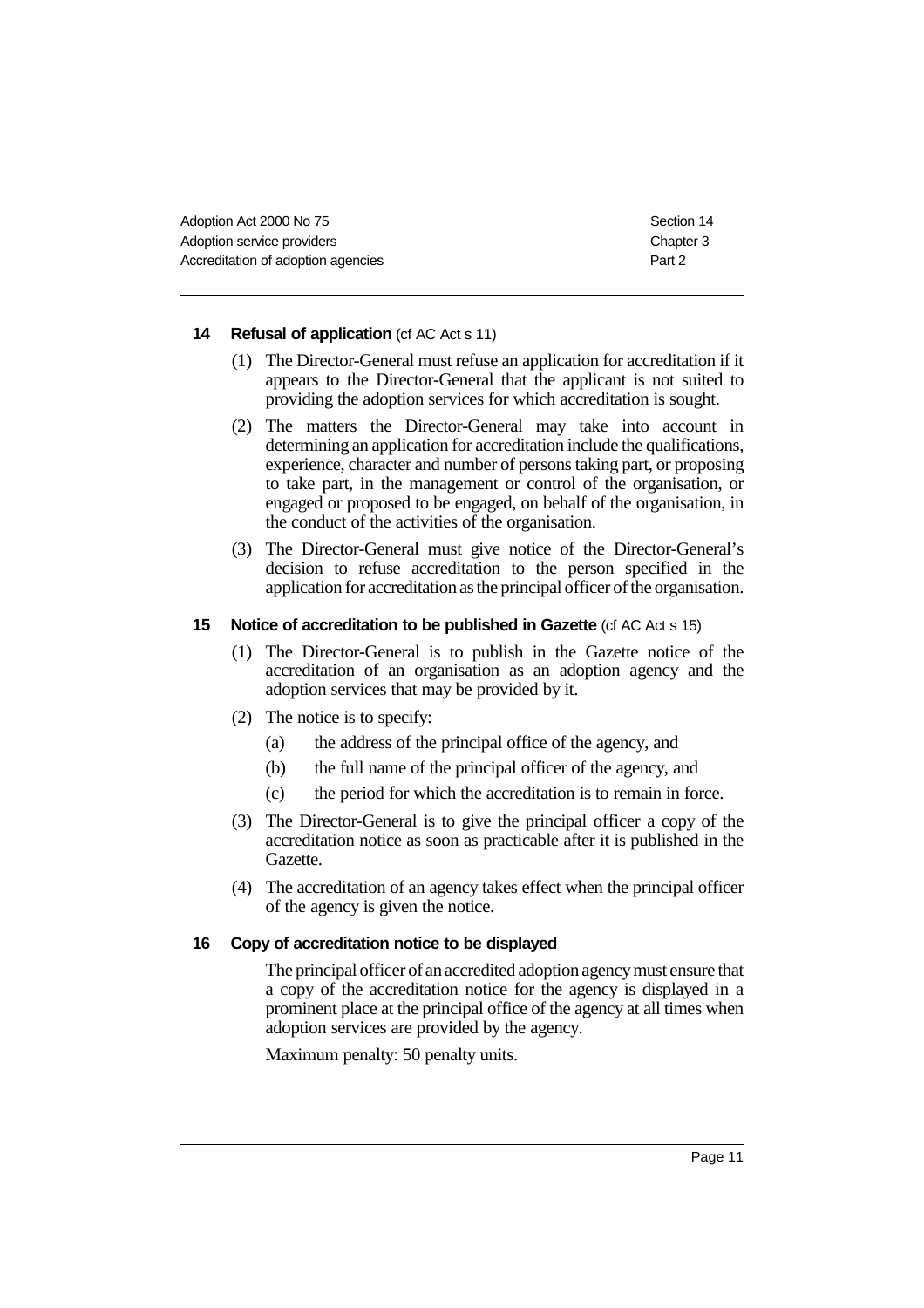#### 14 Refusal of application (cf AC Act s 11)

(1) The Director-General must refuse an application for accreditation if it appears to the Director-General that the applicant is not suited to providing the adoption services for which accreditation is sought.

(2) The matters the Director-General may take into account in determining an application for accreditation include the qualifications, experience, character and number of persons taking part, or proposing to take part, in the management or control of the organisation, or engaged or proposed to be engaged, on behalf of the organisation, in the conduct of the activities of the organisation.

(3) The Director-General must give notice of the Director-General's decision to refuse accreditation to the person specified in the application for accreditation as the principal officer of the organisation.

#### 15 Notice of accreditation to be published in Gazette (cf AC Act s 15)

(1) The Director-General is to publish in the Gazette notice of the accreditation of an organisation as an adoption agency and the adoption services that may be provided by it.

(2) The notice is to specify:

- (a) the address of the principal office of the agency, and
- (b) the full name of the principal officer of the agency, and
- (c) the period for which the accreditation is to remain in force.

(3) The Director-General is to give the principal officer a copy of the accreditation notice as soon as practicable after it is published in the Gazette.

(4) The accreditation of an agency takes effect when the principal officer of the agency is given the notice.

#### 16 Copy of accreditation notice to be displayed

The principal officer of an accredited adoption agency must ensure that a copy of the accreditation notice for the agency is displayed in a prominent place at the principal office of the agency at all times when adoption services are provided by the agency.

Maximum penalty: 50 penalty units.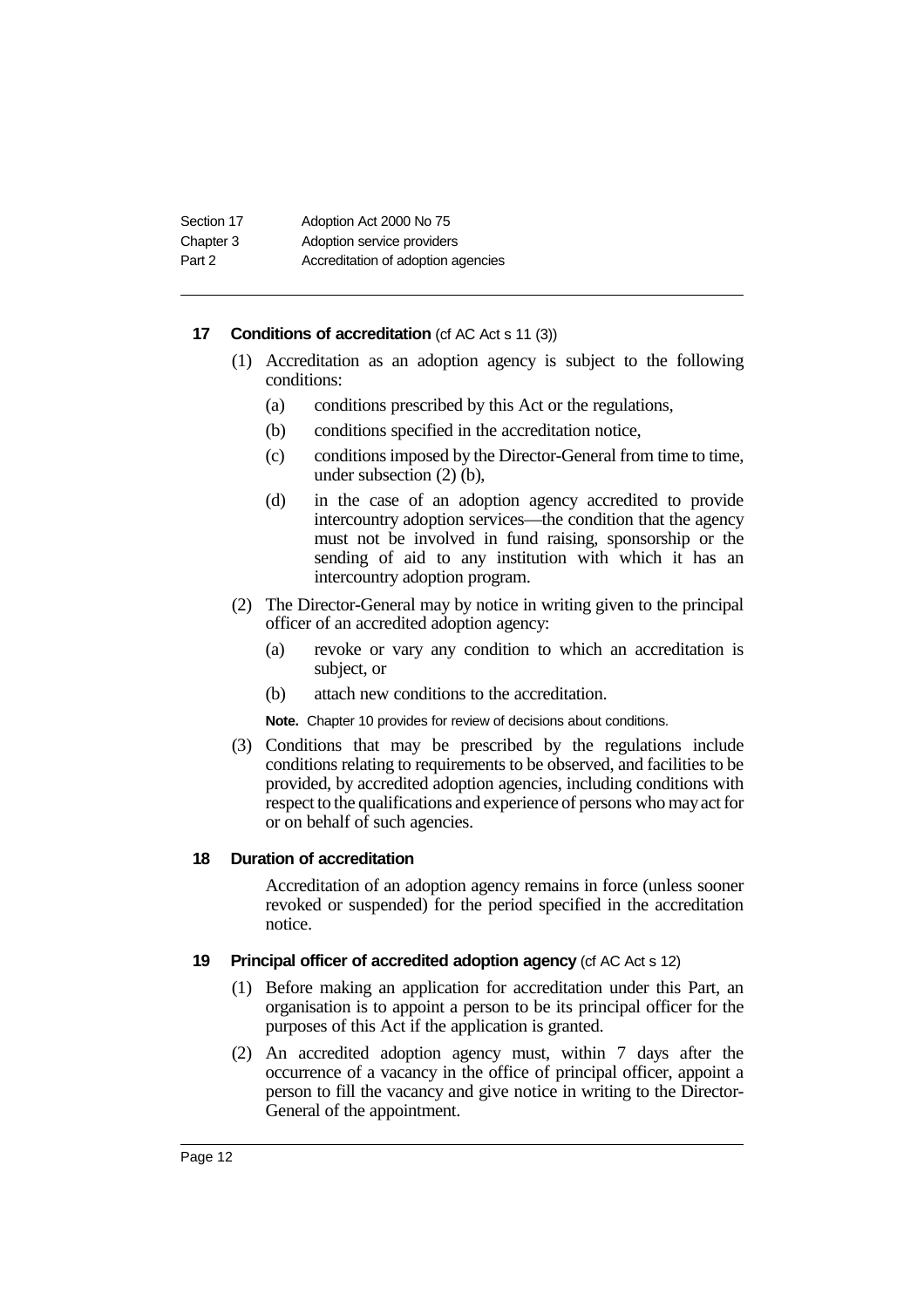### 17 Conditions of accreditation (cf AC Act s 11 (3))

(1) Accreditation as an adoption agency is subject to the following conditions:

- (a) conditions prescribed by this Act or the regulations,
- (b) conditions specified in the accreditation notice,
- (c) conditions imposed by the Director-General from time to time, under subsection (2) (b),
- (d) in the case of an adoption agency accredited to provide intercountry adoption services—the condition that the agency must not be involved in fund raising, sponsorship or the sending of aid to any institution with which it has an intercountry adoption program.

(2) The Director-General may by notice in writing given to the principal officer of an accredited adoption agency:

- (a) revoke or vary any condition to which an accreditation is subject, or
- (b) attach new conditions to the accreditation.

**Note.** Chapter 10 provides for review of decisions about conditions.

(3) Conditions that may be prescribed by the regulations include conditions relating to requirements to be observed, and facilities to be provided, by accredited adoption agencies, including conditions with respect to the qualifications and experience of persons who may act for or on behalf of such agencies.

### 18 Duration of accreditation

Accreditation of an adoption agency remains in force (unless sooner revoked or suspended) for the period specified in the accreditation notice.

### 19 Principal officer of accredited adoption agency (cf AC Act s 12)

(1) Before making an application for accreditation under this Part, an organisation is to appoint a person to be its principal officer for the purposes of this Act if the application is granted.

(2) An accredited adoption agency must, within 7 days after the occurrence of a vacancy in the office of principal officer, appoint a person to fill the vacancy and give notice in writing to the Director-General of the appointment.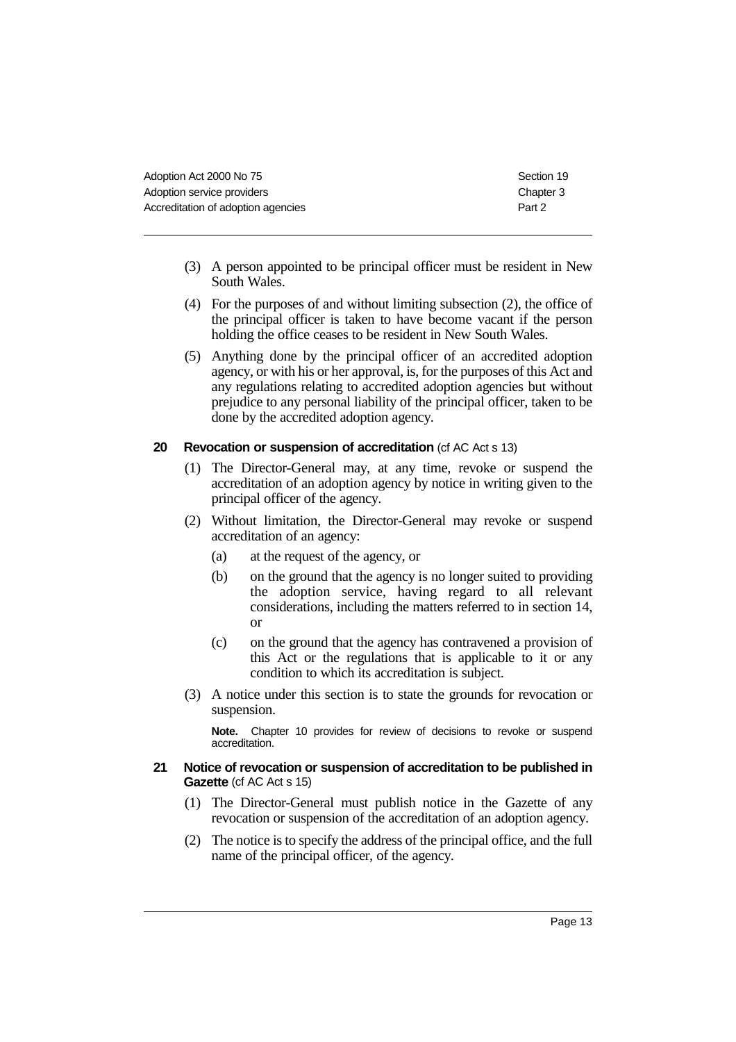(3) A person appointed to be principal officer must be resident in New South Wales.

(4) For the purposes of and without limiting subsection (2), the office of the principal officer is taken to have become vacant if the person holding the office ceases to be resident in New South Wales.

(5) Anything done by the principal officer of an accredited adoption agency, or with his or her approval, is, for the purposes of this Act and any regulations relating to accredited adoption agencies but without prejudice to any personal liability of the principal officer, taken to be done by the accredited adoption agency.

### 20 Revocation or suspension of accreditation (cf AC Act s 13)

(1) The Director-General may, at any time, revoke or suspend the accreditation of an adoption agency by notice in writing given to the principal officer of the agency.

(2) Without limitation, the Director-General may revoke or suspend accreditation of an agency:

(a) at the request of the agency, or

(b) on the ground that the agency is no longer suited to providing the adoption service, having regard to all relevant considerations, including the matters referred to in section 14, or

(c) on the ground that the agency has contravened a provision of this Act or the regulations that is applicable to it or any condition to which its accreditation is subject.

(3) A notice under this section is to state the grounds for revocation or suspension.

**Note.** Chapter 10 provides for review of decisions to revoke or suspend accreditation.

### 21 Notice of revocation or suspension of accreditation to be published in Gazette (cf AC Act s 15)

(1) The Director-General must publish notice in the Gazette of any revocation or suspension of the accreditation of an adoption agency.

(2) The notice is to specify the address of the principal office, and the full name of the principal officer, of the agency.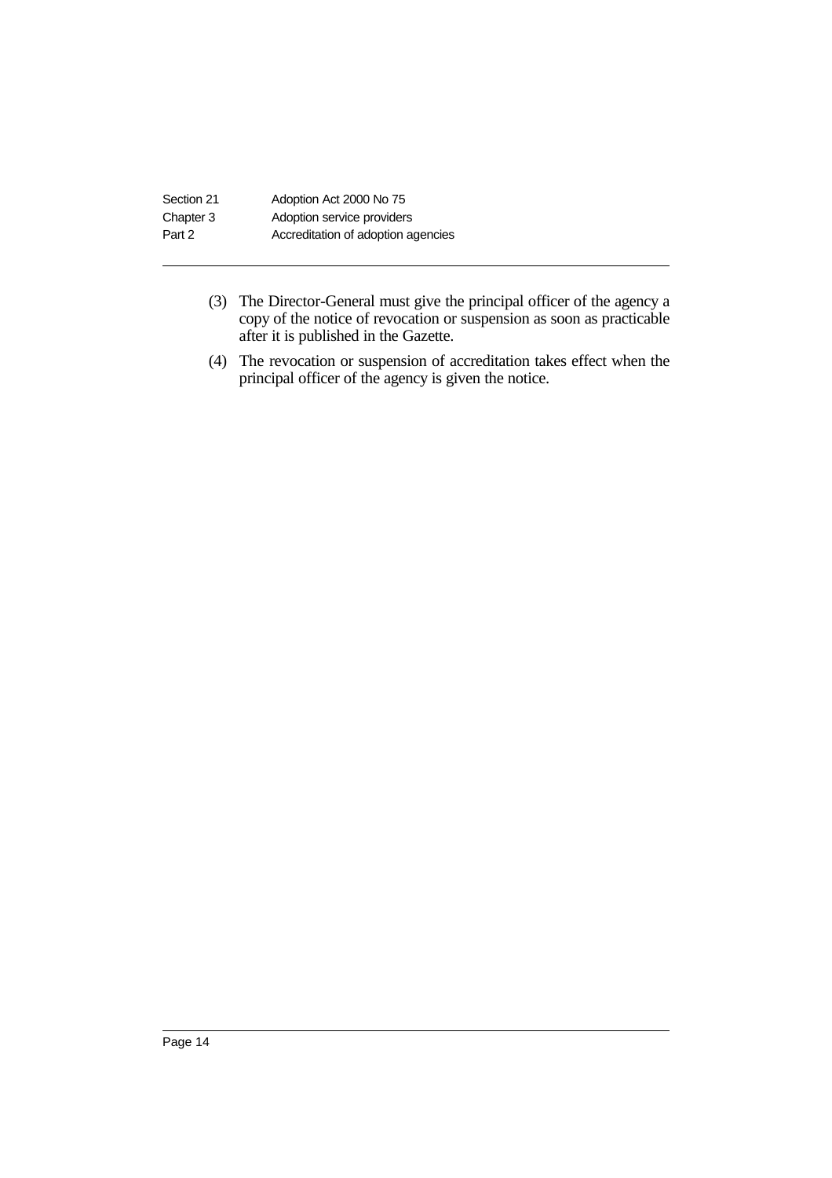(3) The Director-General must give the principal officer of the agency a copy of the notice of revocation or suspension as soon as practicable after it is published in the Gazette.

(4) The revocation or suspension of accreditation takes effect when the principal officer of the agency is given the notice.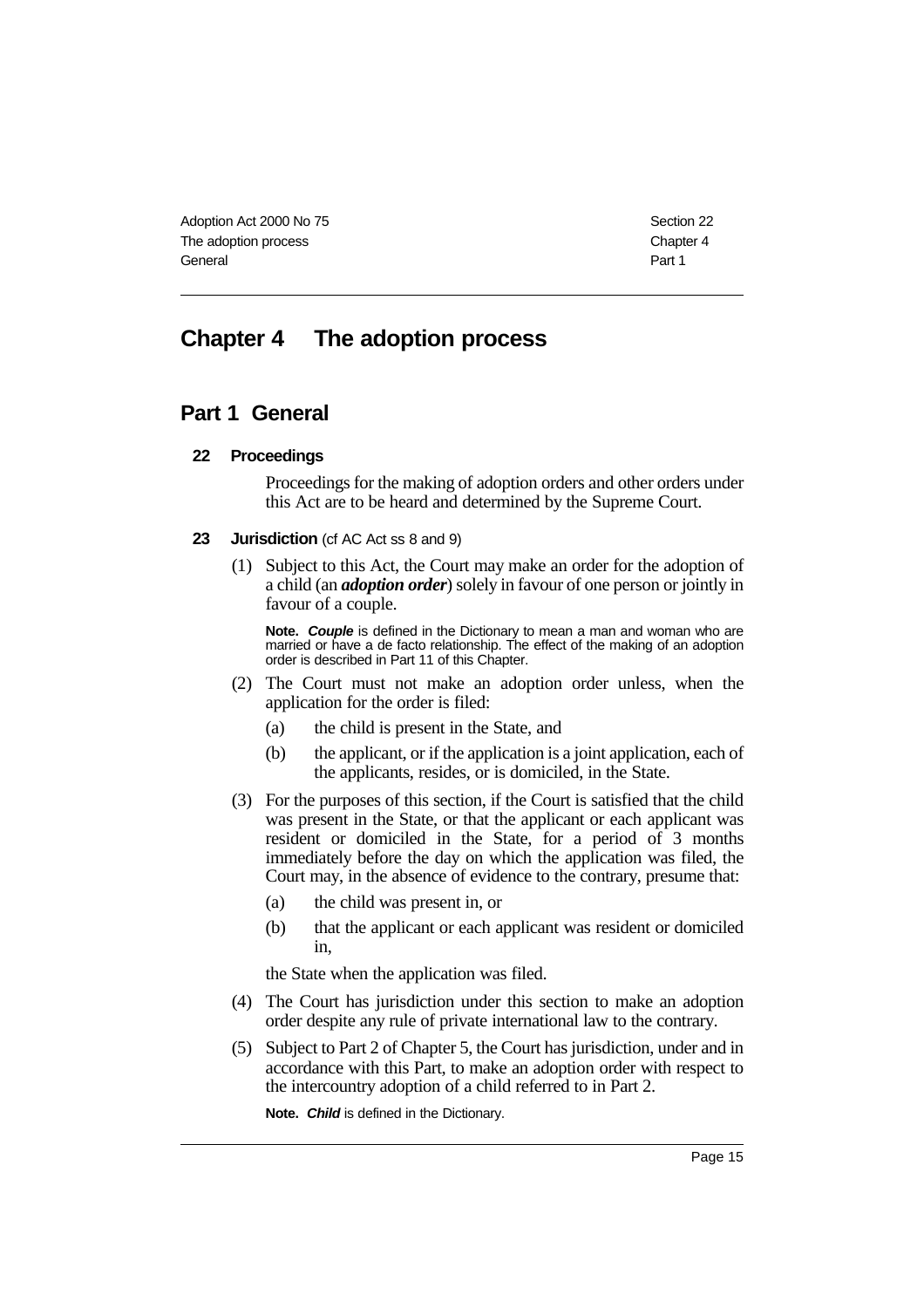# Chapter 4 The adoption process

## Part 1 General

### 22 Proceedings

Proceedings for the making of adoption orders and other orders under this Act are to be heard and determined by the Supreme Court.

### 23 Jurisdiction (cf AC Act ss 8 and 9)

(1) Subject to this Act, the Court may make an order for the adoption of a child (an ***adoption order***) solely in favour of one person or jointly in favour of a couple.

**Note.** ***Couple*** is defined in the Dictionary to mean a man and woman who are married or have a de facto relationship. The effect of the making of an adoption order is described in Part 11 of this Chapter.

(2) The Court must not make an adoption order unless, when the application for the order is filed:

- (a) the child is present in the State, and
- (b) the applicant, or if the application is a joint application, each of the applicants, resides, or is domiciled, in the State.

(3) For the purposes of this section, if the Court is satisfied that the child was present in the State, or that the applicant or each applicant was resident or domiciled in the State, for a period of 3 months immediately before the day on which the application was filed, the Court may, in the absence of evidence to the contrary, presume that:

- (a) the child was present in, or
- (b) that the applicant or each applicant was resident or domiciled in,

the State when the application was filed.

(4) The Court has jurisdiction under this section to make an adoption order despite any rule of private international law to the contrary.

(5) Subject to Part 2 of Chapter 5, the Court has jurisdiction, under and in accordance with this Part, to make an adoption order with respect to the intercountry adoption of a child referred to in Part 2.

**Note.** ***Child*** is defined in the Dictionary.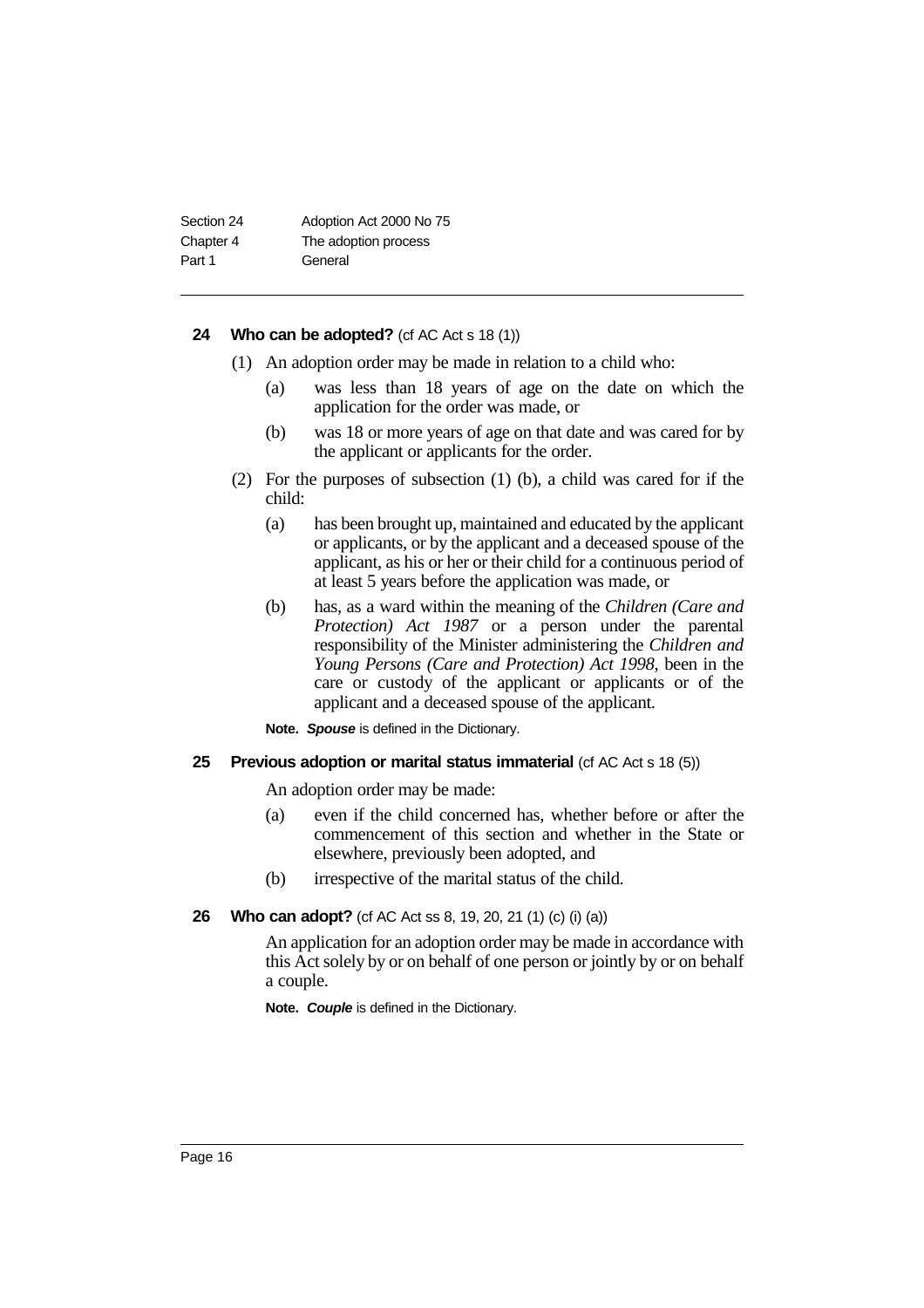### 24 Who can be adopted? (cf AC Act s 18 (1))

(1) An adoption order may be made in relation to a child who:

- (a) was less than 18 years of age on the date on which the application for the order was made, or
- (b) was 18 or more years of age on that date and was cared for by the applicant or applicants for the order.

(2) For the purposes of subsection (1) (b), a child was cared for if the child:

- (a) has been brought up, maintained and educated by the applicant or applicants, or by the applicant and a deceased spouse of the applicant, as his or her or their child for a continuous period of at least 5 years before the application was made, or
- (b) has, as a ward within the meaning of the *Children (Care and Protection) Act 1987* or a person under the parental responsibility of the Minister administering the *Children and Young Persons (Care and Protection) Act 1998*, been in the care or custody of the applicant or applicants or of the applicant and a deceased spouse of the applicant.

**Note.** ***Spouse*** is defined in the Dictionary.

### 25 Previous adoption or marital status immaterial (cf AC Act s 18 (5))

An adoption order may be made:

- (a) even if the child concerned has, whether before or after the commencement of this section and whether in the State or elsewhere, previously been adopted, and
- (b) irrespective of the marital status of the child.

### 26 Who can adopt? (cf AC Act ss 8, 19, 20, 21 (1) (c) (i) (a))

An application for an adoption order may be made in accordance with this Act solely by or on behalf of one person or jointly by or on behalf a couple.

**Note.** ***Couple*** is defined in the Dictionary.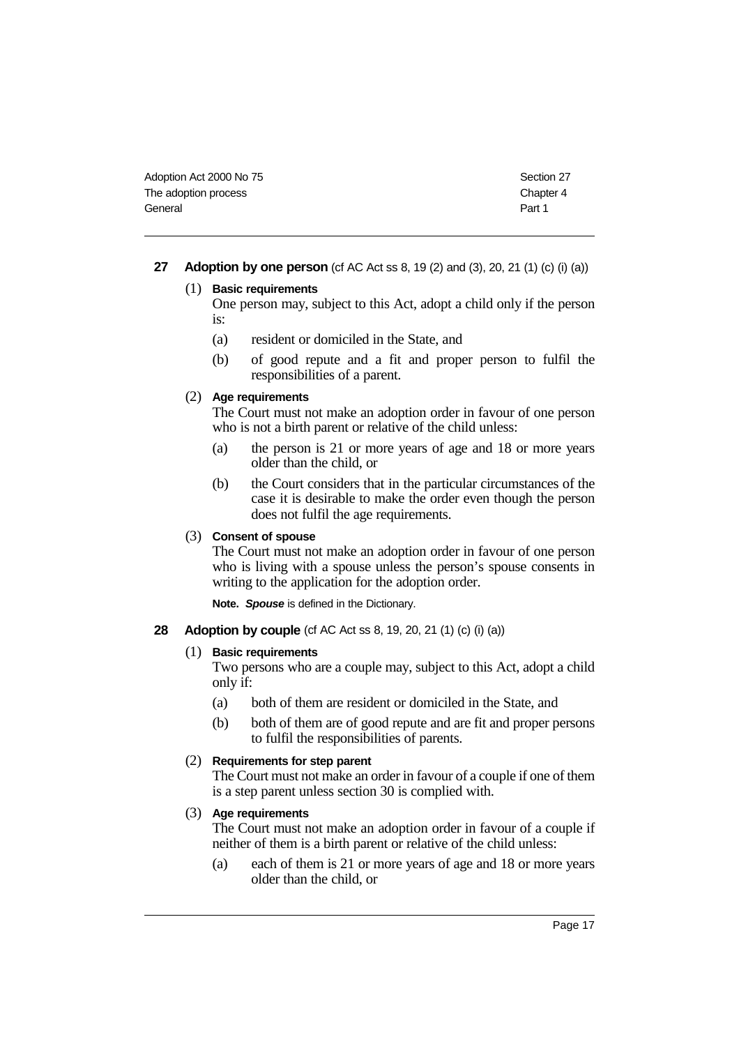**27 Adoption by one person** (cf AC Act ss 8, 19 (2) and (3), 20, 21 (1) (c) (i) (a))

(1) **Basic requirements**

One person may, subject to this Act, adopt a child only if the person is:

(a) resident or domiciled in the State, and

(b) of good repute and a fit and proper person to fulfil the responsibilities of a parent.

(2) **Age requirements**

The Court must not make an adoption order in favour of one person who is not a birth parent or relative of the child unless:

(a) the person is 21 or more years of age and 18 or more years older than the child, or

(b) the Court considers that in the particular circumstances of the case it is desirable to make the order even though the person does not fulfil the age requirements.

(3) **Consent of spouse**

The Court must not make an adoption order in favour of one person who is living with a spouse unless the person's spouse consents in writing to the application for the adoption order.

**Note.** ***Spouse*** is defined in the Dictionary.

**28 Adoption by couple** (cf AC Act ss 8, 19, 20, 21 (1) (c) (i) (a))

(1) **Basic requirements**

Two persons who are a couple may, subject to this Act, adopt a child only if:

(a) both of them are resident or domiciled in the State, and

(b) both of them are of good repute and are fit and proper persons to fulfil the responsibilities of parents.

(2) **Requirements for step parent**

The Court must not make an order in favour of a couple if one of them is a step parent unless section 30 is complied with.

(3) **Age requirements**

The Court must not make an adoption order in favour of a couple if neither of them is a birth parent or relative of the child unless:

(a) each of them is 21 or more years of age and 18 or more years older than the child, or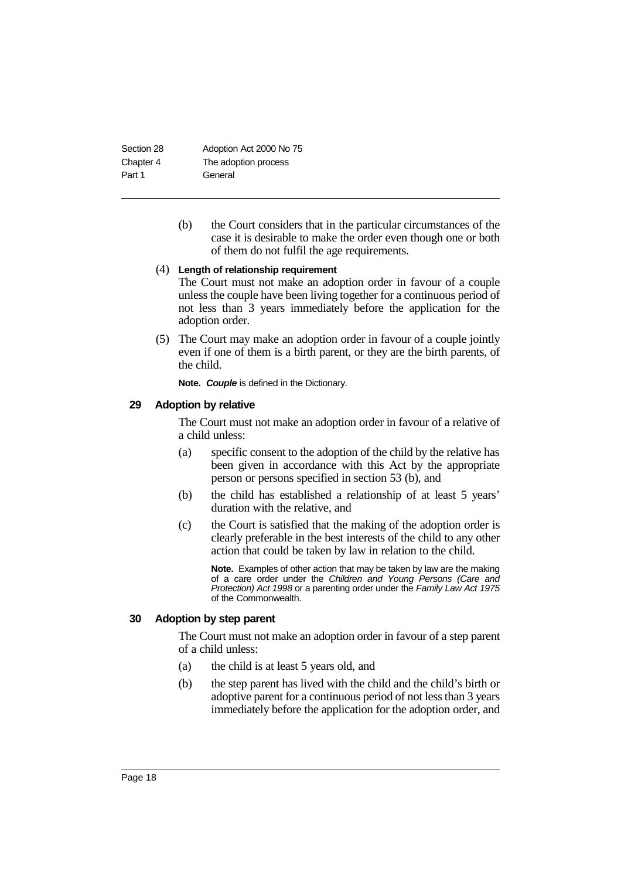(b) the Court considers that in the particular circumstances of the case it is desirable to make the order even though one or both of them do not fulfil the age requirements.

(4) **Length of relationship requirement**

The Court must not make an adoption order in favour of a couple unless the couple have been living together for a continuous period of not less than 3 years immediately before the application for the adoption order.

(5) The Court may make an adoption order in favour of a couple jointly even if one of them is a birth parent, or they are the birth parents, of the child.

**Note.** ***Couple*** is defined in the Dictionary.

### 29 Adoption by relative

The Court must not make an adoption order in favour of a relative of a child unless:

(a) specific consent to the adoption of the child by the relative has been given in accordance with this Act by the appropriate person or persons specified in section 53 (b), and

(b) the child has established a relationship of at least 5 years' duration with the relative, and

(c) the Court is satisfied that the making of the adoption order is clearly preferable in the best interests of the child to any other action that could be taken by law in relation to the child.

**Note.** Examples of other action that may be taken by law are the making of a care order under the *Children and Young Persons (Care and Protection) Act 1998* or a parenting order under the *Family Law Act 1975* of the Commonwealth.

### 30 Adoption by step parent

The Court must not make an adoption order in favour of a step parent of a child unless:

(a) the child is at least 5 years old, and

(b) the step parent has lived with the child and the child's birth or adoptive parent for a continuous period of not less than 3 years immediately before the application for the adoption order, and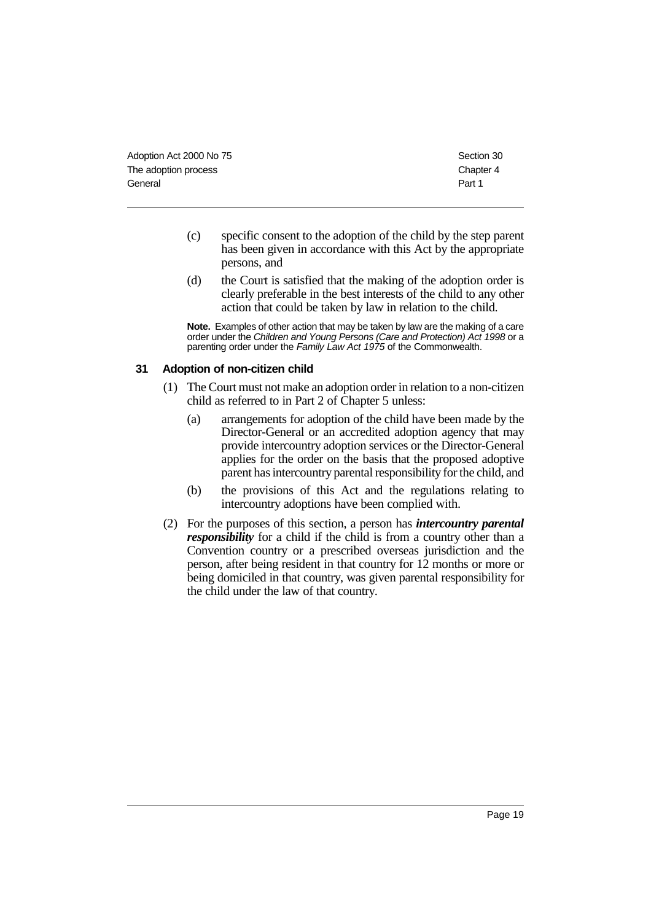(c) specific consent to the adoption of the child by the step parent has been given in accordance with this Act by the appropriate persons, and

(d) the Court is satisfied that the making of the adoption order is clearly preferable in the best interests of the child to any other action that could be taken by law in relation to the child.

**Note.** Examples of other action that may be taken by law are the making of a care order under the *Children and Young Persons (Care and Protection) Act 1998* or a parenting order under the *Family Law Act 1975* of the Commonwealth.

### 31 Adoption of non-citizen child

(1) The Court must not make an adoption order in relation to a non-citizen child as referred to in Part 2 of Chapter 5 unless:

(a) arrangements for adoption of the child have been made by the Director-General or an accredited adoption agency that may provide intercountry adoption services or the Director-General applies for the order on the basis that the proposed adoptive parent has intercountry parental responsibility for the child, and

(b) the provisions of this Act and the regulations relating to intercountry adoptions have been complied with.

(2) For the purposes of this section, a person has ***intercountry parental responsibility*** for a child if the child is from a country other than a Convention country or a prescribed overseas jurisdiction and the person, after being resident in that country for 12 months or more or being domiciled in that country, was given parental responsibility for the child under the law of that country.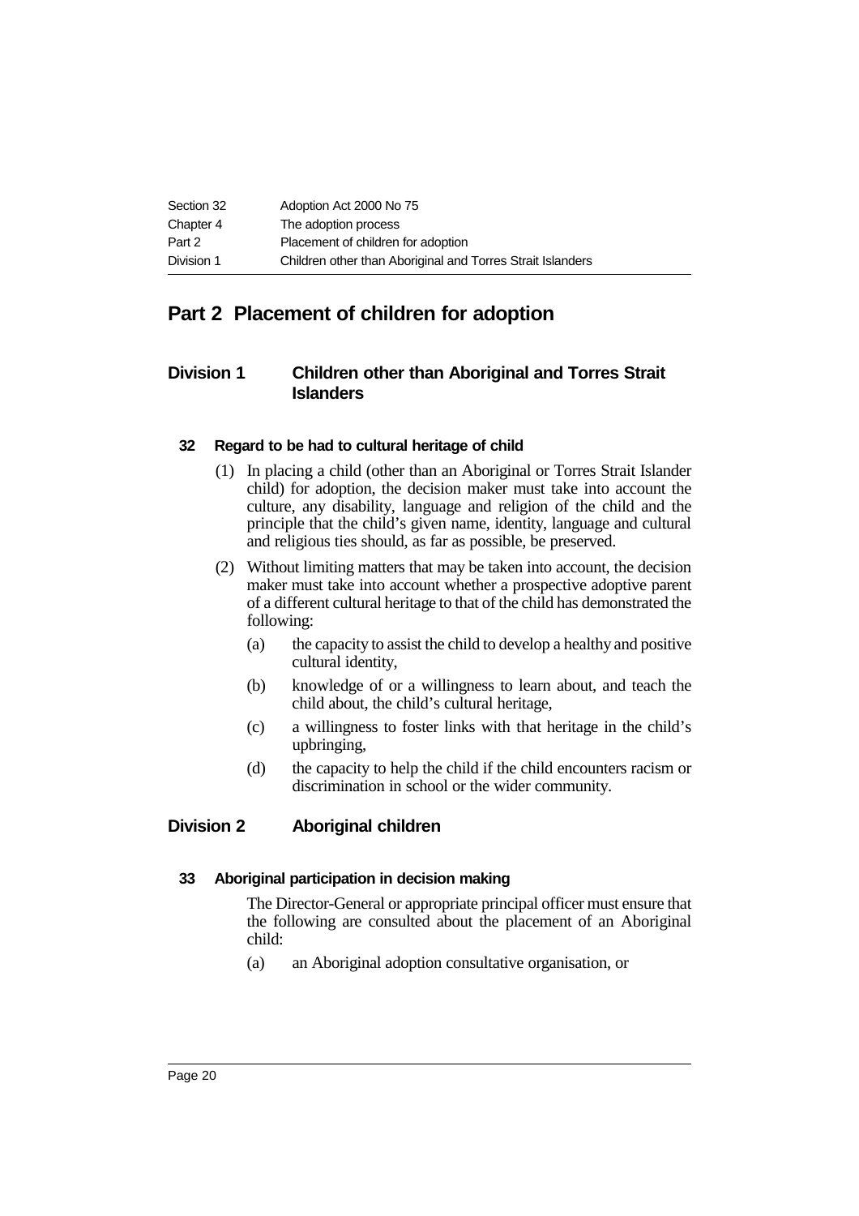## Part 2 Placement of children for adoption

### Division 1 Children other than Aboriginal and Torres Strait Islanders

#### 32 Regard to be had to cultural heritage of child

(1) In placing a child (other than an Aboriginal or Torres Strait Islander child) for adoption, the decision maker must take into account the culture, any disability, language and religion of the child and the principle that the child's given name, identity, language and cultural and religious ties should, as far as possible, be preserved.

(2) Without limiting matters that may be taken into account, the decision maker must take into account whether a prospective adoptive parent of a different cultural heritage to that of the child has demonstrated the following:

- (a) the capacity to assist the child to develop a healthy and positive cultural identity,
- (b) knowledge of or a willingness to learn about, and teach the child about, the child's cultural heritage,
- (c) a willingness to foster links with that heritage in the child's upbringing,
- (d) the capacity to help the child if the child encounters racism or discrimination in school or the wider community.

### Division 2 Aboriginal children

#### 33 Aboriginal participation in decision making

The Director-General or appropriate principal officer must ensure that the following are consulted about the placement of an Aboriginal child:

- (a) an Aboriginal adoption consultative organisation, or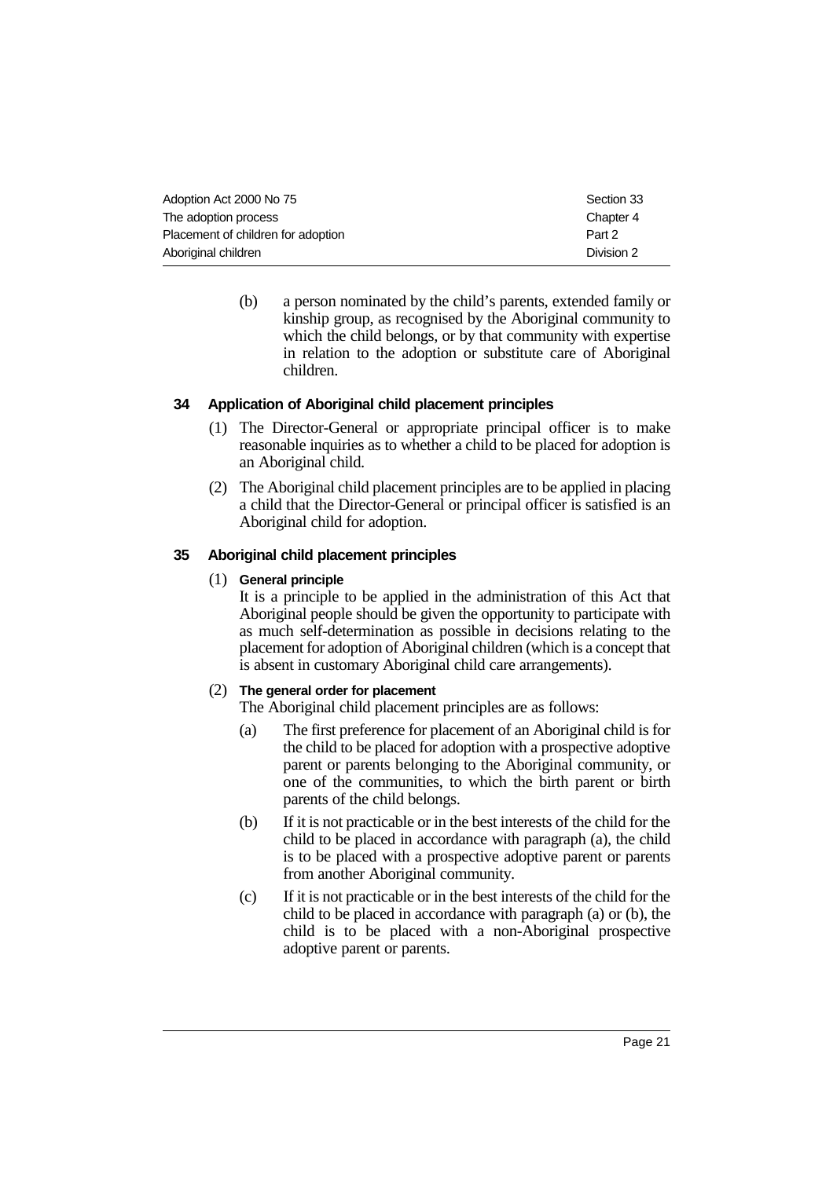(b) a person nominated by the child's parents, extended family or kinship group, as recognised by the Aboriginal community to which the child belongs, or by that community with expertise in relation to the adoption or substitute care of Aboriginal children.

### 34 Application of Aboriginal child placement principles

(1) The Director-General or appropriate principal officer is to make reasonable inquiries as to whether a child to be placed for adoption is an Aboriginal child.

(2) The Aboriginal child placement principles are to be applied in placing a child that the Director-General or principal officer is satisfied is an Aboriginal child for adoption.

### 35 Aboriginal child placement principles

(1) **General principle**

It is a principle to be applied in the administration of this Act that Aboriginal people should be given the opportunity to participate with as much self-determination as possible in decisions relating to the placement for adoption of Aboriginal children (which is a concept that is absent in customary Aboriginal child care arrangements).

(2) **The general order for placement**

The Aboriginal child placement principles are as follows:

(a) The first preference for placement of an Aboriginal child is for the child to be placed for adoption with a prospective adoptive parent or parents belonging to the Aboriginal community, or one of the communities, to which the birth parent or birth parents of the child belongs.

(b) If it is not practicable or in the best interests of the child for the child to be placed in accordance with paragraph (a), the child is to be placed with a prospective adoptive parent or parents from another Aboriginal community.

(c) If it is not practicable or in the best interests of the child for the child to be placed in accordance with paragraph (a) or (b), the child is to be placed with a non-Aboriginal prospective adoptive parent or parents.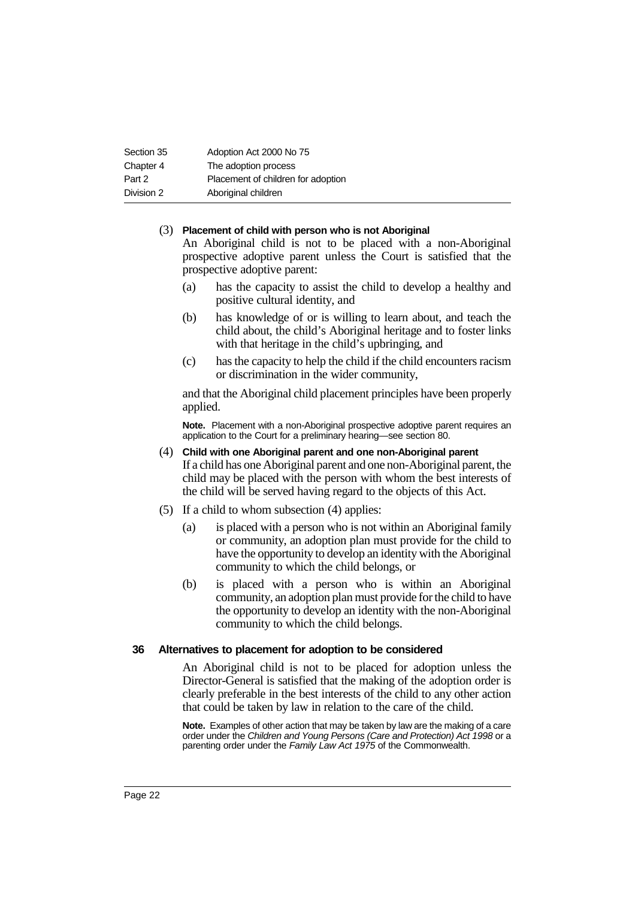(3) **Placement of child with person who is not Aboriginal**

An Aboriginal child is not to be placed with a non-Aboriginal prospective adoptive parent unless the Court is satisfied that the prospective adoptive parent:

(a) has the capacity to assist the child to develop a healthy and positive cultural identity, and

(b) has knowledge of or is willing to learn about, and teach the child about, the child's Aboriginal heritage and to foster links with that heritage in the child's upbringing, and

(c) has the capacity to help the child if the child encounters racism or discrimination in the wider community,

and that the Aboriginal child placement principles have been properly applied.

**Note.** Placement with a non-Aboriginal prospective adoptive parent requires an application to the Court for a preliminary hearing—see section 80.

(4) **Child with one Aboriginal parent and one non-Aboriginal parent**

If a child has one Aboriginal parent and one non-Aboriginal parent, the child may be placed with the person with whom the best interests of the child will be served having regard to the objects of this Act.

(5) If a child to whom subsection (4) applies:

(a) is placed with a person who is not within an Aboriginal family or community, an adoption plan must provide for the child to have the opportunity to develop an identity with the Aboriginal community to which the child belongs, or

(b) is placed with a person who is within an Aboriginal community, an adoption plan must provide for the child to have the opportunity to develop an identity with the non-Aboriginal community to which the child belongs.

### 36 Alternatives to placement for adoption to be considered

An Aboriginal child is not to be placed for adoption unless the Director-General is satisfied that the making of the adoption order is clearly preferable in the best interests of the child to any other action that could be taken by law in relation to the care of the child.

**Note.** Examples of other action that may be taken by law are the making of a care order under the *Children and Young Persons (Care and Protection) Act 1998* or a parenting order under the *Family Law Act 1975* of the Commonwealth.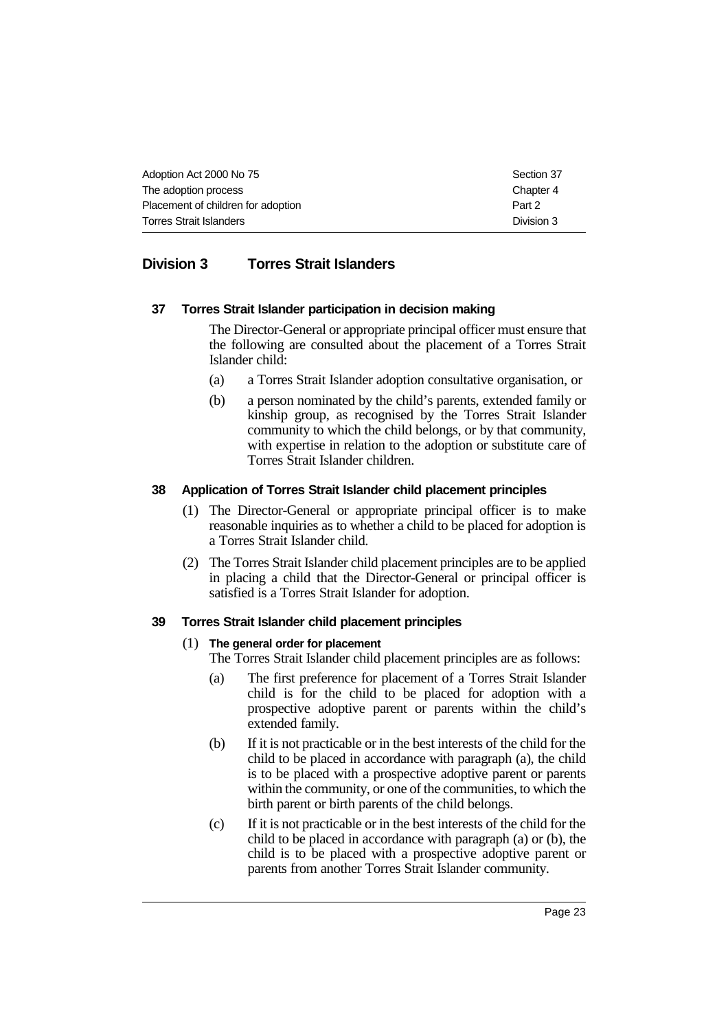## Division 3 Torres Strait Islanders

### 37 Torres Strait Islander participation in decision making

The Director-General or appropriate principal officer must ensure that the following are consulted about the placement of a Torres Strait Islander child:

(a) a Torres Strait Islander adoption consultative organisation, or

(b) a person nominated by the child's parents, extended family or kinship group, as recognised by the Torres Strait Islander community to which the child belongs, or by that community, with expertise in relation to the adoption or substitute care of Torres Strait Islander children.

### 38 Application of Torres Strait Islander child placement principles

(1) The Director-General or appropriate principal officer is to make reasonable inquiries as to whether a child to be placed for adoption is a Torres Strait Islander child.

(2) The Torres Strait Islander child placement principles are to be applied in placing a child that the Director-General or principal officer is satisfied is a Torres Strait Islander for adoption.

### 39 Torres Strait Islander child placement principles

(1) **The general order for placement**

The Torres Strait Islander child placement principles are as follows:

(a) The first preference for placement of a Torres Strait Islander child is for the child to be placed for adoption with a prospective adoptive parent or parents within the child's extended family.

(b) If it is not practicable or in the best interests of the child for the child to be placed in accordance with paragraph (a), the child is to be placed with a prospective adoptive parent or parents within the community, or one of the communities, to which the birth parent or birth parents of the child belongs.

(c) If it is not practicable or in the best interests of the child for the child to be placed in accordance with paragraph (a) or (b), the child is to be placed with a prospective adoptive parent or parents from another Torres Strait Islander community.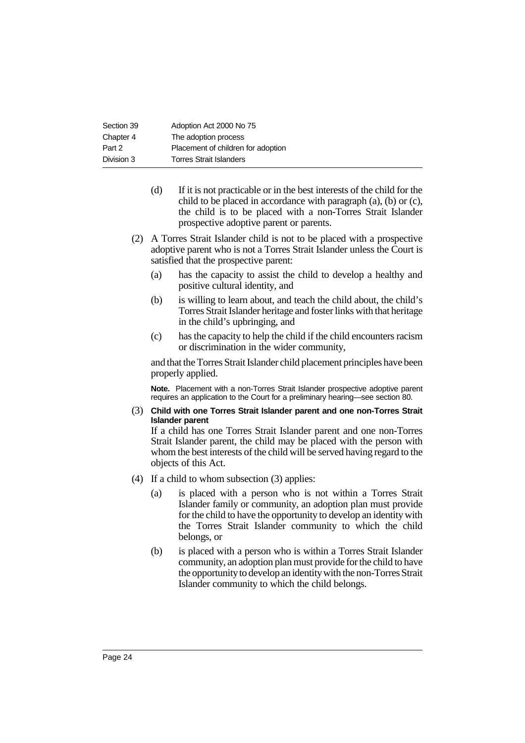(d) If it is not practicable or in the best interests of the child for the child to be placed in accordance with paragraph (a), (b) or (c), the child is to be placed with a non-Torres Strait Islander prospective adoptive parent or parents.

(2) A Torres Strait Islander child is not to be placed with a prospective adoptive parent who is not a Torres Strait Islander unless the Court is satisfied that the prospective parent:

(a) has the capacity to assist the child to develop a healthy and positive cultural identity, and

(b) is willing to learn about, and teach the child about, the child's Torres Strait Islander heritage and foster links with that heritage in the child's upbringing, and

(c) has the capacity to help the child if the child encounters racism or discrimination in the wider community,

and that the Torres Strait Islander child placement principles have been properly applied.

**Note.** Placement with a non-Torres Strait Islander prospective adoptive parent requires an application to the Court for a preliminary hearing—see section 80.

(3) **Child with one Torres Strait Islander parent and one non-Torres Strait Islander parent**

If a child has one Torres Strait Islander parent and one non-Torres Strait Islander parent, the child may be placed with the person with whom the best interests of the child will be served having regard to the objects of this Act.

(4) If a child to whom subsection (3) applies:

(a) is placed with a person who is not within a Torres Strait Islander family or community, an adoption plan must provide for the child to have the opportunity to develop an identity with the Torres Strait Islander community to which the child belongs, or

(b) is placed with a person who is within a Torres Strait Islander community, an adoption plan must provide for the child to have the opportunity to develop an identity with the non-Torres Strait Islander community to which the child belongs.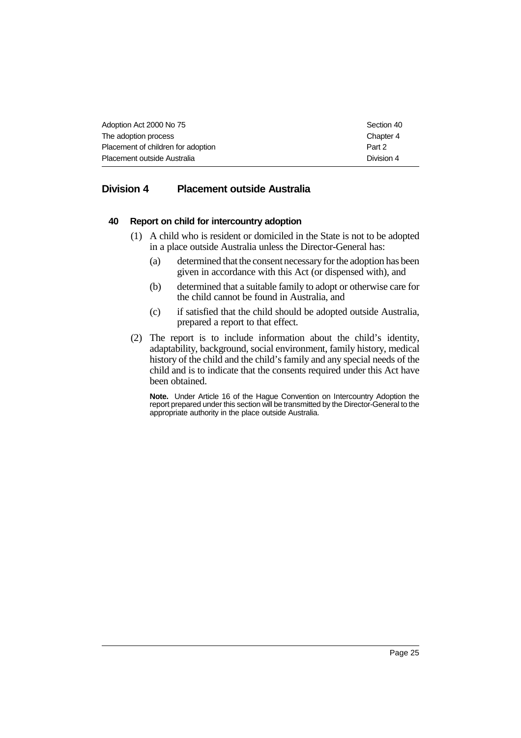## Division 4 Placement outside Australia

### 40 Report on child for intercountry adoption

(1) A child who is resident or domiciled in the State is not to be adopted in a place outside Australia unless the Director-General has:

- (a) determined that the consent necessary for the adoption has been given in accordance with this Act (or dispensed with), and
- (b) determined that a suitable family to adopt or otherwise care for the child cannot be found in Australia, and
- (c) if satisfied that the child should be adopted outside Australia, prepared a report to that effect.

(2) The report is to include information about the child's identity, adaptability, background, social environment, family history, medical history of the child and the child's family and any special needs of the child and is to indicate that the consents required under this Act have been obtained.

**Note.** Under Article 16 of the Hague Convention on Intercountry Adoption the report prepared under this section will be transmitted by the Director-General to the appropriate authority in the place outside Australia.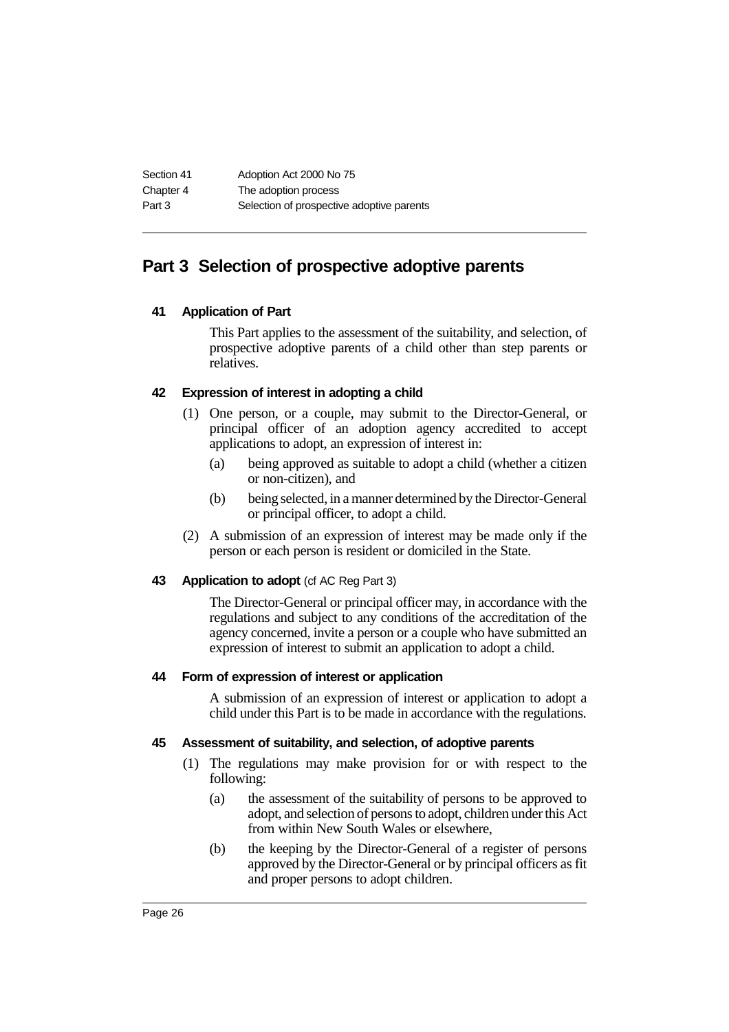## Part 3 Selection of prospective adoptive parents

### 41 Application of Part

This Part applies to the assessment of the suitability, and selection, of prospective adoptive parents of a child other than step parents or relatives.

### 42 Expression of interest in adopting a child

(1) One person, or a couple, may submit to the Director-General, or principal officer of an adoption agency accredited to accept applications to adopt, an expression of interest in:

- (a) being approved as suitable to adopt a child (whether a citizen or non-citizen), and
- (b) being selected, in a manner determined by the Director-General or principal officer, to adopt a child.

(2) A submission of an expression of interest may be made only if the person or each person is resident or domiciled in the State.

### 43 Application to adopt (cf AC Reg Part 3)

The Director-General or principal officer may, in accordance with the regulations and subject to any conditions of the accreditation of the agency concerned, invite a person or a couple who have submitted an expression of interest to submit an application to adopt a child.

### 44 Form of expression of interest or application

A submission of an expression of interest or application to adopt a child under this Part is to be made in accordance with the regulations.

### 45 Assessment of suitability, and selection, of adoptive parents

(1) The regulations may make provision for or with respect to the following:

- (a) the assessment of the suitability of persons to be approved to adopt, and selection of persons to adopt, children under this Act from within New South Wales or elsewhere,
- (b) the keeping by the Director-General of a register of persons approved by the Director-General or by principal officers as fit and proper persons to adopt children.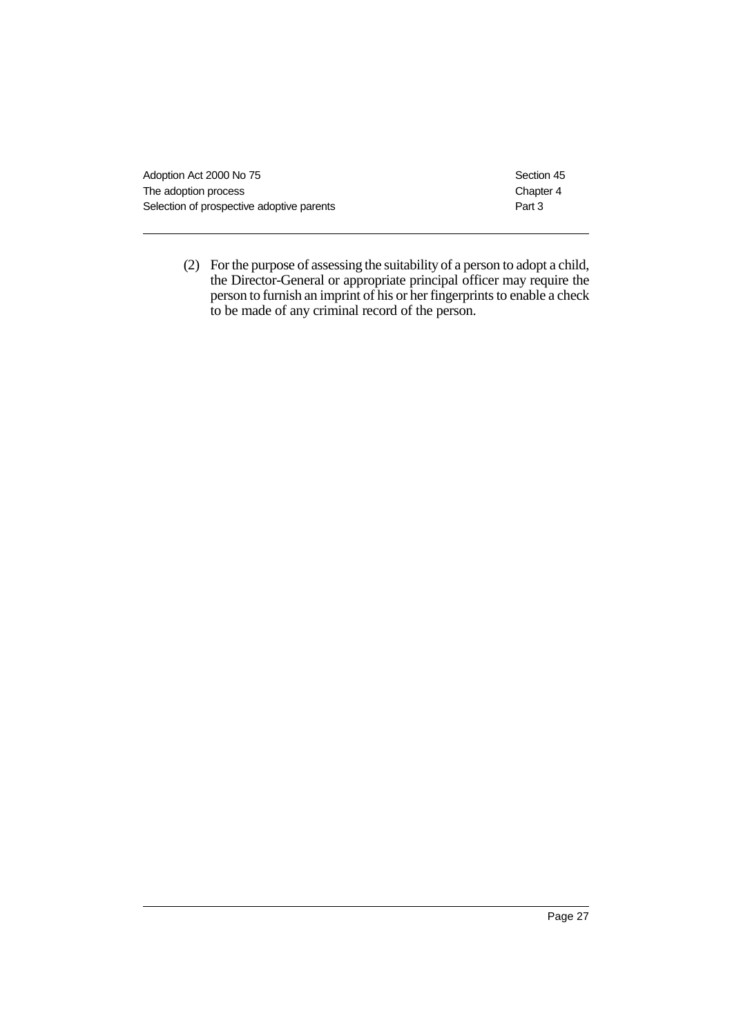(2) For the purpose of assessing the suitability of a person to adopt a child, the Director-General or appropriate principal officer may require the person to furnish an imprint of his or her fingerprints to enable a check to be made of any criminal record of the person.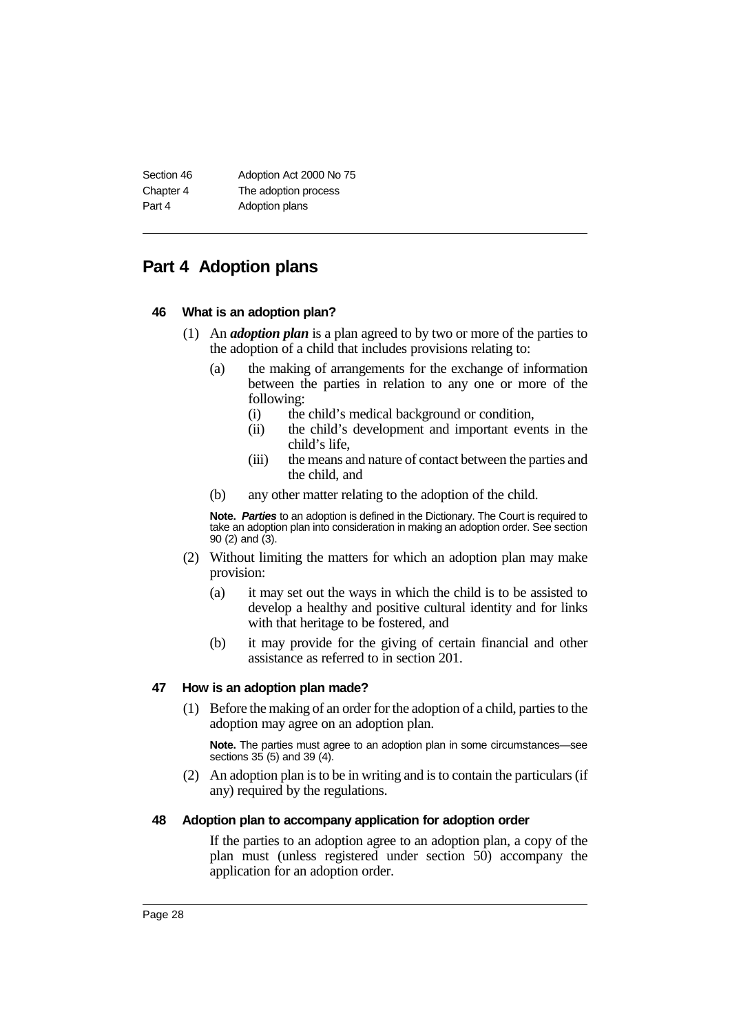## Part 4 Adoption plans

### 46 What is an adoption plan?

(1) An ***adoption plan*** is a plan agreed to by two or more of the parties to the adoption of a child that includes provisions relating to:

- (a) the making of arrangements for the exchange of information between the parties in relation to any one or more of the following:
  - (i) the child's medical background or condition,
  - (ii) the child's development and important events in the child's life,
  - (iii) the means and nature of contact between the parties and the child, and
- (b) any other matter relating to the adoption of the child.

**Note.** ***Parties*** to an adoption is defined in the Dictionary. The Court is required to take an adoption plan into consideration in making an adoption order. See section 90 (2) and (3).

(2) Without limiting the matters for which an adoption plan may make provision:

- (a) it may set out the ways in which the child is to be assisted to develop a healthy and positive cultural identity and for links with that heritage to be fostered, and
- (b) it may provide for the giving of certain financial and other assistance as referred to in section 201.

### 47 How is an adoption plan made?

(1) Before the making of an order for the adoption of a child, parties to the adoption may agree on an adoption plan.

**Note.** The parties must agree to an adoption plan in some circumstances—see sections 35 (5) and 39 (4).

(2) An adoption plan is to be in writing and is to contain the particulars (if any) required by the regulations.

### 48 Adoption plan to accompany application for adoption order

If the parties to an adoption agree to an adoption plan, a copy of the plan must (unless registered under section 50) accompany the application for an adoption order.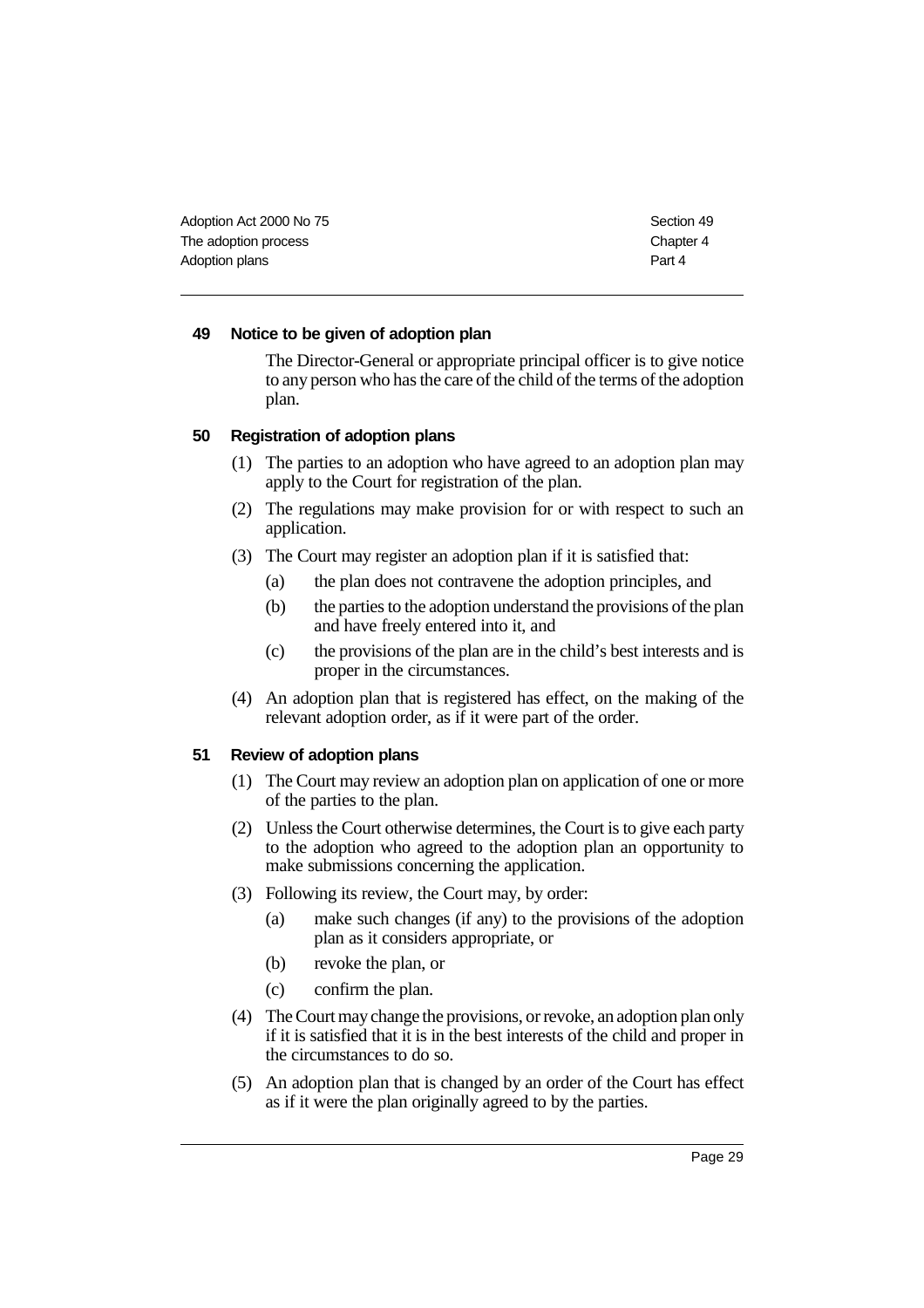### 49 Notice to be given of adoption plan

The Director-General or appropriate principal officer is to give notice to any person who has the care of the child of the terms of the adoption plan.

### 50 Registration of adoption plans

(1) The parties to an adoption who have agreed to an adoption plan may apply to the Court for registration of the plan.

(2) The regulations may make provision for or with respect to such an application.

(3) The Court may register an adoption plan if it is satisfied that:

- (a) the plan does not contravene the adoption principles, and
- (b) the parties to the adoption understand the provisions of the plan and have freely entered into it, and
- (c) the provisions of the plan are in the child's best interests and is proper in the circumstances.

(4) An adoption plan that is registered has effect, on the making of the relevant adoption order, as if it were part of the order.

### 51 Review of adoption plans

(1) The Court may review an adoption plan on application of one or more of the parties to the plan.

(2) Unless the Court otherwise determines, the Court is to give each party to the adoption who agreed to the adoption plan an opportunity to make submissions concerning the application.

(3) Following its review, the Court may, by order:

- (a) make such changes (if any) to the provisions of the adoption plan as it considers appropriate, or
- (b) revoke the plan, or
- (c) confirm the plan.

(4) The Court may change the provisions, or revoke, an adoption plan only if it is satisfied that it is in the best interests of the child and proper in the circumstances to do so.

(5) An adoption plan that is changed by an order of the Court has effect as if it were the plan originally agreed to by the parties.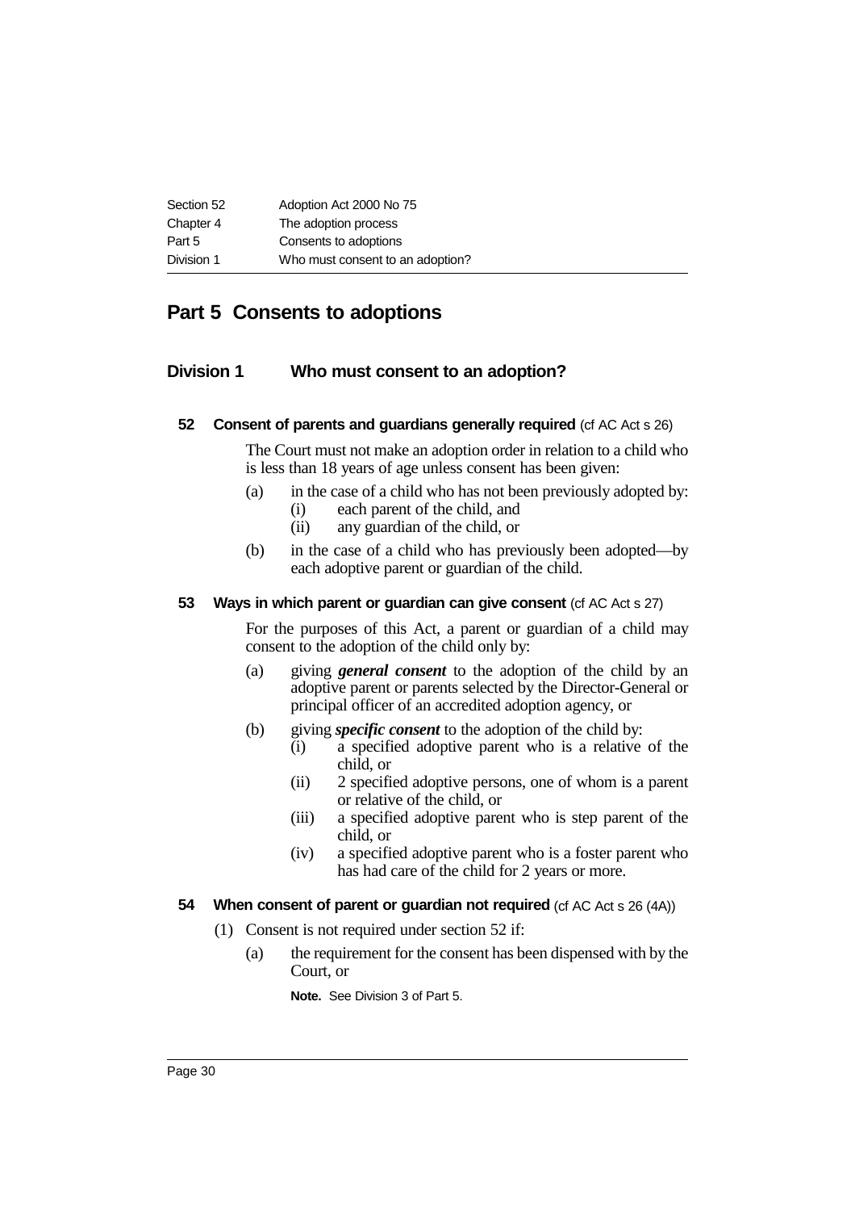# Part 5 Consents to adoptions

## Division 1 Who must consent to an adoption?

### 52 Consent of parents and guardians generally required (cf AC Act s 26)

The Court must not make an adoption order in relation to a child who is less than 18 years of age unless consent has been given:

(a) in the case of a child who has not been previously adopted by:

- (i) each parent of the child, and
- (ii) any guardian of the child, or

(b) in the case of a child who has previously been adopted—by each adoptive parent or guardian of the child.

### 53 Ways in which parent or guardian can give consent (cf AC Act s 27)

For the purposes of this Act, a parent or guardian of a child may consent to the adoption of the child only by:

(a) giving ***general consent*** to the adoption of the child by an adoptive parent or parents selected by the Director-General or principal officer of an accredited adoption agency, or

(b) giving ***specific consent*** to the adoption of the child by:

- (i) a specified adoptive parent who is a relative of the child, or
- (ii) 2 specified adoptive persons, one of whom is a parent or relative of the child, or
- (iii) a specified adoptive parent who is step parent of the child, or
- (iv) a specified adoptive parent who is a foster parent who has had care of the child for 2 years or more.

### 54 When consent of parent or guardian not required (cf AC Act s 26 (4A))

(1) Consent is not required under section 52 if:

(a) the requirement for the consent has been dispensed with by the Court, or

**Note.** See Division 3 of Part 5.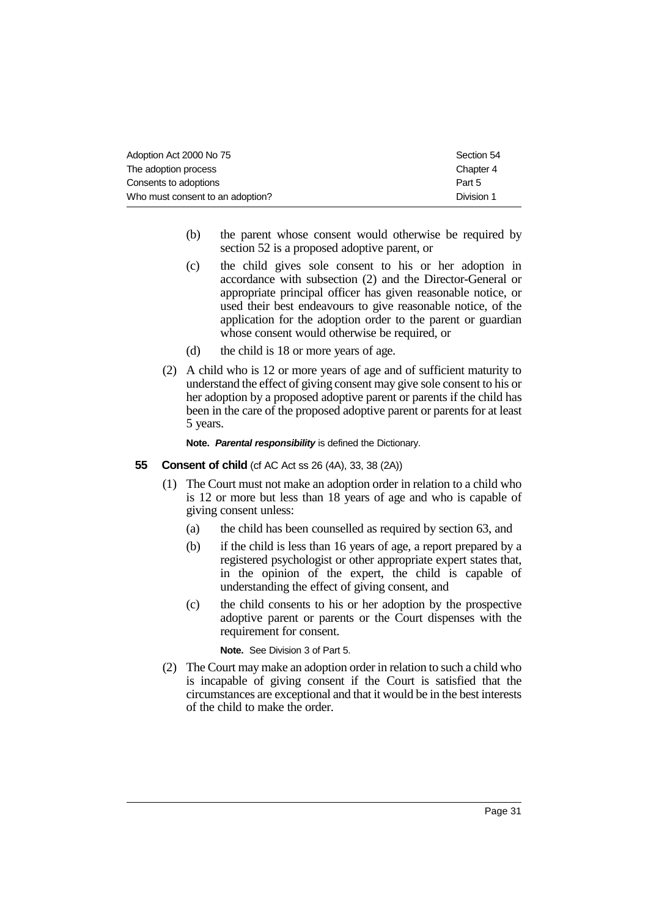(b) the parent whose consent would otherwise be required by section 52 is a proposed adoptive parent, or

(c) the child gives sole consent to his or her adoption in accordance with subsection (2) and the Director-General or appropriate principal officer has given reasonable notice, or used their best endeavours to give reasonable notice, of the application for the adoption order to the parent or guardian whose consent would otherwise be required, or

(d) the child is 18 or more years of age.

(2) A child who is 12 or more years of age and of sufficient maturity to understand the effect of giving consent may give sole consent to his or her adoption by a proposed adoptive parent or parents if the child has been in the care of the proposed adoptive parent or parents for at least 5 years.

**Note.** ***Parental responsibility*** is defined the Dictionary.

**55 Consent of child** (cf AC Act ss 26 (4A), 33, 38 (2A))

(1) The Court must not make an adoption order in relation to a child who is 12 or more but less than 18 years of age and who is capable of giving consent unless:

(a) the child has been counselled as required by section 63, and

(b) if the child is less than 16 years of age, a report prepared by a registered psychologist or other appropriate expert states that, in the opinion of the expert, the child is capable of understanding the effect of giving consent, and

(c) the child consents to his or her adoption by the prospective adoptive parent or parents or the Court dispenses with the requirement for consent.

**Note.** See Division 3 of Part 5.

(2) The Court may make an adoption order in relation to such a child who is incapable of giving consent if the Court is satisfied that the circumstances are exceptional and that it would be in the best interests of the child to make the order.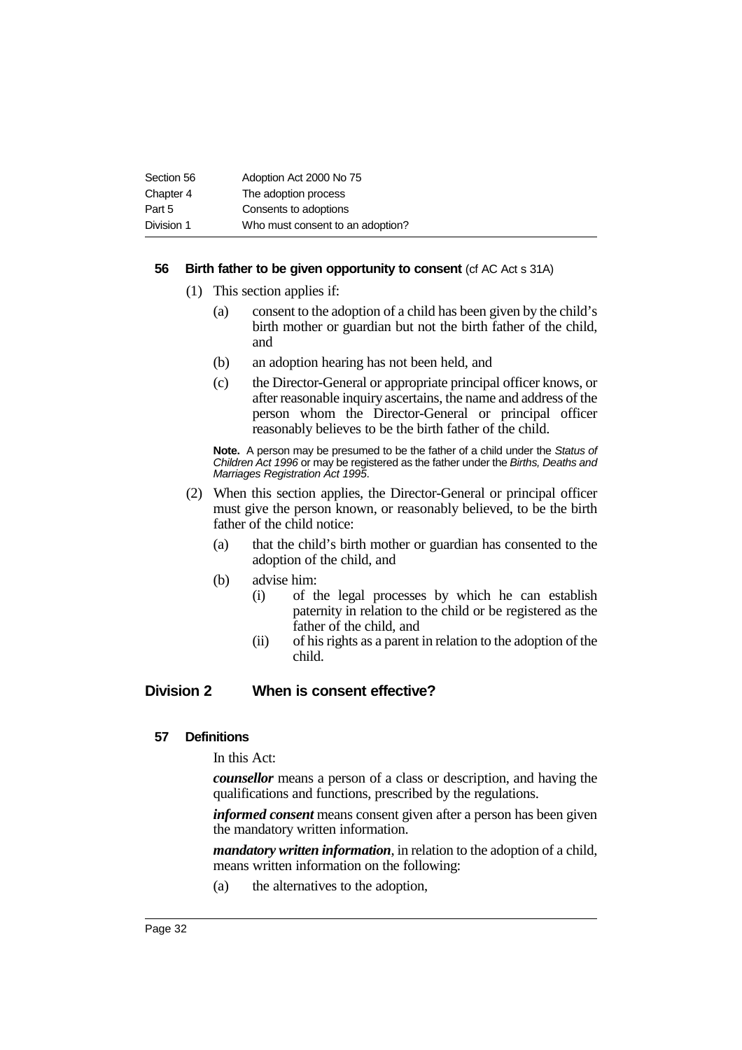### 56 Birth father to be given opportunity to consent (cf AC Act s 31A)

(1) This section applies if:

(a) consent to the adoption of a child has been given by the child's birth mother or guardian but not the birth father of the child, and

(b) an adoption hearing has not been held, and

(c) the Director-General or appropriate principal officer knows, or after reasonable inquiry ascertains, the name and address of the person whom the Director-General or principal officer reasonably believes to be the birth father of the child.

**Note.** A person may be presumed to be the father of a child under the *Status of Children Act 1996* or may be registered as the father under the *Births, Deaths and Marriages Registration Act 1995*.

(2) When this section applies, the Director-General or principal officer must give the person known, or reasonably believed, to be the birth father of the child notice:

(a) that the child's birth mother or guardian has consented to the adoption of the child, and

(b) advise him:

(i) of the legal processes by which he can establish paternity in relation to the child or be registered as the father of the child, and

(ii) of his rights as a parent in relation to the adoption of the child.

## Division 2 When is consent effective?

### 57 Definitions

In this Act:

***counsellor*** means a person of a class or description, and having the qualifications and functions, prescribed by the regulations.

***informed consent*** means consent given after a person has been given the mandatory written information.

***mandatory written information***, in relation to the adoption of a child, means written information on the following:

(a) the alternatives to the adoption,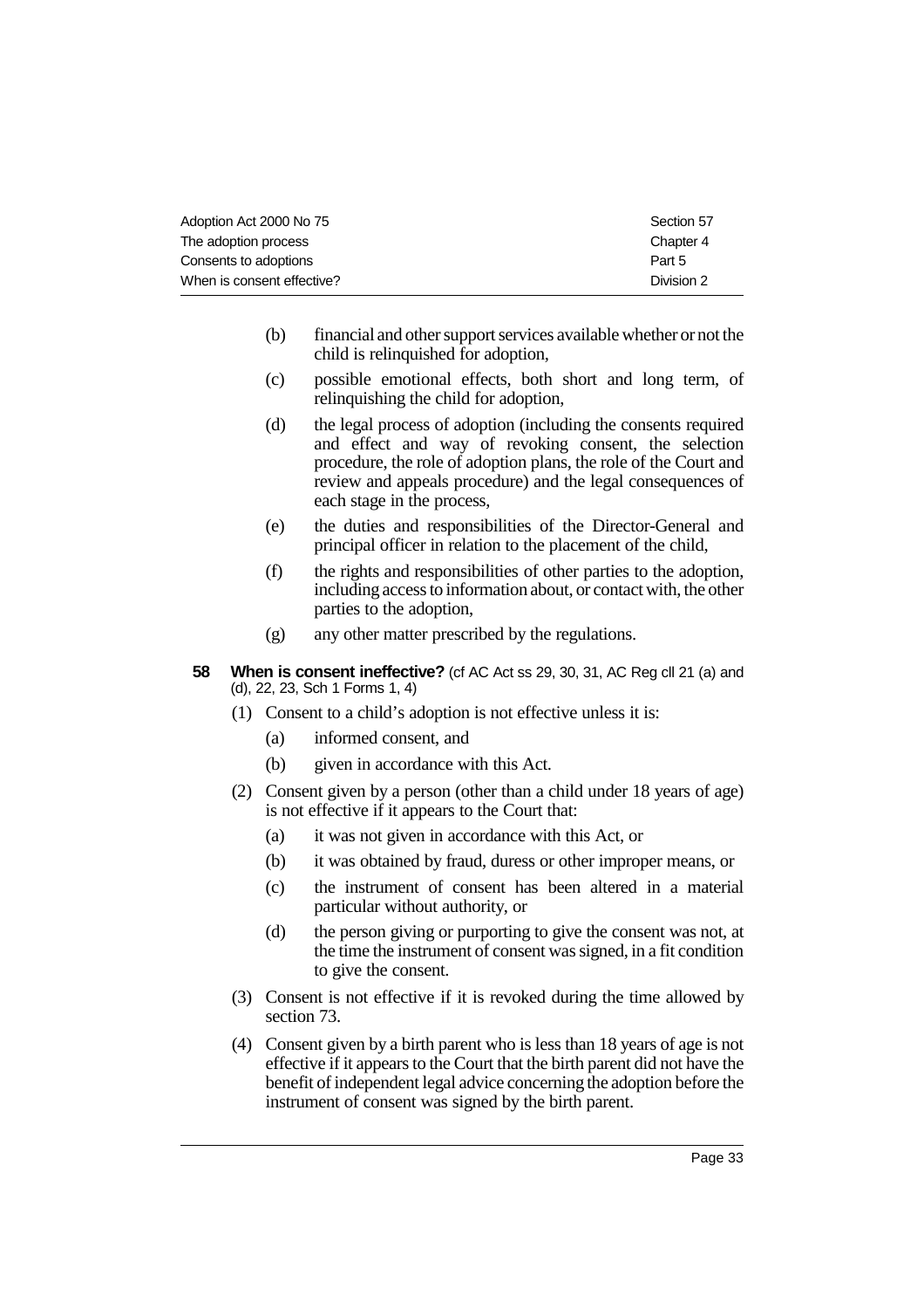(b) financial and other support services available whether or not the child is relinquished for adoption,

(c) possible emotional effects, both short and long term, of relinquishing the child for adoption,

(d) the legal process of adoption (including the consents required and effect and way of revoking consent, the selection procedure, the role of adoption plans, the role of the Court and review and appeals procedure) and the legal consequences of each stage in the process,

(e) the duties and responsibilities of the Director-General and principal officer in relation to the placement of the child,

(f) the rights and responsibilities of other parties to the adoption, including access to information about, or contact with, the other parties to the adoption,

(g) any other matter prescribed by the regulations.

### 58 When is consent ineffective? (cf AC Act ss 29, 30, 31, AC Reg cll 21 (a) and (d), 22, 23, Sch 1 Forms 1, 4)

(1) Consent to a child's adoption is not effective unless it is:

(a) informed consent, and

(b) given in accordance with this Act.

(2) Consent given by a person (other than a child under 18 years of age) is not effective if it appears to the Court that:

(a) it was not given in accordance with this Act, or

(b) it was obtained by fraud, duress or other improper means, or

(c) the instrument of consent has been altered in a material particular without authority, or

(d) the person giving or purporting to give the consent was not, at the time the instrument of consent was signed, in a fit condition to give the consent.

(3) Consent is not effective if it is revoked during the time allowed by section 73.

(4) Consent given by a birth parent who is less than 18 years of age is not effective if it appears to the Court that the birth parent did not have the benefit of independent legal advice concerning the adoption before the instrument of consent was signed by the birth parent.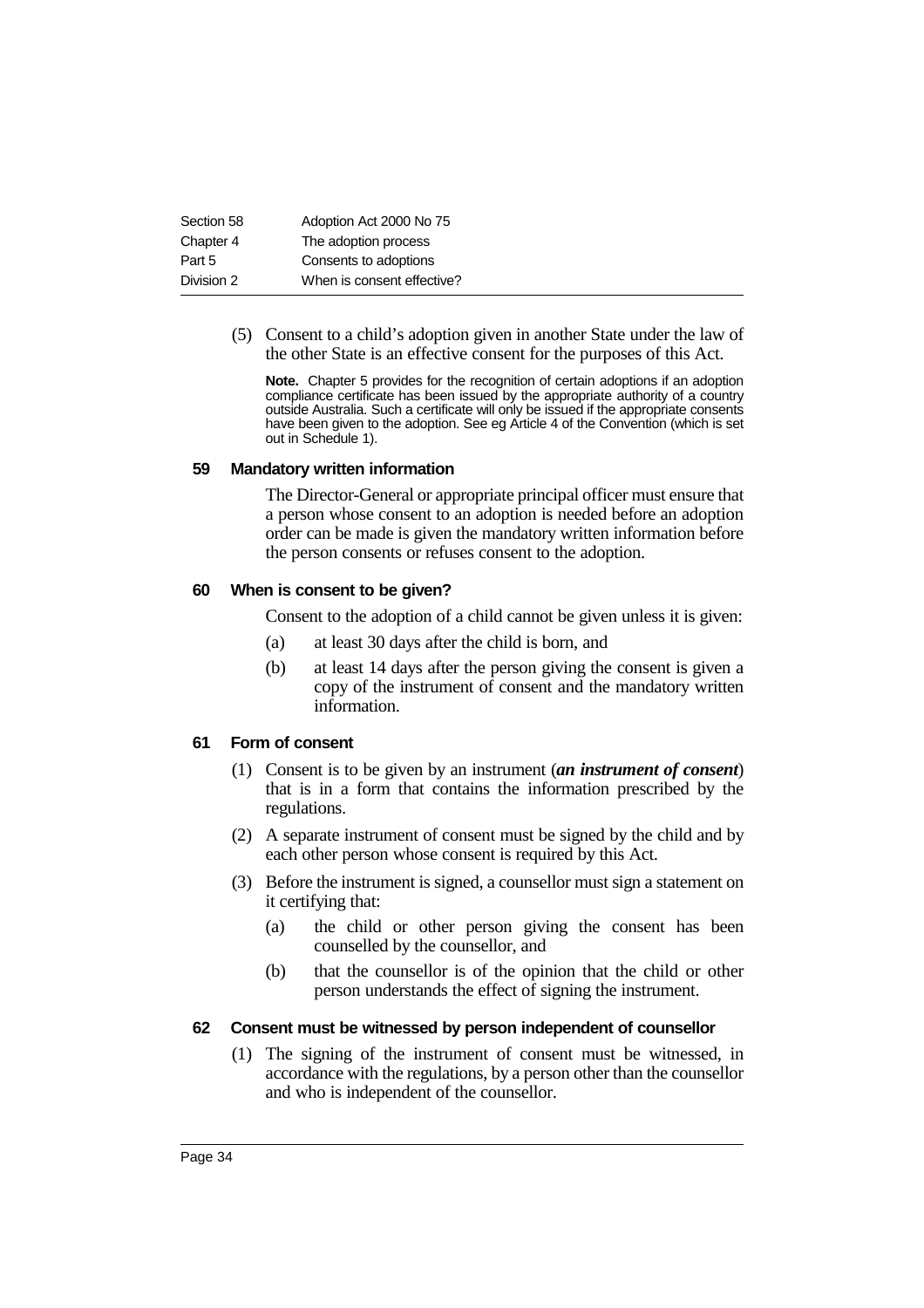(5) Consent to a child's adoption given in another State under the law of the other State is an effective consent for the purposes of this Act.

**Note.** Chapter 5 provides for the recognition of certain adoptions if an adoption compliance certificate has been issued by the appropriate authority of a country outside Australia. Such a certificate will only be issued if the appropriate consents have been given to the adoption. See eg Article 4 of the Convention (which is set out in Schedule 1).

### 59 Mandatory written information

The Director-General or appropriate principal officer must ensure that a person whose consent to an adoption is needed before an adoption order can be made is given the mandatory written information before the person consents or refuses consent to the adoption.

### 60 When is consent to be given?

Consent to the adoption of a child cannot be given unless it is given:

(a) at least 30 days after the child is born, and

(b) at least 14 days after the person giving the consent is given a copy of the instrument of consent and the mandatory written information.

### 61 Form of consent

(1) Consent is to be given by an instrument (***an instrument of consent***) that is in a form that contains the information prescribed by the regulations.

(2) A separate instrument of consent must be signed by the child and by each other person whose consent is required by this Act.

(3) Before the instrument is signed, a counsellor must sign a statement on it certifying that:

(a) the child or other person giving the consent has been counselled by the counsellor, and

(b) that the counsellor is of the opinion that the child or other person understands the effect of signing the instrument.

### 62 Consent must be witnessed by person independent of counsellor

(1) The signing of the instrument of consent must be witnessed, in accordance with the regulations, by a person other than the counsellor and who is independent of the counsellor.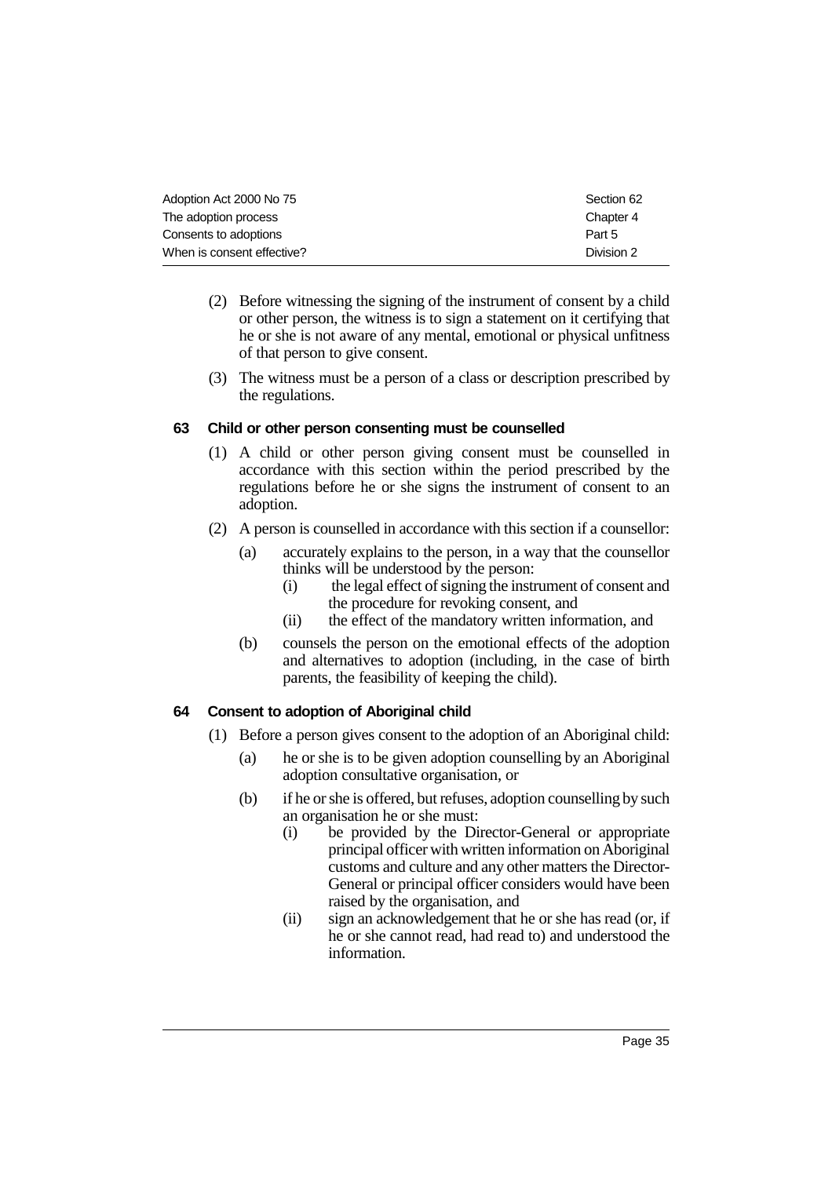(2) Before witnessing the signing of the instrument of consent by a child or other person, the witness is to sign a statement on it certifying that he or she is not aware of any mental, emotional or physical unfitness of that person to give consent.

(3) The witness must be a person of a class or description prescribed by the regulations.

#### 63 Child or other person consenting must be counselled

(1) A child or other person giving consent must be counselled in accordance with this section within the period prescribed by the regulations before he or she signs the instrument of consent to an adoption.

(2) A person is counselled in accordance with this section if a counsellor:

- (a) accurately explains to the person, in a way that the counsellor thinks will be understood by the person:
  - (i) the legal effect of signing the instrument of consent and the procedure for revoking consent, and
  - (ii) the effect of the mandatory written information, and
- (b) counsels the person on the emotional effects of the adoption and alternatives to adoption (including, in the case of birth parents, the feasibility of keeping the child).

#### 64 Consent to adoption of Aboriginal child

(1) Before a person gives consent to the adoption of an Aboriginal child:

- (a) he or she is to be given adoption counselling by an Aboriginal adoption consultative organisation, or
- (b) if he or she is offered, but refuses, adoption counselling by such an organisation he or she must:
  - (i) be provided by the Director-General or appropriate principal officer with written information on Aboriginal customs and culture and any other matters the Director-General or principal officer considers would have been raised by the organisation, and
  - (ii) sign an acknowledgement that he or she has read (or, if he or she cannot read, had read to) and understood the information.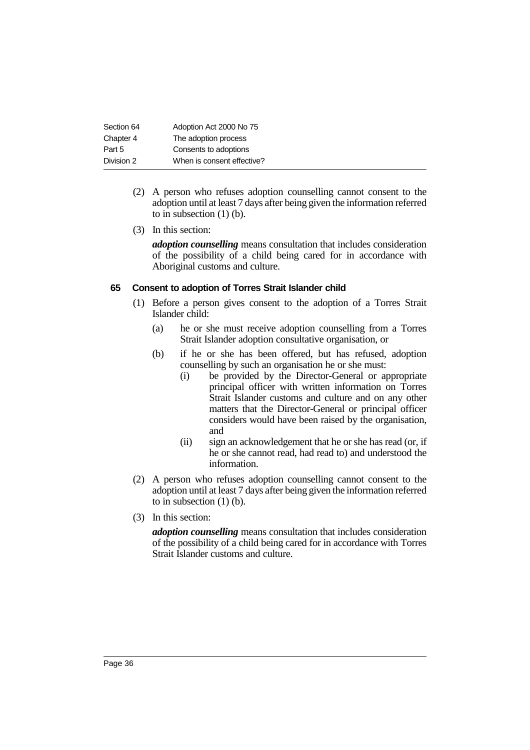(2) A person who refuses adoption counselling cannot consent to the adoption until at least 7 days after being given the information referred to in subsection (1) (b).

(3) In this section:

***adoption counselling*** means consultation that includes consideration of the possibility of a child being cared for in accordance with Aboriginal customs and culture.

### 65 Consent to adoption of Torres Strait Islander child

(1) Before a person gives consent to the adoption of a Torres Strait Islander child:

- (a) he or she must receive adoption counselling from a Torres Strait Islander adoption consultative organisation, or
- (b) if he or she has been offered, but has refused, adoption counselling by such an organisation he or she must:
  - (i) be provided by the Director-General or appropriate principal officer with written information on Torres Strait Islander customs and culture and on any other matters that the Director-General or principal officer considers would have been raised by the organisation, and
  - (ii) sign an acknowledgement that he or she has read (or, if he or she cannot read, had read to) and understood the information.

(2) A person who refuses adoption counselling cannot consent to the adoption until at least 7 days after being given the information referred to in subsection (1) (b).

(3) In this section:

***adoption counselling*** means consultation that includes consideration of the possibility of a child being cared for in accordance with Torres Strait Islander customs and culture.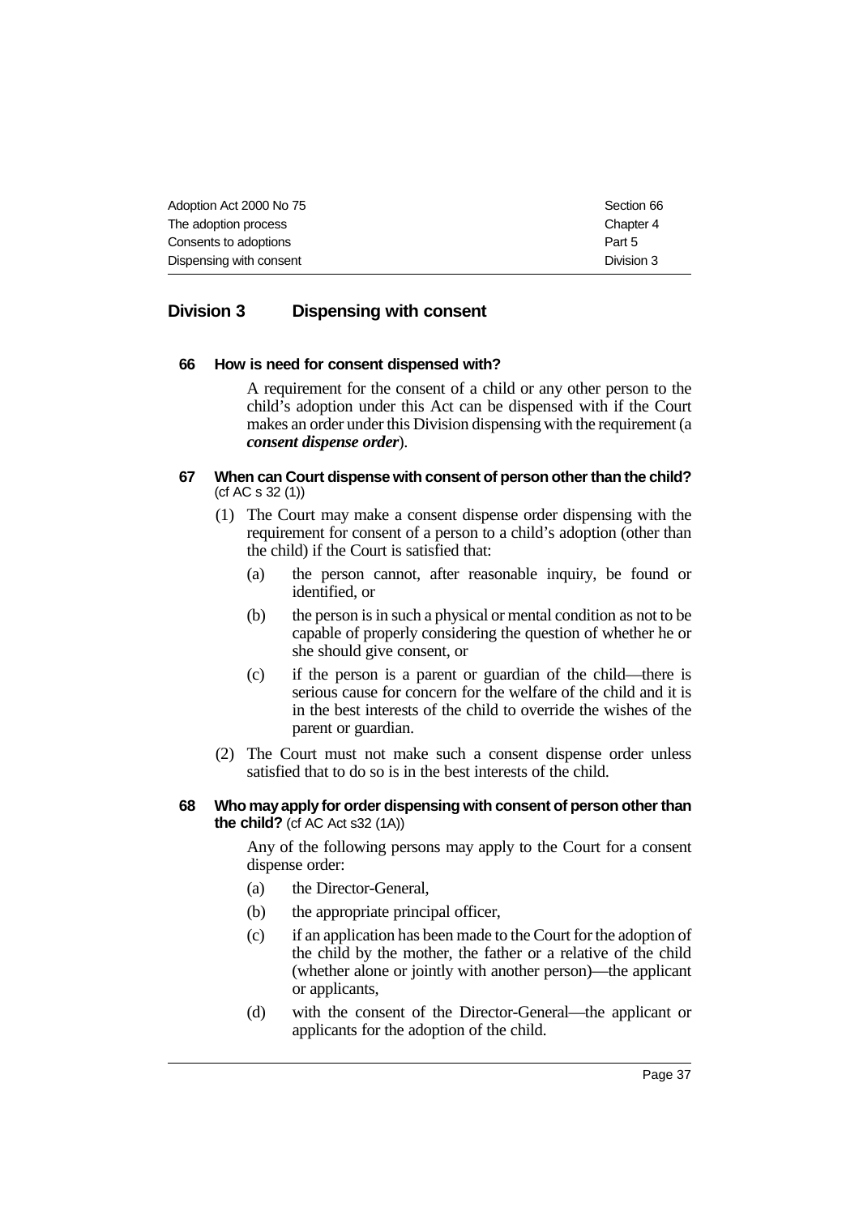## Division 3 Dispensing with consent

### 66 How is need for consent dispensed with?

A requirement for the consent of a child or any other person to the child's adoption under this Act can be dispensed with if the Court makes an order under this Division dispensing with the requirement (a ***consent dispense order***).

### 67 When can Court dispense with consent of person other than the child? (cf AC s 32 (1))

(1) The Court may make a consent dispense order dispensing with the requirement for consent of a person to a child's adoption (other than the child) if the Court is satisfied that:

- (a) the person cannot, after reasonable inquiry, be found or identified, or
- (b) the person is in such a physical or mental condition as not to be capable of properly considering the question of whether he or she should give consent, or
- (c) if the person is a parent or guardian of the child—there is serious cause for concern for the welfare of the child and it is in the best interests of the child to override the wishes of the parent or guardian.

(2) The Court must not make such a consent dispense order unless satisfied that to do so is in the best interests of the child.

### 68 Who may apply for order dispensing with consent of person other than the child? (cf AC Act s32 (1A))

Any of the following persons may apply to the Court for a consent dispense order:

- (a) the Director-General,
- (b) the appropriate principal officer,
- (c) if an application has been made to the Court for the adoption of the child by the mother, the father or a relative of the child (whether alone or jointly with another person)—the applicant or applicants,
- (d) with the consent of the Director-General—the applicant or applicants for the adoption of the child.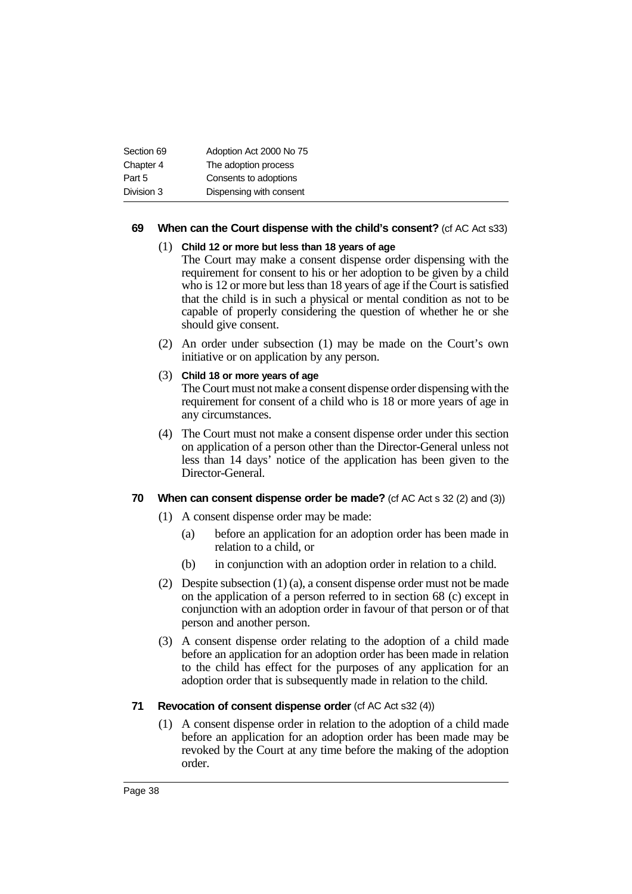### 69 When can the Court dispense with the child's consent? (cf AC Act s33)

(1) **Child 12 or more but less than 18 years of age**

The Court may make a consent dispense order dispensing with the requirement for consent to his or her adoption to be given by a child who is 12 or more but less than 18 years of age if the Court is satisfied that the child is in such a physical or mental condition as not to be capable of properly considering the question of whether he or she should give consent.

(2) An order under subsection (1) may be made on the Court's own initiative or on application by any person.

(3) **Child 18 or more years of age**

The Court must not make a consent dispense order dispensing with the requirement for consent of a child who is 18 or more years of age in any circumstances.

(4) The Court must not make a consent dispense order under this section on application of a person other than the Director-General unless not less than 14 days' notice of the application has been given to the Director-General.

### 70 When can consent dispense order be made? (cf AC Act s 32 (2) and (3))

(1) A consent dispense order may be made:

(a) before an application for an adoption order has been made in relation to a child, or

(b) in conjunction with an adoption order in relation to a child.

(2) Despite subsection (1) (a), a consent dispense order must not be made on the application of a person referred to in section 68 (c) except in conjunction with an adoption order in favour of that person or of that person and another person.

(3) A consent dispense order relating to the adoption of a child made before an application for an adoption order has been made in relation to the child has effect for the purposes of any application for an adoption order that is subsequently made in relation to the child.

### 71 Revocation of consent dispense order (cf AC Act s32 (4))

(1) A consent dispense order in relation to the adoption of a child made before an application for an adoption order has been made may be revoked by the Court at any time before the making of the adoption order.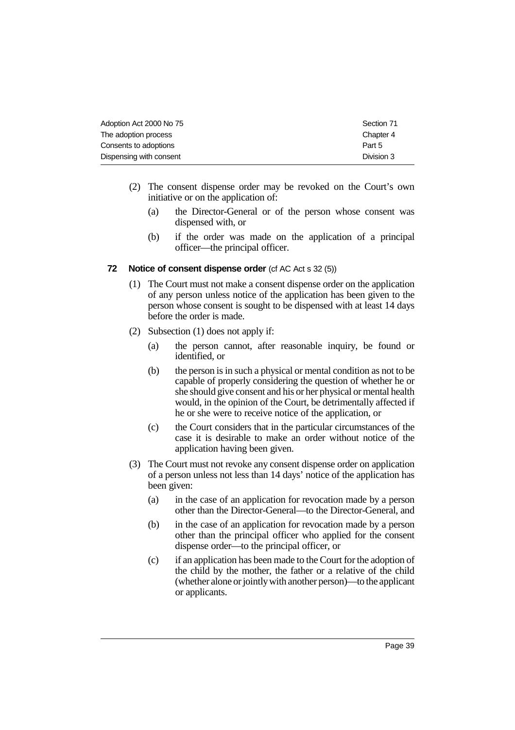(2) The consent dispense order may be revoked on the Court's own initiative or on the application of:

(a) the Director-General or of the person whose consent was dispensed with, or

(b) if the order was made on the application of a principal officer—the principal officer.

**72 Notice of consent dispense order** (cf AC Act s 32 (5))

(1) The Court must not make a consent dispense order on the application of any person unless notice of the application has been given to the person whose consent is sought to be dispensed with at least 14 days before the order is made.

(2) Subsection (1) does not apply if:

(a) the person cannot, after reasonable inquiry, be found or identified, or

(b) the person is in such a physical or mental condition as not to be capable of properly considering the question of whether he or she should give consent and his or her physical or mental health would, in the opinion of the Court, be detrimentally affected if he or she were to receive notice of the application, or

(c) the Court considers that in the particular circumstances of the case it is desirable to make an order without notice of the application having been given.

(3) The Court must not revoke any consent dispense order on application of a person unless not less than 14 days' notice of the application has been given:

(a) in the case of an application for revocation made by a person other than the Director-General—to the Director-General, and

(b) in the case of an application for revocation made by a person other than the principal officer who applied for the consent dispense order—to the principal officer, or

(c) if an application has been made to the Court for the adoption of the child by the mother, the father or a relative of the child (whether alone or jointly with another person)—to the applicant or applicants.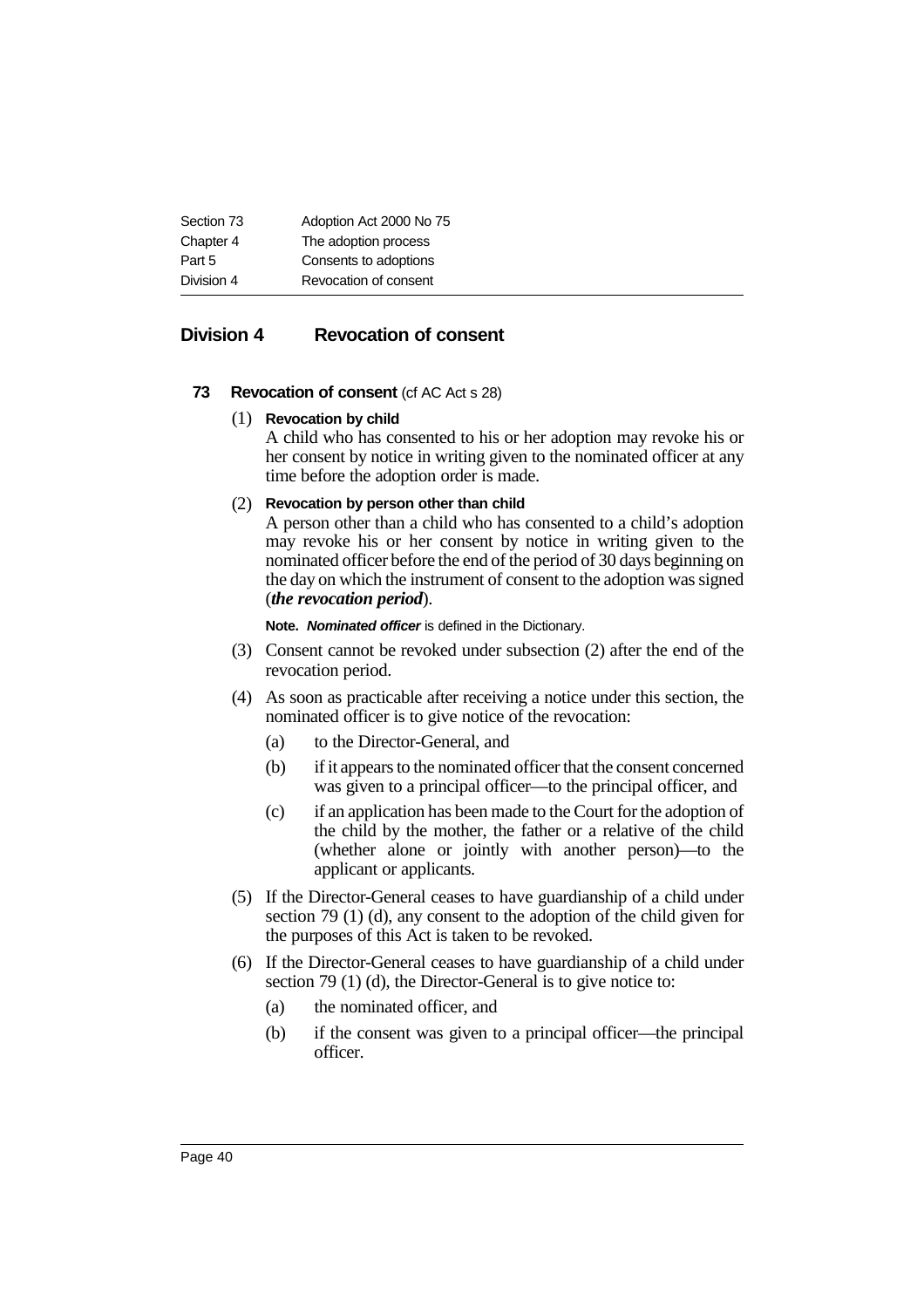## Division 4 Revocation of consent

### 73 Revocation of consent (cf AC Act s 28)

(1) **Revocation by child**

A child who has consented to his or her adoption may revoke his or her consent by notice in writing given to the nominated officer at any time before the adoption order is made.

(2) **Revocation by person other than child**

A person other than a child who has consented to a child's adoption may revoke his or her consent by notice in writing given to the nominated officer before the end of the period of 30 days beginning on the day on which the instrument of consent to the adoption was signed (***the revocation period***).

**Note.** ***Nominated officer*** is defined in the Dictionary.

(3) Consent cannot be revoked under subsection (2) after the end of the revocation period.

(4) As soon as practicable after receiving a notice under this section, the nominated officer is to give notice of the revocation:

- (a) to the Director-General, and
- (b) if it appears to the nominated officer that the consent concerned was given to a principal officer—to the principal officer, and
- (c) if an application has been made to the Court for the adoption of the child by the mother, the father or a relative of the child (whether alone or jointly with another person)—to the applicant or applicants.

(5) If the Director-General ceases to have guardianship of a child under section 79 (1) (d), any consent to the adoption of the child given for the purposes of this Act is taken to be revoked.

(6) If the Director-General ceases to have guardianship of a child under section 79 (1) (d), the Director-General is to give notice to:

- (a) the nominated officer, and
- (b) if the consent was given to a principal officer—the principal officer.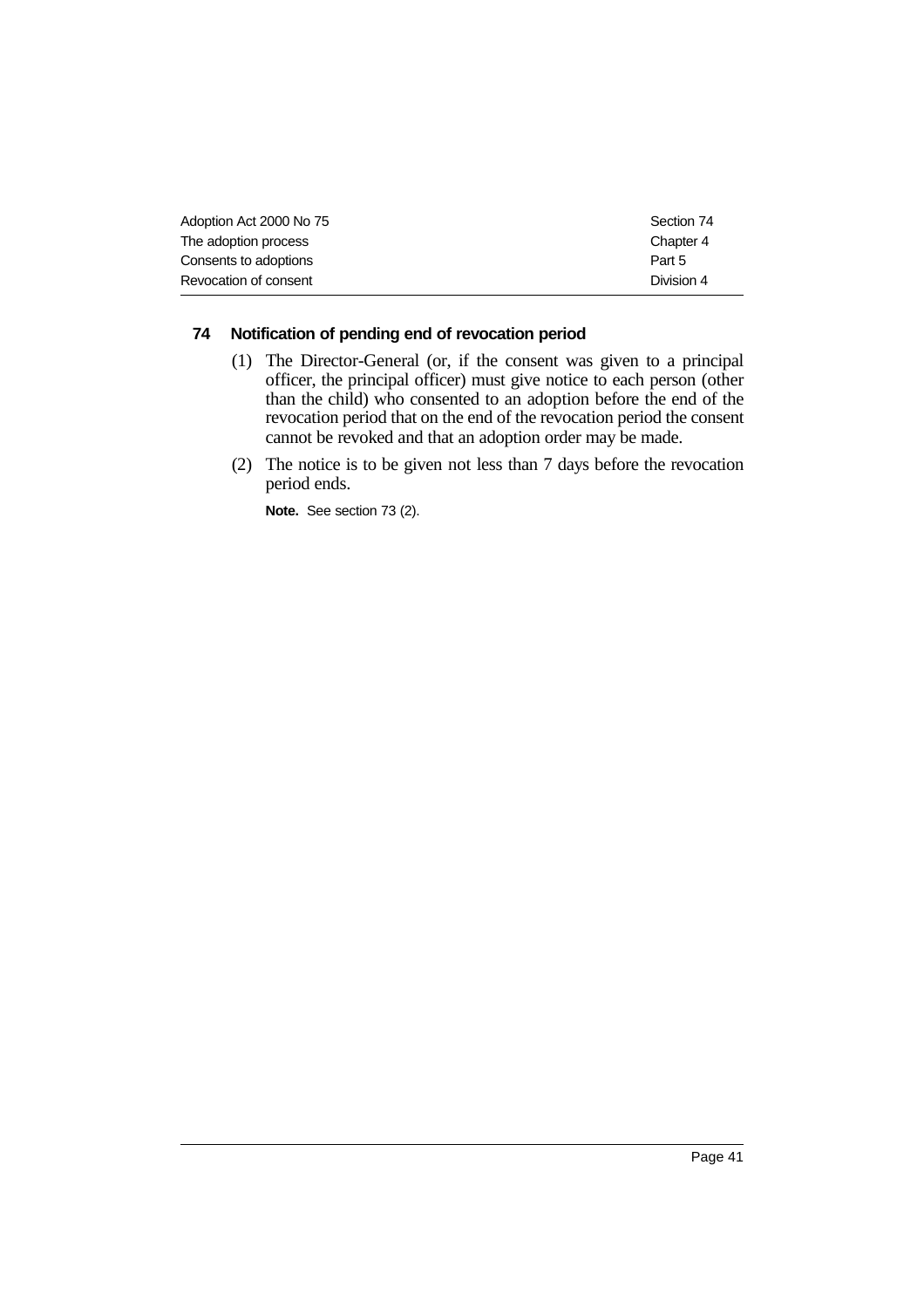### 74 Notification of pending end of revocation period

(1) The Director-General (or, if the consent was given to a principal officer, the principal officer) must give notice to each person (other than the child) who consented to an adoption before the end of the revocation period that on the end of the revocation period the consent cannot be revoked and that an adoption order may be made.

(2) The notice is to be given not less than 7 days before the revocation period ends.

**Note.** See section 73 (2).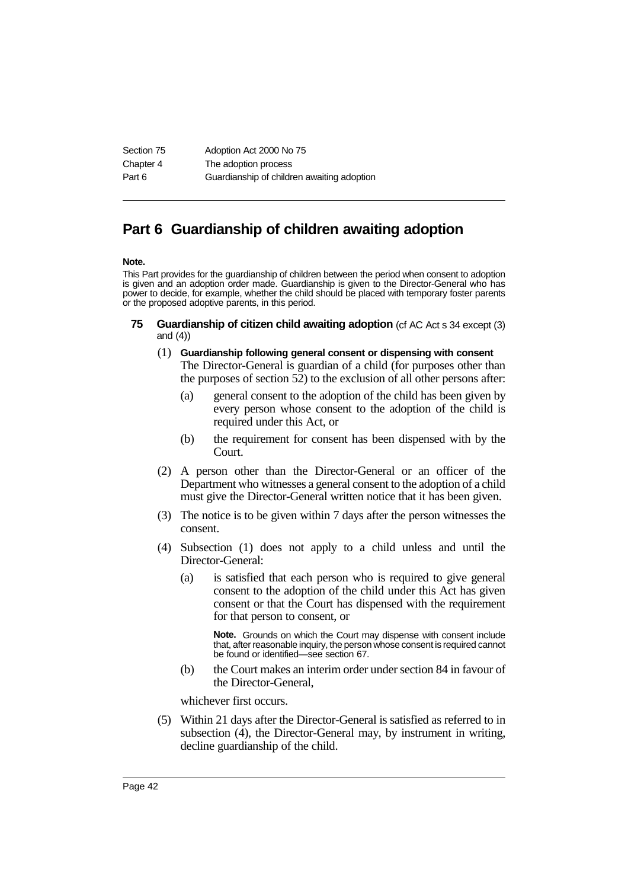# Part 6 Guardianship of children awaiting adoption

**Note.**

This Part provides for the guardianship of children between the period when consent to adoption is given and an adoption order made. Guardianship is given to the Director-General who has power to decide, for example, whether the child should be placed with temporary foster parents or the proposed adoptive parents, in this period.

## 75 Guardianship of citizen child awaiting adoption (cf AC Act s 34 except (3) and (4))

(1) **Guardianship following general consent or dispensing with consent**

The Director-General is guardian of a child (for purposes other than the purposes of section 52) to the exclusion of all other persons after:

- (a) general consent to the adoption of the child has been given by every person whose consent to the adoption of the child is required under this Act, or
- (b) the requirement for consent has been dispensed with by the Court.

(2) A person other than the Director-General or an officer of the Department who witnesses a general consent to the adoption of a child must give the Director-General written notice that it has been given.

(3) The notice is to be given within 7 days after the person witnesses the consent.

(4) Subsection (1) does not apply to a child unless and until the Director-General:

- (a) is satisfied that each person who is required to give general consent to the adoption of the child under this Act has given consent or that the Court has dispensed with the requirement for that person to consent, or

  **Note.** Grounds on which the Court may dispense with consent include that, after reasonable inquiry, the person whose consent is required cannot be found or identified—see section 67.

- (b) the Court makes an interim order under section 84 in favour of the Director-General,

whichever first occurs.

(5) Within 21 days after the Director-General is satisfied as referred to in subsection (4), the Director-General may, by instrument in writing, decline guardianship of the child.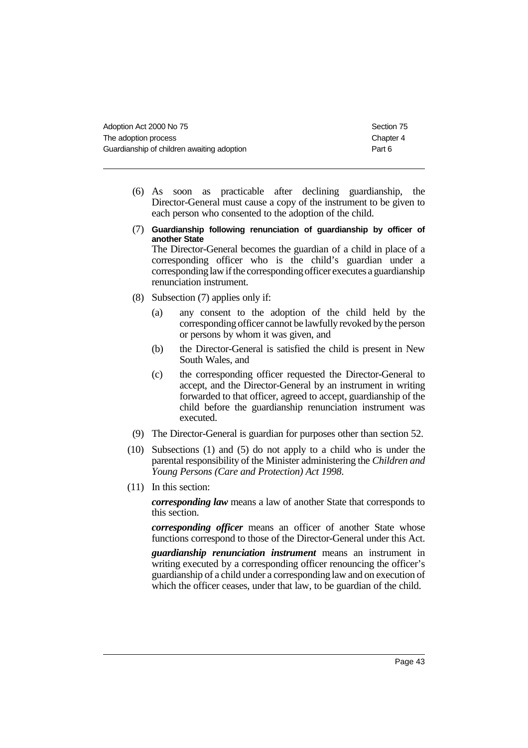(6) As soon as practicable after declining guardianship, the Director-General must cause a copy of the instrument to be given to each person who consented to the adoption of the child.

(7) **Guardianship following renunciation of guardianship by officer of another State**

The Director-General becomes the guardian of a child in place of a corresponding officer who is the child's guardian under a corresponding law if the corresponding officer executes a guardianship renunciation instrument.

(8) Subsection (7) applies only if:

- (a) any consent to the adoption of the child held by the corresponding officer cannot be lawfully revoked by the person or persons by whom it was given, and
- (b) the Director-General is satisfied the child is present in New South Wales, and
- (c) the corresponding officer requested the Director-General to accept, and the Director-General by an instrument in writing forwarded to that officer, agreed to accept, guardianship of the child before the guardianship renunciation instrument was executed.

(9) The Director-General is guardian for purposes other than section 52.

(10) Subsections (1) and (5) do not apply to a child who is under the parental responsibility of the Minister administering the *Children and Young Persons (Care and Protection) Act 1998*.

(11) In this section:

***corresponding law*** means a law of another State that corresponds to this section.

***corresponding officer*** means an officer of another State whose functions correspond to those of the Director-General under this Act.

***guardianship renunciation instrument*** means an instrument in writing executed by a corresponding officer renouncing the officer's guardianship of a child under a corresponding law and on execution of which the officer ceases, under that law, to be guardian of the child.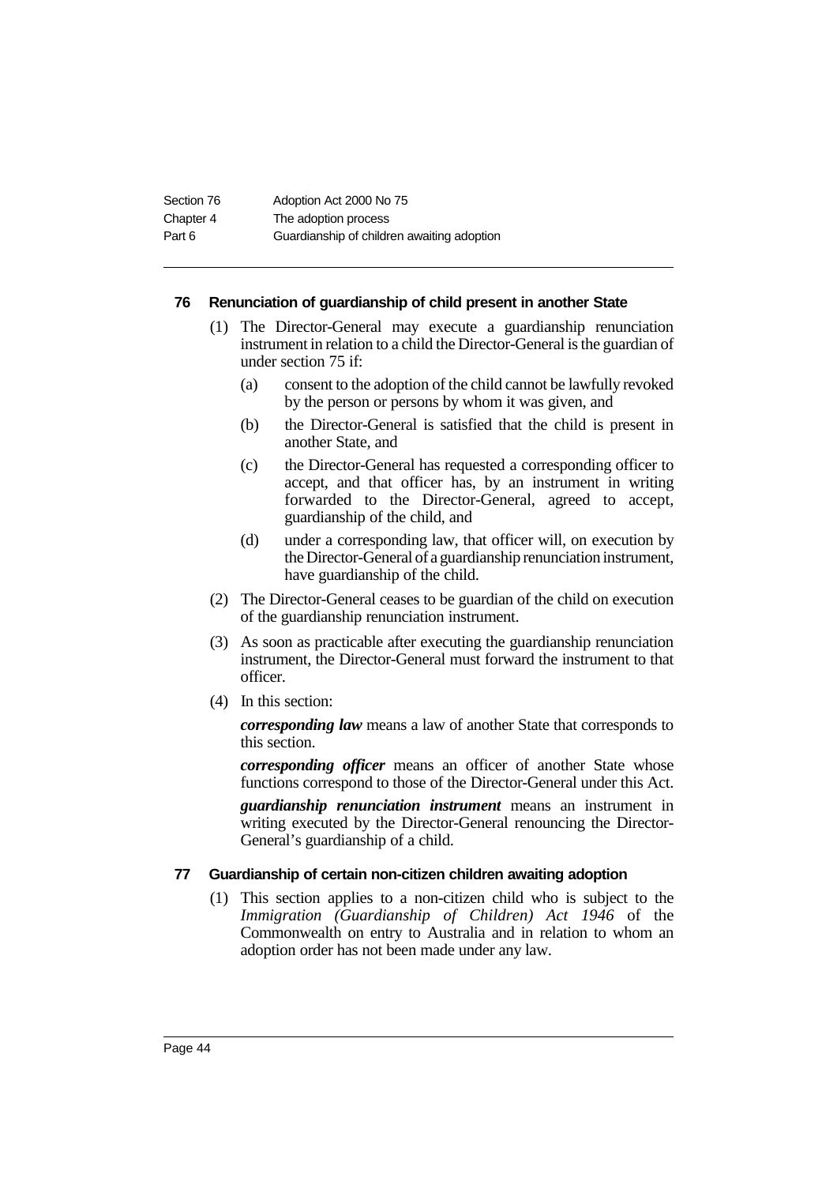### 76 Renunciation of guardianship of child present in another State

(1) The Director-General may execute a guardianship renunciation instrument in relation to a child the Director-General is the guardian of under section 75 if:

- (a) consent to the adoption of the child cannot be lawfully revoked by the person or persons by whom it was given, and
- (b) the Director-General is satisfied that the child is present in another State, and
- (c) the Director-General has requested a corresponding officer to accept, and that officer has, by an instrument in writing forwarded to the Director-General, agreed to accept, guardianship of the child, and
- (d) under a corresponding law, that officer will, on execution by the Director-General of a guardianship renunciation instrument, have guardianship of the child.

(2) The Director-General ceases to be guardian of the child on execution of the guardianship renunciation instrument.

(3) As soon as practicable after executing the guardianship renunciation instrument, the Director-General must forward the instrument to that officer.

(4) In this section:

***corresponding law*** means a law of another State that corresponds to this section.

***corresponding officer*** means an officer of another State whose functions correspond to those of the Director-General under this Act.

***guardianship renunciation instrument*** means an instrument in writing executed by the Director-General renouncing the Director-General's guardianship of a child.

### 77 Guardianship of certain non-citizen children awaiting adoption

(1) This section applies to a non-citizen child who is subject to the *Immigration (Guardianship of Children) Act 1946* of the Commonwealth on entry to Australia and in relation to whom an adoption order has not been made under any law.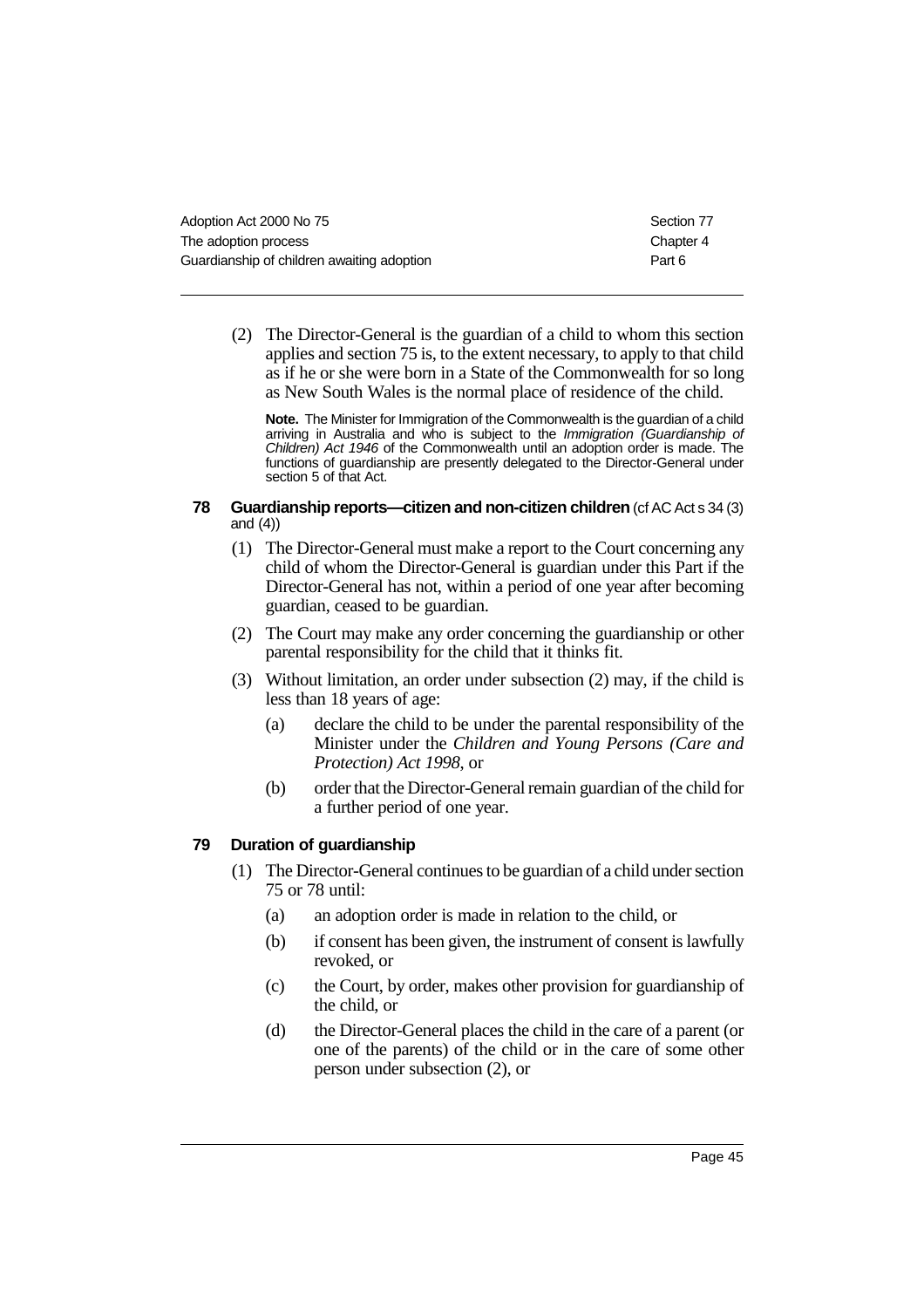(2) The Director-General is the guardian of a child to whom this section applies and section 75 is, to the extent necessary, to apply to that child as if he or she were born in a State of the Commonwealth for so long as New South Wales is the normal place of residence of the child.

**Note.** The Minister for Immigration of the Commonwealth is the guardian of a child arriving in Australia and who is subject to the *Immigration (Guardianship of Children) Act 1946* of the Commonwealth until an adoption order is made. The functions of guardianship are presently delegated to the Director-General under section 5 of that Act.

### 78 Guardianship reports—citizen and non-citizen children (cf AC Act s 34 (3) and (4))

(1) The Director-General must make a report to the Court concerning any child of whom the Director-General is guardian under this Part if the Director-General has not, within a period of one year after becoming guardian, ceased to be guardian.

(2) The Court may make any order concerning the guardianship or other parental responsibility for the child that it thinks fit.

(3) Without limitation, an order under subsection (2) may, if the child is less than 18 years of age:

- (a) declare the child to be under the parental responsibility of the Minister under the *Children and Young Persons (Care and Protection) Act 1998*, or
- (b) order that the Director-General remain guardian of the child for a further period of one year.

### 79 Duration of guardianship

(1) The Director-General continues to be guardian of a child under section 75 or 78 until:

- (a) an adoption order is made in relation to the child, or
- (b) if consent has been given, the instrument of consent is lawfully revoked, or
- (c) the Court, by order, makes other provision for guardianship of the child, or
- (d) the Director-General places the child in the care of a parent (or one of the parents) of the child or in the care of some other person under subsection (2), or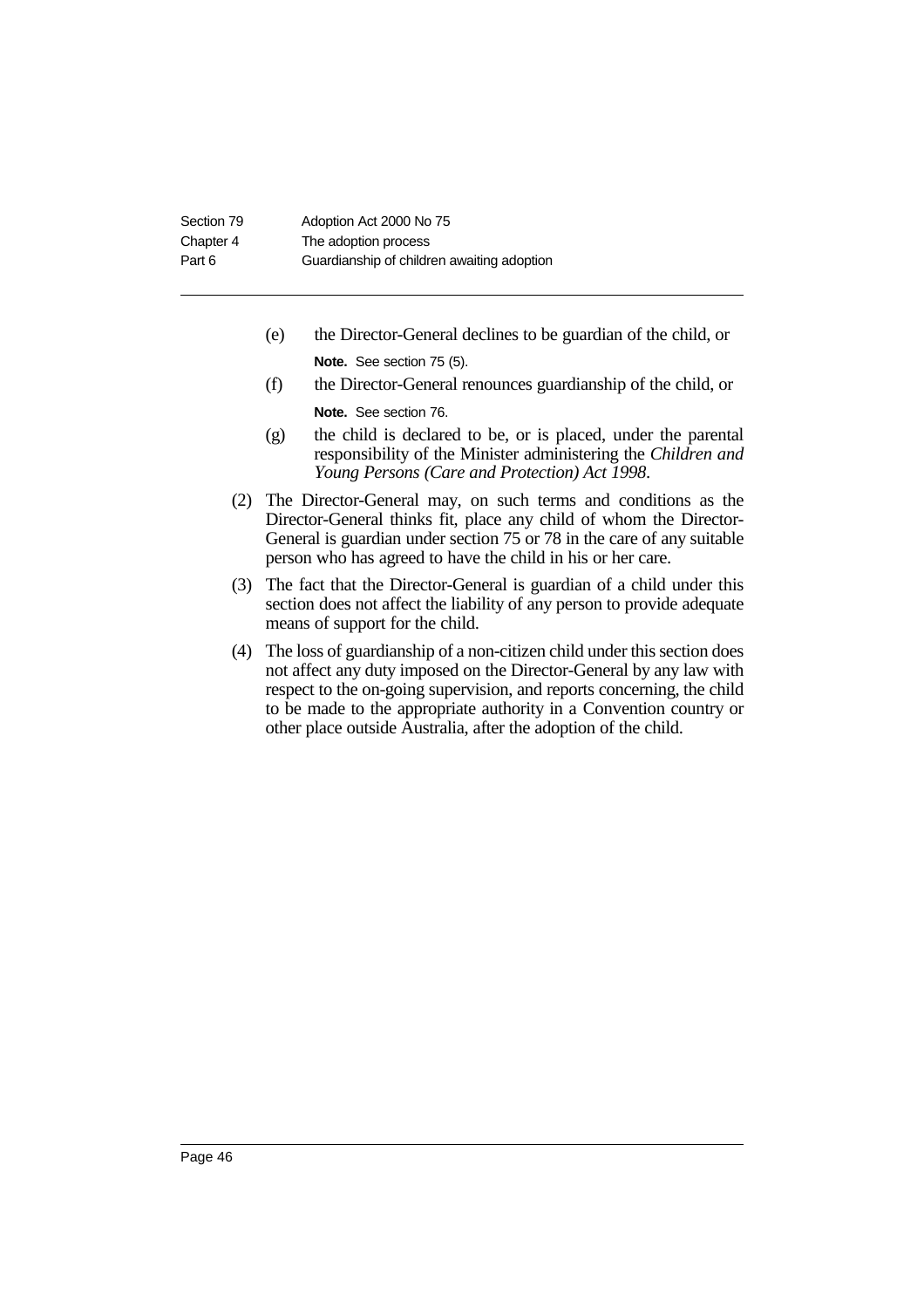(e) the Director-General declines to be guardian of the child, or

**Note.** See section 75 (5).

(f) the Director-General renounces guardianship of the child, or

**Note.** See section 76.

(g) the child is declared to be, or is placed, under the parental responsibility of the Minister administering the *Children and Young Persons (Care and Protection) Act 1998*.

(2) The Director-General may, on such terms and conditions as the Director-General thinks fit, place any child of whom the Director-General is guardian under section 75 or 78 in the care of any suitable person who has agreed to have the child in his or her care.

(3) The fact that the Director-General is guardian of a child under this section does not affect the liability of any person to provide adequate means of support for the child.

(4) The loss of guardianship of a non-citizen child under this section does not affect any duty imposed on the Director-General by any law with respect to the on-going supervision, and reports concerning, the child to be made to the appropriate authority in a Convention country or other place outside Australia, after the adoption of the child.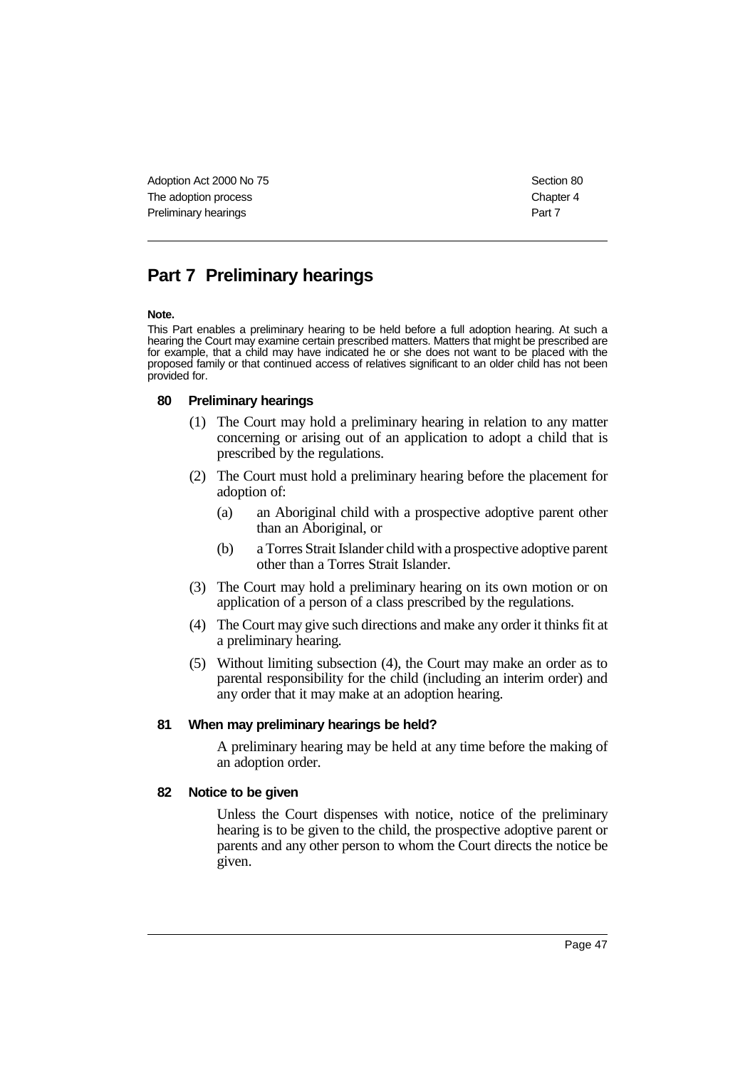## Part 7 Preliminary hearings

**Note.**

This Part enables a preliminary hearing to be held before a full adoption hearing. At such a hearing the Court may examine certain prescribed matters. Matters that might be prescribed are for example, that a child may have indicated he or she does not want to be placed with the proposed family or that continued access of relatives significant to an older child has not been provided for.

### 80 Preliminary hearings

(1) The Court may hold a preliminary hearing in relation to any matter concerning or arising out of an application to adopt a child that is prescribed by the regulations.

(2) The Court must hold a preliminary hearing before the placement for adoption of:

- (a) an Aboriginal child with a prospective adoptive parent other than an Aboriginal, or
- (b) a Torres Strait Islander child with a prospective adoptive parent other than a Torres Strait Islander.

(3) The Court may hold a preliminary hearing on its own motion or on application of a person of a class prescribed by the regulations.

(4) The Court may give such directions and make any order it thinks fit at a preliminary hearing.

(5) Without limiting subsection (4), the Court may make an order as to parental responsibility for the child (including an interim order) and any order that it may make at an adoption hearing.

### 81 When may preliminary hearings be held?

A preliminary hearing may be held at any time before the making of an adoption order.

### 82 Notice to be given

Unless the Court dispenses with notice, notice of the preliminary hearing is to be given to the child, the prospective adoptive parent or parents and any other person to whom the Court directs the notice be given.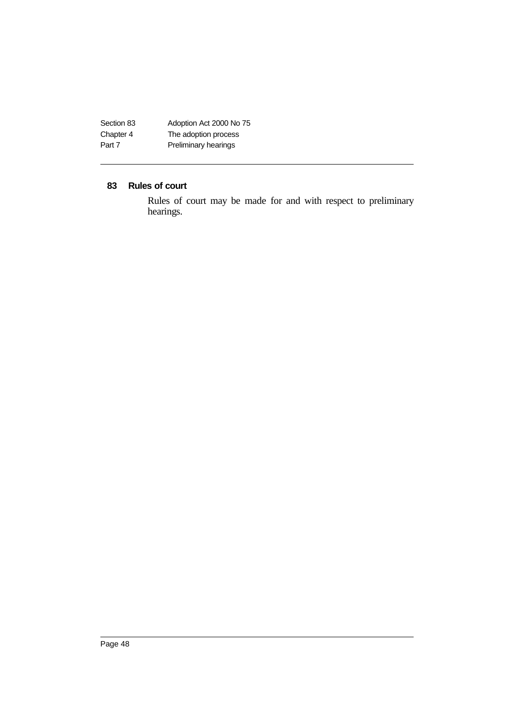## 83 Rules of court

Rules of court may be made for and with respect to preliminary hearings.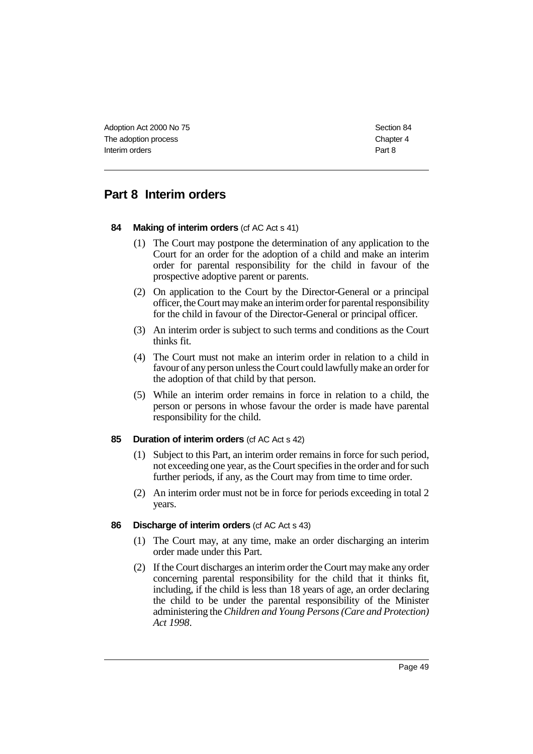## Part 8 Interim orders

### 84 Making of interim orders (cf AC Act s 41)

(1) The Court may postpone the determination of any application to the Court for an order for the adoption of a child and make an interim order for parental responsibility for the child in favour of the prospective adoptive parent or parents.

(2) On application to the Court by the Director-General or a principal officer, the Court may make an interim order for parental responsibility for the child in favour of the Director-General or principal officer.

(3) An interim order is subject to such terms and conditions as the Court thinks fit.

(4) The Court must not make an interim order in relation to a child in favour of any person unless the Court could lawfully make an order for the adoption of that child by that person.

(5) While an interim order remains in force in relation to a child, the person or persons in whose favour the order is made have parental responsibility for the child.

### 85 Duration of interim orders (cf AC Act s 42)

(1) Subject to this Part, an interim order remains in force for such period, not exceeding one year, as the Court specifies in the order and for such further periods, if any, as the Court may from time to time order.

(2) An interim order must not be in force for periods exceeding in total 2 years.

### 86 Discharge of interim orders (cf AC Act s 43)

(1) The Court may, at any time, make an order discharging an interim order made under this Part.

(2) If the Court discharges an interim order the Court may make any order concerning parental responsibility for the child that it thinks fit, including, if the child is less than 18 years of age, an order declaring the child to be under the parental responsibility of the Minister administering the *Children and Young Persons (Care and Protection) Act 1998*.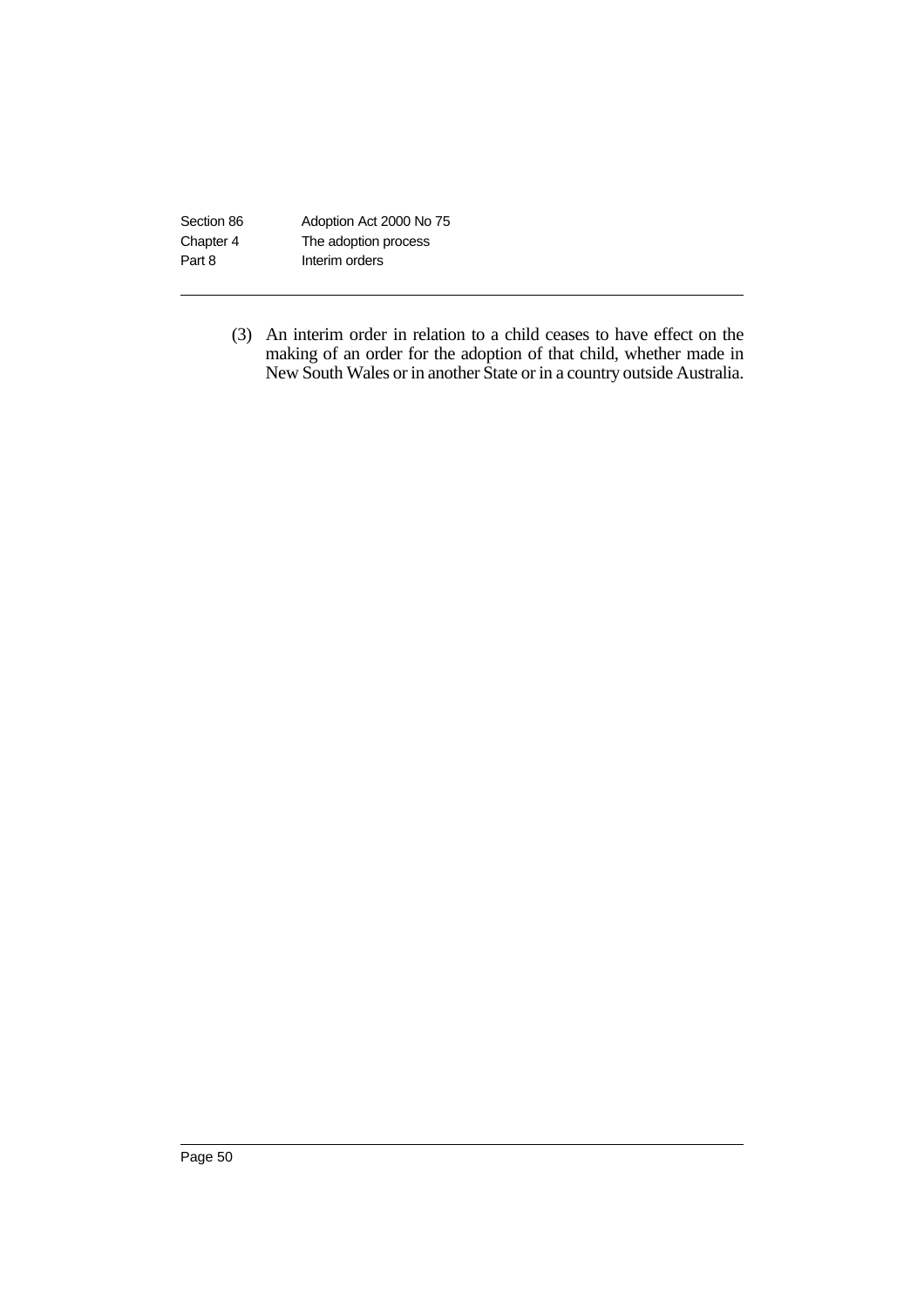(3) An interim order in relation to a child ceases to have effect on the making of an order for the adoption of that child, whether made in New South Wales or in another State or in a country outside Australia.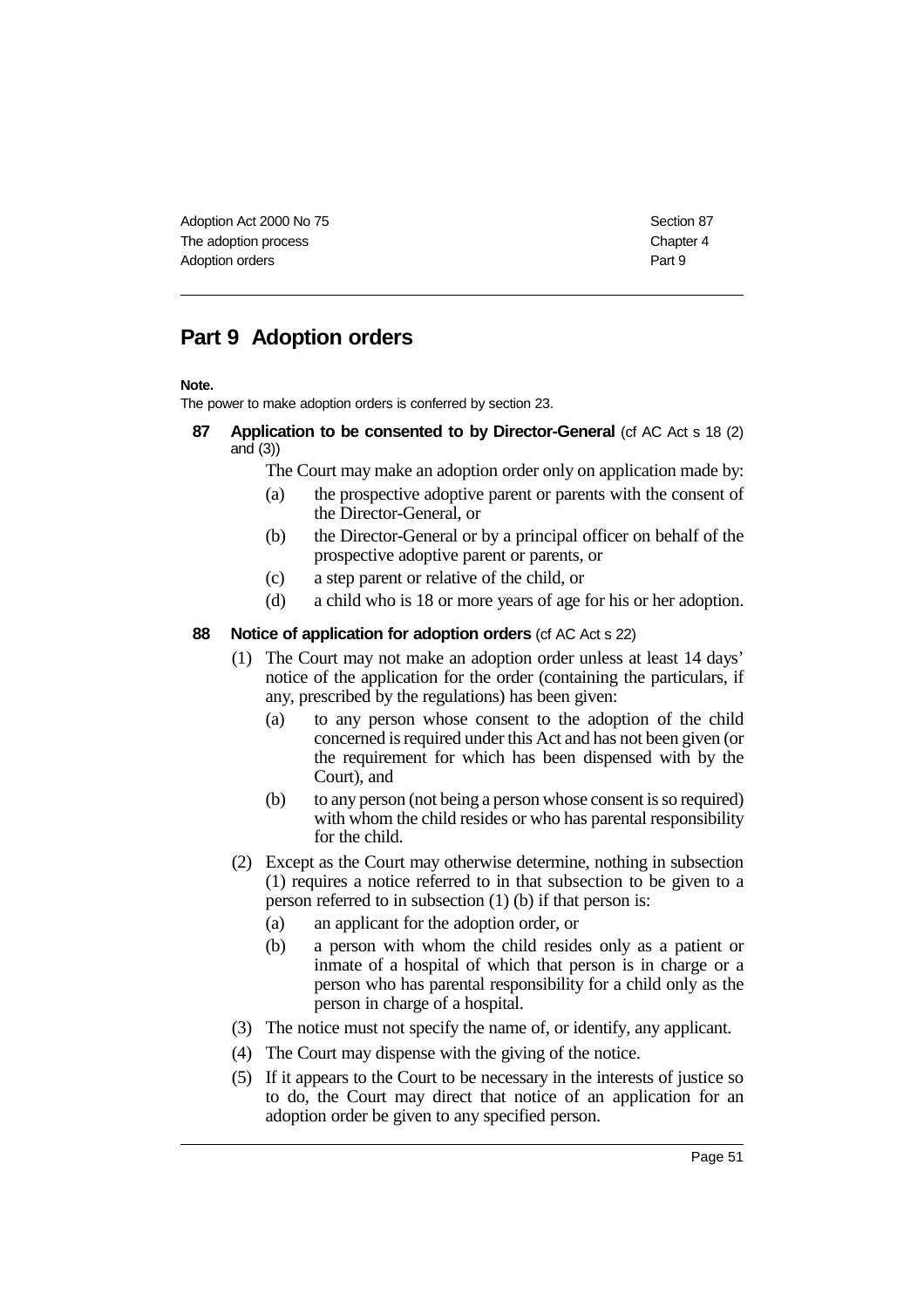## Part 9 Adoption orders

**Note.**

The power to make adoption orders is conferred by section 23.

**87 Application to be consented to by Director-General** (cf AC Act s 18 (2) and (3))

The Court may make an adoption order only on application made by:

(a) the prospective adoptive parent or parents with the consent of the Director-General, or

(b) the Director-General or by a principal officer on behalf of the prospective adoptive parent or parents, or

(c) a step parent or relative of the child, or

(d) a child who is 18 or more years of age for his or her adoption.

**88 Notice of application for adoption orders** (cf AC Act s 22)

(1) The Court may not make an adoption order unless at least 14 days' notice of the application for the order (containing the particulars, if any, prescribed by the regulations) has been given:

(a) to any person whose consent to the adoption of the child concerned is required under this Act and has not been given (or the requirement for which has been dispensed with by the Court), and

(b) to any person (not being a person whose consent is so required) with whom the child resides or who has parental responsibility for the child.

(2) Except as the Court may otherwise determine, nothing in subsection (1) requires a notice referred to in that subsection to be given to a person referred to in subsection (1) (b) if that person is:

(a) an applicant for the adoption order, or

(b) a person with whom the child resides only as a patient or inmate of a hospital of which that person is in charge or a person who has parental responsibility for a child only as the person in charge of a hospital.

(3) The notice must not specify the name of, or identify, any applicant.

(4) The Court may dispense with the giving of the notice.

(5) If it appears to the Court to be necessary in the interests of justice so to do, the Court may direct that notice of an application for an adoption order be given to any specified person.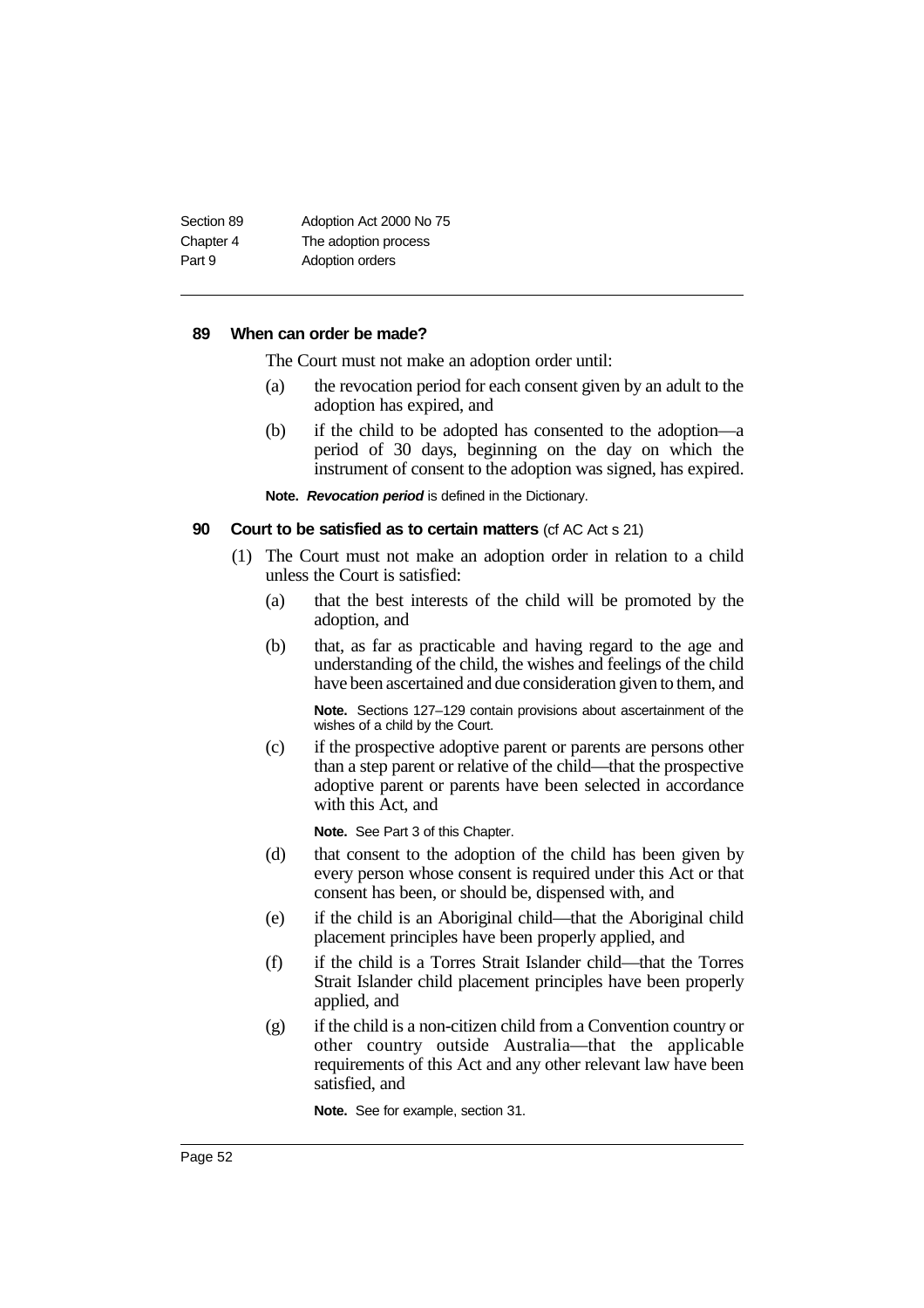#### 89 When can order be made?

The Court must not make an adoption order until:

(a) the revocation period for each consent given by an adult to the adoption has expired, and

(b) if the child to be adopted has consented to the adoption—a period of 30 days, beginning on the day on which the instrument of consent to the adoption was signed, has expired.

**Note.** ***Revocation period*** is defined in the Dictionary.

#### 90 Court to be satisfied as to certain matters (cf AC Act s 21)

(1) The Court must not make an adoption order in relation to a child unless the Court is satisfied:

(a) that the best interests of the child will be promoted by the adoption, and

(b) that, as far as practicable and having regard to the age and understanding of the child, the wishes and feelings of the child have been ascertained and due consideration given to them, and

**Note.** Sections 127–129 contain provisions about ascertainment of the wishes of a child by the Court.

(c) if the prospective adoptive parent or parents are persons other than a step parent or relative of the child—that the prospective adoptive parent or parents have been selected in accordance with this Act, and

**Note.** See Part 3 of this Chapter.

(d) that consent to the adoption of the child has been given by every person whose consent is required under this Act or that consent has been, or should be, dispensed with, and

(e) if the child is an Aboriginal child—that the Aboriginal child placement principles have been properly applied, and

(f) if the child is a Torres Strait Islander child—that the Torres Strait Islander child placement principles have been properly applied, and

(g) if the child is a non-citizen child from a Convention country or other country outside Australia—that the applicable requirements of this Act and any other relevant law have been satisfied, and

**Note.** See for example, section 31.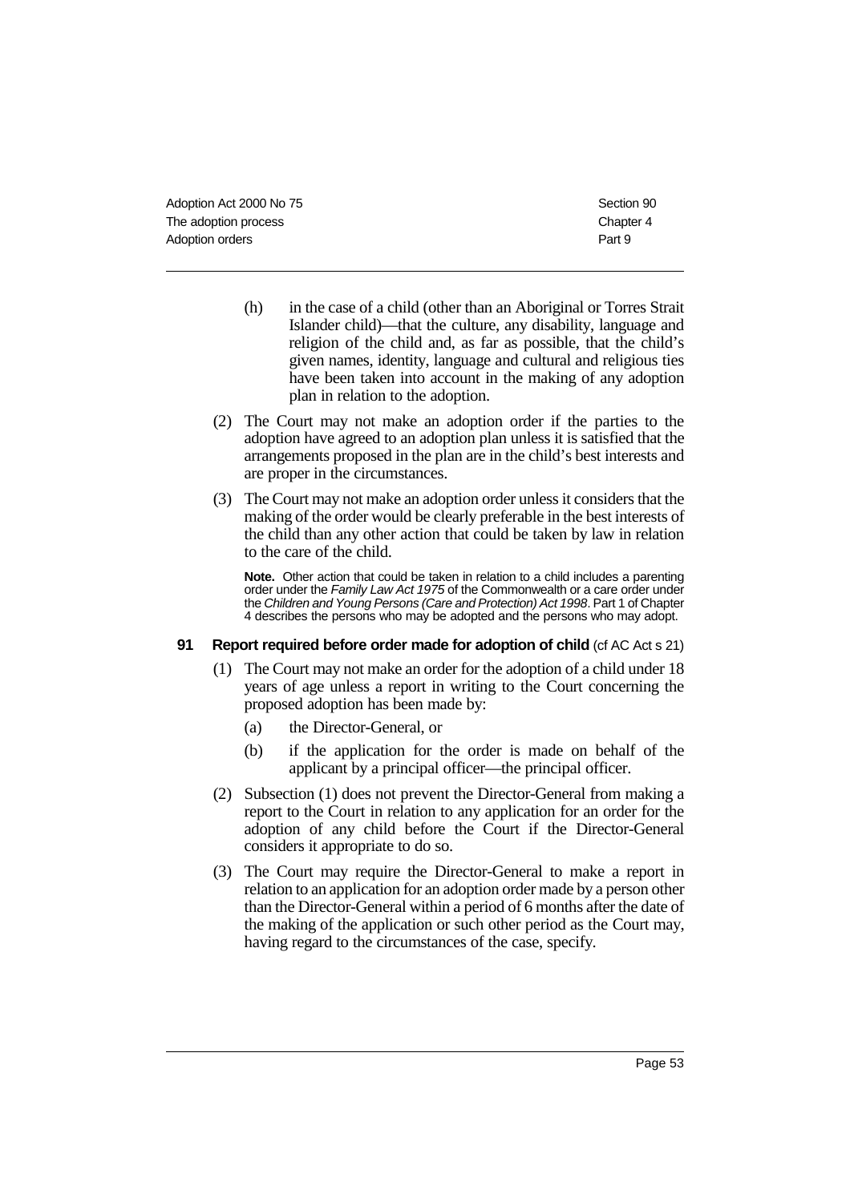(h) in the case of a child (other than an Aboriginal or Torres Strait Islander child)—that the culture, any disability, language and religion of the child and, as far as possible, that the child's given names, identity, language and cultural and religious ties have been taken into account in the making of any adoption plan in relation to the adoption.

(2) The Court may not make an adoption order if the parties to the adoption have agreed to an adoption plan unless it is satisfied that the arrangements proposed in the plan are in the child's best interests and are proper in the circumstances.

(3) The Court may not make an adoption order unless it considers that the making of the order would be clearly preferable in the best interests of the child than any other action that could be taken by law in relation to the care of the child.

**Note.** Other action that could be taken in relation to a child includes a parenting order under the *Family Law Act 1975* of the Commonwealth or a care order under the *Children and Young Persons (Care and Protection) Act 1998*. Part 1 of Chapter 4 describes the persons who may be adopted and the persons who may adopt.

### 91 Report required before order made for adoption of child (cf AC Act s 21)

(1) The Court may not make an order for the adoption of a child under 18 years of age unless a report in writing to the Court concerning the proposed adoption has been made by:

- (a) the Director-General, or
- (b) if the application for the order is made on behalf of the applicant by a principal officer—the principal officer.

(2) Subsection (1) does not prevent the Director-General from making a report to the Court in relation to any application for an order for the adoption of any child before the Court if the Director-General considers it appropriate to do so.

(3) The Court may require the Director-General to make a report in relation to an application for an adoption order made by a person other than the Director-General within a period of 6 months after the date of the making of the application or such other period as the Court may, having regard to the circumstances of the case, specify.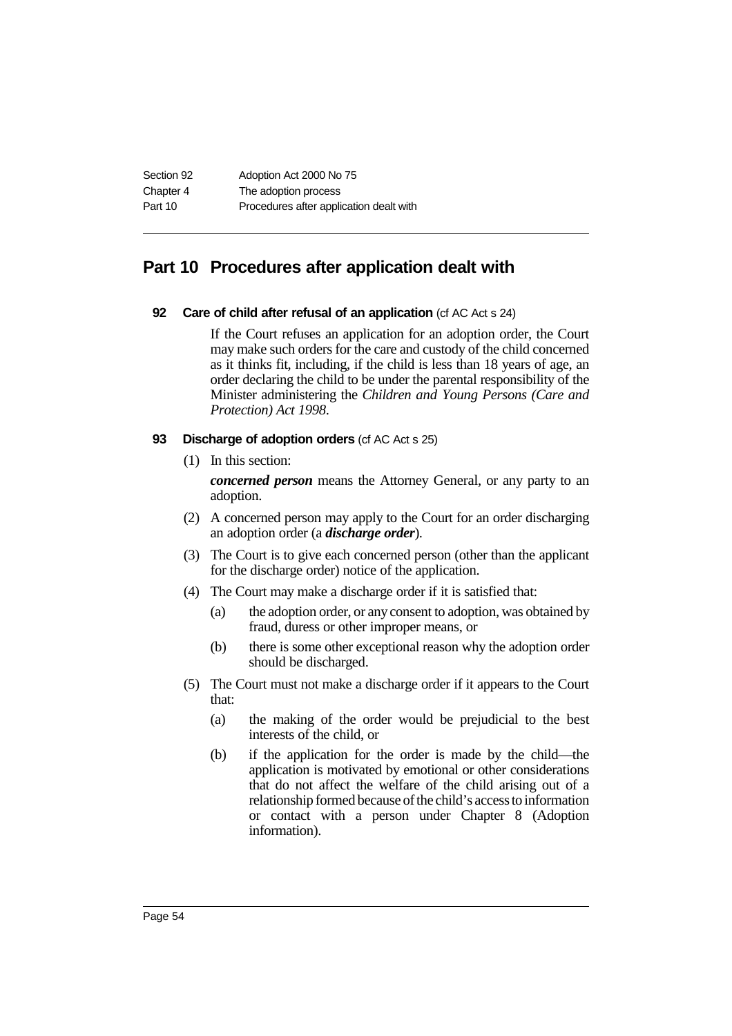## Part 10 Procedures after application dealt with

### 92 Care of child after refusal of an application (cf AC Act s 24)

If the Court refuses an application for an adoption order, the Court may make such orders for the care and custody of the child concerned as it thinks fit, including, if the child is less than 18 years of age, an order declaring the child to be under the parental responsibility of the Minister administering the *Children and Young Persons (Care and Protection) Act 1998*.

### 93 Discharge of adoption orders (cf AC Act s 25)

(1) In this section:

***concerned person*** means the Attorney General, or any party to an adoption.

(2) A concerned person may apply to the Court for an order discharging an adoption order (a ***discharge order***).

(3) The Court is to give each concerned person (other than the applicant for the discharge order) notice of the application.

(4) The Court may make a discharge order if it is satisfied that:

- (a) the adoption order, or any consent to adoption, was obtained by fraud, duress or other improper means, or
- (b) there is some other exceptional reason why the adoption order should be discharged.

(5) The Court must not make a discharge order if it appears to the Court that:

- (a) the making of the order would be prejudicial to the best interests of the child, or
- (b) if the application for the order is made by the child—the application is motivated by emotional or other considerations that do not affect the welfare of the child arising out of a relationship formed because of the child's access to information or contact with a person under Chapter 8 (Adoption information).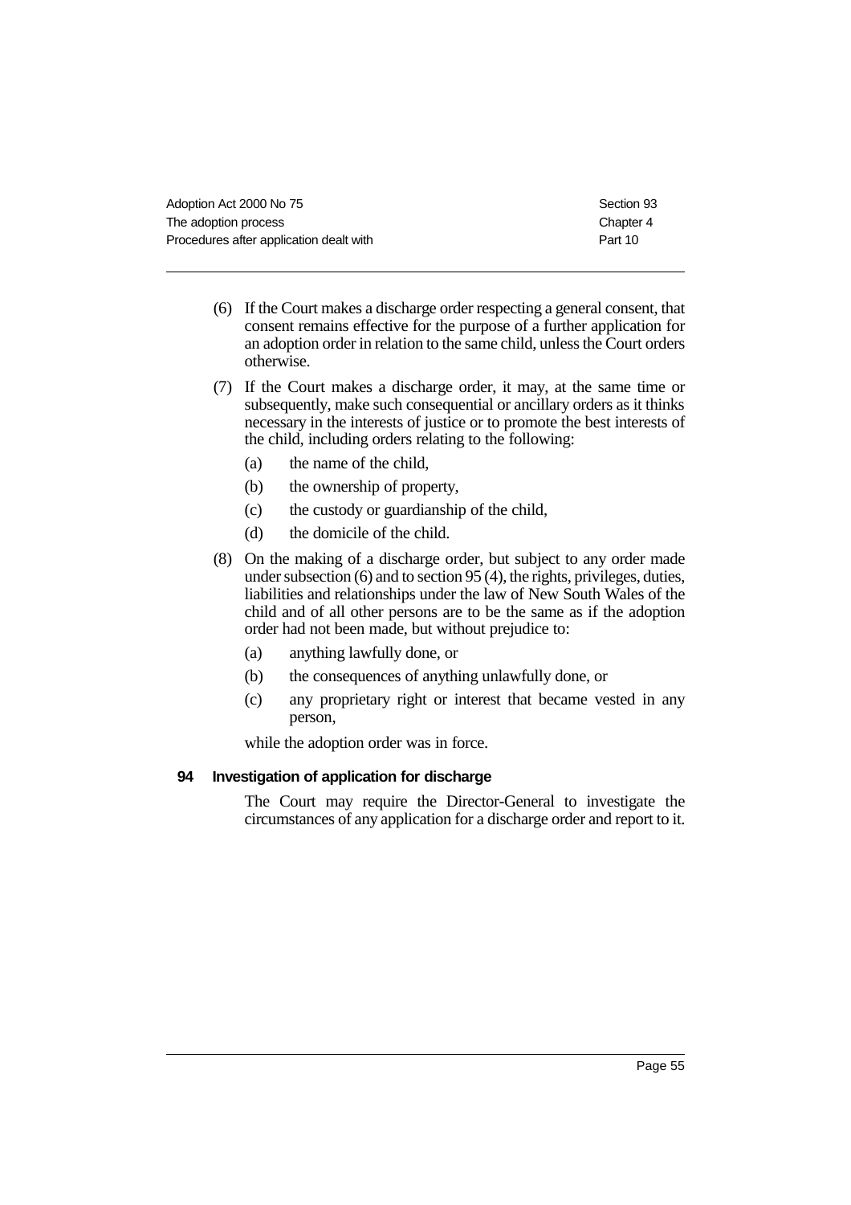(6) If the Court makes a discharge order respecting a general consent, that consent remains effective for the purpose of a further application for an adoption order in relation to the same child, unless the Court orders otherwise.

(7) If the Court makes a discharge order, it may, at the same time or subsequently, make such consequential or ancillary orders as it thinks necessary in the interests of justice or to promote the best interests of the child, including orders relating to the following:

- (a) the name of the child,
- (b) the ownership of property,
- (c) the custody or guardianship of the child,
- (d) the domicile of the child.

(8) On the making of a discharge order, but subject to any order made under subsection (6) and to section 95 (4), the rights, privileges, duties, liabilities and relationships under the law of New South Wales of the child and of all other persons are to be the same as if the adoption order had not been made, but without prejudice to:

- (a) anything lawfully done, or
- (b) the consequences of anything unlawfully done, or
- (c) any proprietary right or interest that became vested in any person,

while the adoption order was in force.

### 94 Investigation of application for discharge

The Court may require the Director-General to investigate the circumstances of any application for a discharge order and report to it.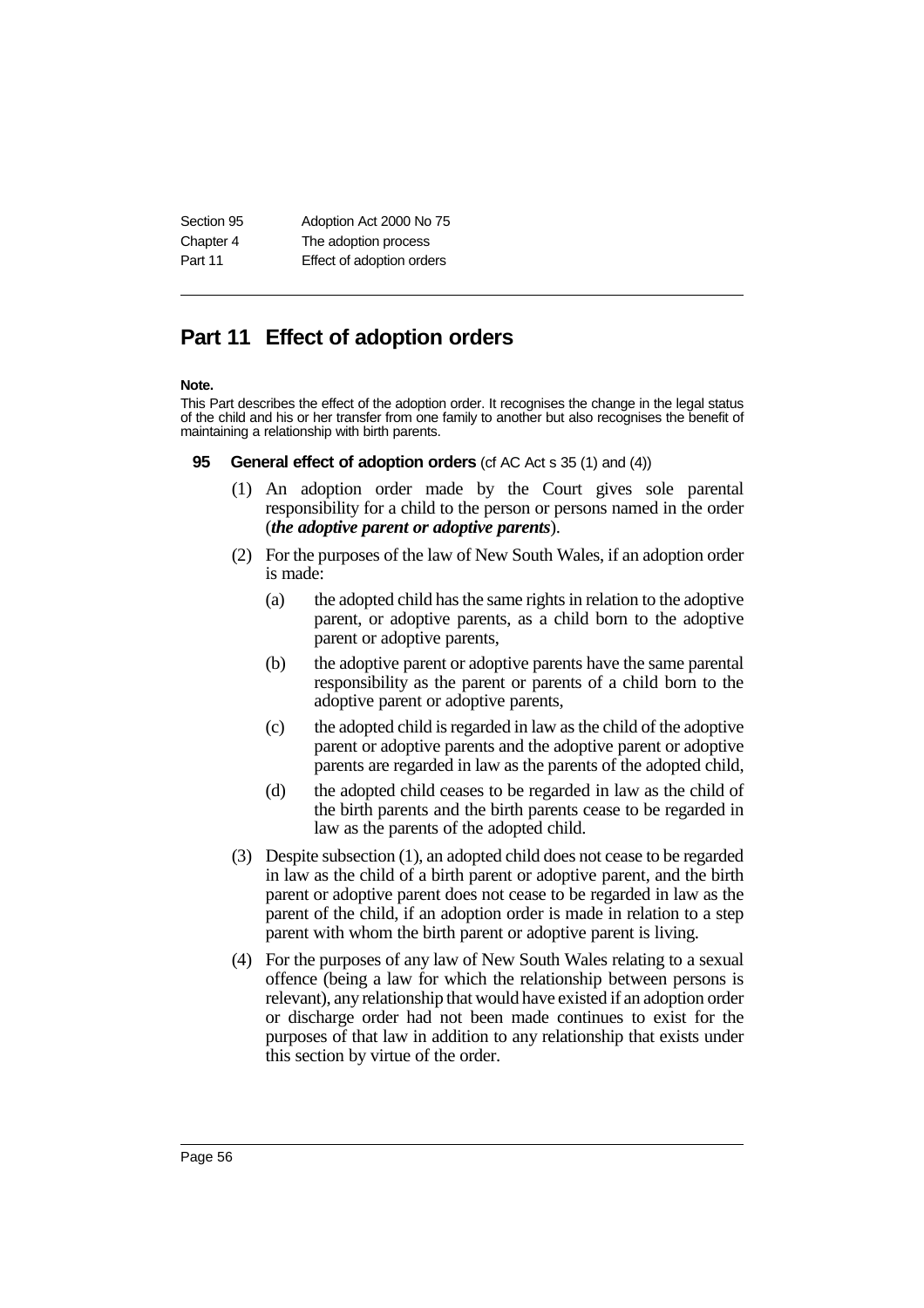## Part 11 Effect of adoption orders

**Note.**

This Part describes the effect of the adoption order. It recognises the change in the legal status of the child and his or her transfer from one family to another but also recognises the benefit of maintaining a relationship with birth parents.

**95 General effect of adoption orders** (cf AC Act s 35 (1) and (4))

(1) An adoption order made by the Court gives sole parental responsibility for a child to the person or persons named in the order (***the adoptive parent or adoptive parents***).

(2) For the purposes of the law of New South Wales, if an adoption order is made:

(a) the adopted child has the same rights in relation to the adoptive parent, or adoptive parents, as a child born to the adoptive parent or adoptive parents,

(b) the adoptive parent or adoptive parents have the same parental responsibility as the parent or parents of a child born to the adoptive parent or adoptive parents,

(c) the adopted child is regarded in law as the child of the adoptive parent or adoptive parents and the adoptive parent or adoptive parents are regarded in law as the parents of the adopted child,

(d) the adopted child ceases to be regarded in law as the child of the birth parents and the birth parents cease to be regarded in law as the parents of the adopted child.

(3) Despite subsection (1), an adopted child does not cease to be regarded in law as the child of a birth parent or adoptive parent, and the birth parent or adoptive parent does not cease to be regarded in law as the parent of the child, if an adoption order is made in relation to a step parent with whom the birth parent or adoptive parent is living.

(4) For the purposes of any law of New South Wales relating to a sexual offence (being a law for which the relationship between persons is relevant), any relationship that would have existed if an adoption order or discharge order had not been made continues to exist for the purposes of that law in addition to any relationship that exists under this section by virtue of the order.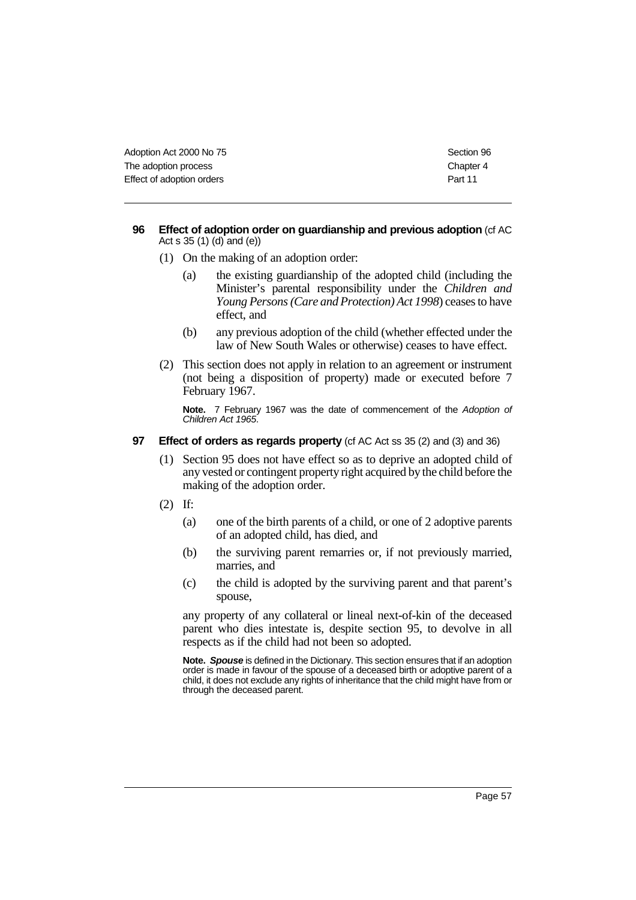**96 Effect of adoption order on guardianship and previous adoption** (cf AC Act s 35 (1) (d) and (e))

(1) On the making of an adoption order:

(a) the existing guardianship of the adopted child (including the Minister's parental responsibility under the *Children and Young Persons (Care and Protection) Act 1998*) ceases to have effect, and

(b) any previous adoption of the child (whether effected under the law of New South Wales or otherwise) ceases to have effect.

(2) This section does not apply in relation to an agreement or instrument (not being a disposition of property) made or executed before 7 February 1967.

**Note.** 7 February 1967 was the date of commencement of the *Adoption of Children Act 1965*.

**97 Effect of orders as regards property** (cf AC Act ss 35 (2) and (3) and 36)

(1) Section 95 does not have effect so as to deprive an adopted child of any vested or contingent property right acquired by the child before the making of the adoption order.

(2) If:

(a) one of the birth parents of a child, or one of 2 adoptive parents of an adopted child, has died, and

(b) the surviving parent remarries or, if not previously married, marries, and

(c) the child is adopted by the surviving parent and that parent's spouse,

any property of any collateral or lineal next-of-kin of the deceased parent who dies intestate is, despite section 95, to devolve in all respects as if the child had not been so adopted.

**Note.** ***Spouse*** is defined in the Dictionary. This section ensures that if an adoption order is made in favour of the spouse of a deceased birth or adoptive parent of a child, it does not exclude any rights of inheritance that the child might have from or through the deceased parent.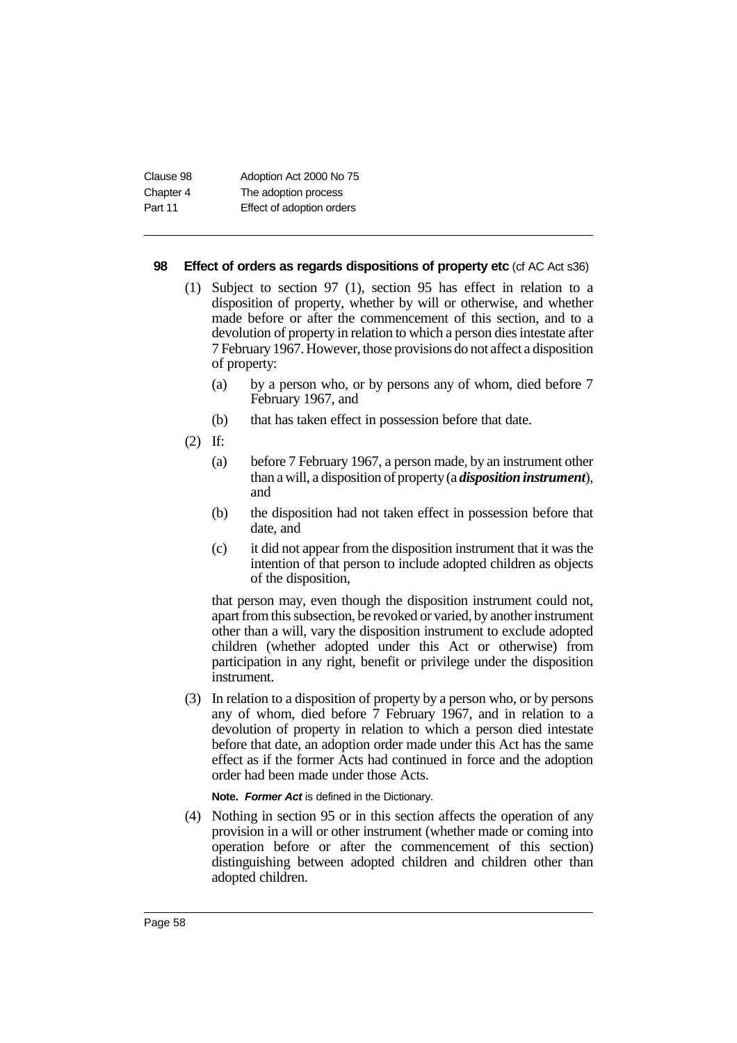### 98 Effect of orders as regards dispositions of property etc (cf AC Act s36)

(1) Subject to section 97 (1), section 95 has effect in relation to a disposition of property, whether by will or otherwise, and whether made before or after the commencement of this section, and to a devolution of property in relation to which a person dies intestate after 7 February 1967. However, those provisions do not affect a disposition of property:

   (a) by a person who, or by persons any of whom, died before 7 February 1967, and

   (b) that has taken effect in possession before that date.

(2) If:

   (a) before 7 February 1967, a person made, by an instrument other than a will, a disposition of property (a ***disposition instrument***), and

   (b) the disposition had not taken effect in possession before that date, and

   (c) it did not appear from the disposition instrument that it was the intention of that person to include adopted children as objects of the disposition,

   that person may, even though the disposition instrument could not, apart from this subsection, be revoked or varied, by another instrument other than a will, vary the disposition instrument to exclude adopted children (whether adopted under this Act or otherwise) from participation in any right, benefit or privilege under the disposition instrument.

(3) In relation to a disposition of property by a person who, or by persons any of whom, died before 7 February 1967, and in relation to a devolution of property in relation to which a person died intestate before that date, an adoption order made under this Act has the same effect as if the former Acts had continued in force and the adoption order had been made under those Acts.

   **Note.** ***Former Act*** is defined in the Dictionary.

(4) Nothing in section 95 or in this section affects the operation of any provision in a will or other instrument (whether made or coming into operation before or after the commencement of this section) distinguishing between adopted children and children other than adopted children.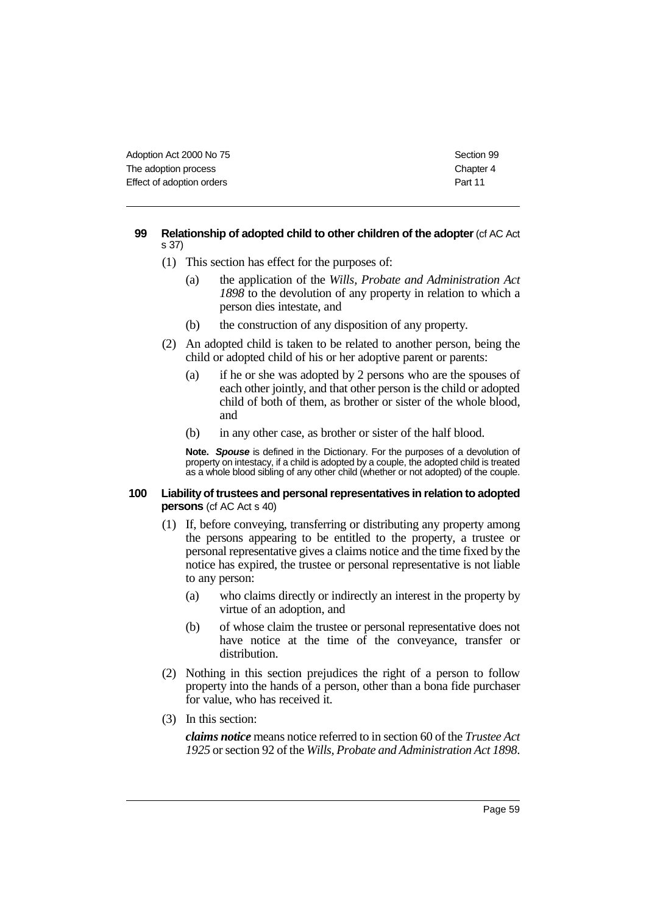### 99 Relationship of adopted child to other children of the adopter (cf AC Act s 37)

(1) This section has effect for the purposes of:

(a) the application of the *Wills, Probate and Administration Act 1898* to the devolution of any property in relation to which a person dies intestate, and

(b) the construction of any disposition of any property.

(2) An adopted child is taken to be related to another person, being the child or adopted child of his or her adoptive parent or parents:

(a) if he or she was adopted by 2 persons who are the spouses of each other jointly, and that other person is the child or adopted child of both of them, as brother or sister of the whole blood, and

(b) in any other case, as brother or sister of the half blood.

**Note.** ***Spouse*** is defined in the Dictionary. For the purposes of a devolution of property on intestacy, if a child is adopted by a couple, the adopted child is treated as a whole blood sibling of any other child (whether or not adopted) of the couple.

### 100 Liability of trustees and personal representatives in relation to adopted persons (cf AC Act s 40)

(1) If, before conveying, transferring or distributing any property among the persons appearing to be entitled to the property, a trustee or personal representative gives a claims notice and the time fixed by the notice has expired, the trustee or personal representative is not liable to any person:

(a) who claims directly or indirectly an interest in the property by virtue of an adoption, and

(b) of whose claim the trustee or personal representative does not have notice at the time of the conveyance, transfer or distribution.

(2) Nothing in this section prejudices the right of a person to follow property into the hands of a person, other than a bona fide purchaser for value, who has received it.

(3) In this section:

***claims notice*** means notice referred to in section 60 of the *Trustee Act 1925* or section 92 of the *Wills, Probate and Administration Act 1898*.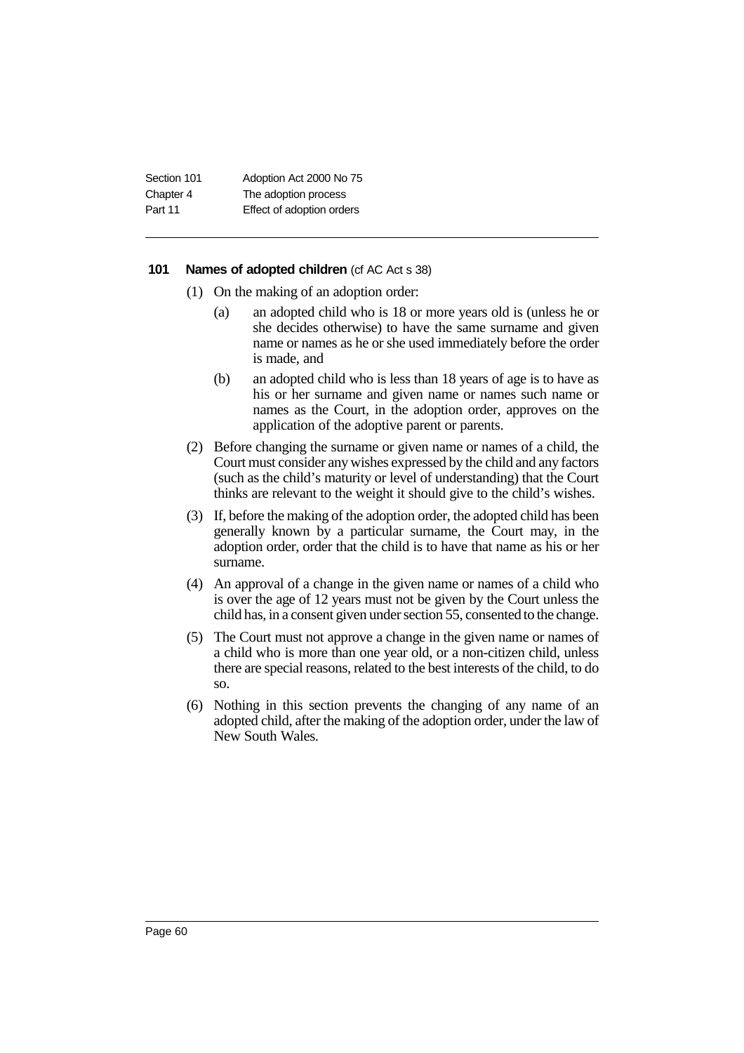### 101 Names of adopted children (cf AC Act s 38)

(1) On the making of an adoption order:

  (a) an adopted child who is 18 or more years old is (unless he or she decides otherwise) to have the same surname and given name or names as he or she used immediately before the order is made, and

  (b) an adopted child who is less than 18 years of age is to have as his or her surname and given name or names such name or names as the Court, in the adoption order, approves on the application of the adoptive parent or parents.

(2) Before changing the surname or given name or names of a child, the Court must consider any wishes expressed by the child and any factors (such as the child's maturity or level of understanding) that the Court thinks are relevant to the weight it should give to the child's wishes.

(3) If, before the making of the adoption order, the adopted child has been generally known by a particular surname, the Court may, in the adoption order, order that the child is to have that name as his or her surname.

(4) An approval of a change in the given name or names of a child who is over the age of 12 years must not be given by the Court unless the child has, in a consent given under section 55, consented to the change.

(5) The Court must not approve a change in the given name or names of a child who is more than one year old, or a non-citizen child, unless there are special reasons, related to the best interests of the child, to do so.

(6) Nothing in this section prevents the changing of any name of an adopted child, after the making of the adoption order, under the law of New South Wales.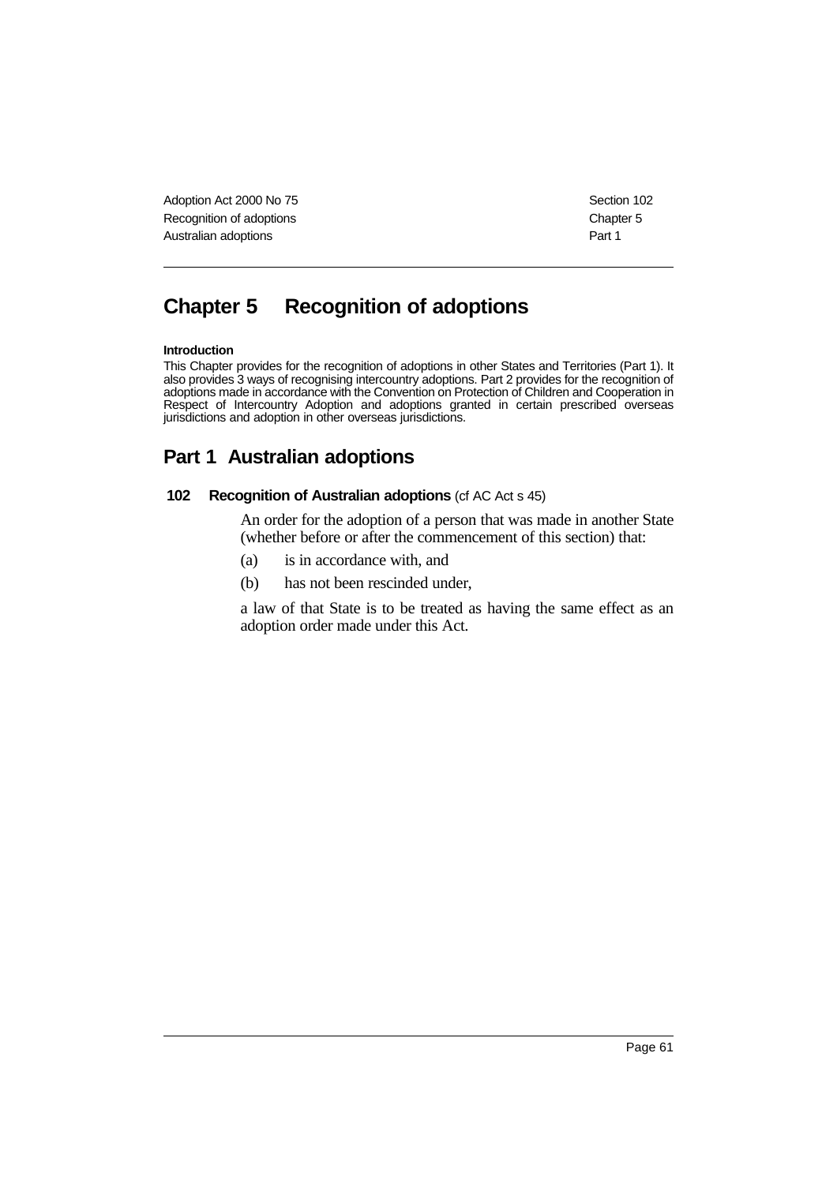# Chapter 5 Recognition of adoptions

**Introduction**

This Chapter provides for the recognition of adoptions in other States and Territories (Part 1). It also provides 3 ways of recognising intercountry adoptions. Part 2 provides for the recognition of adoptions made in accordance with the Convention on Protection of Children and Cooperation in Respect of Intercountry Adoption and adoptions granted in certain prescribed overseas jurisdictions and adoption in other overseas jurisdictions.

## Part 1 Australian adoptions

### 102 Recognition of Australian adoptions (cf AC Act s 45)

An order for the adoption of a person that was made in another State (whether before or after the commencement of this section) that:

(a) is in accordance with, and

(b) has not been rescinded under,

a law of that State is to be treated as having the same effect as an adoption order made under this Act.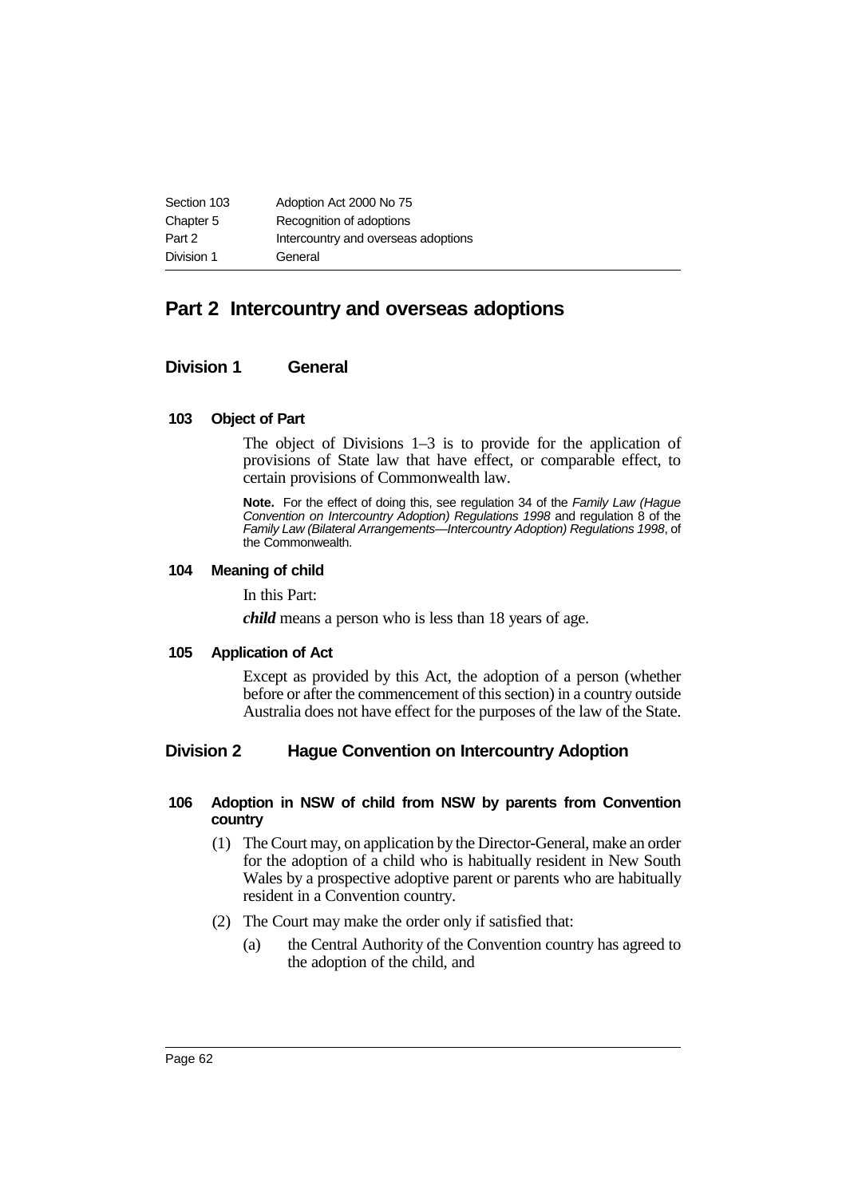# Part 2 Intercountry and overseas adoptions

## Division 1 General

### 103 Object of Part

The object of Divisions 1–3 is to provide for the application of provisions of State law that have effect, or comparable effect, to certain provisions of Commonwealth law.

**Note.** For the effect of doing this, see regulation 34 of the *Family Law (Hague Convention on Intercountry Adoption) Regulations 1998* and regulation 8 of the *Family Law (Bilateral Arrangements—Intercountry Adoption) Regulations 1998*, of the Commonwealth.

### 104 Meaning of child

In this Part:

***child*** means a person who is less than 18 years of age.

### 105 Application of Act

Except as provided by this Act, the adoption of a person (whether before or after the commencement of this section) in a country outside Australia does not have effect for the purposes of the law of the State.

## Division 2 Hague Convention on Intercountry Adoption

### 106 Adoption in NSW of child from NSW by parents from Convention country

(1) The Court may, on application by the Director-General, make an order for the adoption of a child who is habitually resident in New South Wales by a prospective adoptive parent or parents who are habitually resident in a Convention country.

(2) The Court may make the order only if satisfied that:

(a) the Central Authority of the Convention country has agreed to the adoption of the child, and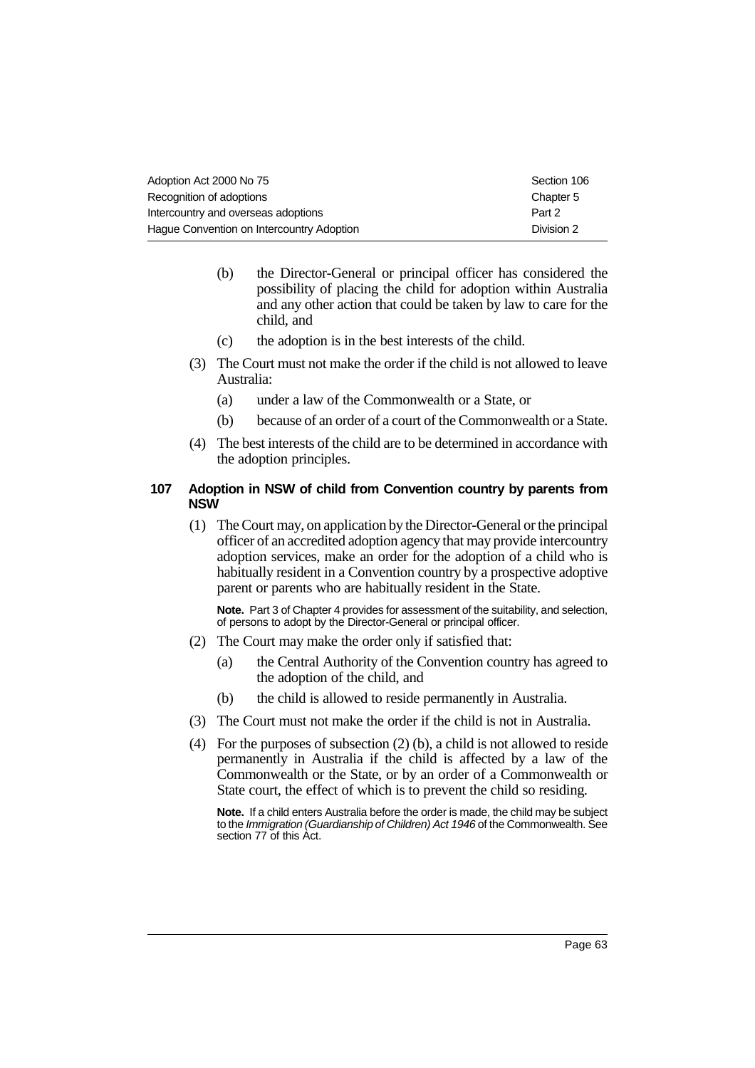(b) the Director-General or principal officer has considered the possibility of placing the child for adoption within Australia and any other action that could be taken by law to care for the child, and

(c) the adoption is in the best interests of the child.

(3) The Court must not make the order if the child is not allowed to leave Australia:

(a) under a law of the Commonwealth or a State, or

(b) because of an order of a court of the Commonwealth or a State.

(4) The best interests of the child are to be determined in accordance with the adoption principles.

### 107 Adoption in NSW of child from Convention country by parents from NSW

(1) The Court may, on application by the Director-General or the principal officer of an accredited adoption agency that may provide intercountry adoption services, make an order for the adoption of a child who is habitually resident in a Convention country by a prospective adoptive parent or parents who are habitually resident in the State.

**Note.** Part 3 of Chapter 4 provides for assessment of the suitability, and selection, of persons to adopt by the Director-General or principal officer.

(2) The Court may make the order only if satisfied that:

(a) the Central Authority of the Convention country has agreed to the adoption of the child, and

(b) the child is allowed to reside permanently in Australia.

(3) The Court must not make the order if the child is not in Australia.

(4) For the purposes of subsection (2) (b), a child is not allowed to reside permanently in Australia if the child is affected by a law of the Commonwealth or the State, or by an order of a Commonwealth or State court, the effect of which is to prevent the child so residing.

**Note.** If a child enters Australia before the order is made, the child may be subject to the *Immigration (Guardianship of Children) Act 1946* of the Commonwealth. See section 77 of this Act.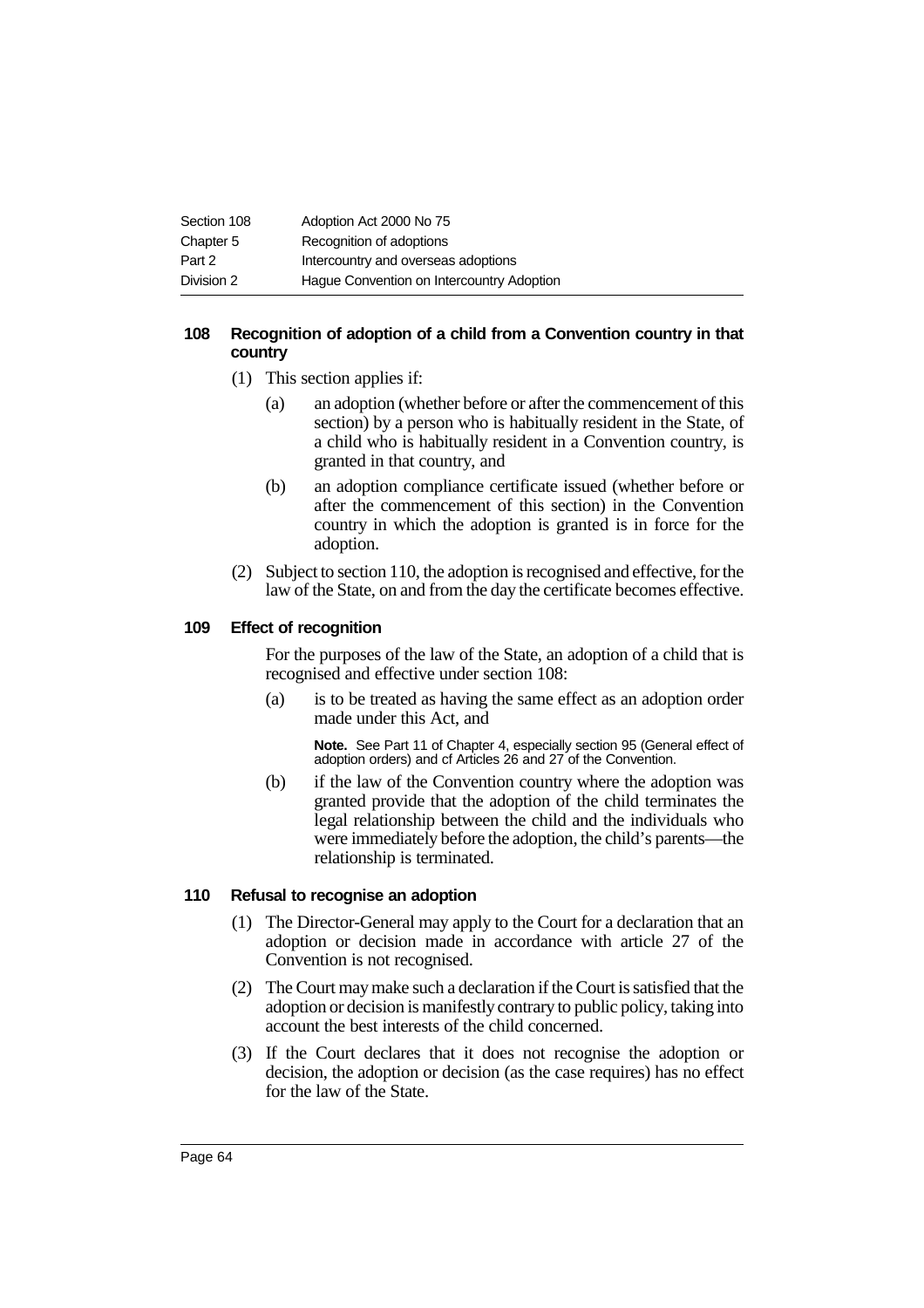### 108 Recognition of adoption of a child from a Convention country in that country

(1) This section applies if:

(a) an adoption (whether before or after the commencement of this section) by a person who is habitually resident in the State, of a child who is habitually resident in a Convention country, is granted in that country, and

(b) an adoption compliance certificate issued (whether before or after the commencement of this section) in the Convention country in which the adoption is granted is in force for the adoption.

(2) Subject to section 110, the adoption is recognised and effective, for the law of the State, on and from the day the certificate becomes effective.

### 109 Effect of recognition

For the purposes of the law of the State, an adoption of a child that is recognised and effective under section 108:

(a) is to be treated as having the same effect as an adoption order made under this Act, and

**Note.** See Part 11 of Chapter 4, especially section 95 (General effect of adoption orders) and cf Articles 26 and 27 of the Convention.

(b) if the law of the Convention country where the adoption was granted provide that the adoption of the child terminates the legal relationship between the child and the individuals who were immediately before the adoption, the child's parents—the relationship is terminated.

### 110 Refusal to recognise an adoption

(1) The Director-General may apply to the Court for a declaration that an adoption or decision made in accordance with article 27 of the Convention is not recognised.

(2) The Court may make such a declaration if the Court is satisfied that the adoption or decision is manifestly contrary to public policy, taking into account the best interests of the child concerned.

(3) If the Court declares that it does not recognise the adoption or decision, the adoption or decision (as the case requires) has no effect for the law of the State.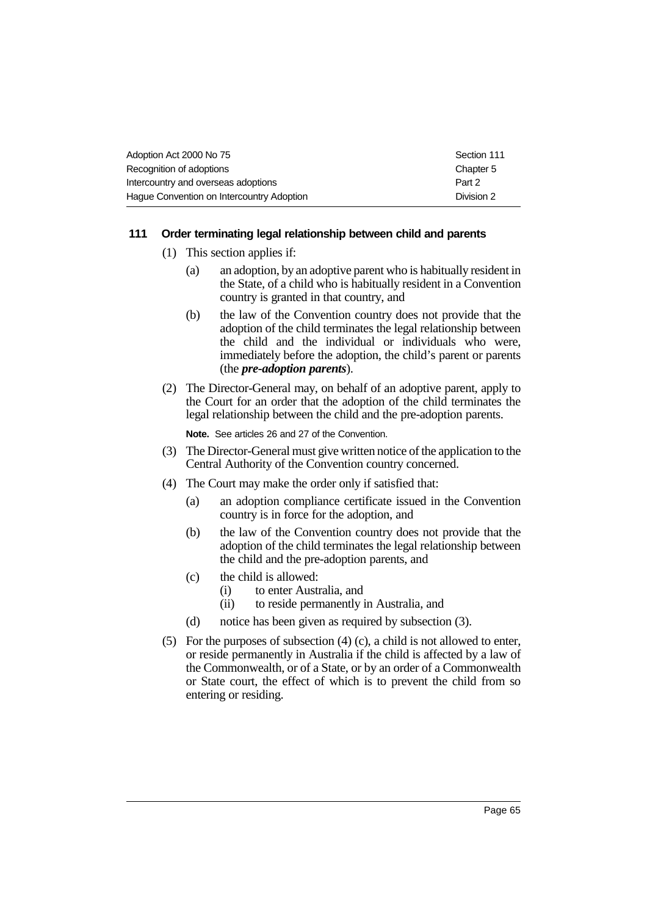### 111 Order terminating legal relationship between child and parents

(1) This section applies if:

- (a) an adoption, by an adoptive parent who is habitually resident in the State, of a child who is habitually resident in a Convention country is granted in that country, and
- (b) the law of the Convention country does not provide that the adoption of the child terminates the legal relationship between the child and the individual or individuals who were, immediately before the adoption, the child's parent or parents (the ***pre-adoption parents***).

(2) The Director-General may, on behalf of an adoptive parent, apply to the Court for an order that the adoption of the child terminates the legal relationship between the child and the pre-adoption parents.

**Note.** See articles 26 and 27 of the Convention.

(3) The Director-General must give written notice of the application to the Central Authority of the Convention country concerned.

(4) The Court may make the order only if satisfied that:

- (a) an adoption compliance certificate issued in the Convention country is in force for the adoption, and
- (b) the law of the Convention country does not provide that the adoption of the child terminates the legal relationship between the child and the pre-adoption parents, and
- (c) the child is allowed:
  - (i) to enter Australia, and
  - (ii) to reside permanently in Australia, and
- (d) notice has been given as required by subsection (3).

(5) For the purposes of subsection (4) (c), a child is not allowed to enter, or reside permanently in Australia if the child is affected by a law of the Commonwealth, or of a State, or by an order of a Commonwealth or State court, the effect of which is to prevent the child from so entering or residing.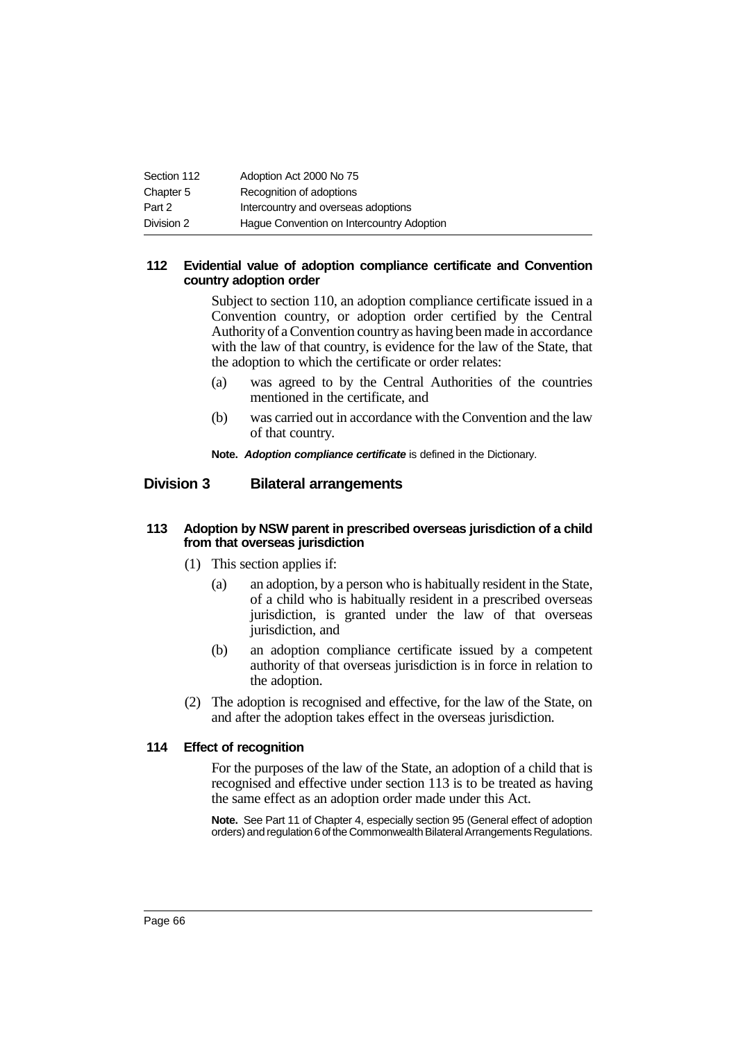### 112 Evidential value of adoption compliance certificate and Convention country adoption order

Subject to section 110, an adoption compliance certificate issued in a Convention country, or adoption order certified by the Central Authority of a Convention country as having been made in accordance with the law of that country, is evidence for the law of the State, that the adoption to which the certificate or order relates:

(a) was agreed to by the Central Authorities of the countries mentioned in the certificate, and

(b) was carried out in accordance with the Convention and the law of that country.

**Note.** ***Adoption compliance certificate*** is defined in the Dictionary.

## Division 3 Bilateral arrangements

### 113 Adoption by NSW parent in prescribed overseas jurisdiction of a child from that overseas jurisdiction

(1) This section applies if:

(a) an adoption, by a person who is habitually resident in the State, of a child who is habitually resident in a prescribed overseas jurisdiction, is granted under the law of that overseas jurisdiction, and

(b) an adoption compliance certificate issued by a competent authority of that overseas jurisdiction is in force in relation to the adoption.

(2) The adoption is recognised and effective, for the law of the State, on and after the adoption takes effect in the overseas jurisdiction.

### 114 Effect of recognition

For the purposes of the law of the State, an adoption of a child that is recognised and effective under section 113 is to be treated as having the same effect as an adoption order made under this Act.

**Note.** See Part 11 of Chapter 4, especially section 95 (General effect of adoption orders) and regulation 6 of the Commonwealth Bilateral Arrangements Regulations.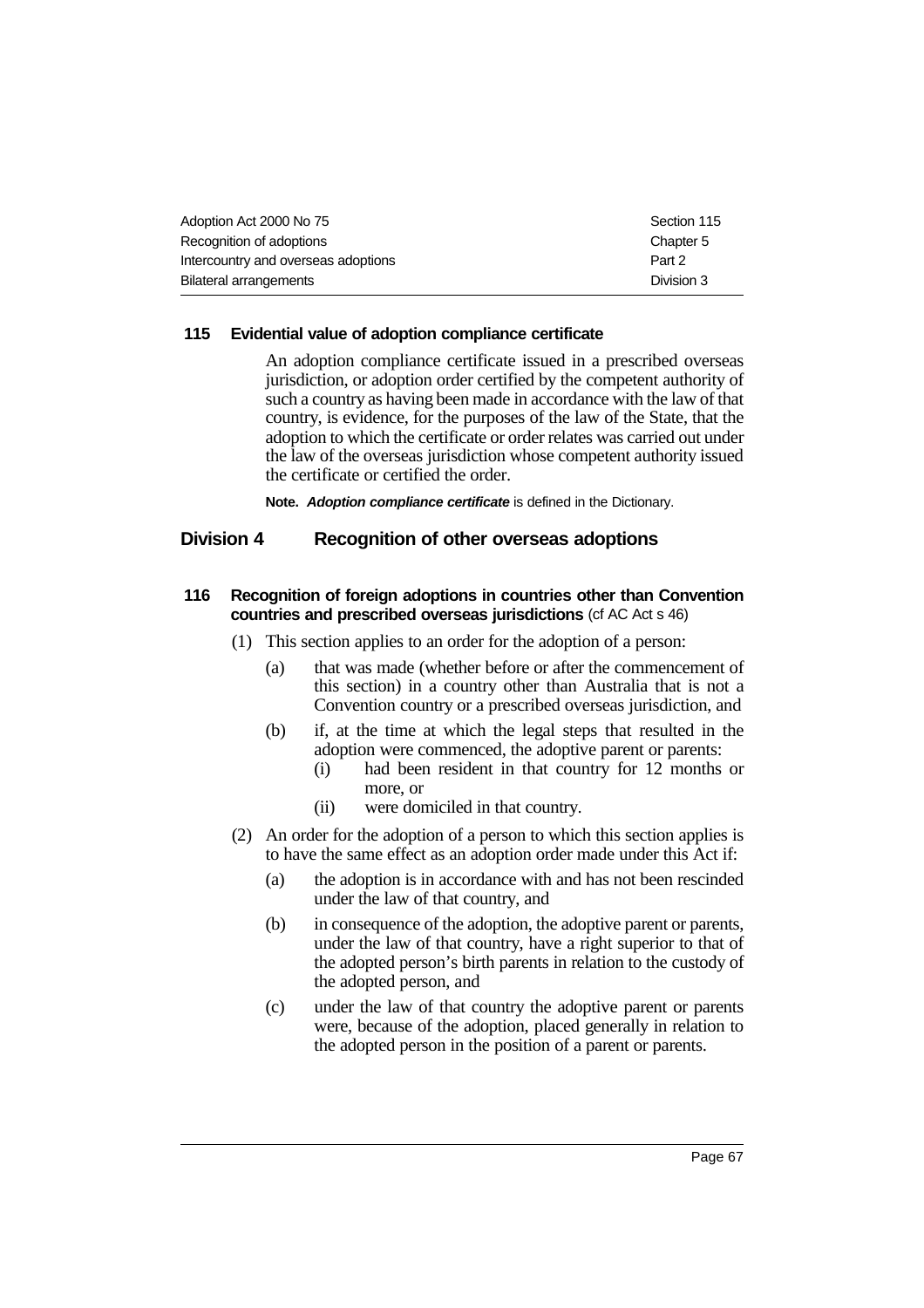#### 115 Evidential value of adoption compliance certificate

An adoption compliance certificate issued in a prescribed overseas jurisdiction, or adoption order certified by the competent authority of such a country as having been made in accordance with the law of that country, is evidence, for the purposes of the law of the State, that the adoption to which the certificate or order relates was carried out under the law of the overseas jurisdiction whose competent authority issued the certificate or certified the order.

**Note.** ***Adoption compliance certificate*** is defined in the Dictionary.

### Division 4 Recognition of other overseas adoptions

#### 116 Recognition of foreign adoptions in countries other than Convention countries and prescribed overseas jurisdictions (cf AC Act s 46)

(1) This section applies to an order for the adoption of a person:

- (a) that was made (whether before or after the commencement of this section) in a country other than Australia that is not a Convention country or a prescribed overseas jurisdiction, and
- (b) if, at the time at which the legal steps that resulted in the adoption were commenced, the adoptive parent or parents:
  - (i) had been resident in that country for 12 months or more, or
  - (ii) were domiciled in that country.

(2) An order for the adoption of a person to which this section applies is to have the same effect as an adoption order made under this Act if:

- (a) the adoption is in accordance with and has not been rescinded under the law of that country, and
- (b) in consequence of the adoption, the adoptive parent or parents, under the law of that country, have a right superior to that of the adopted person's birth parents in relation to the custody of the adopted person, and
- (c) under the law of that country the adoptive parent or parents were, because of the adoption, placed generally in relation to the adopted person in the position of a parent or parents.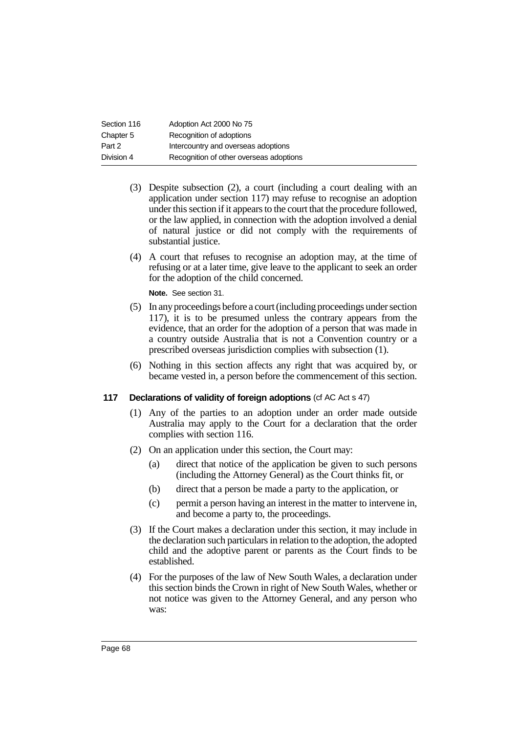(3) Despite subsection (2), a court (including a court dealing with an application under section 117) may refuse to recognise an adoption under this section if it appears to the court that the procedure followed, or the law applied, in connection with the adoption involved a denial of natural justice or did not comply with the requirements of substantial justice.

(4) A court that refuses to recognise an adoption may, at the time of refusing or at a later time, give leave to the applicant to seek an order for the adoption of the child concerned.

**Note.** See section 31.

(5) In any proceedings before a court (including proceedings under section 117), it is to be presumed unless the contrary appears from the evidence, that an order for the adoption of a person that was made in a country outside Australia that is not a Convention country or a prescribed overseas jurisdiction complies with subsection (1).

(6) Nothing in this section affects any right that was acquired by, or became vested in, a person before the commencement of this section.

### 117 Declarations of validity of foreign adoptions (cf AC Act s 47)

(1) Any of the parties to an adoption under an order made outside Australia may apply to the Court for a declaration that the order complies with section 116.

(2) On an application under this section, the Court may:

- (a) direct that notice of the application be given to such persons (including the Attorney General) as the Court thinks fit, or
- (b) direct that a person be made a party to the application, or
- (c) permit a person having an interest in the matter to intervene in, and become a party to, the proceedings.

(3) If the Court makes a declaration under this section, it may include in the declaration such particulars in relation to the adoption, the adopted child and the adoptive parent or parents as the Court finds to be established.

(4) For the purposes of the law of New South Wales, a declaration under this section binds the Crown in right of New South Wales, whether or not notice was given to the Attorney General, and any person who was: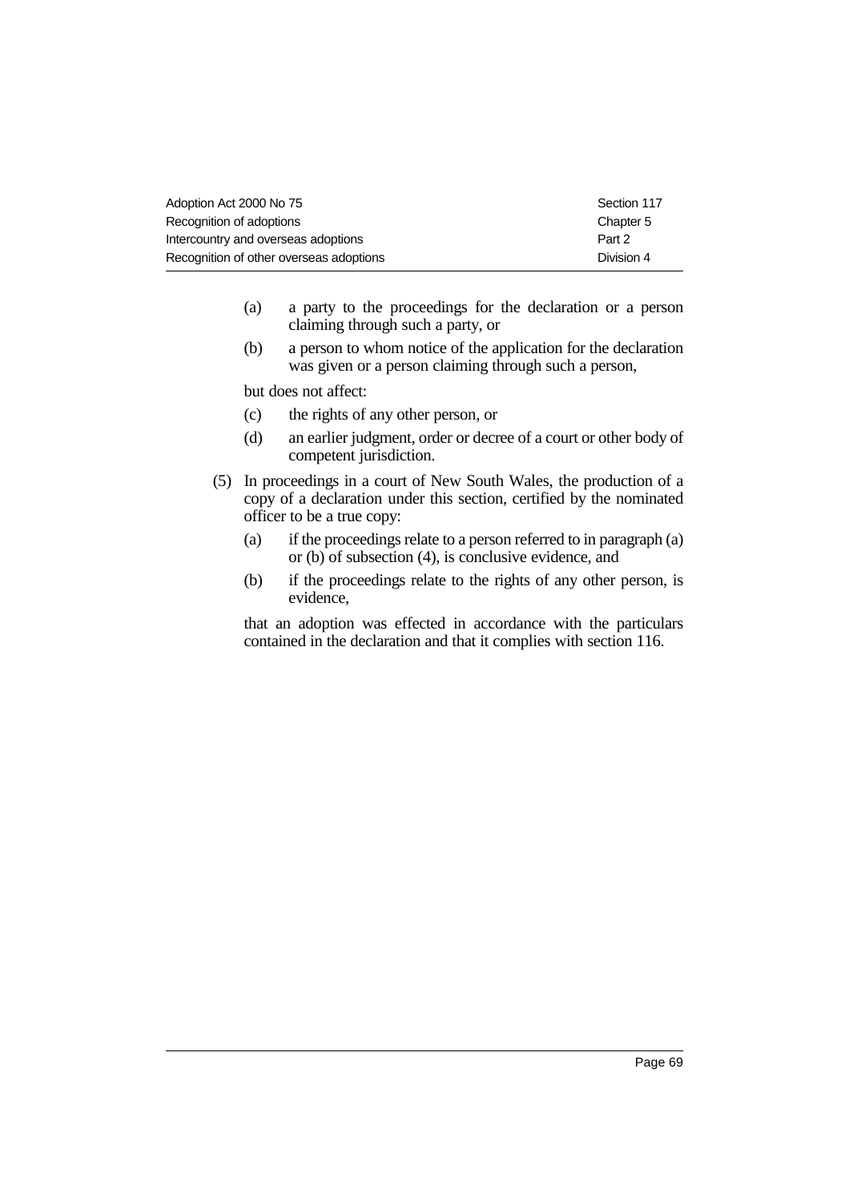(a) a party to the proceedings for the declaration or a person claiming through such a party, or

(b) a person to whom notice of the application for the declaration was given or a person claiming through such a person,

but does not affect:

(c) the rights of any other person, or

(d) an earlier judgment, order or decree of a court or other body of competent jurisdiction.

(5) In proceedings in a court of New South Wales, the production of a copy of a declaration under this section, certified by the nominated officer to be a true copy:

(a) if the proceedings relate to a person referred to in paragraph (a) or (b) of subsection (4), is conclusive evidence, and

(b) if the proceedings relate to the rights of any other person, is evidence,

that an adoption was effected in accordance with the particulars contained in the declaration and that it complies with section 116.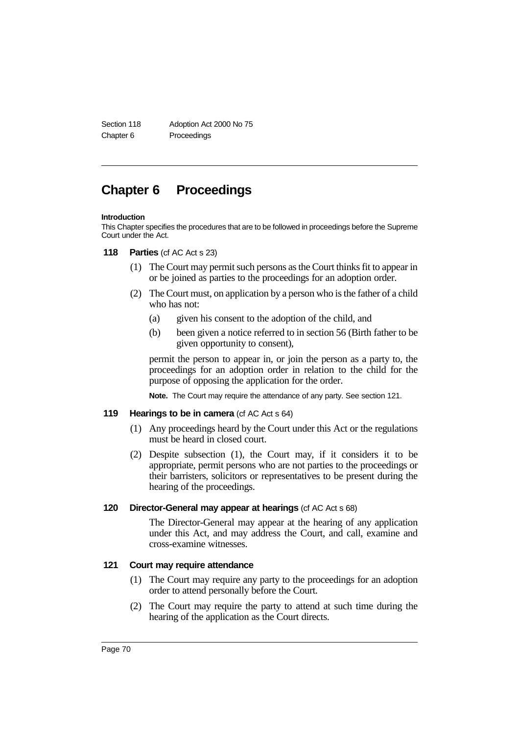# Chapter 6 Proceedings

**Introduction**

This Chapter specifies the procedures that are to be followed in proceedings before the Supreme Court under the Act.

### 118 Parties (cf AC Act s 23)

(1) The Court may permit such persons as the Court thinks fit to appear in or be joined as parties to the proceedings for an adoption order.

(2) The Court must, on application by a person who is the father of a child who has not:

- (a) given his consent to the adoption of the child, and
- (b) been given a notice referred to in section 56 (Birth father to be given opportunity to consent),

permit the person to appear in, or join the person as a party to, the proceedings for an adoption order in relation to the child for the purpose of opposing the application for the order.

**Note.** The Court may require the attendance of any party. See section 121.

### 119 Hearings to be in camera (cf AC Act s 64)

(1) Any proceedings heard by the Court under this Act or the regulations must be heard in closed court.

(2) Despite subsection (1), the Court may, if it considers it to be appropriate, permit persons who are not parties to the proceedings or their barristers, solicitors or representatives to be present during the hearing of the proceedings.

### 120 Director-General may appear at hearings (cf AC Act s 68)

The Director-General may appear at the hearing of any application under this Act, and may address the Court, and call, examine and cross-examine witnesses.

### 121 Court may require attendance

(1) The Court may require any party to the proceedings for an adoption order to attend personally before the Court.

(2) The Court may require the party to attend at such time during the hearing of the application as the Court directs.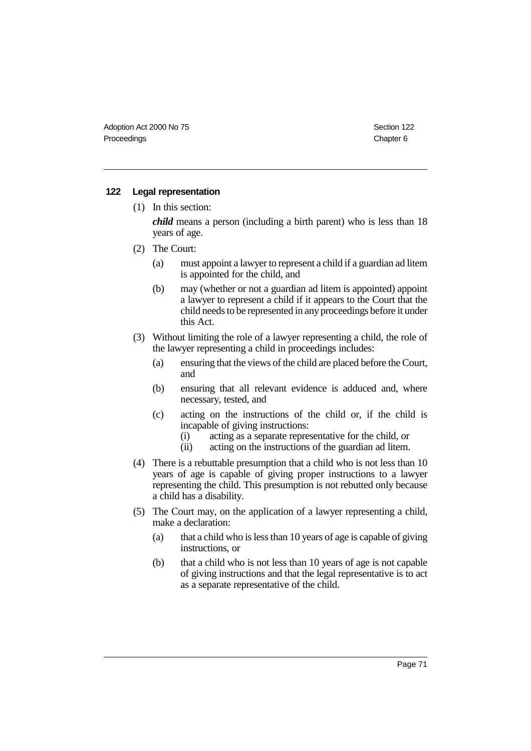## 122 Legal representation

(1) In this section:

*child* means a person (including a birth parent) who is less than 18 years of age.

(2) The Court:

- (a) must appoint a lawyer to represent a child if a guardian ad litem is appointed for the child, and
- (b) may (whether or not a guardian ad litem is appointed) appoint a lawyer to represent a child if it appears to the Court that the child needs to be represented in any proceedings before it under this Act.

(3) Without limiting the role of a lawyer representing a child, the role of the lawyer representing a child in proceedings includes:

- (a) ensuring that the views of the child are placed before the Court, and
- (b) ensuring that all relevant evidence is adduced and, where necessary, tested, and
- (c) acting on the instructions of the child or, if the child is incapable of giving instructions:
  - (i) acting as a separate representative for the child, or
  - (ii) acting on the instructions of the guardian ad litem.

(4) There is a rebuttable presumption that a child who is not less than 10 years of age is capable of giving proper instructions to a lawyer representing the child. This presumption is not rebutted only because a child has a disability.

(5) The Court may, on the application of a lawyer representing a child, make a declaration:

- (a) that a child who is less than 10 years of age is capable of giving instructions, or
- (b) that a child who is not less than 10 years of age is not capable of giving instructions and that the legal representative is to act as a separate representative of the child.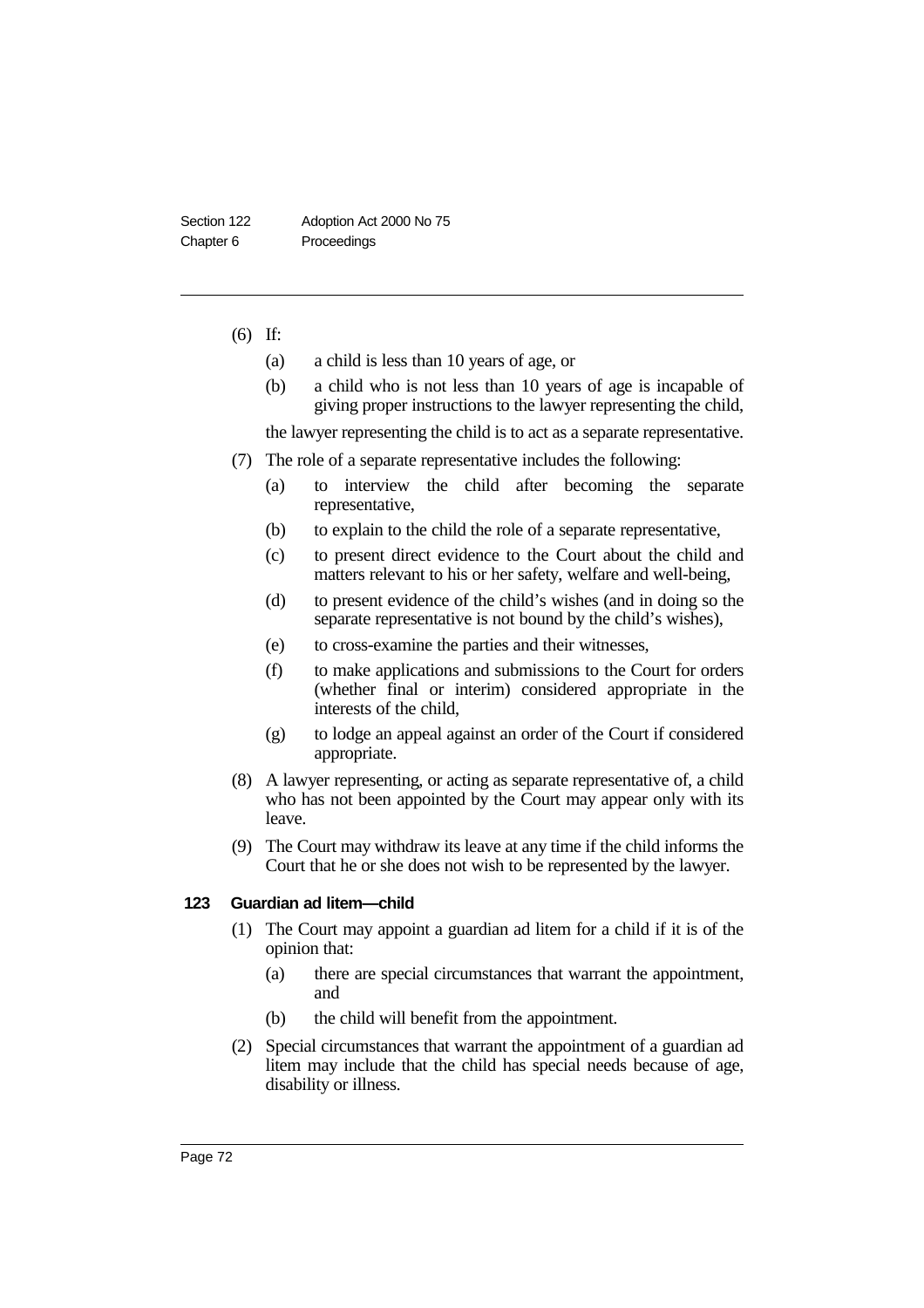(6) If:

(a) a child is less than 10 years of age, or

(b) a child who is not less than 10 years of age is incapable of giving proper instructions to the lawyer representing the child,

the lawyer representing the child is to act as a separate representative.

(7) The role of a separate representative includes the following:

(a) to interview the child after becoming the separate representative,

(b) to explain to the child the role of a separate representative,

(c) to present direct evidence to the Court about the child and matters relevant to his or her safety, welfare and well-being,

(d) to present evidence of the child's wishes (and in doing so the separate representative is not bound by the child's wishes),

(e) to cross-examine the parties and their witnesses,

(f) to make applications and submissions to the Court for orders (whether final or interim) considered appropriate in the interests of the child,

(g) to lodge an appeal against an order of the Court if considered appropriate.

(8) A lawyer representing, or acting as separate representative of, a child who has not been appointed by the Court may appear only with its leave.

(9) The Court may withdraw its leave at any time if the child informs the Court that he or she does not wish to be represented by the lawyer.

### 123 Guardian ad litem—child

(1) The Court may appoint a guardian ad litem for a child if it is of the opinion that:

(a) there are special circumstances that warrant the appointment, and

(b) the child will benefit from the appointment.

(2) Special circumstances that warrant the appointment of a guardian ad litem may include that the child has special needs because of age, disability or illness.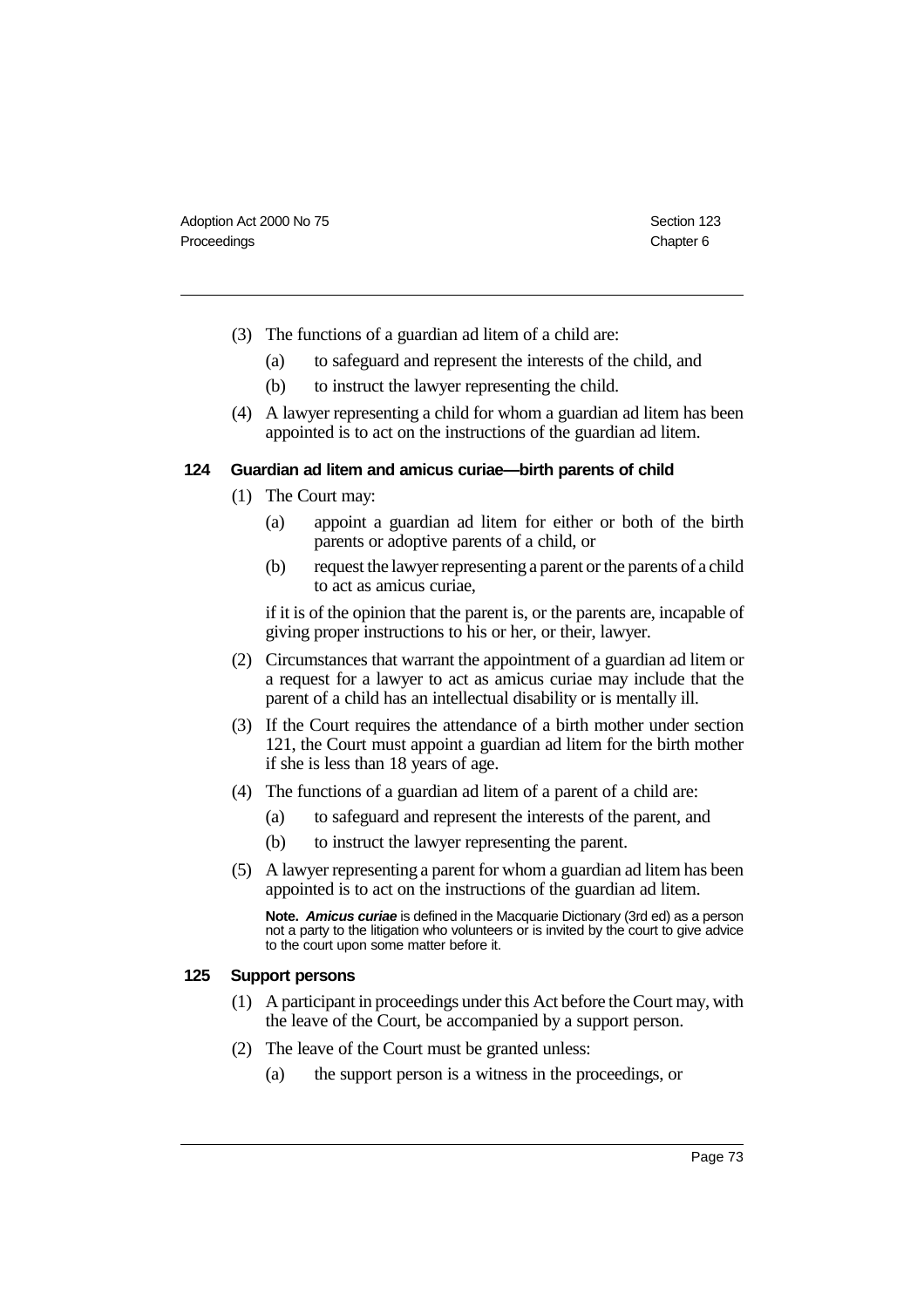(3) The functions of a guardian ad litem of a child are:

   (a) to safeguard and represent the interests of the child, and

   (b) to instruct the lawyer representing the child.

(4) A lawyer representing a child for whom a guardian ad litem has been appointed is to act on the instructions of the guardian ad litem.

### 124 Guardian ad litem and amicus curiae—birth parents of child

(1) The Court may:

   (a) appoint a guardian ad litem for either or both of the birth parents or adoptive parents of a child, or

   (b) request the lawyer representing a parent or the parents of a child to act as amicus curiae,

   if it is of the opinion that the parent is, or the parents are, incapable of giving proper instructions to his or her, or their, lawyer.

(2) Circumstances that warrant the appointment of a guardian ad litem or a request for a lawyer to act as amicus curiae may include that the parent of a child has an intellectual disability or is mentally ill.

(3) If the Court requires the attendance of a birth mother under section 121, the Court must appoint a guardian ad litem for the birth mother if she is less than 18 years of age.

(4) The functions of a guardian ad litem of a parent of a child are:

   (a) to safeguard and represent the interests of the parent, and

   (b) to instruct the lawyer representing the parent.

(5) A lawyer representing a parent for whom a guardian ad litem has been appointed is to act on the instructions of the guardian ad litem.

   **Note.** ***Amicus curiae*** is defined in the Macquarie Dictionary (3rd ed) as a person not a party to the litigation who volunteers or is invited by the court to give advice to the court upon some matter before it.

### 125 Support persons

(1) A participant in proceedings under this Act before the Court may, with the leave of the Court, be accompanied by a support person.

(2) The leave of the Court must be granted unless:

   (a) the support person is a witness in the proceedings, or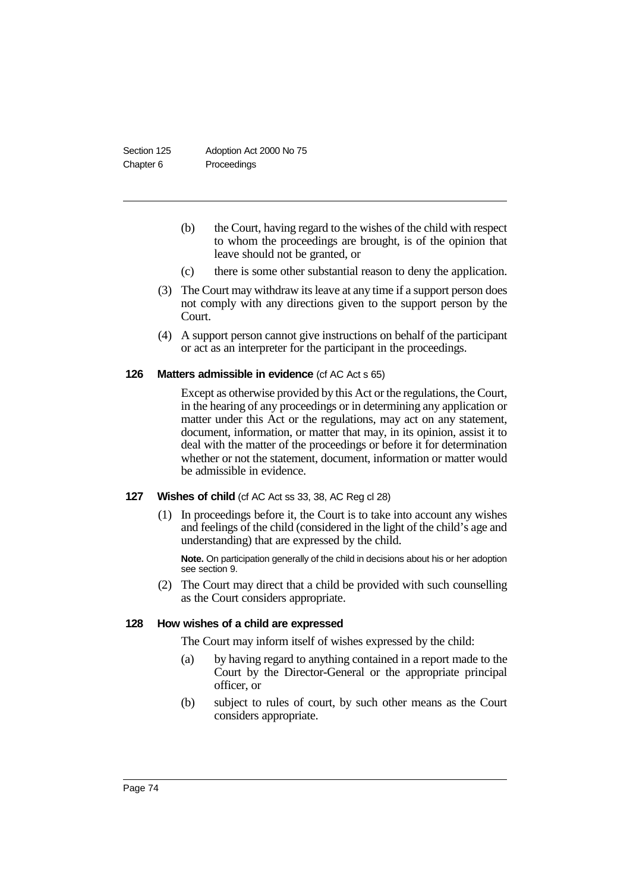(b) the Court, having regard to the wishes of the child with respect to whom the proceedings are brought, is of the opinion that leave should not be granted, or

(c) there is some other substantial reason to deny the application.

(3) The Court may withdraw its leave at any time if a support person does not comply with any directions given to the support person by the Court.

(4) A support person cannot give instructions on behalf of the participant or act as an interpreter for the participant in the proceedings.

### 126 Matters admissible in evidence (cf AC Act s 65)

Except as otherwise provided by this Act or the regulations, the Court, in the hearing of any proceedings or in determining any application or matter under this Act or the regulations, may act on any statement, document, information, or matter that may, in its opinion, assist it to deal with the matter of the proceedings or before it for determination whether or not the statement, document, information or matter would be admissible in evidence.

### 127 Wishes of child (cf AC Act ss 33, 38, AC Reg cl 28)

(1) In proceedings before it, the Court is to take into account any wishes and feelings of the child (considered in the light of the child's age and understanding) that are expressed by the child.

**Note.** On participation generally of the child in decisions about his or her adoption see section 9.

(2) The Court may direct that a child be provided with such counselling as the Court considers appropriate.

### 128 How wishes of a child are expressed

The Court may inform itself of wishes expressed by the child:

(a) by having regard to anything contained in a report made to the Court by the Director-General or the appropriate principal officer, or

(b) subject to rules of court, by such other means as the Court considers appropriate.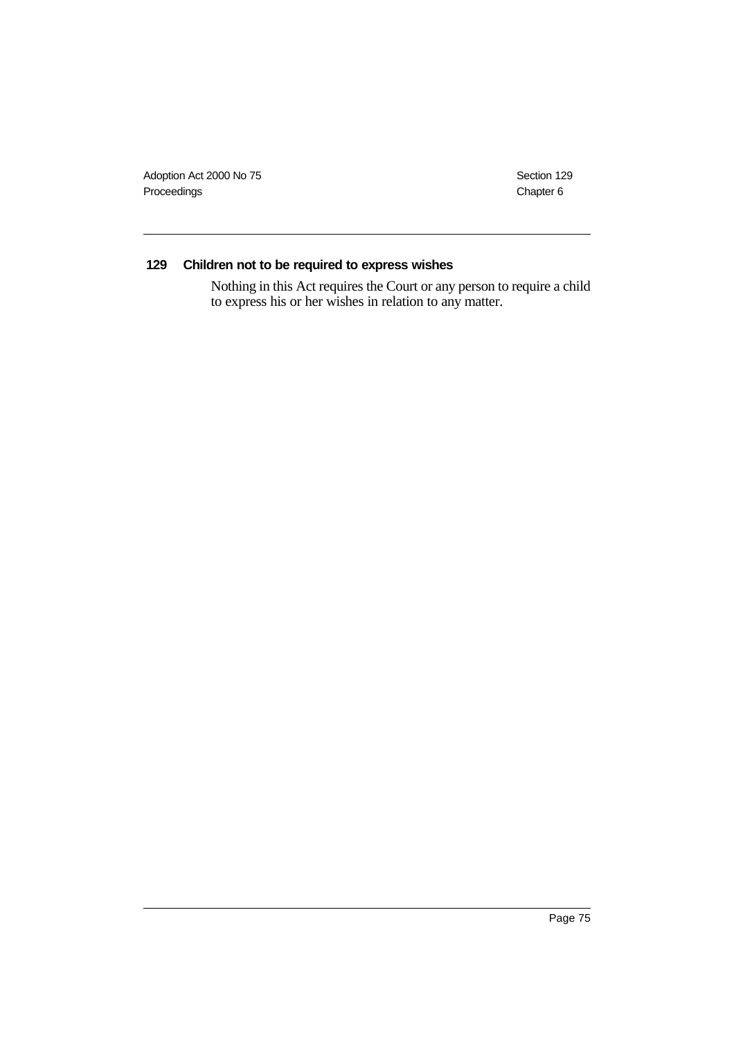### 129 Children not to be required to express wishes

Nothing in this Act requires the Court or any person to require a child to express his or her wishes in relation to any matter.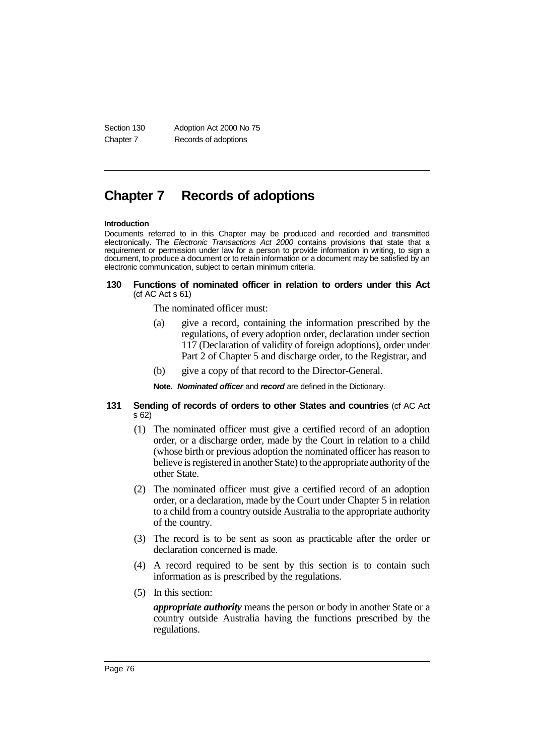# Chapter 7 Records of adoptions

**Introduction**

Documents referred to in this Chapter may be produced and recorded and transmitted electronically. The *Electronic Transactions Act 2000* contains provisions that state that a requirement or permission under law for a person to provide information in writing, to sign a document, to produce a document or to retain information or a document may be satisfied by an electronic communication, subject to certain minimum criteria.

### 130 Functions of nominated officer in relation to orders under this Act (cf AC Act s 61)

The nominated officer must:

(a) give a record, containing the information prescribed by the regulations, of every adoption order, declaration under section 117 (Declaration of validity of foreign adoptions), order under Part 2 of Chapter 5 and discharge order, to the Registrar, and

(b) give a copy of that record to the Director-General.

**Note.** ***Nominated officer*** and ***record*** are defined in the Dictionary.

### 131 Sending of records of orders to other States and countries (cf AC Act s 62)

(1) The nominated officer must give a certified record of an adoption order, or a discharge order, made by the Court in relation to a child (whose birth or previous adoption the nominated officer has reason to believe is registered in another State) to the appropriate authority of the other State.

(2) The nominated officer must give a certified record of an adoption order, or a declaration, made by the Court under Chapter 5 in relation to a child from a country outside Australia to the appropriate authority of the country.

(3) The record is to be sent as soon as practicable after the order or declaration concerned is made.

(4) A record required to be sent by this section is to contain such information as is prescribed by the regulations.

(5) In this section:

***appropriate authority*** means the person or body in another State or a country outside Australia having the functions prescribed by the regulations.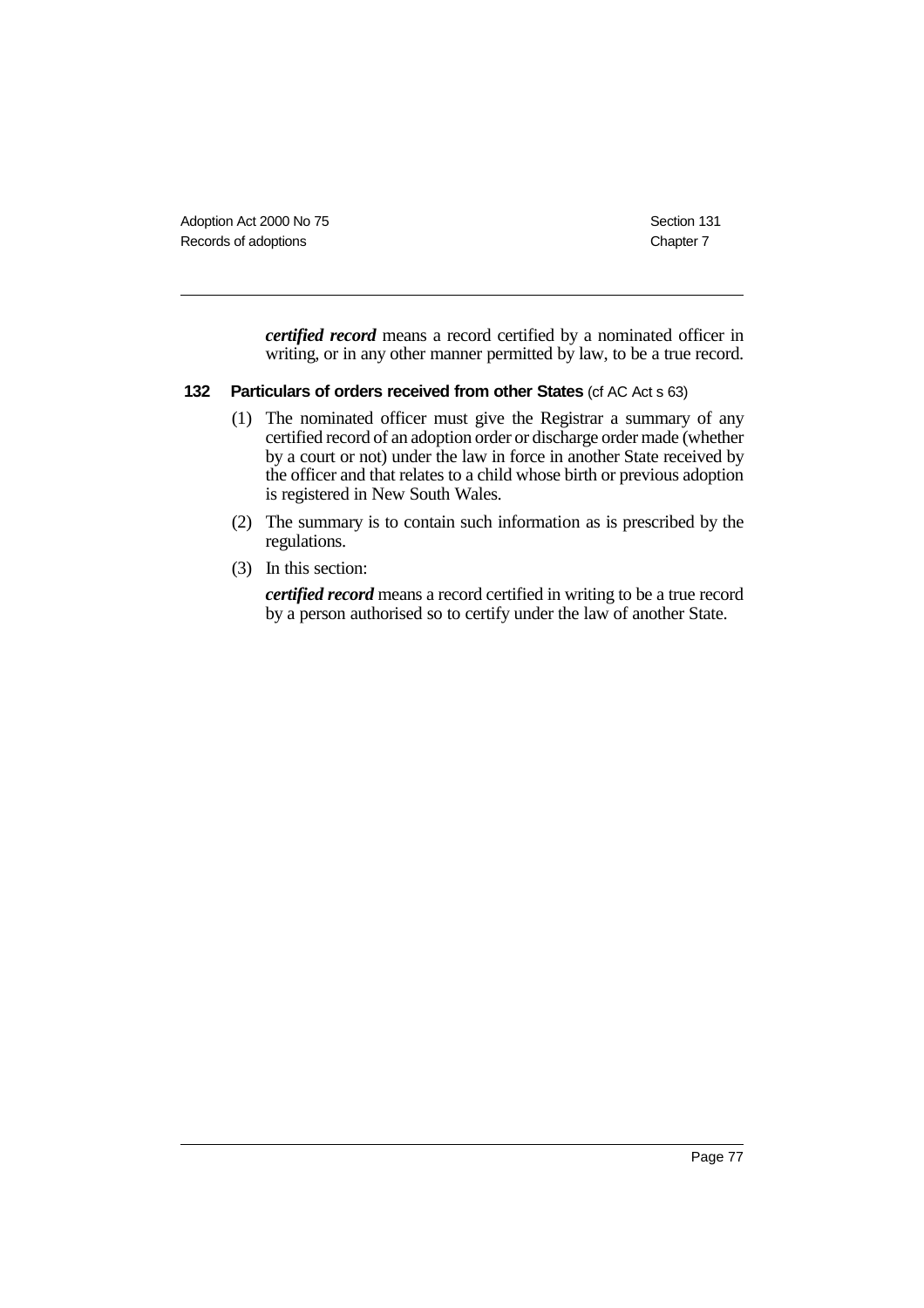***certified record*** means a record certified by a nominated officer in writing, or in any other manner permitted by law, to be a true record.

### 132 Particulars of orders received from other States (cf AC Act s 63)

(1) The nominated officer must give the Registrar a summary of any certified record of an adoption order or discharge order made (whether by a court or not) under the law in force in another State received by the officer and that relates to a child whose birth or previous adoption is registered in New South Wales.

(2) The summary is to contain such information as is prescribed by the regulations.

(3) In this section:

***certified record*** means a record certified in writing to be a true record by a person authorised so to certify under the law of another State.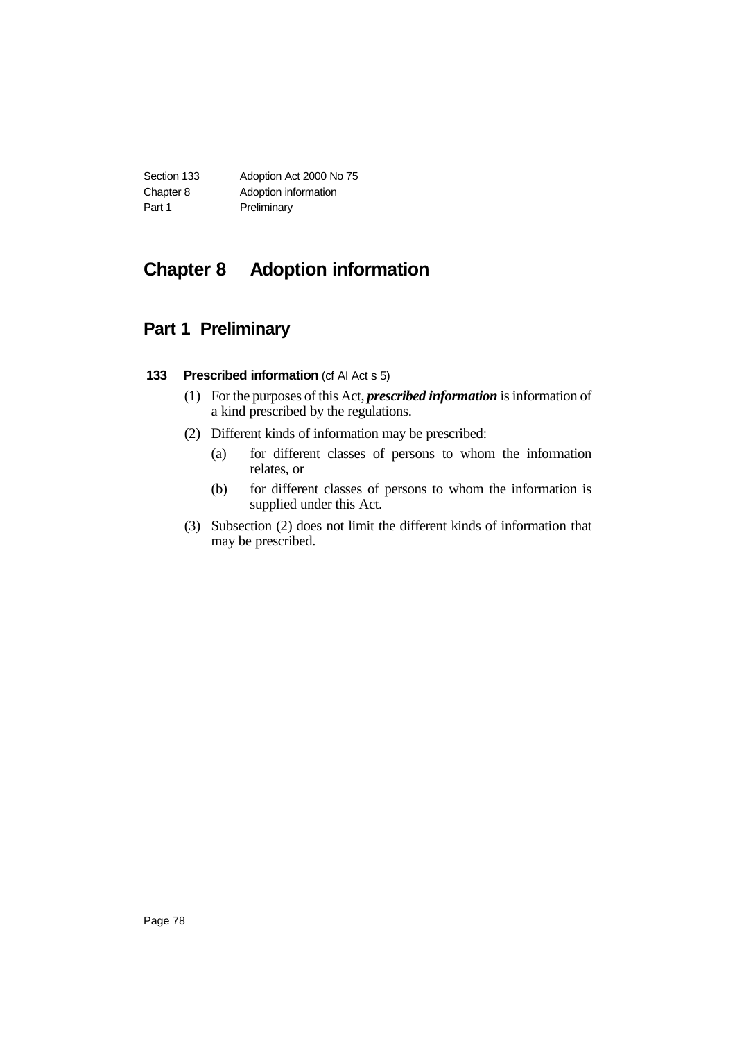# Chapter 8 Adoption information

## Part 1 Preliminary

### 133 Prescribed information (cf AI Act s 5)

(1) For the purposes of this Act, ***prescribed information*** is information of a kind prescribed by the regulations.

(2) Different kinds of information may be prescribed:

- (a) for different classes of persons to whom the information relates, or
- (b) for different classes of persons to whom the information is supplied under this Act.

(3) Subsection (2) does not limit the different kinds of information that may be prescribed.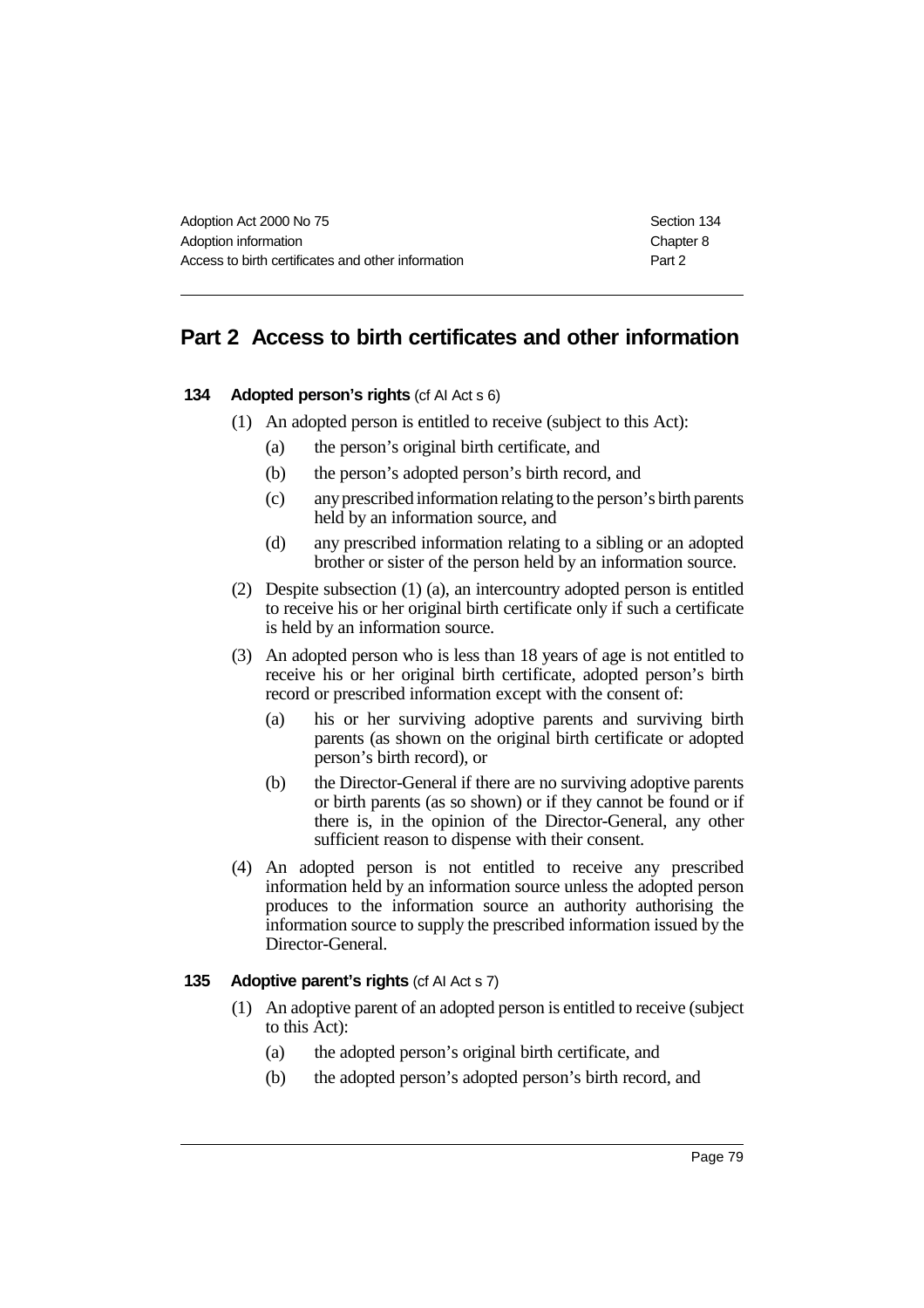## Part 2 Access to birth certificates and other information

### 134 Adopted person's rights (cf AI Act s 6)

(1) An adopted person is entitled to receive (subject to this Act):

- (a) the person's original birth certificate, and
- (b) the person's adopted person's birth record, and
- (c) any prescribed information relating to the person's birth parents held by an information source, and
- (d) any prescribed information relating to a sibling or an adopted brother or sister of the person held by an information source.

(2) Despite subsection (1) (a), an intercountry adopted person is entitled to receive his or her original birth certificate only if such a certificate is held by an information source.

(3) An adopted person who is less than 18 years of age is not entitled to receive his or her original birth certificate, adopted person's birth record or prescribed information except with the consent of:

- (a) his or her surviving adoptive parents and surviving birth parents (as shown on the original birth certificate or adopted person's birth record), or
- (b) the Director-General if there are no surviving adoptive parents or birth parents (as so shown) or if they cannot be found or if there is, in the opinion of the Director-General, any other sufficient reason to dispense with their consent.

(4) An adopted person is not entitled to receive any prescribed information held by an information source unless the adopted person produces to the information source an authority authorising the information source to supply the prescribed information issued by the Director-General.

### 135 Adoptive parent's rights (cf AI Act s 7)

(1) An adoptive parent of an adopted person is entitled to receive (subject to this Act):

- (a) the adopted person's original birth certificate, and
- (b) the adopted person's adopted person's birth record, and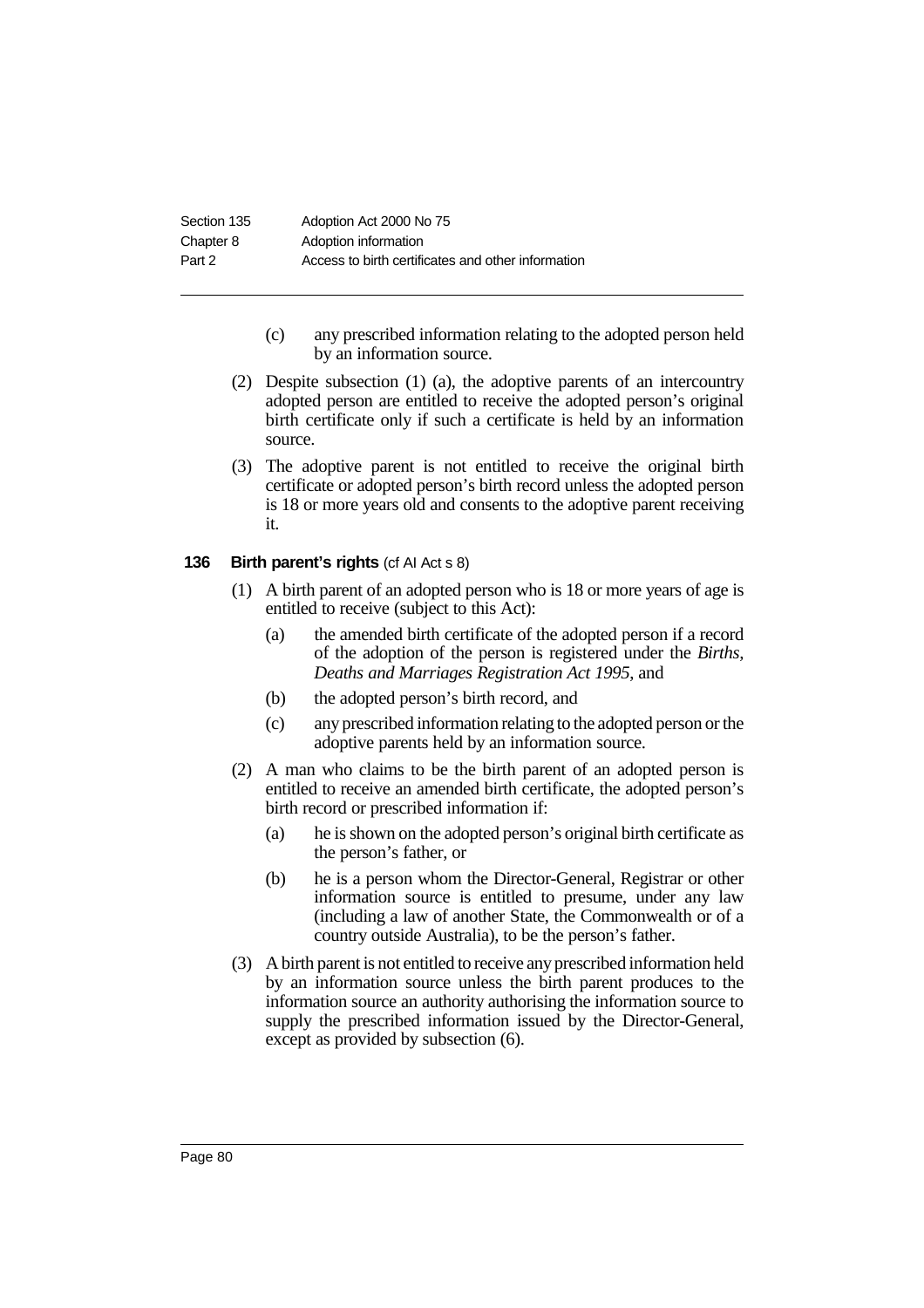(c) any prescribed information relating to the adopted person held by an information source.

(2) Despite subsection (1) (a), the adoptive parents of an intercountry adopted person are entitled to receive the adopted person's original birth certificate only if such a certificate is held by an information source.

(3) The adoptive parent is not entitled to receive the original birth certificate or adopted person's birth record unless the adopted person is 18 or more years old and consents to the adoptive parent receiving it.

### 136 Birth parent's rights (cf AI Act s 8)

(1) A birth parent of an adopted person who is 18 or more years of age is entitled to receive (subject to this Act):

- (a) the amended birth certificate of the adopted person if a record of the adoption of the person is registered under the *Births, Deaths and Marriages Registration Act 1995*, and
- (b) the adopted person's birth record, and
- (c) any prescribed information relating to the adopted person or the adoptive parents held by an information source.

(2) A man who claims to be the birth parent of an adopted person is entitled to receive an amended birth certificate, the adopted person's birth record or prescribed information if:

- (a) he is shown on the adopted person's original birth certificate as the person's father, or
- (b) he is a person whom the Director-General, Registrar or other information source is entitled to presume, under any law (including a law of another State, the Commonwealth or of a country outside Australia), to be the person's father.

(3) A birth parent is not entitled to receive any prescribed information held by an information source unless the birth parent produces to the information source an authority authorising the information source to supply the prescribed information issued by the Director-General, except as provided by subsection (6).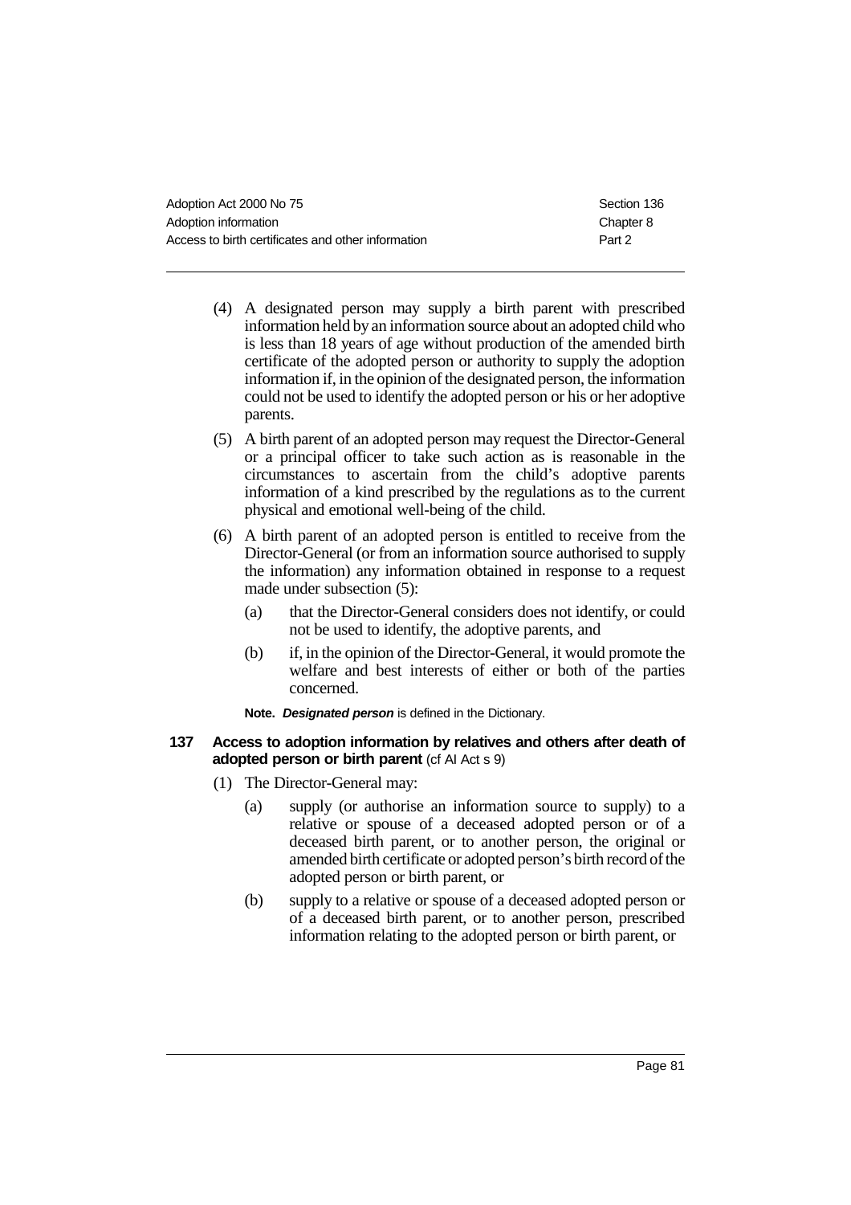(4) A designated person may supply a birth parent with prescribed information held by an information source about an adopted child who is less than 18 years of age without production of the amended birth certificate of the adopted person or authority to supply the adoption information if, in the opinion of the designated person, the information could not be used to identify the adopted person or his or her adoptive parents.

(5) A birth parent of an adopted person may request the Director-General or a principal officer to take such action as is reasonable in the circumstances to ascertain from the child's adoptive parents information of a kind prescribed by the regulations as to the current physical and emotional well-being of the child.

(6) A birth parent of an adopted person is entitled to receive from the Director-General (or from an information source authorised to supply the information) any information obtained in response to a request made under subsection (5):

- (a) that the Director-General considers does not identify, or could not be used to identify, the adoptive parents, and
- (b) if, in the opinion of the Director-General, it would promote the welfare and best interests of either or both of the parties concerned.

**Note.** ***Designated person*** is defined in the Dictionary.

### 137 Access to adoption information by relatives and others after death of adopted person or birth parent (cf AI Act s 9)

(1) The Director-General may:

- (a) supply (or authorise an information source to supply) to a relative or spouse of a deceased adopted person or of a deceased birth parent, or to another person, the original or amended birth certificate or adopted person's birth record of the adopted person or birth parent, or
- (b) supply to a relative or spouse of a deceased adopted person or of a deceased birth parent, or to another person, prescribed information relating to the adopted person or birth parent, or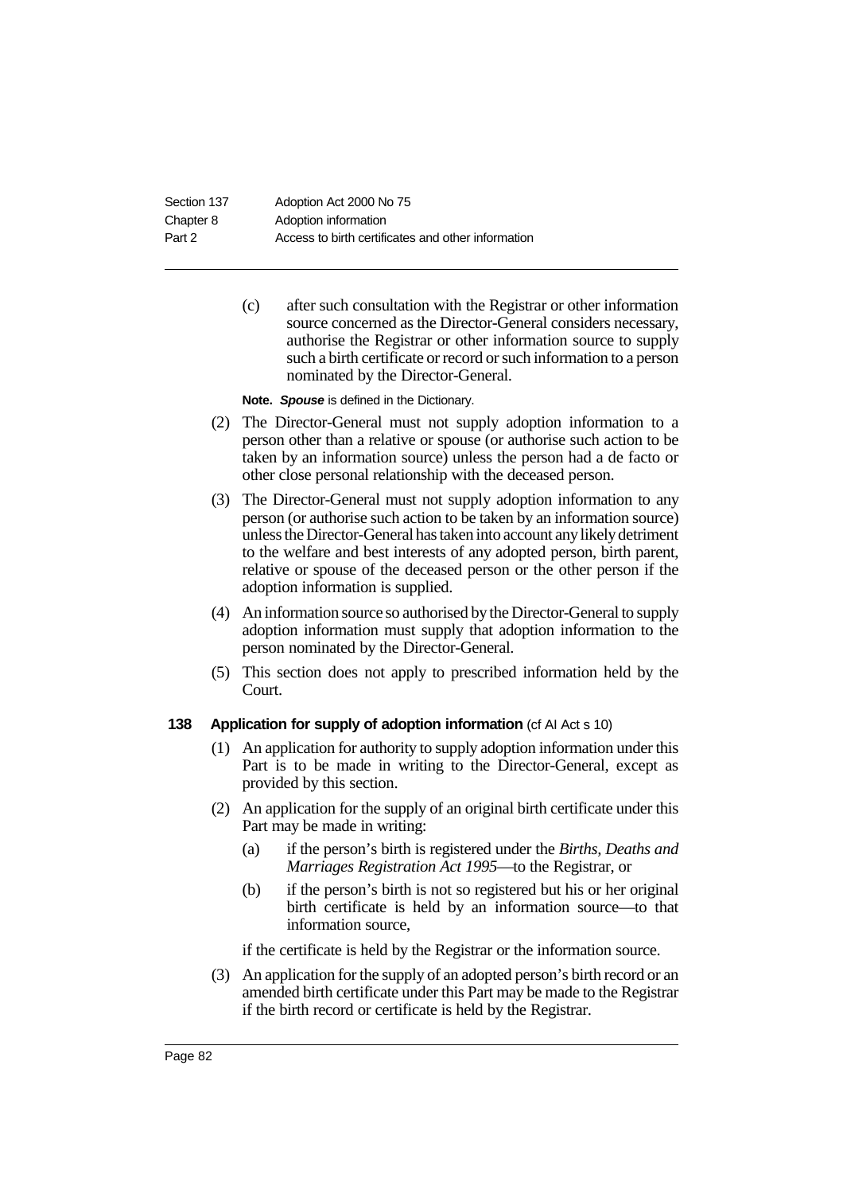(c) after such consultation with the Registrar or other information source concerned as the Director-General considers necessary, authorise the Registrar or other information source to supply such a birth certificate or record or such information to a person nominated by the Director-General.

**Note.** ***Spouse*** is defined in the Dictionary.

(2) The Director-General must not supply adoption information to a person other than a relative or spouse (or authorise such action to be taken by an information source) unless the person had a de facto or other close personal relationship with the deceased person.

(3) The Director-General must not supply adoption information to any person (or authorise such action to be taken by an information source) unless the Director-General has taken into account any likely detriment to the welfare and best interests of any adopted person, birth parent, relative or spouse of the deceased person or the other person if the adoption information is supplied.

(4) An information source so authorised by the Director-General to supply adoption information must supply that adoption information to the person nominated by the Director-General.

(5) This section does not apply to prescribed information held by the Court.

### 138 Application for supply of adoption information (cf AI Act s 10)

(1) An application for authority to supply adoption information under this Part is to be made in writing to the Director-General, except as provided by this section.

(2) An application for the supply of an original birth certificate under this Part may be made in writing:

(a) if the person's birth is registered under the *Births, Deaths and Marriages Registration Act 1995*—to the Registrar, or

(b) if the person's birth is not so registered but his or her original birth certificate is held by an information source—to that information source,

if the certificate is held by the Registrar or the information source.

(3) An application for the supply of an adopted person's birth record or an amended birth certificate under this Part may be made to the Registrar if the birth record or certificate is held by the Registrar.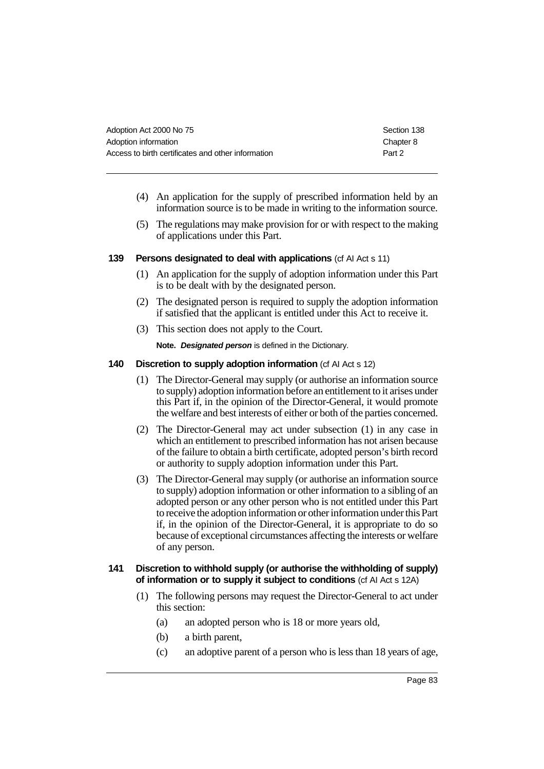(4) An application for the supply of prescribed information held by an information source is to be made in writing to the information source.

(5) The regulations may make provision for or with respect to the making of applications under this Part.

### 139 Persons designated to deal with applications (cf AI Act s 11)

(1) An application for the supply of adoption information under this Part is to be dealt with by the designated person.

(2) The designated person is required to supply the adoption information if satisfied that the applicant is entitled under this Act to receive it.

(3) This section does not apply to the Court.

**Note.** ***Designated person*** is defined in the Dictionary.

### 140 Discretion to supply adoption information (cf AI Act s 12)

(1) The Director-General may supply (or authorise an information source to supply) adoption information before an entitlement to it arises under this Part if, in the opinion of the Director-General, it would promote the welfare and best interests of either or both of the parties concerned.

(2) The Director-General may act under subsection (1) in any case in which an entitlement to prescribed information has not arisen because of the failure to obtain a birth certificate, adopted person's birth record or authority to supply adoption information under this Part.

(3) The Director-General may supply (or authorise an information source to supply) adoption information or other information to a sibling of an adopted person or any other person who is not entitled under this Part to receive the adoption information or other information under this Part if, in the opinion of the Director-General, it is appropriate to do so because of exceptional circumstances affecting the interests or welfare of any person.

### 141 Discretion to withhold supply (or authorise the withholding of supply) of information or to supply it subject to conditions (cf AI Act s 12A)

(1) The following persons may request the Director-General to act under this section:

- (a) an adopted person who is 18 or more years old,
- (b) a birth parent,
- (c) an adoptive parent of a person who is less than 18 years of age,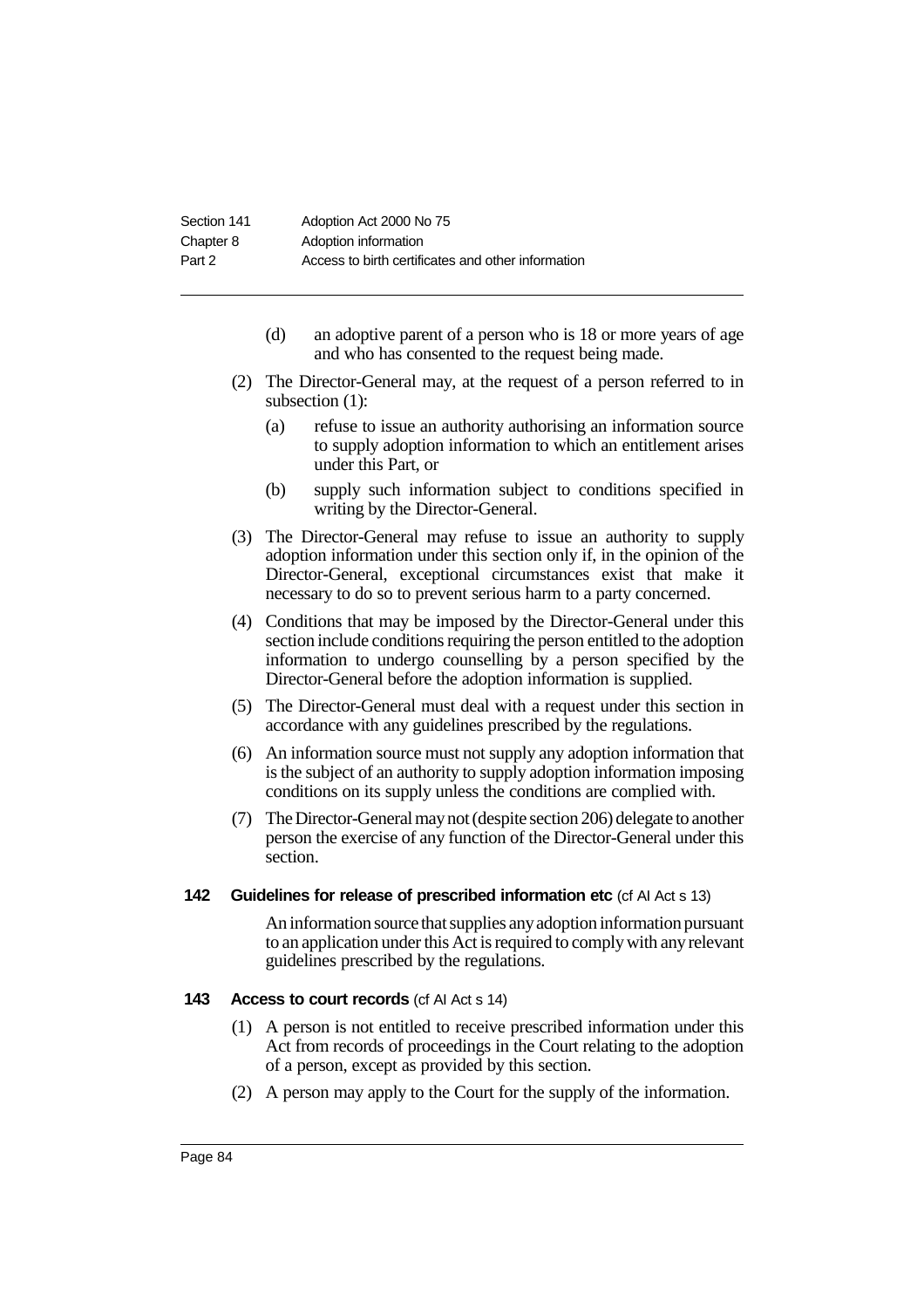(d) an adoptive parent of a person who is 18 or more years of age and who has consented to the request being made.

(2) The Director-General may, at the request of a person referred to in subsection (1):

(a) refuse to issue an authority authorising an information source to supply adoption information to which an entitlement arises under this Part, or

(b) supply such information subject to conditions specified in writing by the Director-General.

(3) The Director-General may refuse to issue an authority to supply adoption information under this section only if, in the opinion of the Director-General, exceptional circumstances exist that make it necessary to do so to prevent serious harm to a party concerned.

(4) Conditions that may be imposed by the Director-General under this section include conditions requiring the person entitled to the adoption information to undergo counselling by a person specified by the Director-General before the adoption information is supplied.

(5) The Director-General must deal with a request under this section in accordance with any guidelines prescribed by the regulations.

(6) An information source must not supply any adoption information that is the subject of an authority to supply adoption information imposing conditions on its supply unless the conditions are complied with.

(7) The Director-General may not (despite section 206) delegate to another person the exercise of any function of the Director-General under this section.

### 142 Guidelines for release of prescribed information etc (cf AI Act s 13)

An information source that supplies any adoption information pursuant to an application under this Act is required to comply with any relevant guidelines prescribed by the regulations.

### 143 Access to court records (cf AI Act s 14)

(1) A person is not entitled to receive prescribed information under this Act from records of proceedings in the Court relating to the adoption of a person, except as provided by this section.

(2) A person may apply to the Court for the supply of the information.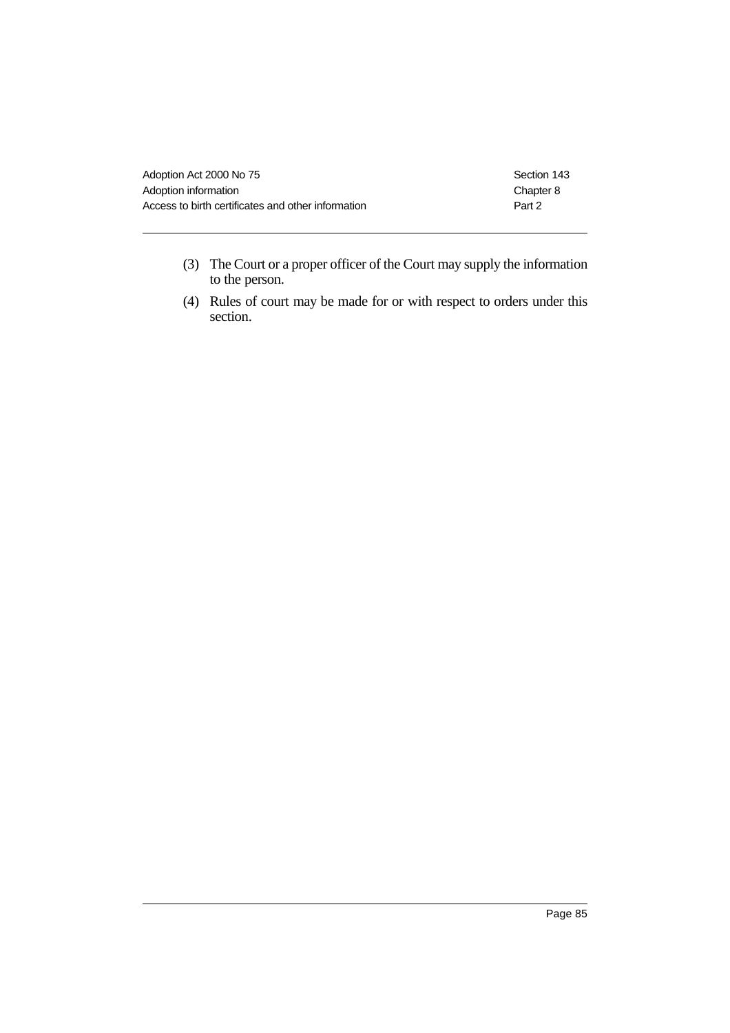(3) The Court or a proper officer of the Court may supply the information to the person.

(4) Rules of court may be made for or with respect to orders under this section.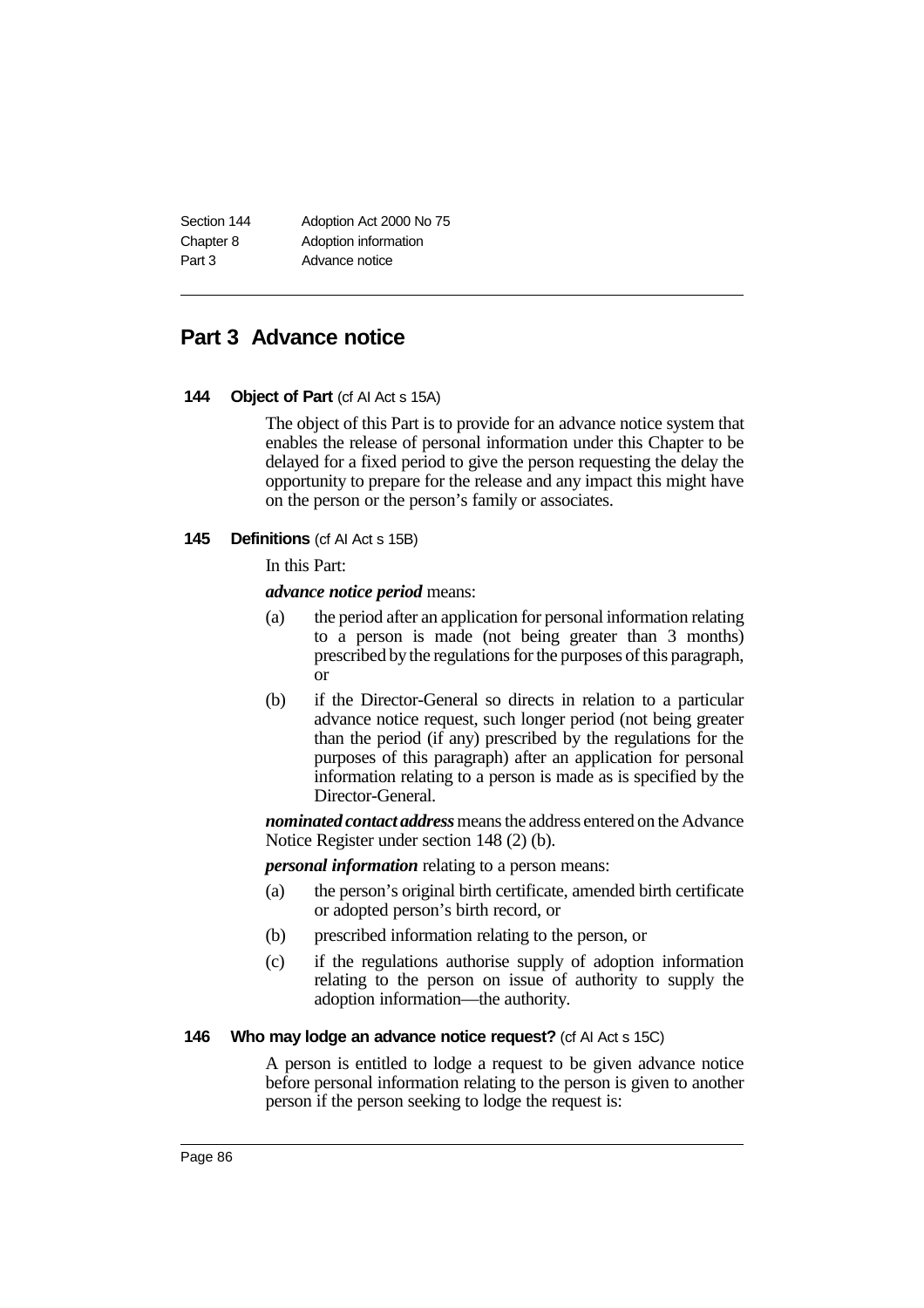## Part 3 Advance notice

**144 Object of Part** (cf AI Act s 15A)

The object of this Part is to provide for an advance notice system that enables the release of personal information under this Chapter to be delayed for a fixed period to give the person requesting the delay the opportunity to prepare for the release and any impact this might have on the person or the person's family or associates.

**145 Definitions** (cf AI Act s 15B)

In this Part:

***advance notice period*** means:

(a) the period after an application for personal information relating to a person is made (not being greater than 3 months) prescribed by the regulations for the purposes of this paragraph, or

(b) if the Director-General so directs in relation to a particular advance notice request, such longer period (not being greater than the period (if any) prescribed by the regulations for the purposes of this paragraph) after an application for personal information relating to a person is made as is specified by the Director-General.

***nominated contact address*** means the address entered on the Advance Notice Register under section 148 (2) (b).

***personal information*** relating to a person means:

(a) the person's original birth certificate, amended birth certificate or adopted person's birth record, or

(b) prescribed information relating to the person, or

(c) if the regulations authorise supply of adoption information relating to the person on issue of authority to supply the adoption information—the authority.

**146 Who may lodge an advance notice request?** (cf AI Act s 15C)

A person is entitled to lodge a request to be given advance notice before personal information relating to the person is given to another person if the person seeking to lodge the request is: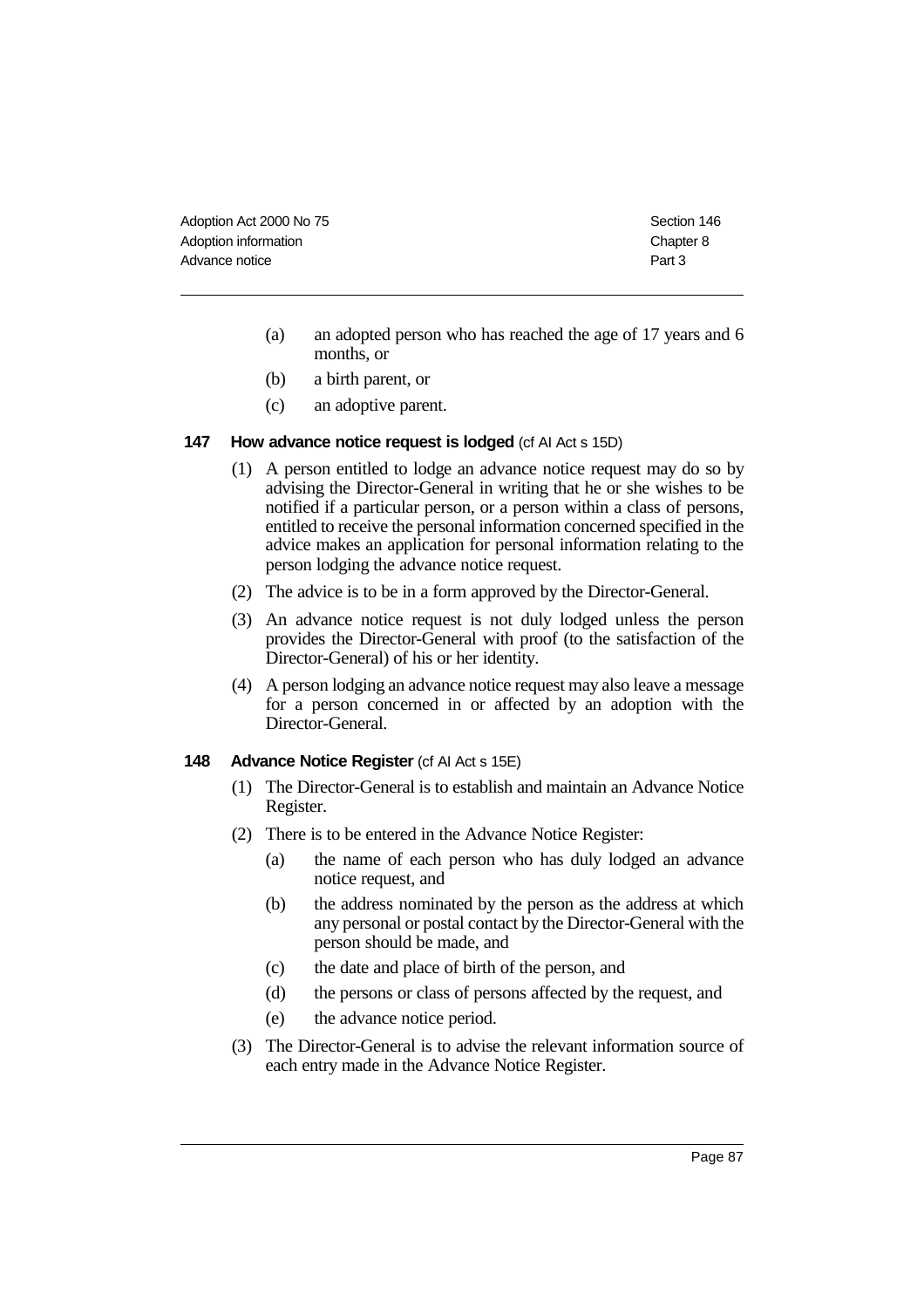(a) an adopted person who has reached the age of 17 years and 6 months, or

(b) a birth parent, or

(c) an adoptive parent.

### 147 How advance notice request is lodged (cf AI Act s 15D)

(1) A person entitled to lodge an advance notice request may do so by advising the Director-General in writing that he or she wishes to be notified if a particular person, or a person within a class of persons, entitled to receive the personal information concerned specified in the advice makes an application for personal information relating to the person lodging the advance notice request.

(2) The advice is to be in a form approved by the Director-General.

(3) An advance notice request is not duly lodged unless the person provides the Director-General with proof (to the satisfaction of the Director-General) of his or her identity.

(4) A person lodging an advance notice request may also leave a message for a person concerned in or affected by an adoption with the Director-General.

### 148 Advance Notice Register (cf AI Act s 15E)

(1) The Director-General is to establish and maintain an Advance Notice Register.

(2) There is to be entered in the Advance Notice Register:

(a) the name of each person who has duly lodged an advance notice request, and

(b) the address nominated by the person as the address at which any personal or postal contact by the Director-General with the person should be made, and

(c) the date and place of birth of the person, and

(d) the persons or class of persons affected by the request, and

(e) the advance notice period.

(3) The Director-General is to advise the relevant information source of each entry made in the Advance Notice Register.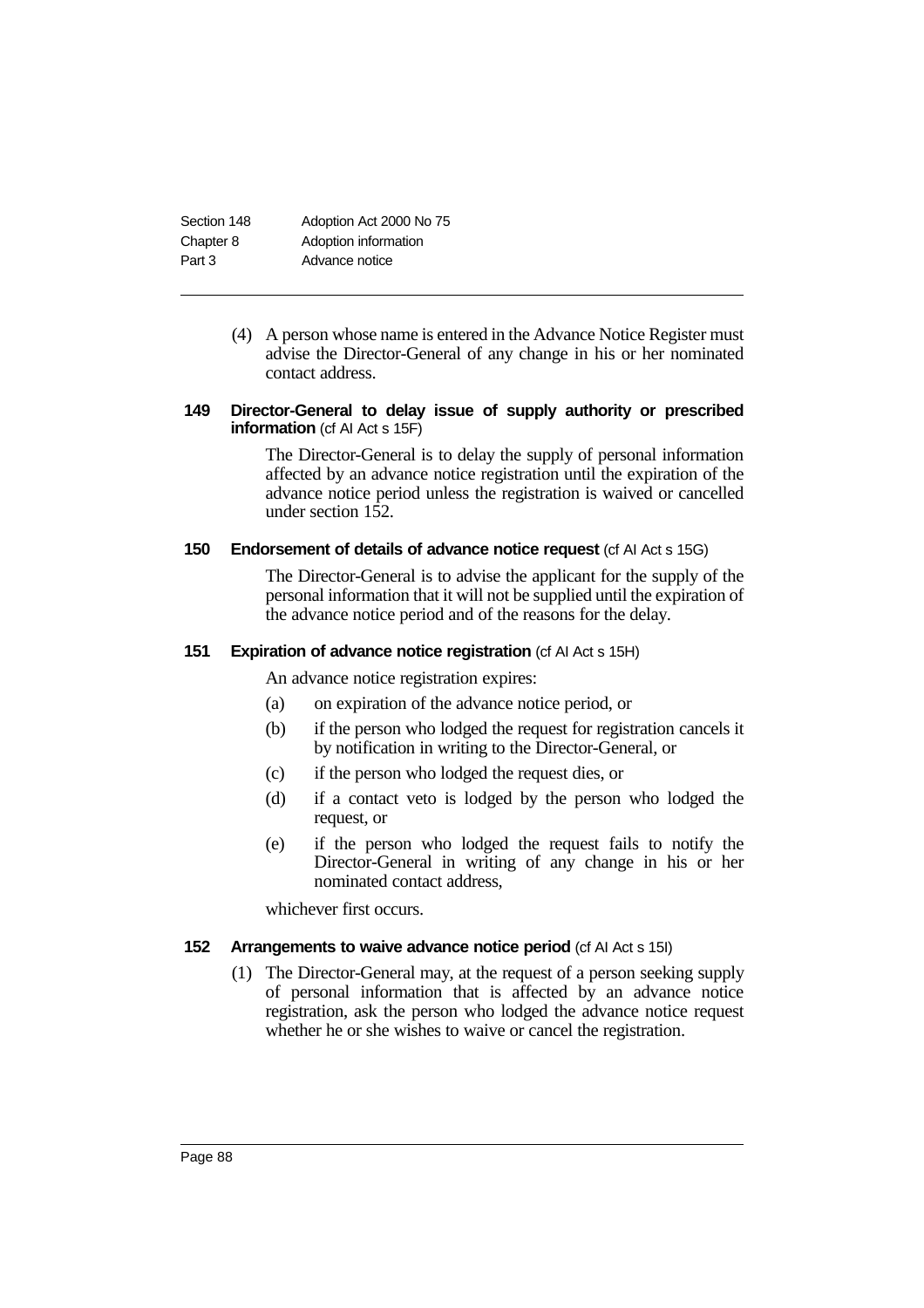(4) A person whose name is entered in the Advance Notice Register must advise the Director-General of any change in his or her nominated contact address.

**149 Director-General to delay issue of supply authority or prescribed information** (cf AI Act s 15F)

The Director-General is to delay the supply of personal information affected by an advance notice registration until the expiration of the advance notice period unless the registration is waived or cancelled under section 152.

**150 Endorsement of details of advance notice request** (cf AI Act s 15G)

The Director-General is to advise the applicant for the supply of the personal information that it will not be supplied until the expiration of the advance notice period and of the reasons for the delay.

**151 Expiration of advance notice registration** (cf AI Act s 15H)

An advance notice registration expires:

(a) on expiration of the advance notice period, or

(b) if the person who lodged the request for registration cancels it by notification in writing to the Director-General, or

(c) if the person who lodged the request dies, or

(d) if a contact veto is lodged by the person who lodged the request, or

(e) if the person who lodged the request fails to notify the Director-General in writing of any change in his or her nominated contact address,

whichever first occurs.

**152 Arrangements to waive advance notice period** (cf AI Act s 15I)

(1) The Director-General may, at the request of a person seeking supply of personal information that is affected by an advance notice registration, ask the person who lodged the advance notice request whether he or she wishes to waive or cancel the registration.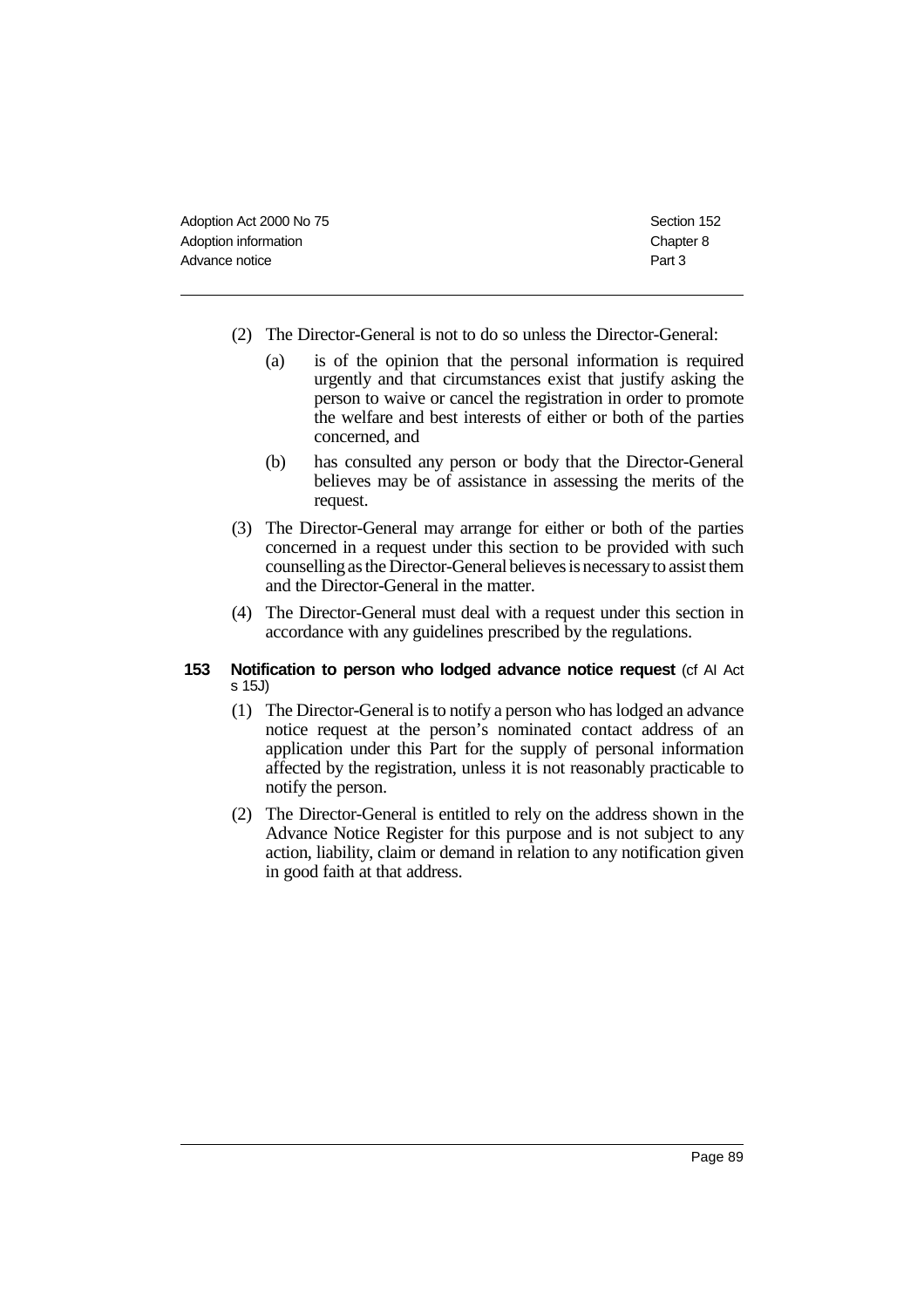(2) The Director-General is not to do so unless the Director-General:

- (a) is of the opinion that the personal information is required urgently and that circumstances exist that justify asking the person to waive or cancel the registration in order to promote the welfare and best interests of either or both of the parties concerned, and
- (b) has consulted any person or body that the Director-General believes may be of assistance in assessing the merits of the request.

(3) The Director-General may arrange for either or both of the parties concerned in a request under this section to be provided with such counselling as the Director-General believes is necessary to assist them and the Director-General in the matter.

(4) The Director-General must deal with a request under this section in accordance with any guidelines prescribed by the regulations.

### 153 Notification to person who lodged advance notice request (cf AI Act s 15J)

(1) The Director-General is to notify a person who has lodged an advance notice request at the person's nominated contact address of an application under this Part for the supply of personal information affected by the registration, unless it is not reasonably practicable to notify the person.

(2) The Director-General is entitled to rely on the address shown in the Advance Notice Register for this purpose and is not subject to any action, liability, claim or demand in relation to any notification given in good faith at that address.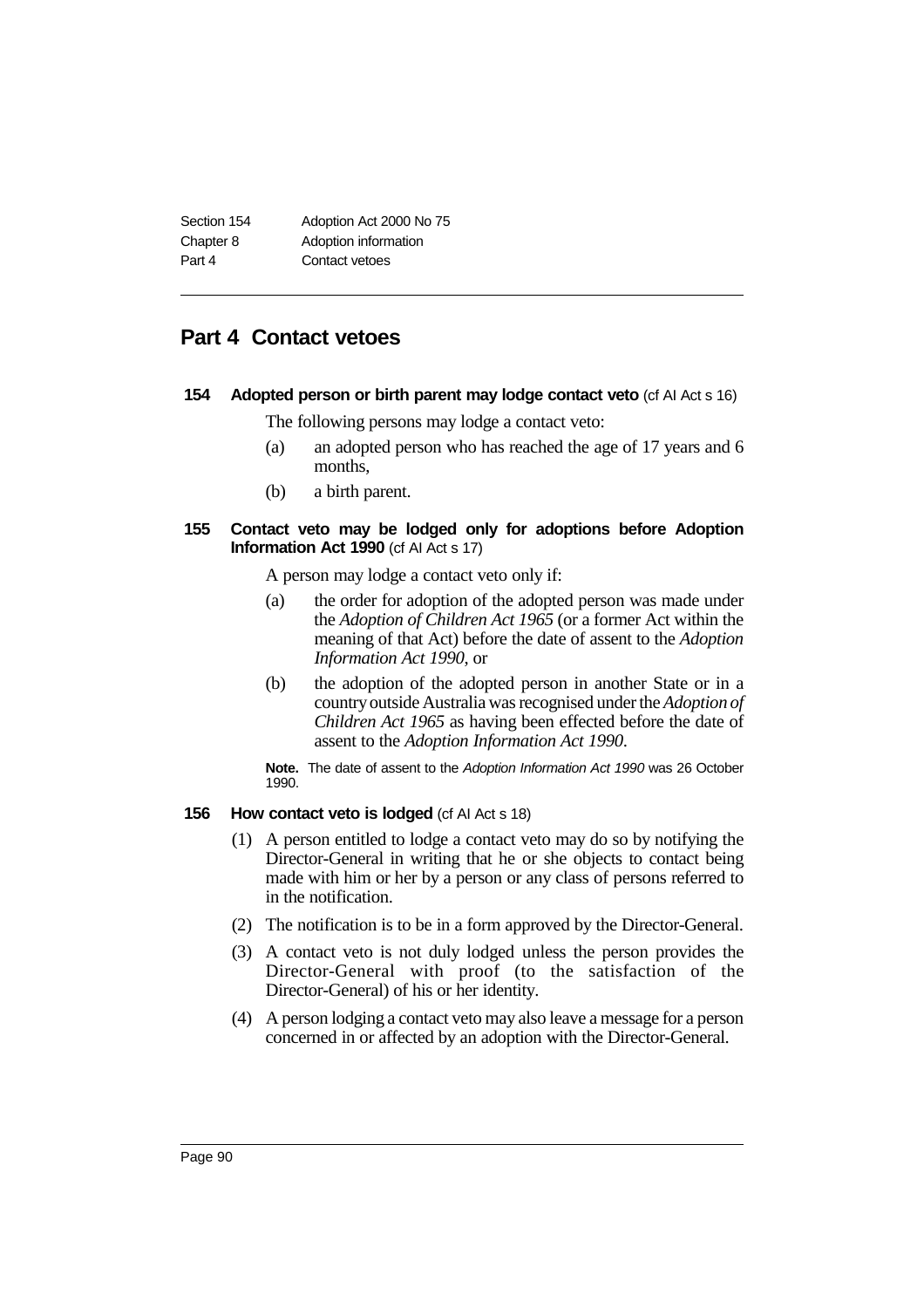## Part 4 Contact vetoes

### 154 Adopted person or birth parent may lodge contact veto (cf AI Act s 16)

The following persons may lodge a contact veto:

(a) an adopted person who has reached the age of 17 years and 6 months,

(b) a birth parent.

### 155 Contact veto may be lodged only for adoptions before Adoption Information Act 1990 (cf AI Act s 17)

A person may lodge a contact veto only if:

(a) the order for adoption of the adopted person was made under the *Adoption of Children Act 1965* (or a former Act within the meaning of that Act) before the date of assent to the *Adoption Information Act 1990*, or

(b) the adoption of the adopted person in another State or in a country outside Australia was recognised under the *Adoption of Children Act 1965* as having been effected before the date of assent to the *Adoption Information Act 1990*.

**Note.** The date of assent to the *Adoption Information Act 1990* was 26 October 1990.

### 156 How contact veto is lodged (cf AI Act s 18)

(1) A person entitled to lodge a contact veto may do so by notifying the Director-General in writing that he or she objects to contact being made with him or her by a person or any class of persons referred to in the notification.

(2) The notification is to be in a form approved by the Director-General.

(3) A contact veto is not duly lodged unless the person provides the Director-General with proof (to the satisfaction of the Director-General) of his or her identity.

(4) A person lodging a contact veto may also leave a message for a person concerned in or affected by an adoption with the Director-General.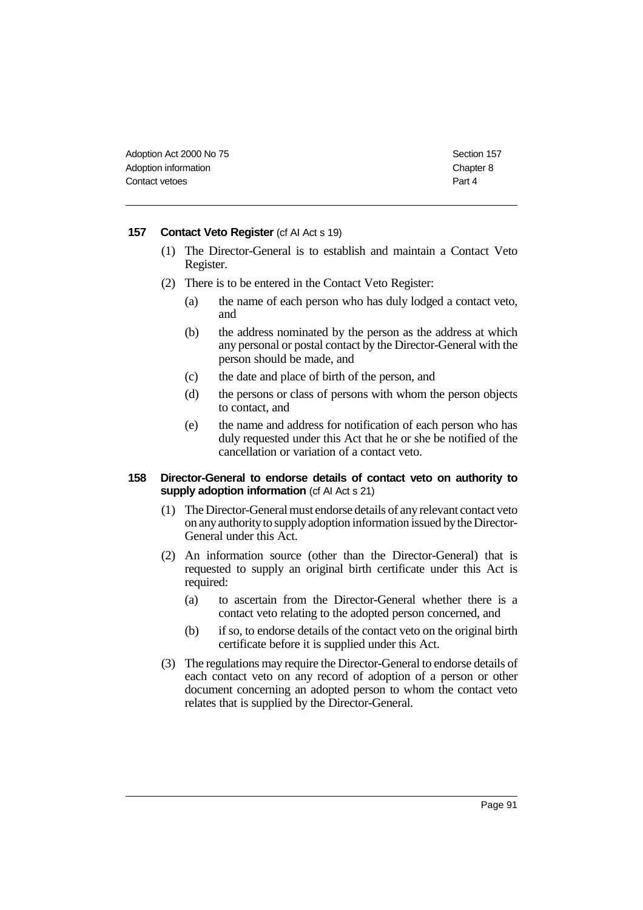### 157 Contact Veto Register (cf AI Act s 19)

(1) The Director-General is to establish and maintain a Contact Veto Register.

(2) There is to be entered in the Contact Veto Register:

- (a) the name of each person who has duly lodged a contact veto, and
- (b) the address nominated by the person as the address at which any personal or postal contact by the Director-General with the person should be made, and
- (c) the date and place of birth of the person, and
- (d) the persons or class of persons with whom the person objects to contact, and
- (e) the name and address for notification of each person who has duly requested under this Act that he or she be notified of the cancellation or variation of a contact veto.

### 158 Director-General to endorse details of contact veto on authority to supply adoption information (cf AI Act s 21)

(1) The Director-General must endorse details of any relevant contact veto on any authority to supply adoption information issued by the Director-General under this Act.

(2) An information source (other than the Director-General) that is requested to supply an original birth certificate under this Act is required:

- (a) to ascertain from the Director-General whether there is a contact veto relating to the adopted person concerned, and
- (b) if so, to endorse details of the contact veto on the original birth certificate before it is supplied under this Act.

(3) The regulations may require the Director-General to endorse details of each contact veto on any record of adoption of a person or other document concerning an adopted person to whom the contact veto relates that is supplied by the Director-General.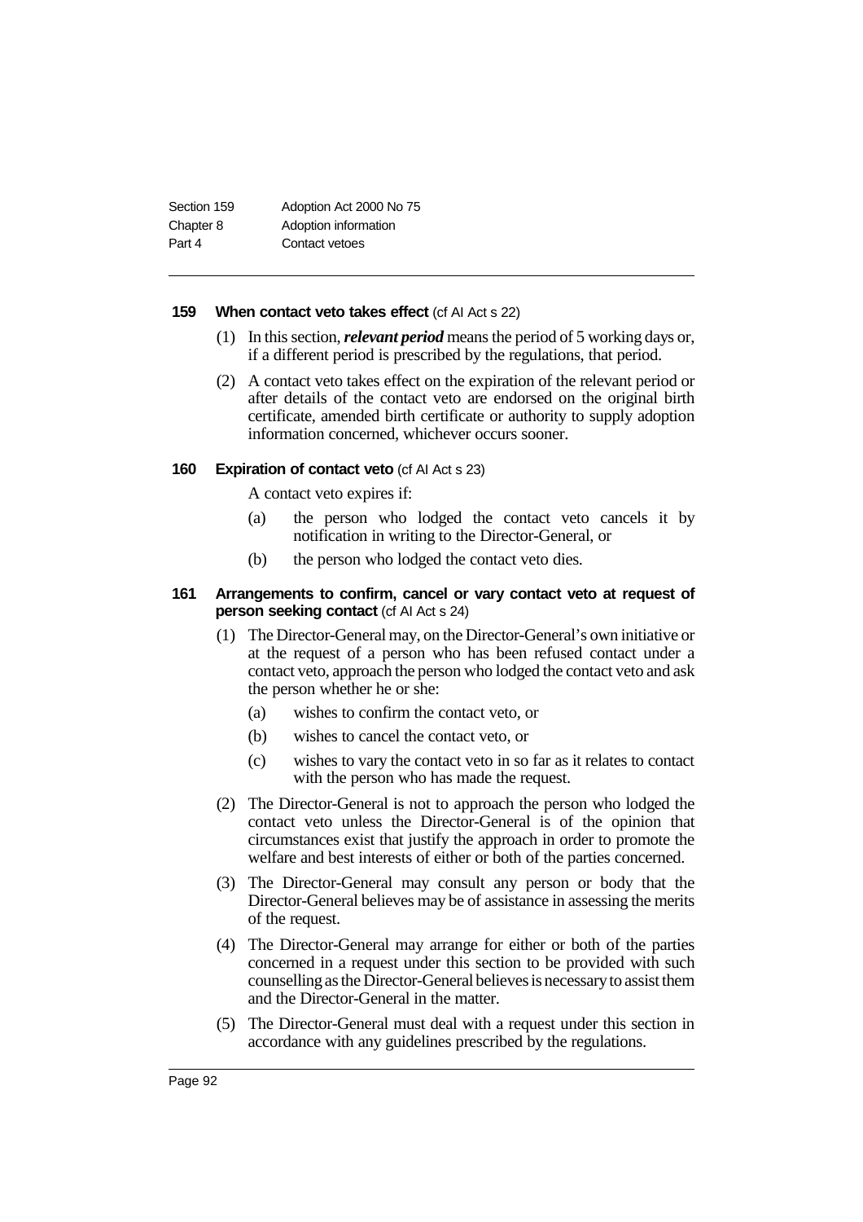#### 159 When contact veto takes effect (cf AI Act s 22)

(1) In this section, ***relevant period*** means the period of 5 working days or, if a different period is prescribed by the regulations, that period.

(2) A contact veto takes effect on the expiration of the relevant period or after details of the contact veto are endorsed on the original birth certificate, amended birth certificate or authority to supply adoption information concerned, whichever occurs sooner.

#### 160 Expiration of contact veto (cf AI Act s 23)

A contact veto expires if:

(a) the person who lodged the contact veto cancels it by notification in writing to the Director-General, or

(b) the person who lodged the contact veto dies.

#### 161 Arrangements to confirm, cancel or vary contact veto at request of person seeking contact (cf AI Act s 24)

(1) The Director-General may, on the Director-General's own initiative or at the request of a person who has been refused contact under a contact veto, approach the person who lodged the contact veto and ask the person whether he or she:

(a) wishes to confirm the contact veto, or

(b) wishes to cancel the contact veto, or

(c) wishes to vary the contact veto in so far as it relates to contact with the person who has made the request.

(2) The Director-General is not to approach the person who lodged the contact veto unless the Director-General is of the opinion that circumstances exist that justify the approach in order to promote the welfare and best interests of either or both of the parties concerned.

(3) The Director-General may consult any person or body that the Director-General believes may be of assistance in assessing the merits of the request.

(4) The Director-General may arrange for either or both of the parties concerned in a request under this section to be provided with such counselling as the Director-General believes is necessary to assist them and the Director-General in the matter.

(5) The Director-General must deal with a request under this section in accordance with any guidelines prescribed by the regulations.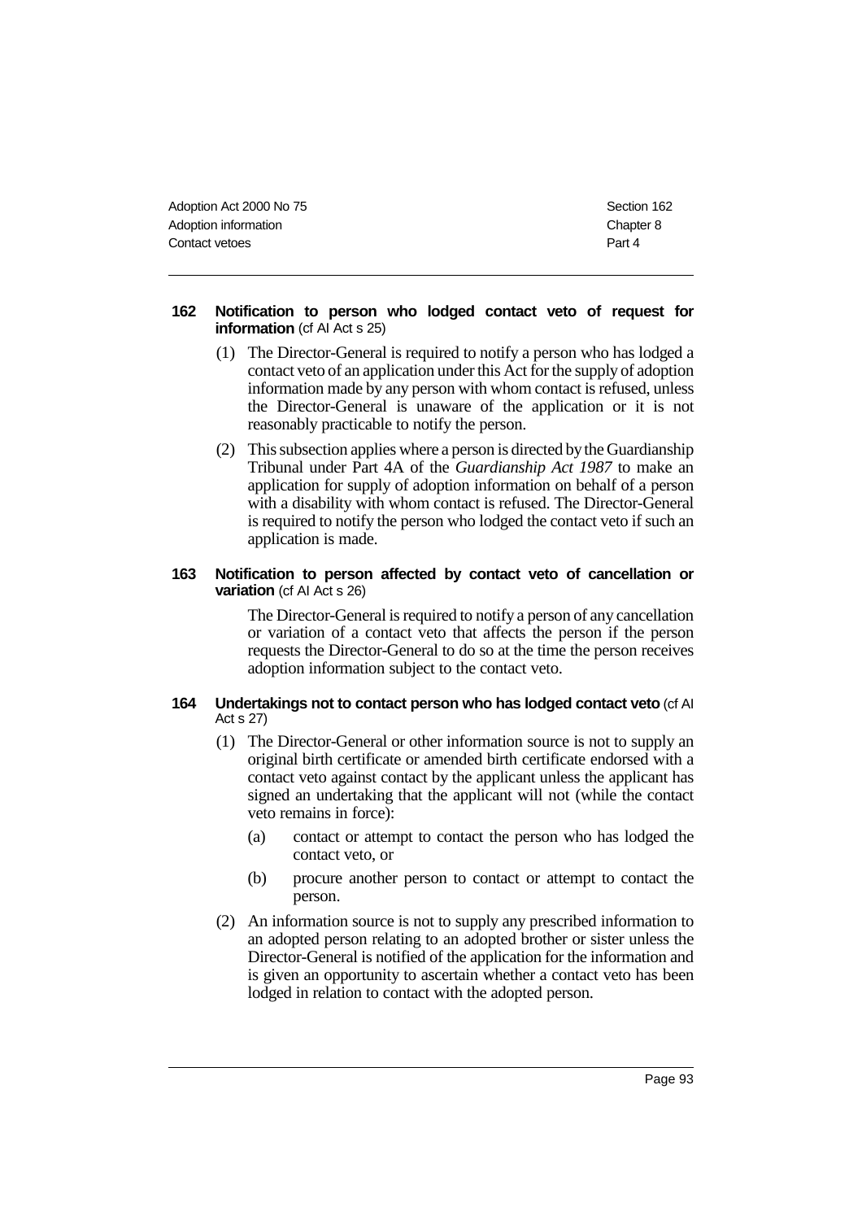### 162 Notification to person who lodged contact veto of request for information (cf AI Act s 25)

(1) The Director-General is required to notify a person who has lodged a contact veto of an application under this Act for the supply of adoption information made by any person with whom contact is refused, unless the Director-General is unaware of the application or it is not reasonably practicable to notify the person.

(2) This subsection applies where a person is directed by the Guardianship Tribunal under Part 4A of the *Guardianship Act 1987* to make an application for supply of adoption information on behalf of a person with a disability with whom contact is refused. The Director-General is required to notify the person who lodged the contact veto if such an application is made.

### 163 Notification to person affected by contact veto of cancellation or variation (cf AI Act s 26)

The Director-General is required to notify a person of any cancellation or variation of a contact veto that affects the person if the person requests the Director-General to do so at the time the person receives adoption information subject to the contact veto.

### 164 Undertakings not to contact person who has lodged contact veto (cf AI Act s 27)

(1) The Director-General or other information source is not to supply an original birth certificate or amended birth certificate endorsed with a contact veto against contact by the applicant unless the applicant has signed an undertaking that the applicant will not (while the contact veto remains in force):

(a) contact or attempt to contact the person who has lodged the contact veto, or

(b) procure another person to contact or attempt to contact the person.

(2) An information source is not to supply any prescribed information to an adopted person relating to an adopted brother or sister unless the Director-General is notified of the application for the information and is given an opportunity to ascertain whether a contact veto has been lodged in relation to contact with the adopted person.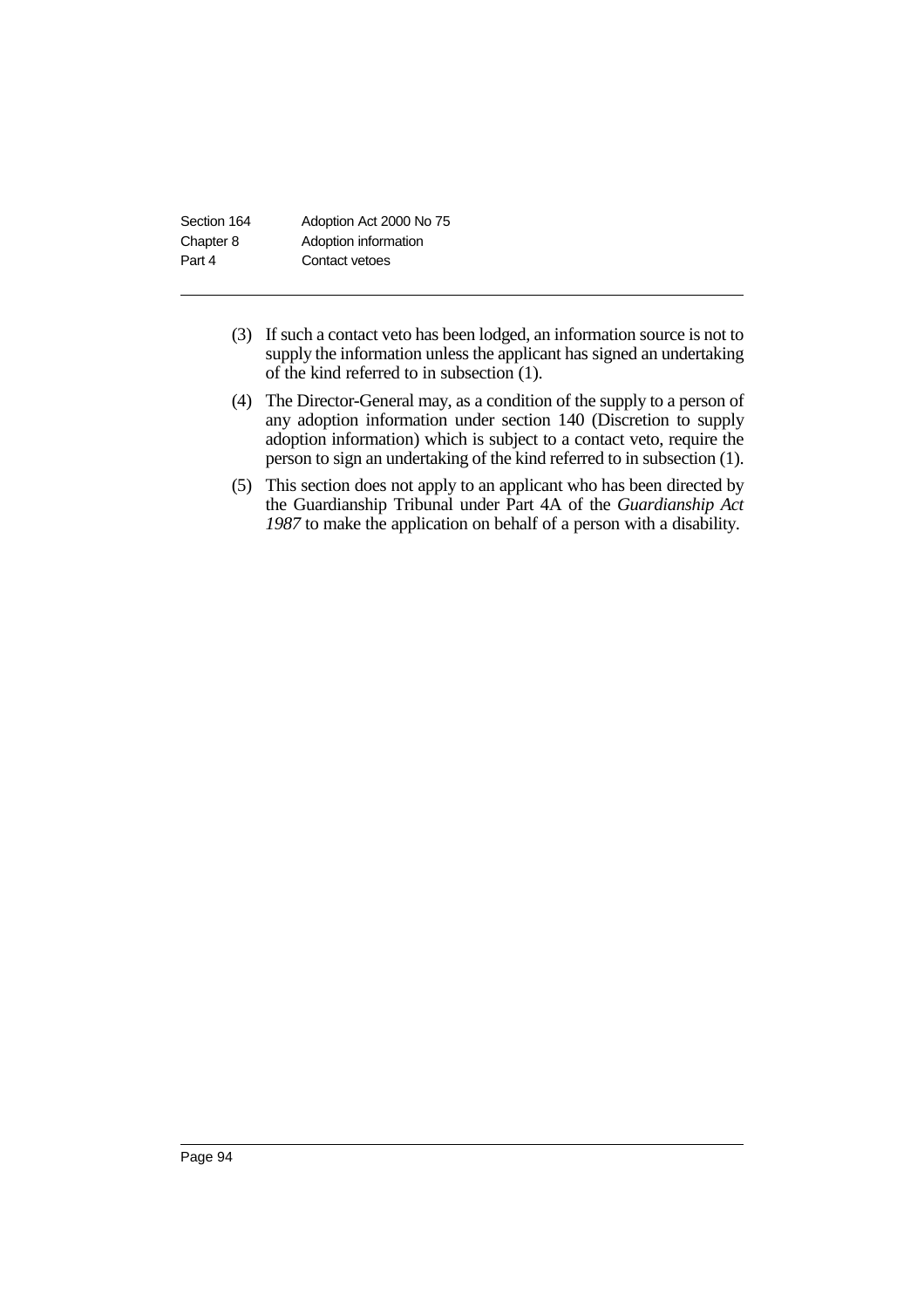(3) If such a contact veto has been lodged, an information source is not to supply the information unless the applicant has signed an undertaking of the kind referred to in subsection (1).

(4) The Director-General may, as a condition of the supply to a person of any adoption information under section 140 (Discretion to supply adoption information) which is subject to a contact veto, require the person to sign an undertaking of the kind referred to in subsection (1).

(5) This section does not apply to an applicant who has been directed by the Guardianship Tribunal under Part 4A of the *Guardianship Act 1987* to make the application on behalf of a person with a disability.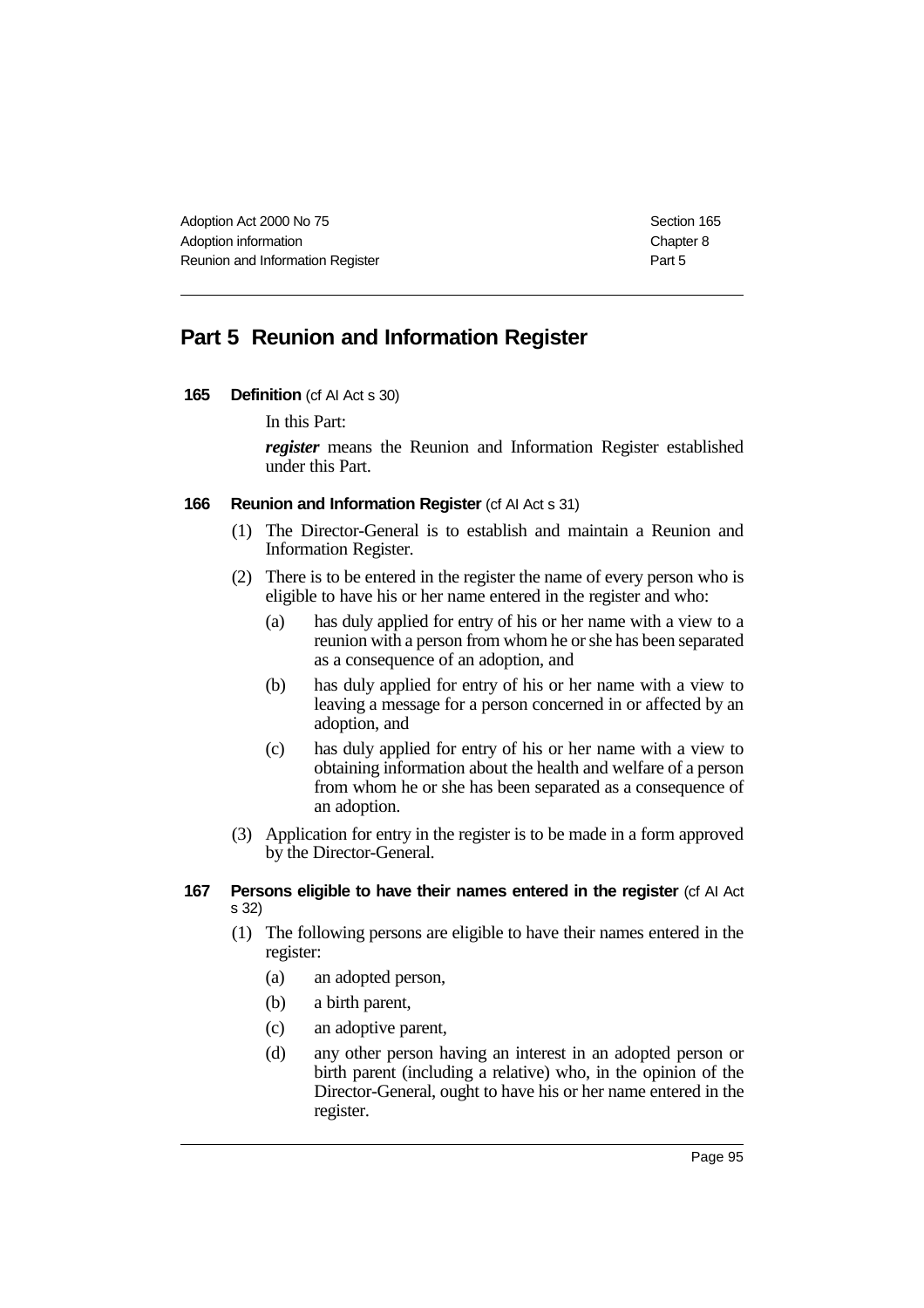## Part 5 Reunion and Information Register

**165 Definition** (cf AI Act s 30)

In this Part:

***register*** means the Reunion and Information Register established under this Part.

**166 Reunion and Information Register** (cf AI Act s 31)

(1) The Director-General is to establish and maintain a Reunion and Information Register.

(2) There is to be entered in the register the name of every person who is eligible to have his or her name entered in the register and who:

- (a) has duly applied for entry of his or her name with a view to a reunion with a person from whom he or she has been separated as a consequence of an adoption, and
- (b) has duly applied for entry of his or her name with a view to leaving a message for a person concerned in or affected by an adoption, and
- (c) has duly applied for entry of his or her name with a view to obtaining information about the health and welfare of a person from whom he or she has been separated as a consequence of an adoption.

(3) Application for entry in the register is to be made in a form approved by the Director-General.

**167 Persons eligible to have their names entered in the register** (cf AI Act s 32)

(1) The following persons are eligible to have their names entered in the register:

- (a) an adopted person,
- (b) a birth parent,
- (c) an adoptive parent,
- (d) any other person having an interest in an adopted person or birth parent (including a relative) who, in the opinion of the Director-General, ought to have his or her name entered in the register.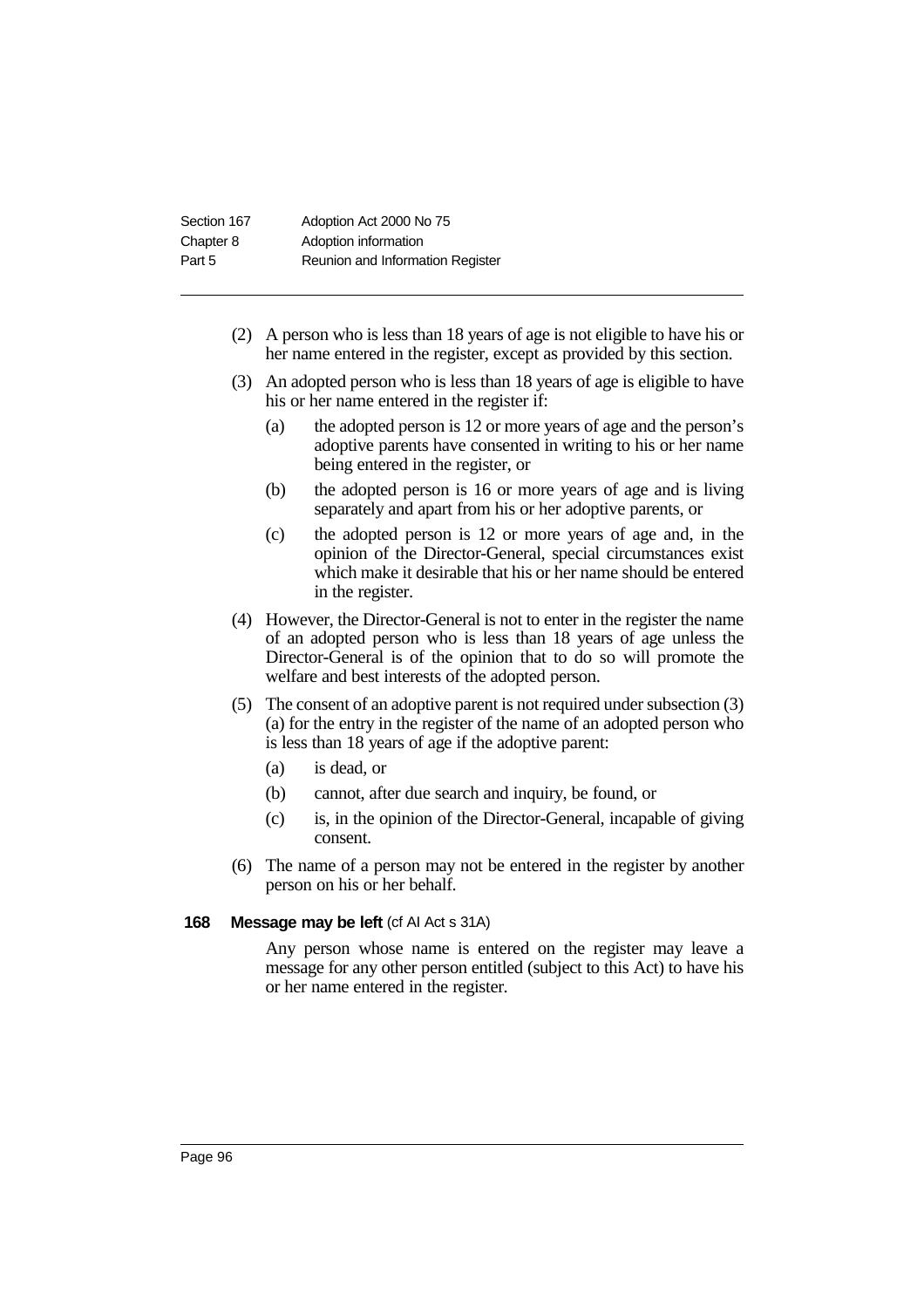(2) A person who is less than 18 years of age is not eligible to have his or her name entered in the register, except as provided by this section.

(3) An adopted person who is less than 18 years of age is eligible to have his or her name entered in the register if:

  - (a) the adopted person is 12 or more years of age and the person's adoptive parents have consented in writing to his or her name being entered in the register, or
  - (b) the adopted person is 16 or more years of age and is living separately and apart from his or her adoptive parents, or
  - (c) the adopted person is 12 or more years of age and, in the opinion of the Director-General, special circumstances exist which make it desirable that his or her name should be entered in the register.

(4) However, the Director-General is not to enter in the register the name of an adopted person who is less than 18 years of age unless the Director-General is of the opinion that to do so will promote the welfare and best interests of the adopted person.

(5) The consent of an adoptive parent is not required under subsection (3) (a) for the entry in the register of the name of an adopted person who is less than 18 years of age if the adoptive parent:

  - (a) is dead, or
  - (b) cannot, after due search and inquiry, be found, or
  - (c) is, in the opinion of the Director-General, incapable of giving consent.

(6) The name of a person may not be entered in the register by another person on his or her behalf.

#### 168 Message may be left (cf AI Act s 31A)

Any person whose name is entered on the register may leave a message for any other person entitled (subject to this Act) to have his or her name entered in the register.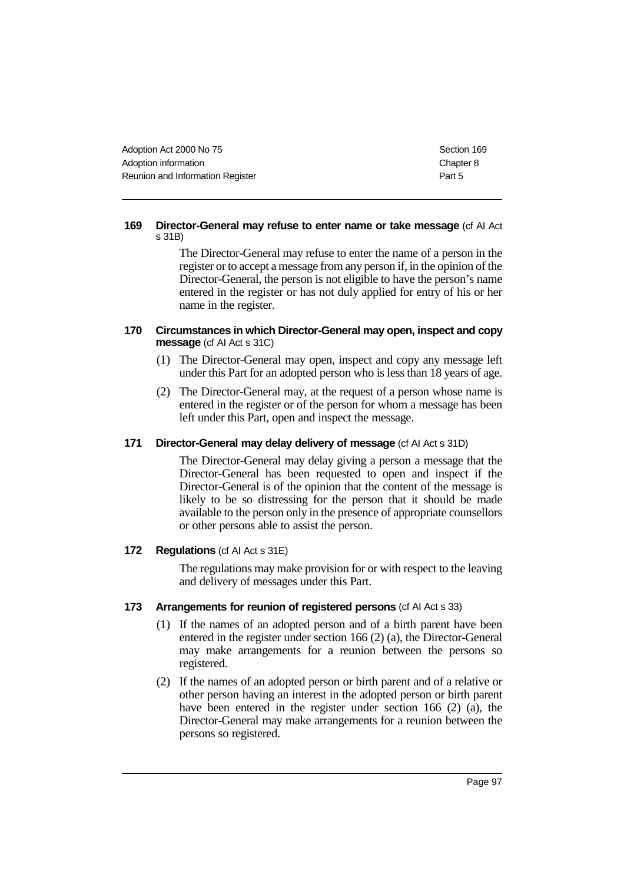### 169 Director-General may refuse to enter name or take message (cf AI Act s 31B)

The Director-General may refuse to enter the name of a person in the register or to accept a message from any person if, in the opinion of the Director-General, the person is not eligible to have the person's name entered in the register or has not duly applied for entry of his or her name in the register.

### 170 Circumstances in which Director-General may open, inspect and copy message (cf AI Act s 31C)

(1) The Director-General may open, inspect and copy any message left under this Part for an adopted person who is less than 18 years of age.

(2) The Director-General may, at the request of a person whose name is entered in the register or of the person for whom a message has been left under this Part, open and inspect the message.

### 171 Director-General may delay delivery of message (cf AI Act s 31D)

The Director-General may delay giving a person a message that the Director-General has been requested to open and inspect if the Director-General is of the opinion that the content of the message is likely to be so distressing for the person that it should be made available to the person only in the presence of appropriate counsellors or other persons able to assist the person.

### 172 Regulations (cf AI Act s 31E)

The regulations may make provision for or with respect to the leaving and delivery of messages under this Part.

### 173 Arrangements for reunion of registered persons (cf AI Act s 33)

(1) If the names of an adopted person and of a birth parent have been entered in the register under section 166 (2) (a), the Director-General may make arrangements for a reunion between the persons so registered.

(2) If the names of an adopted person or birth parent and of a relative or other person having an interest in the adopted person or birth parent have been entered in the register under section 166 (2) (a), the Director-General may make arrangements for a reunion between the persons so registered.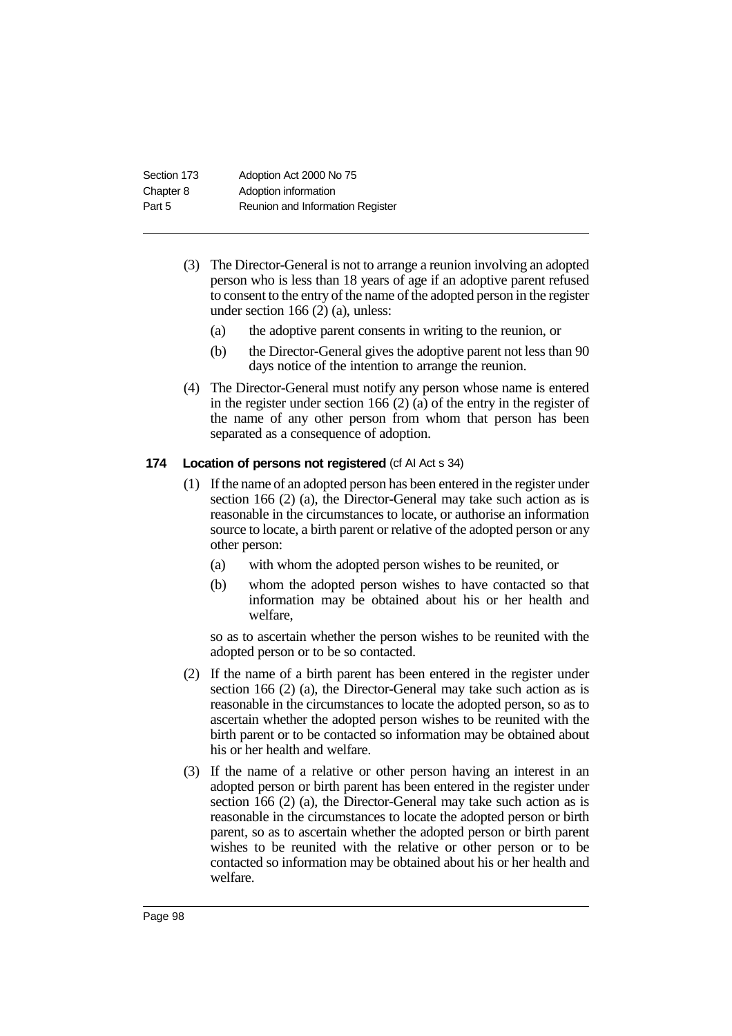(3) The Director-General is not to arrange a reunion involving an adopted person who is less than 18 years of age if an adoptive parent refused to consent to the entry of the name of the adopted person in the register under section 166 (2) (a), unless:

(a) the adoptive parent consents in writing to the reunion, or

(b) the Director-General gives the adoptive parent not less than 90 days notice of the intention to arrange the reunion.

(4) The Director-General must notify any person whose name is entered in the register under section 166 (2) (a) of the entry in the register of the name of any other person from whom that person has been separated as a consequence of adoption.

### 174 Location of persons not registered (cf AI Act s 34)

(1) If the name of an adopted person has been entered in the register under section 166 (2) (a), the Director-General may take such action as is reasonable in the circumstances to locate, or authorise an information source to locate, a birth parent or relative of the adopted person or any other person:

(a) with whom the adopted person wishes to be reunited, or

(b) whom the adopted person wishes to have contacted so that information may be obtained about his or her health and welfare,

so as to ascertain whether the person wishes to be reunited with the adopted person or to be so contacted.

(2) If the name of a birth parent has been entered in the register under section 166 (2) (a), the Director-General may take such action as is reasonable in the circumstances to locate the adopted person, so as to ascertain whether the adopted person wishes to be reunited with the birth parent or to be contacted so information may be obtained about his or her health and welfare.

(3) If the name of a relative or other person having an interest in an adopted person or birth parent has been entered in the register under section 166 (2) (a), the Director-General may take such action as is reasonable in the circumstances to locate the adopted person or birth parent, so as to ascertain whether the adopted person or birth parent wishes to be reunited with the relative or other person or to be contacted so information may be obtained about his or her health and welfare.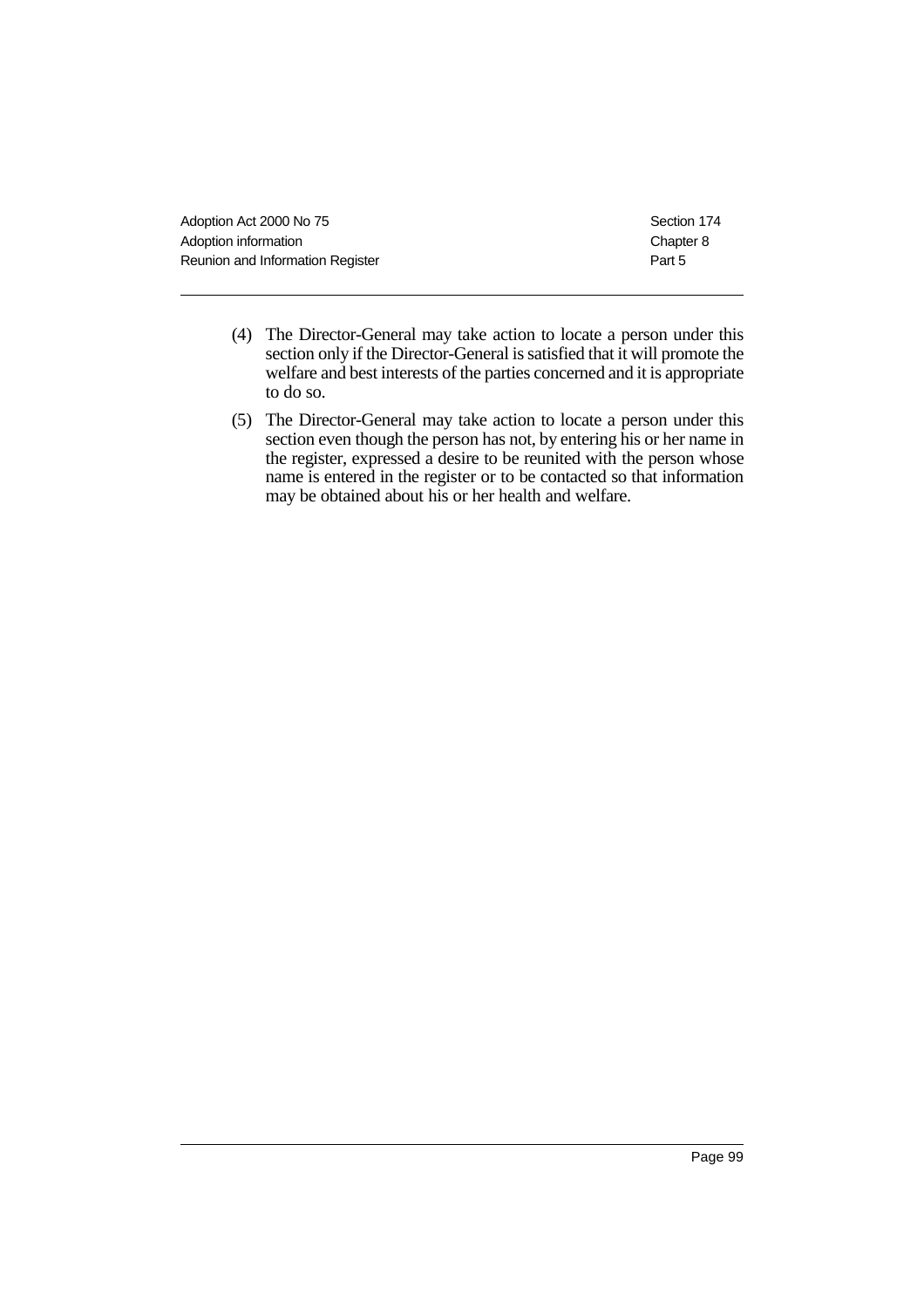(4) The Director-General may take action to locate a person under this section only if the Director-General is satisfied that it will promote the welfare and best interests of the parties concerned and it is appropriate to do so.

(5) The Director-General may take action to locate a person under this section even though the person has not, by entering his or her name in the register, expressed a desire to be reunited with the person whose name is entered in the register or to be contacted so that information may be obtained about his or her health and welfare.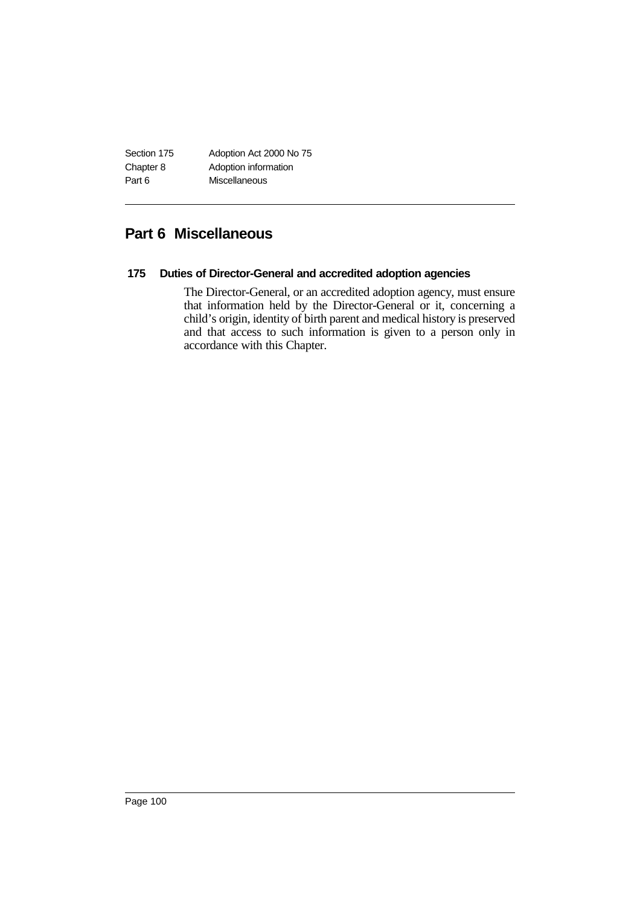## Part 6 Miscellaneous

### 175 Duties of Director-General and accredited adoption agencies

The Director-General, or an accredited adoption agency, must ensure that information held by the Director-General or it, concerning a child's origin, identity of birth parent and medical history is preserved and that access to such information is given to a person only in accordance with this Chapter.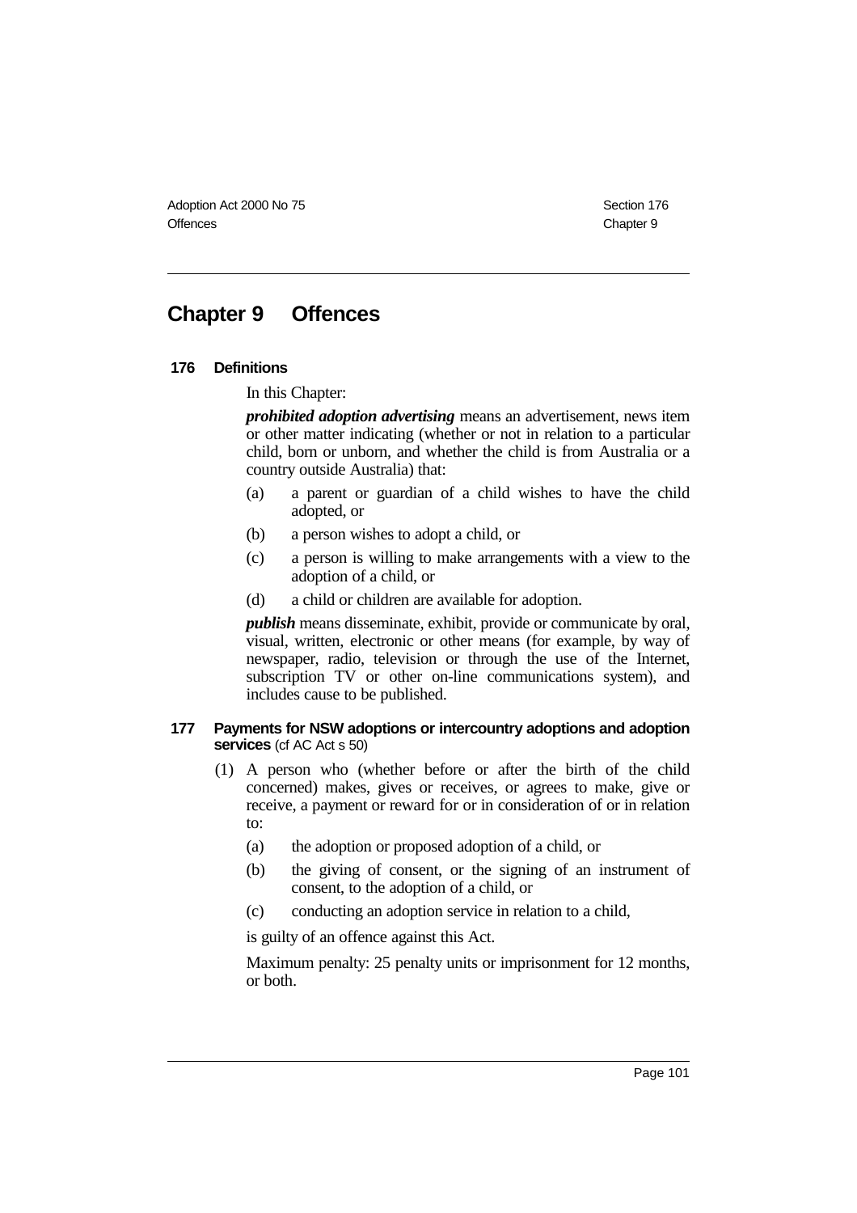# Chapter 9 Offences

## 176 Definitions

In this Chapter:

***prohibited adoption advertising*** means an advertisement, news item or other matter indicating (whether or not in relation to a particular child, born or unborn, and whether the child is from Australia or a country outside Australia) that:

- (a) a parent or guardian of a child wishes to have the child adopted, or
- (b) a person wishes to adopt a child, or
- (c) a person is willing to make arrangements with a view to the adoption of a child, or
- (d) a child or children are available for adoption.

***publish*** means disseminate, exhibit, provide or communicate by oral, visual, written, electronic or other means (for example, by way of newspaper, radio, television or through the use of the Internet, subscription TV or other on-line communications system), and includes cause to be published.

## 177 Payments for NSW adoptions or intercountry adoptions and adoption services (cf AC Act s 50)

(1) A person who (whether before or after the birth of the child concerned) makes, gives or receives, or agrees to make, give or receive, a payment or reward for or in consideration of or in relation to:

- (a) the adoption or proposed adoption of a child, or
- (b) the giving of consent, or the signing of an instrument of consent, to the adoption of a child, or
- (c) conducting an adoption service in relation to a child,

is guilty of an offence against this Act.

Maximum penalty: 25 penalty units or imprisonment for 12 months, or both.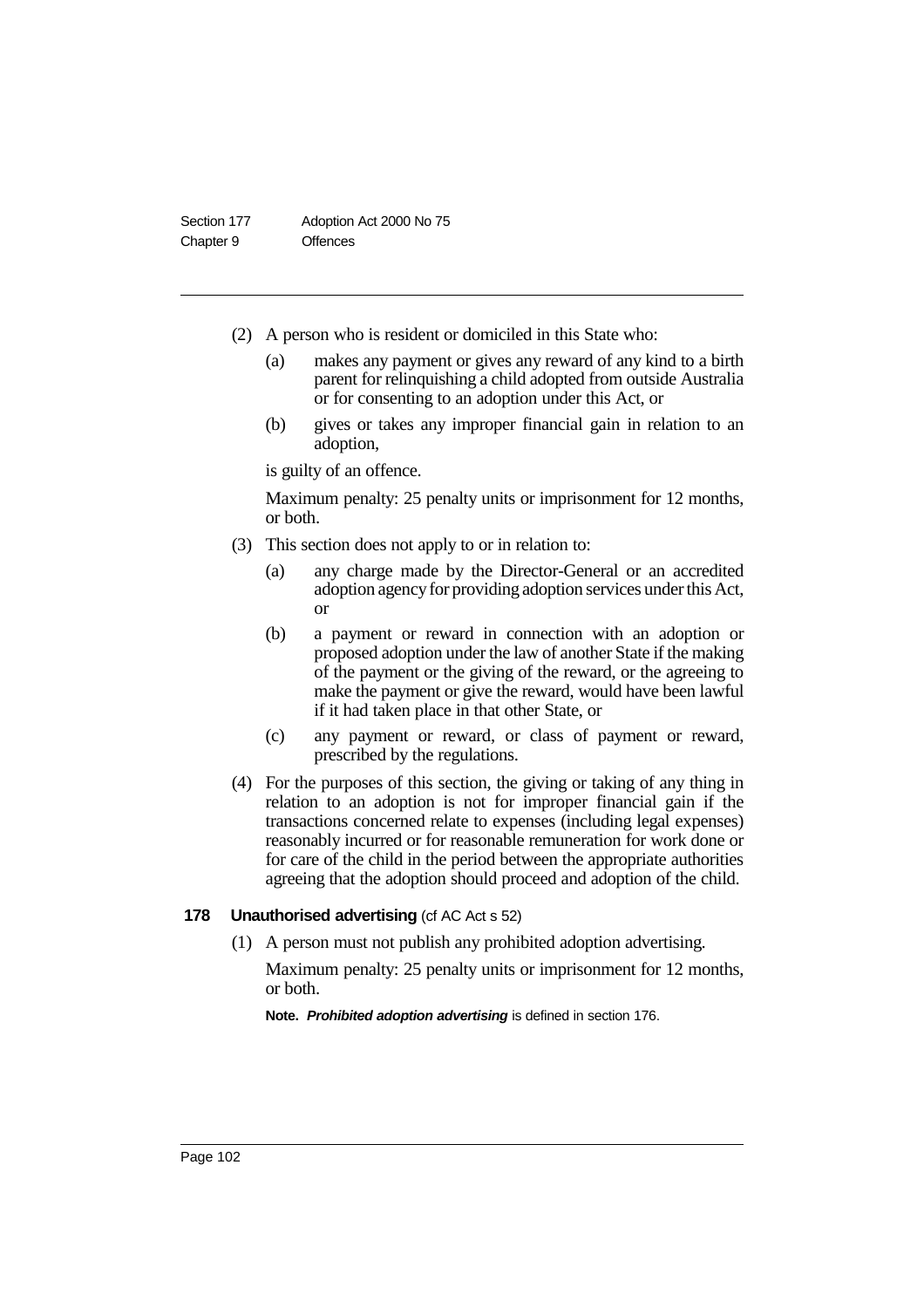(2) A person who is resident or domiciled in this State who:

  (a) makes any payment or gives any reward of any kind to a birth parent for relinquishing a child adopted from outside Australia or for consenting to an adoption under this Act, or

  (b) gives or takes any improper financial gain in relation to an adoption,

  is guilty of an offence.

  Maximum penalty: 25 penalty units or imprisonment for 12 months, or both.

(3) This section does not apply to or in relation to:

  (a) any charge made by the Director-General or an accredited adoption agency for providing adoption services under this Act, or

  (b) a payment or reward in connection with an adoption or proposed adoption under the law of another State if the making of the payment or the giving of the reward, or the agreeing to make the payment or give the reward, would have been lawful if it had taken place in that other State, or

  (c) any payment or reward, or class of payment or reward, prescribed by the regulations.

(4) For the purposes of this section, the giving or taking of any thing in relation to an adoption is not for improper financial gain if the transactions concerned relate to expenses (including legal expenses) reasonably incurred or for reasonable remuneration for work done or for care of the child in the period between the appropriate authorities agreeing that the adoption should proceed and adoption of the child.

### 178 Unauthorised advertising (cf AC Act s 52)

(1) A person must not publish any prohibited adoption advertising.

  Maximum penalty: 25 penalty units or imprisonment for 12 months, or both.

  **Note.** ***Prohibited adoption advertising*** is defined in section 176.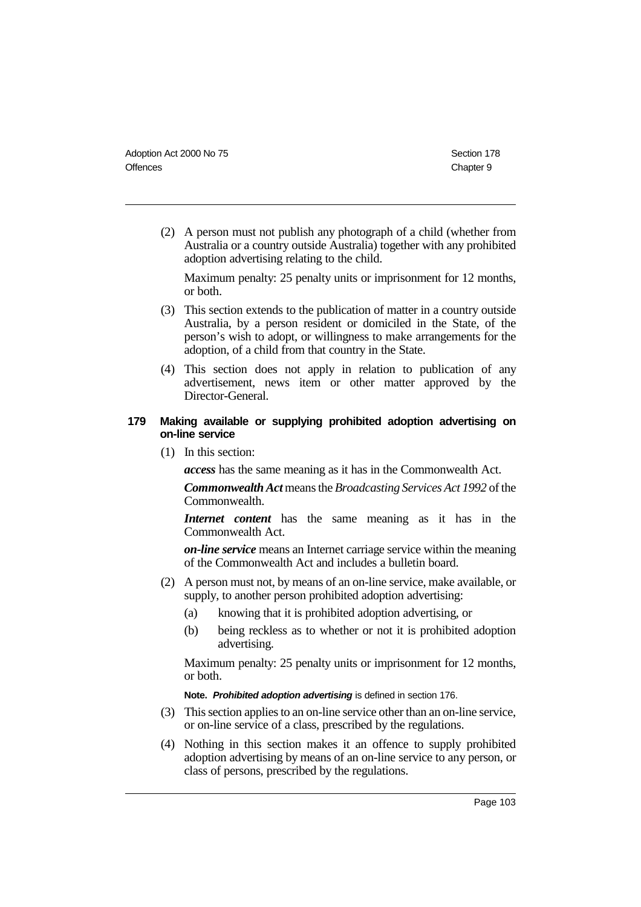(2) A person must not publish any photograph of a child (whether from Australia or a country outside Australia) together with any prohibited adoption advertising relating to the child.

Maximum penalty: 25 penalty units or imprisonment for 12 months, or both.

(3) This section extends to the publication of matter in a country outside Australia, by a person resident or domiciled in the State, of the person's wish to adopt, or willingness to make arrangements for the adoption, of a child from that country in the State.

(4) This section does not apply in relation to publication of any advertisement, news item or other matter approved by the Director-General.

### 179 Making available or supplying prohibited adoption advertising on on-line service

(1) In this section:

***access*** has the same meaning as it has in the Commonwealth Act.

***Commonwealth Act*** means the *Broadcasting Services Act 1992* of the Commonwealth.

***Internet content*** has the same meaning as it has in the Commonwealth Act.

***on-line service*** means an Internet carriage service within the meaning of the Commonwealth Act and includes a bulletin board.

(2) A person must not, by means of an on-line service, make available, or supply, to another person prohibited adoption advertising:

(a) knowing that it is prohibited adoption advertising, or

(b) being reckless as to whether or not it is prohibited adoption advertising.

Maximum penalty: 25 penalty units or imprisonment for 12 months, or both.

**Note.** ***Prohibited adoption advertising*** is defined in section 176.

(3) This section applies to an on-line service other than an on-line service, or on-line service of a class, prescribed by the regulations.

(4) Nothing in this section makes it an offence to supply prohibited adoption advertising by means of an on-line service to any person, or class of persons, prescribed by the regulations.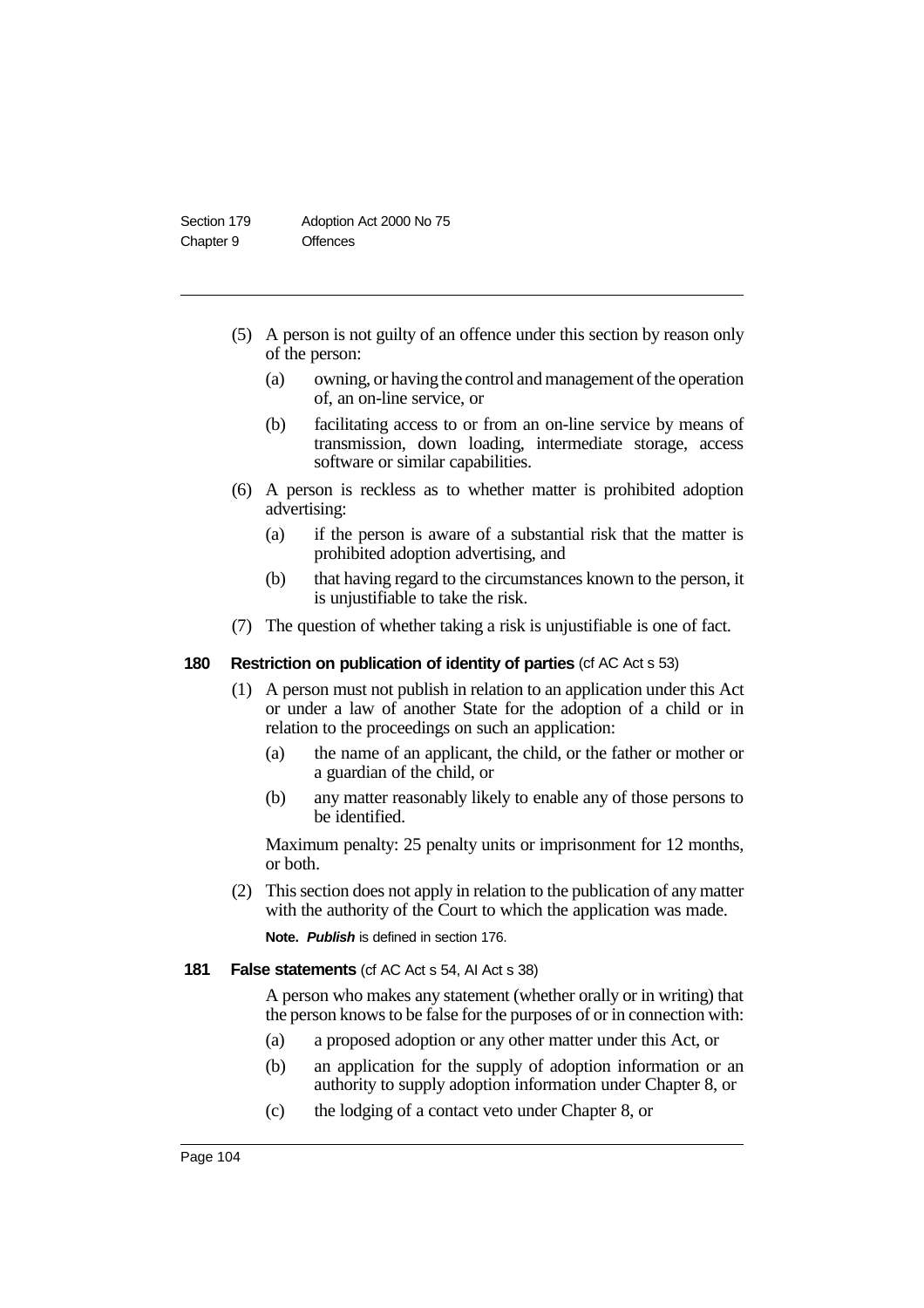(5) A person is not guilty of an offence under this section by reason only of the person:

(a) owning, or having the control and management of the operation of, an on-line service, or

(b) facilitating access to or from an on-line service by means of transmission, down loading, intermediate storage, access software or similar capabilities.

(6) A person is reckless as to whether matter is prohibited adoption advertising:

(a) if the person is aware of a substantial risk that the matter is prohibited adoption advertising, and

(b) that having regard to the circumstances known to the person, it is unjustifiable to take the risk.

(7) The question of whether taking a risk is unjustifiable is one of fact.

### 180 Restriction on publication of identity of parties (cf AC Act s 53)

(1) A person must not publish in relation to an application under this Act or under a law of another State for the adoption of a child or in relation to the proceedings on such an application:

(a) the name of an applicant, the child, or the father or mother or a guardian of the child, or

(b) any matter reasonably likely to enable any of those persons to be identified.

Maximum penalty: 25 penalty units or imprisonment for 12 months, or both.

(2) This section does not apply in relation to the publication of any matter with the authority of the Court to which the application was made.

**Note.** ***Publish*** is defined in section 176.

### 181 False statements (cf AC Act s 54, AI Act s 38)

A person who makes any statement (whether orally or in writing) that the person knows to be false for the purposes of or in connection with:

(a) a proposed adoption or any other matter under this Act, or

(b) an application for the supply of adoption information or an authority to supply adoption information under Chapter 8, or

(c) the lodging of a contact veto under Chapter 8, or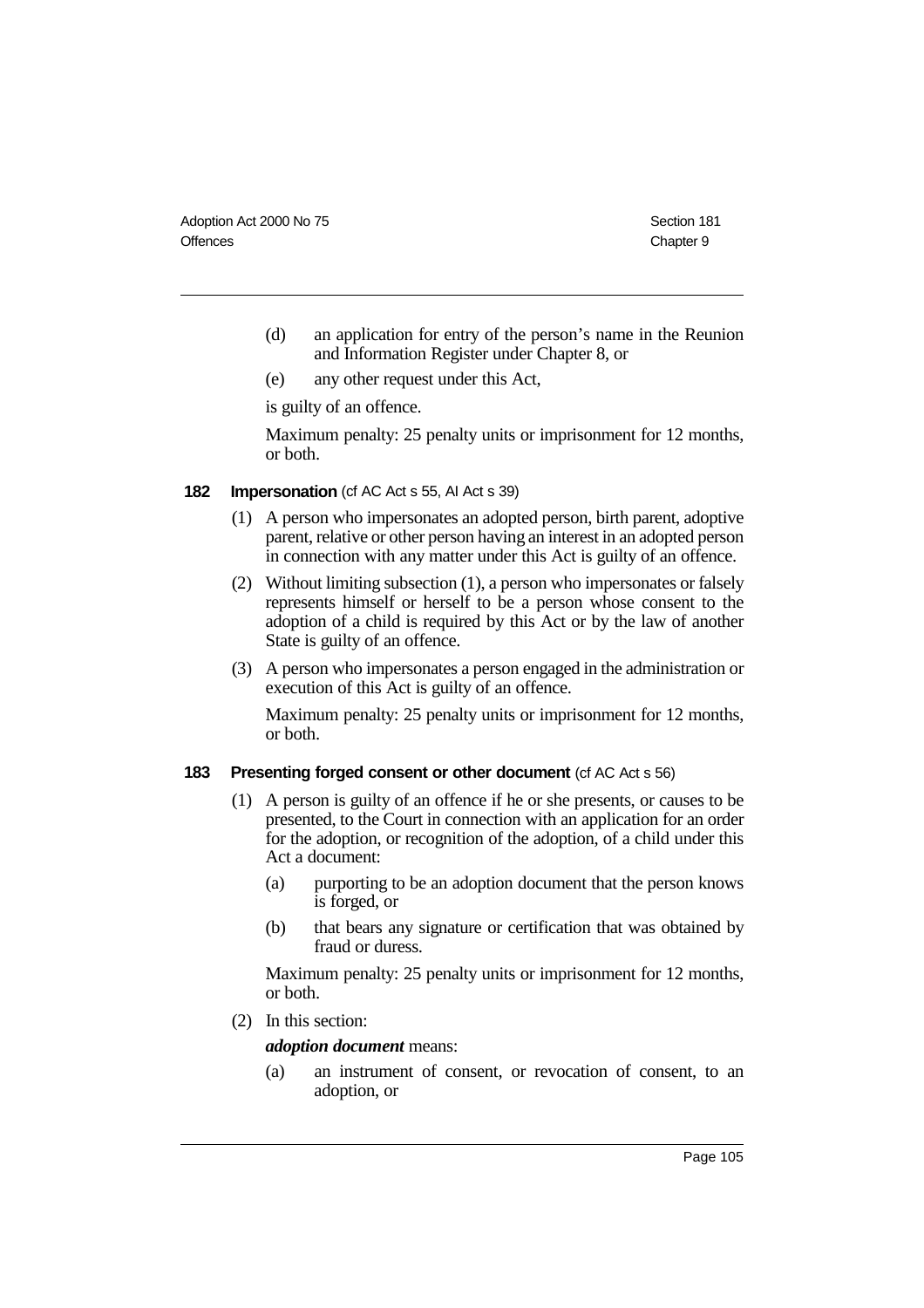(d) an application for entry of the person's name in the Reunion and Information Register under Chapter 8, or

(e) any other request under this Act,

is guilty of an offence.

Maximum penalty: 25 penalty units or imprisonment for 12 months, or both.

### 182 Impersonation (cf AC Act s 55, AI Act s 39)

(1) A person who impersonates an adopted person, birth parent, adoptive parent, relative or other person having an interest in an adopted person in connection with any matter under this Act is guilty of an offence.

(2) Without limiting subsection (1), a person who impersonates or falsely represents himself or herself to be a person whose consent to the adoption of a child is required by this Act or by the law of another State is guilty of an offence.

(3) A person who impersonates a person engaged in the administration or execution of this Act is guilty of an offence.

Maximum penalty: 25 penalty units or imprisonment for 12 months, or both.

### 183 Presenting forged consent or other document (cf AC Act s 56)

(1) A person is guilty of an offence if he or she presents, or causes to be presented, to the Court in connection with an application for an order for the adoption, or recognition of the adoption, of a child under this Act a document:

(a) purporting to be an adoption document that the person knows is forged, or

(b) that bears any signature or certification that was obtained by fraud or duress.

Maximum penalty: 25 penalty units or imprisonment for 12 months, or both.

(2) In this section:

***adoption document*** means:

(a) an instrument of consent, or revocation of consent, to an adoption, or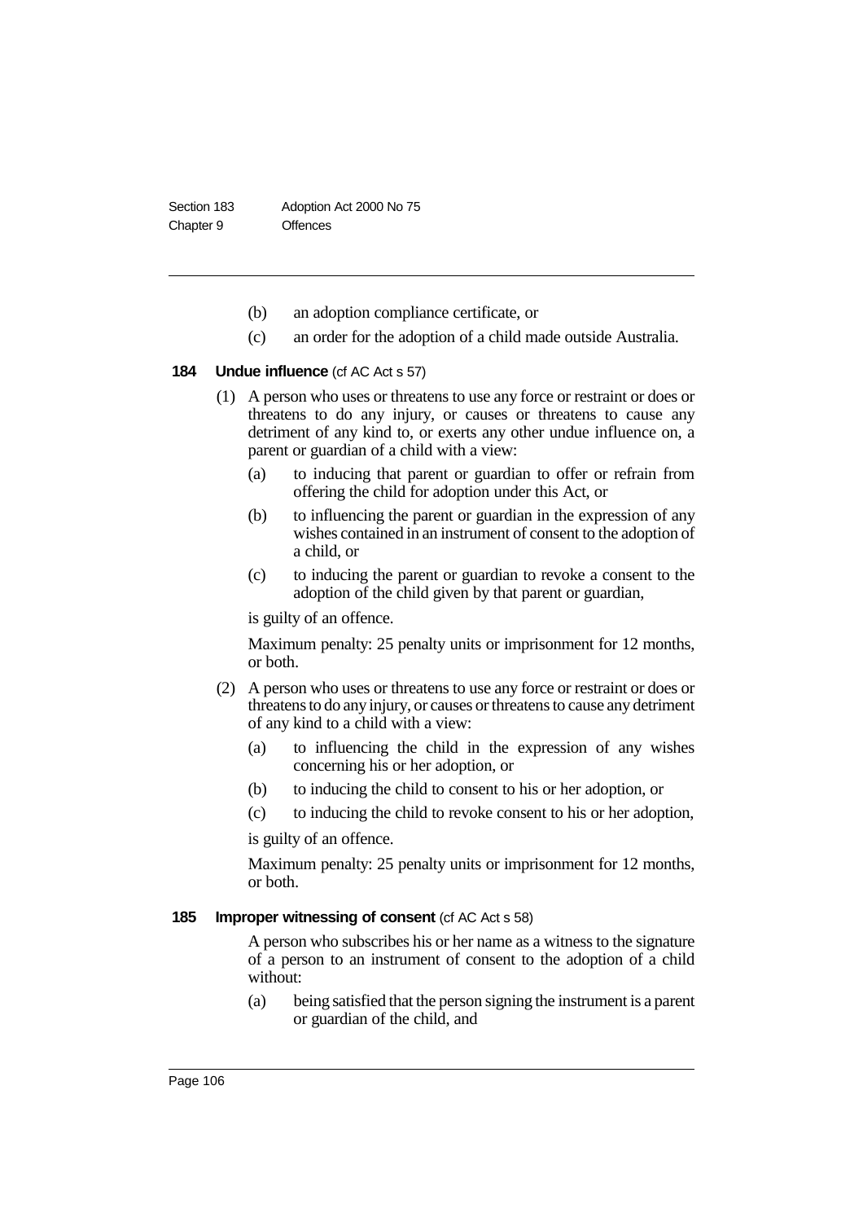(b) an adoption compliance certificate, or

(c) an order for the adoption of a child made outside Australia.

### 184 Undue influence (cf AC Act s 57)

(1) A person who uses or threatens to use any force or restraint or does or threatens to do any injury, or causes or threatens to cause any detriment of any kind to, or exerts any other undue influence on, a parent or guardian of a child with a view:

(a) to inducing that parent or guardian to offer or refrain from offering the child for adoption under this Act, or

(b) to influencing the parent or guardian in the expression of any wishes contained in an instrument of consent to the adoption of a child, or

(c) to inducing the parent or guardian to revoke a consent to the adoption of the child given by that parent or guardian,

is guilty of an offence.

Maximum penalty: 25 penalty units or imprisonment for 12 months, or both.

(2) A person who uses or threatens to use any force or restraint or does or threatens to do any injury, or causes or threatens to cause any detriment of any kind to a child with a view:

(a) to influencing the child in the expression of any wishes concerning his or her adoption, or

(b) to inducing the child to consent to his or her adoption, or

(c) to inducing the child to revoke consent to his or her adoption,

is guilty of an offence.

Maximum penalty: 25 penalty units or imprisonment for 12 months, or both.

### 185 Improper witnessing of consent (cf AC Act s 58)

A person who subscribes his or her name as a witness to the signature of a person to an instrument of consent to the adoption of a child without:

(a) being satisfied that the person signing the instrument is a parent or guardian of the child, and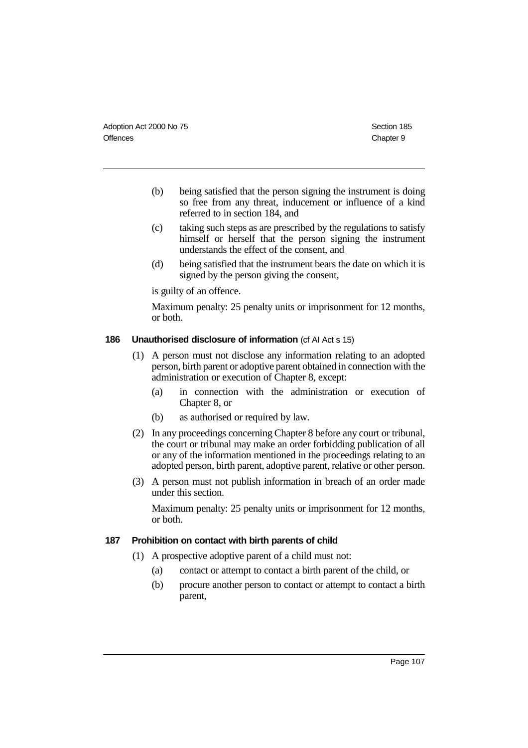(b) being satisfied that the person signing the instrument is doing so free from any threat, inducement or influence of a kind referred to in section 184, and

(c) taking such steps as are prescribed by the regulations to satisfy himself or herself that the person signing the instrument understands the effect of the consent, and

(d) being satisfied that the instrument bears the date on which it is signed by the person giving the consent,

is guilty of an offence.

Maximum penalty: 25 penalty units or imprisonment for 12 months, or both.

### 186 Unauthorised disclosure of information (cf AI Act s 15)

(1) A person must not disclose any information relating to an adopted person, birth parent or adoptive parent obtained in connection with the administration or execution of Chapter 8, except:

(a) in connection with the administration or execution of Chapter 8, or

(b) as authorised or required by law.

(2) In any proceedings concerning Chapter 8 before any court or tribunal, the court or tribunal may make an order forbidding publication of all or any of the information mentioned in the proceedings relating to an adopted person, birth parent, adoptive parent, relative or other person.

(3) A person must not publish information in breach of an order made under this section.

Maximum penalty: 25 penalty units or imprisonment for 12 months, or both.

### 187 Prohibition on contact with birth parents of child

(1) A prospective adoptive parent of a child must not:

(a) contact or attempt to contact a birth parent of the child, or

(b) procure another person to contact or attempt to contact a birth parent,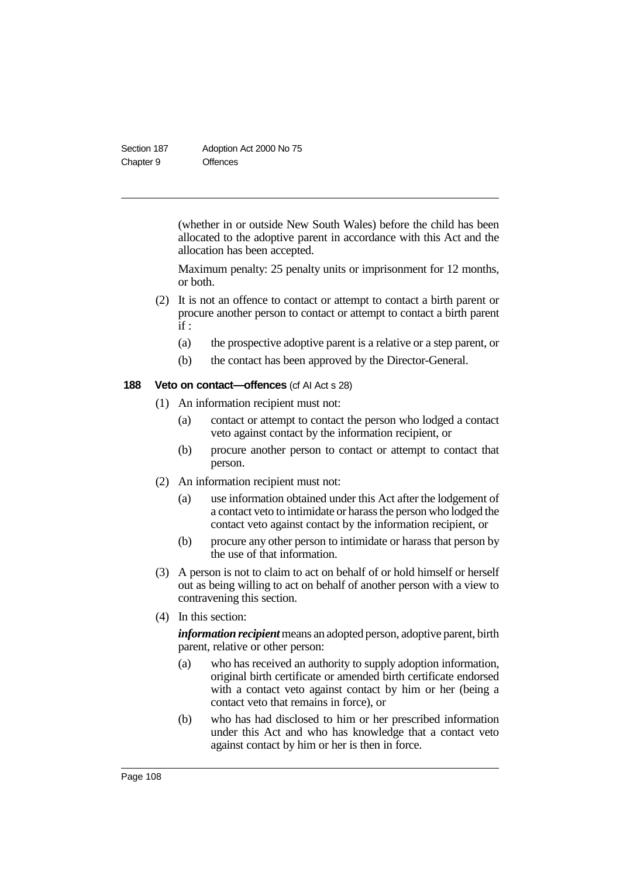(whether in or outside New South Wales) before the child has been allocated to the adoptive parent in accordance with this Act and the allocation has been accepted.

Maximum penalty: 25 penalty units or imprisonment for 12 months, or both.

(2) It is not an offence to contact or attempt to contact a birth parent or procure another person to contact or attempt to contact a birth parent if :

(a) the prospective adoptive parent is a relative or a step parent, or

(b) the contact has been approved by the Director-General.

### 188 Veto on contact—offences (cf AI Act s 28)

(1) An information recipient must not:

(a) contact or attempt to contact the person who lodged a contact veto against contact by the information recipient, or

(b) procure another person to contact or attempt to contact that person.

(2) An information recipient must not:

(a) use information obtained under this Act after the lodgement of a contact veto to intimidate or harass the person who lodged the contact veto against contact by the information recipient, or

(b) procure any other person to intimidate or harass that person by the use of that information.

(3) A person is not to claim to act on behalf of or hold himself or herself out as being willing to act on behalf of another person with a view to contravening this section.

(4) In this section:

***information recipient*** means an adopted person, adoptive parent, birth parent, relative or other person:

(a) who has received an authority to supply adoption information, original birth certificate or amended birth certificate endorsed with a contact veto against contact by him or her (being a contact veto that remains in force), or

(b) who has had disclosed to him or her prescribed information under this Act and who has knowledge that a contact veto against contact by him or her is then in force.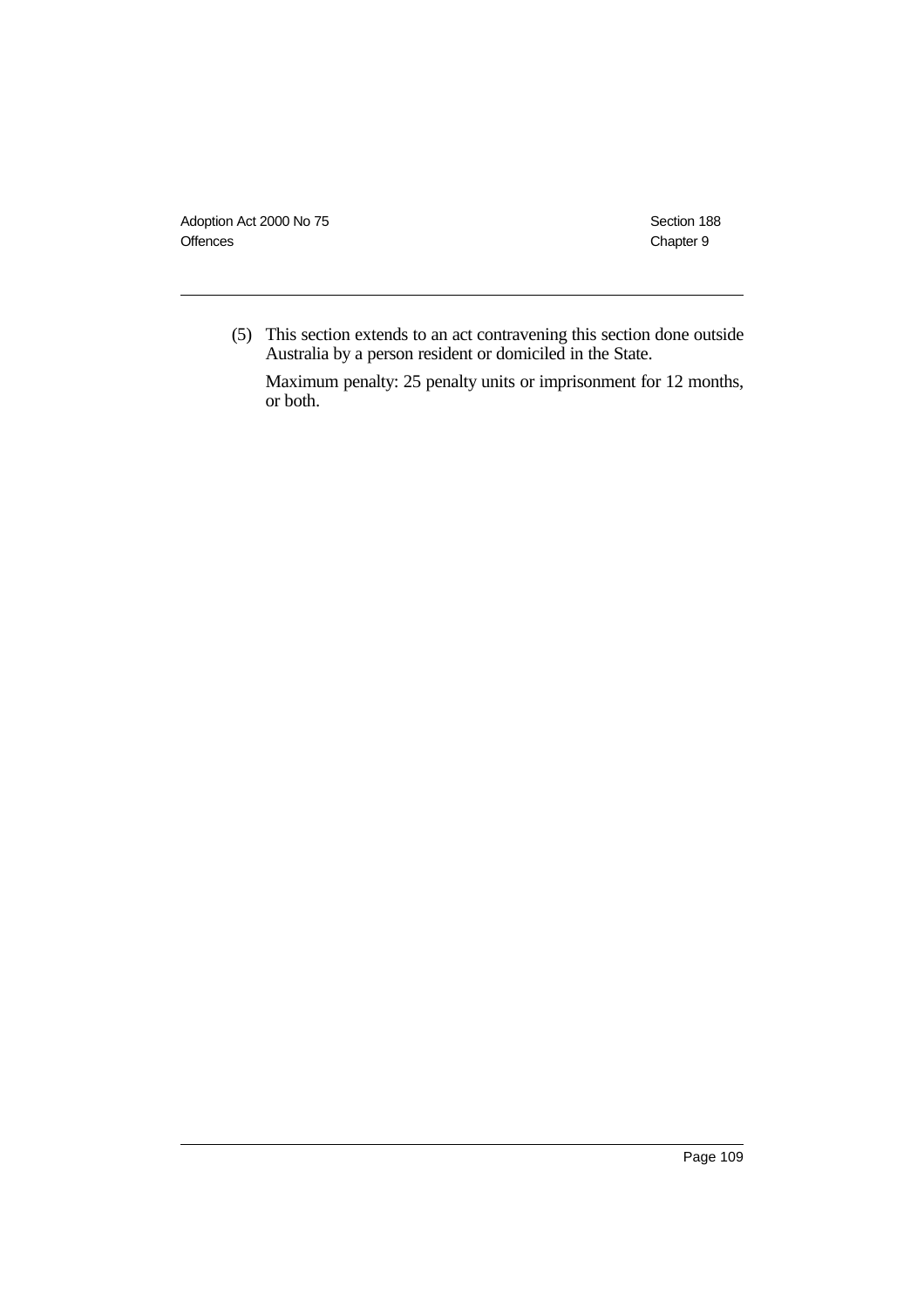(5) This section extends to an act contravening this section done outside Australia by a person resident or domiciled in the State.

Maximum penalty: 25 penalty units or imprisonment for 12 months, or both.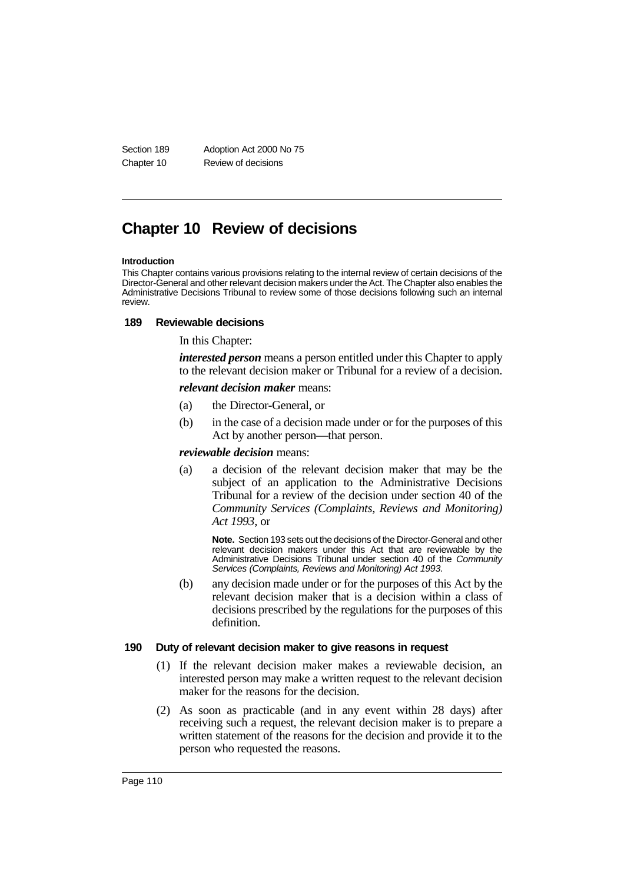# Chapter 10 Review of decisions

**Introduction**

This Chapter contains various provisions relating to the internal review of certain decisions of the Director-General and other relevant decision makers under the Act. The Chapter also enables the Administrative Decisions Tribunal to review some of those decisions following such an internal review.

### 189 Reviewable decisions

In this Chapter:

***interested person*** means a person entitled under this Chapter to apply to the relevant decision maker or Tribunal for a review of a decision.

***relevant decision maker*** means:

(a) the Director-General, or

(b) in the case of a decision made under or for the purposes of this Act by another person—that person.

***reviewable decision*** means:

(a) a decision of the relevant decision maker that may be the subject of an application to the Administrative Decisions Tribunal for a review of the decision under section 40 of the *Community Services (Complaints, Reviews and Monitoring) Act 1993*, or

**Note.** Section 193 sets out the decisions of the Director-General and other relevant decision makers under this Act that are reviewable by the Administrative Decisions Tribunal under section 40 of the *Community Services (Complaints, Reviews and Monitoring) Act 1993*.

(b) any decision made under or for the purposes of this Act by the relevant decision maker that is a decision within a class of decisions prescribed by the regulations for the purposes of this definition.

### 190 Duty of relevant decision maker to give reasons in request

(1) If the relevant decision maker makes a reviewable decision, an interested person may make a written request to the relevant decision maker for the reasons for the decision.

(2) As soon as practicable (and in any event within 28 days) after receiving such a request, the relevant decision maker is to prepare a written statement of the reasons for the decision and provide it to the person who requested the reasons.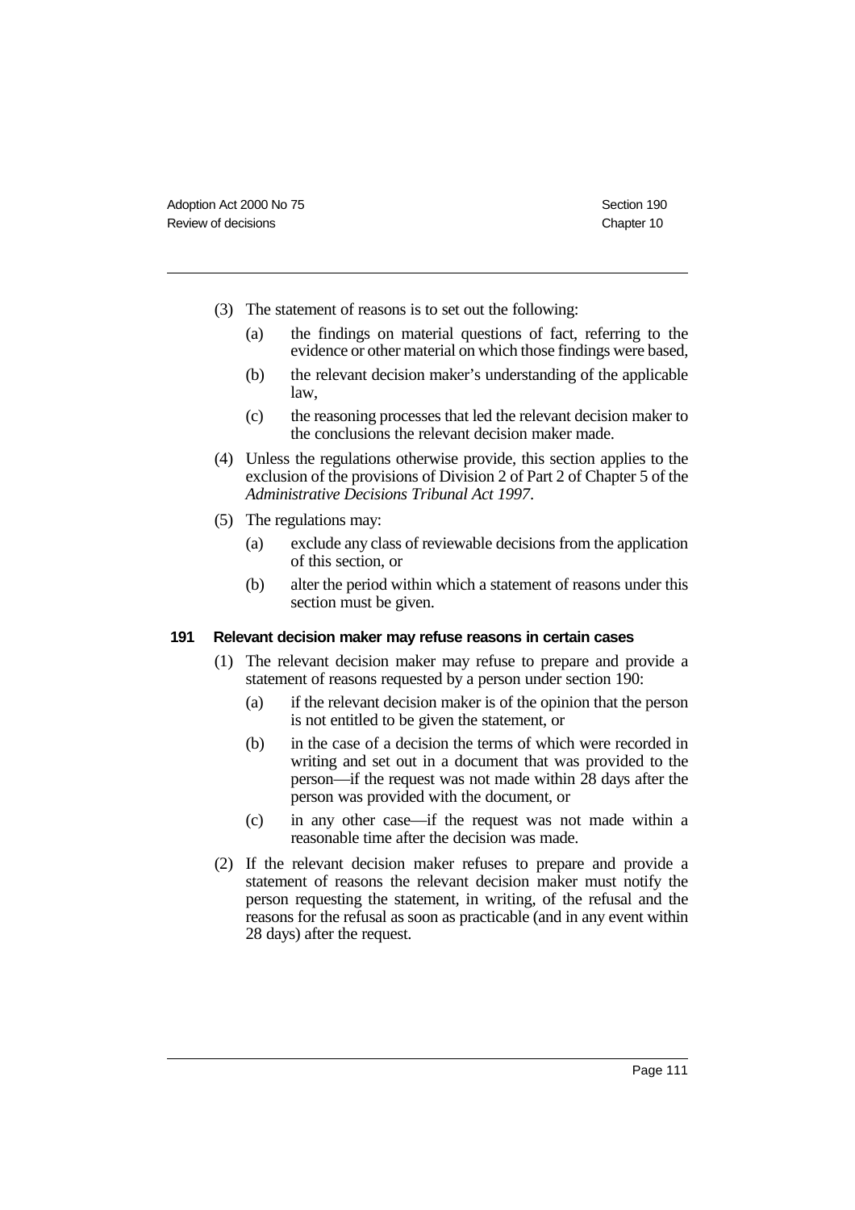(3) The statement of reasons is to set out the following:

- (a) the findings on material questions of fact, referring to the evidence or other material on which those findings were based,
- (b) the relevant decision maker's understanding of the applicable law,
- (c) the reasoning processes that led the relevant decision maker to the conclusions the relevant decision maker made.

(4) Unless the regulations otherwise provide, this section applies to the exclusion of the provisions of Division 2 of Part 2 of Chapter 5 of the *Administrative Decisions Tribunal Act 1997*.

(5) The regulations may:

- (a) exclude any class of reviewable decisions from the application of this section, or
- (b) alter the period within which a statement of reasons under this section must be given.

### 191 Relevant decision maker may refuse reasons in certain cases

(1) The relevant decision maker may refuse to prepare and provide a statement of reasons requested by a person under section 190:

- (a) if the relevant decision maker is of the opinion that the person is not entitled to be given the statement, or
- (b) in the case of a decision the terms of which were recorded in writing and set out in a document that was provided to the person—if the request was not made within 28 days after the person was provided with the document, or
- (c) in any other case—if the request was not made within a reasonable time after the decision was made.

(2) If the relevant decision maker refuses to prepare and provide a statement of reasons the relevant decision maker must notify the person requesting the statement, in writing, of the refusal and the reasons for the refusal as soon as practicable (and in any event within 28 days) after the request.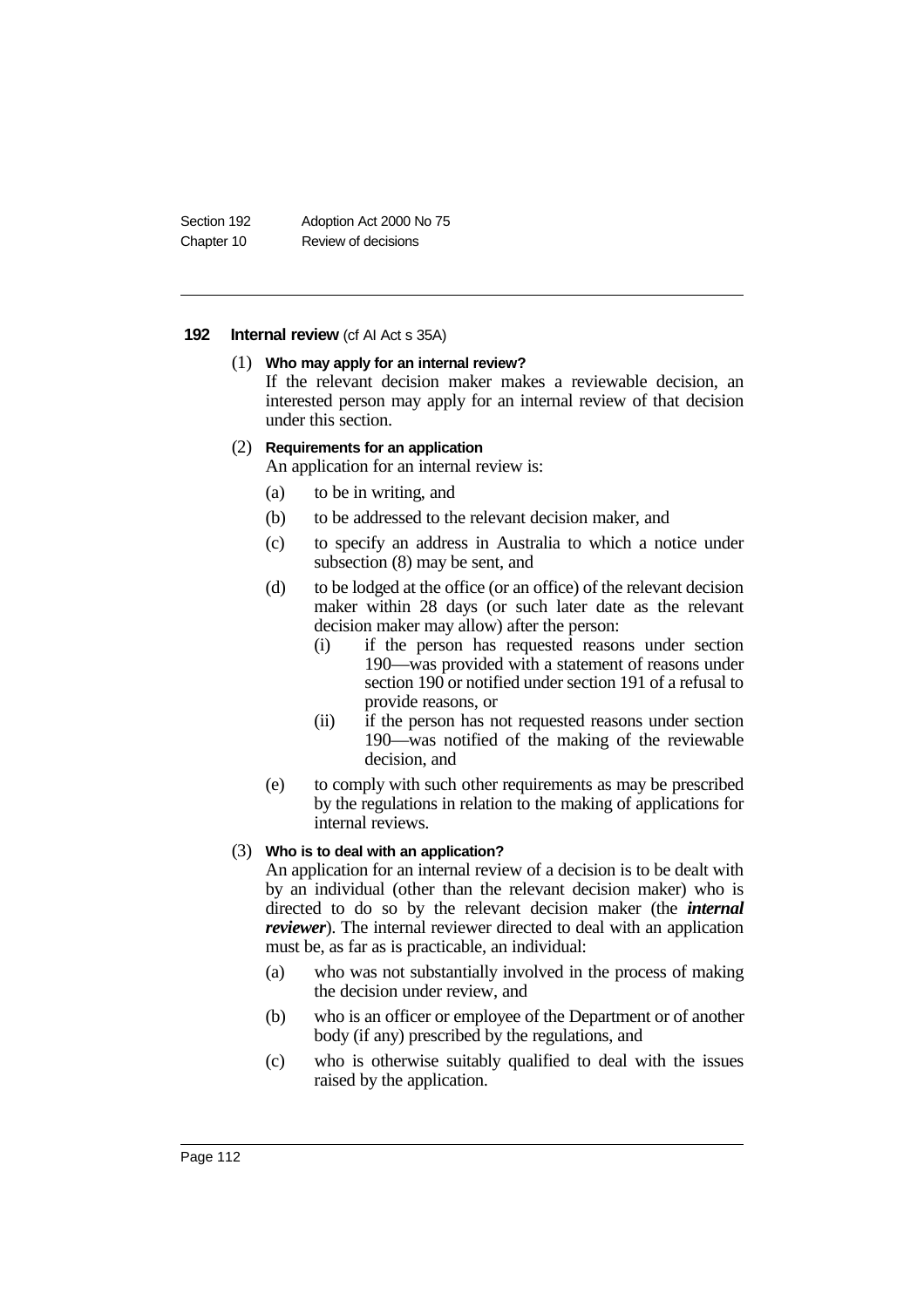### 192 Internal review (cf AI Act s 35A)

(1) **Who may apply for an internal review?**

If the relevant decision maker makes a reviewable decision, an interested person may apply for an internal review of that decision under this section.

(2) **Requirements for an application**

An application for an internal review is:

(a) to be in writing, and

(b) to be addressed to the relevant decision maker, and

(c) to specify an address in Australia to which a notice under subsection (8) may be sent, and

(d) to be lodged at the office (or an office) of the relevant decision maker within 28 days (or such later date as the relevant decision maker may allow) after the person:

(i) if the person has requested reasons under section 190—was provided with a statement of reasons under section 190 or notified under section 191 of a refusal to provide reasons, or

(ii) if the person has not requested reasons under section 190—was notified of the making of the reviewable decision, and

(e) to comply with such other requirements as may be prescribed by the regulations in relation to the making of applications for internal reviews.

(3) **Who is to deal with an application?**

An application for an internal review of a decision is to be dealt with by an individual (other than the relevant decision maker) who is directed to do so by the relevant decision maker (the ***internal reviewer***). The internal reviewer directed to deal with an application must be, as far as is practicable, an individual:

(a) who was not substantially involved in the process of making the decision under review, and

(b) who is an officer or employee of the Department or of another body (if any) prescribed by the regulations, and

(c) who is otherwise suitably qualified to deal with the issues raised by the application.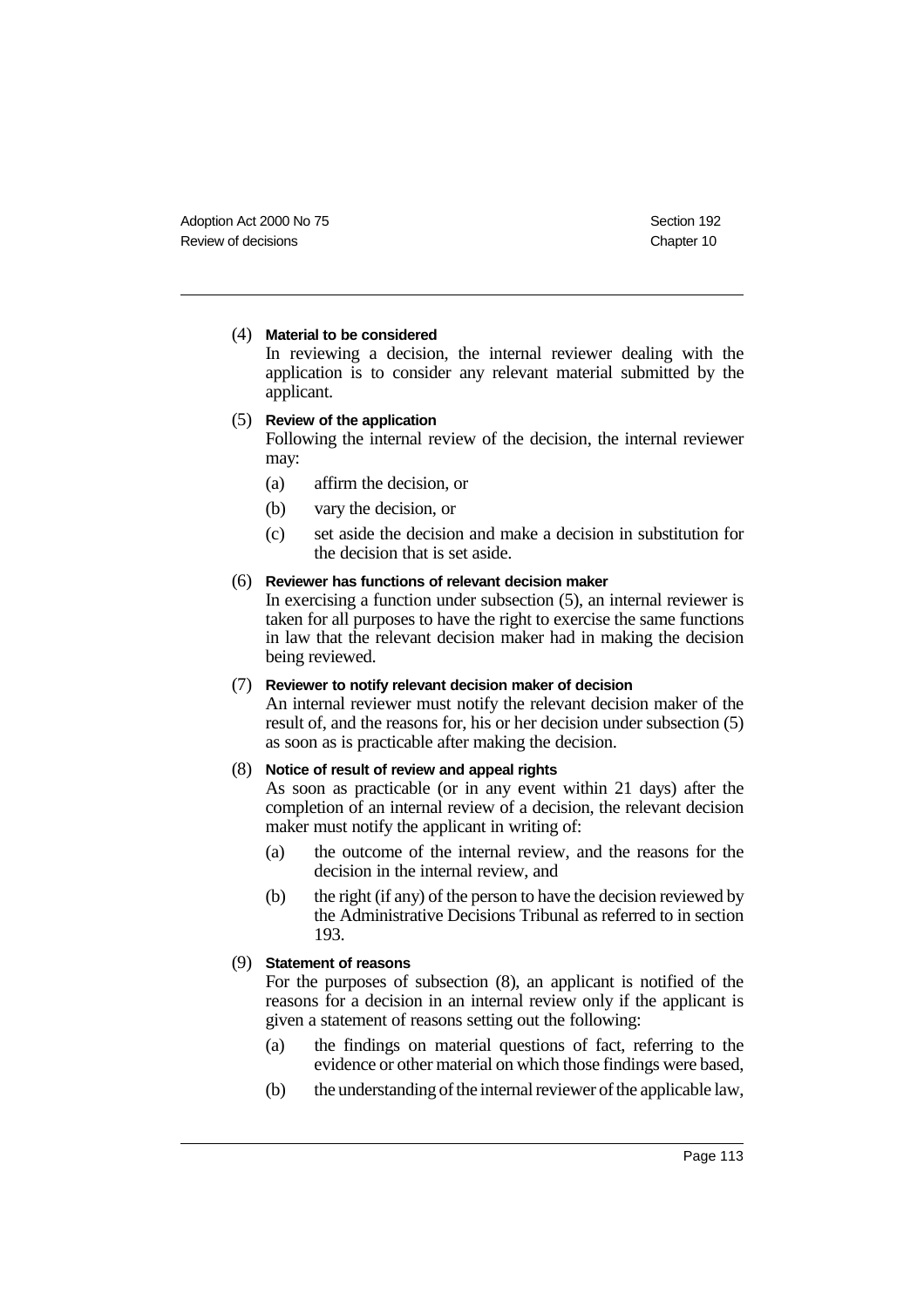(4) **Material to be considered**

In reviewing a decision, the internal reviewer dealing with the application is to consider any relevant material submitted by the applicant.

(5) **Review of the application**

Following the internal review of the decision, the internal reviewer may:

- (a) affirm the decision, or
- (b) vary the decision, or
- (c) set aside the decision and make a decision in substitution for the decision that is set aside.

(6) **Reviewer has functions of relevant decision maker**

In exercising a function under subsection (5), an internal reviewer is taken for all purposes to have the right to exercise the same functions in law that the relevant decision maker had in making the decision being reviewed.

(7) **Reviewer to notify relevant decision maker of decision**

An internal reviewer must notify the relevant decision maker of the result of, and the reasons for, his or her decision under subsection (5) as soon as is practicable after making the decision.

(8) **Notice of result of review and appeal rights**

As soon as practicable (or in any event within 21 days) after the completion of an internal review of a decision, the relevant decision maker must notify the applicant in writing of:

- (a) the outcome of the internal review, and the reasons for the decision in the internal review, and
- (b) the right (if any) of the person to have the decision reviewed by the Administrative Decisions Tribunal as referred to in section 193.

(9) **Statement of reasons**

For the purposes of subsection (8), an applicant is notified of the reasons for a decision in an internal review only if the applicant is given a statement of reasons setting out the following:

- (a) the findings on material questions of fact, referring to the evidence or other material on which those findings were based,
- (b) the understanding of the internal reviewer of the applicable law,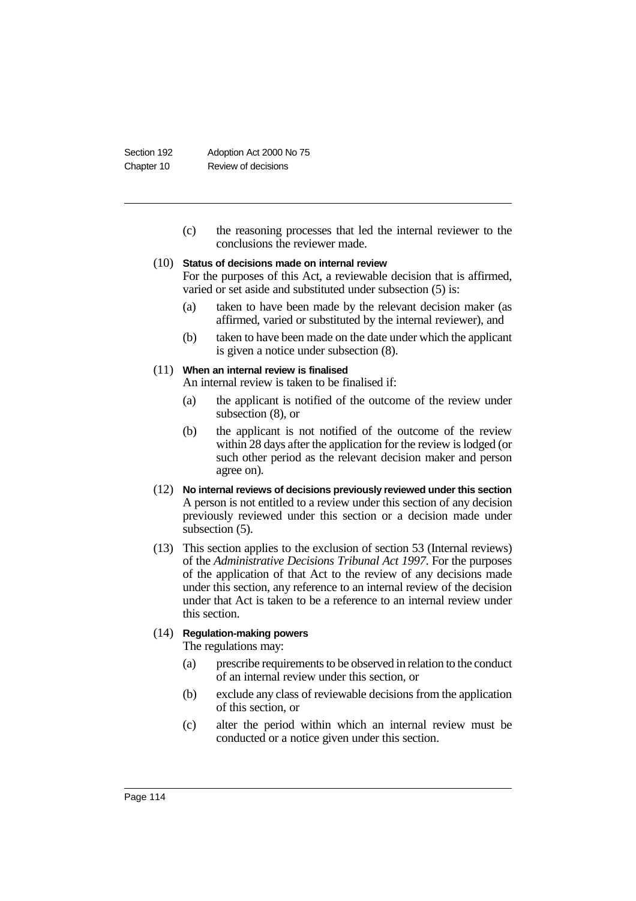(c) the reasoning processes that led the internal reviewer to the conclusions the reviewer made.

(10) **Status of decisions made on internal review**

For the purposes of this Act, a reviewable decision that is affirmed, varied or set aside and substituted under subsection (5) is:

(a) taken to have been made by the relevant decision maker (as affirmed, varied or substituted by the internal reviewer), and

(b) taken to have been made on the date under which the applicant is given a notice under subsection (8).

(11) **When an internal review is finalised**

An internal review is taken to be finalised if:

(a) the applicant is notified of the outcome of the review under subsection (8), or

(b) the applicant is not notified of the outcome of the review within 28 days after the application for the review is lodged (or such other period as the relevant decision maker and person agree on).

(12) **No internal reviews of decisions previously reviewed under this section**

A person is not entitled to a review under this section of any decision previously reviewed under this section or a decision made under subsection (5).

(13) This section applies to the exclusion of section 53 (Internal reviews) of the *Administrative Decisions Tribunal Act 1997*. For the purposes of the application of that Act to the review of any decisions made under this section, any reference to an internal review of the decision under that Act is taken to be a reference to an internal review under this section.

(14) **Regulation-making powers**

The regulations may:

(a) prescribe requirements to be observed in relation to the conduct of an internal review under this section, or

(b) exclude any class of reviewable decisions from the application of this section, or

(c) alter the period within which an internal review must be conducted or a notice given under this section.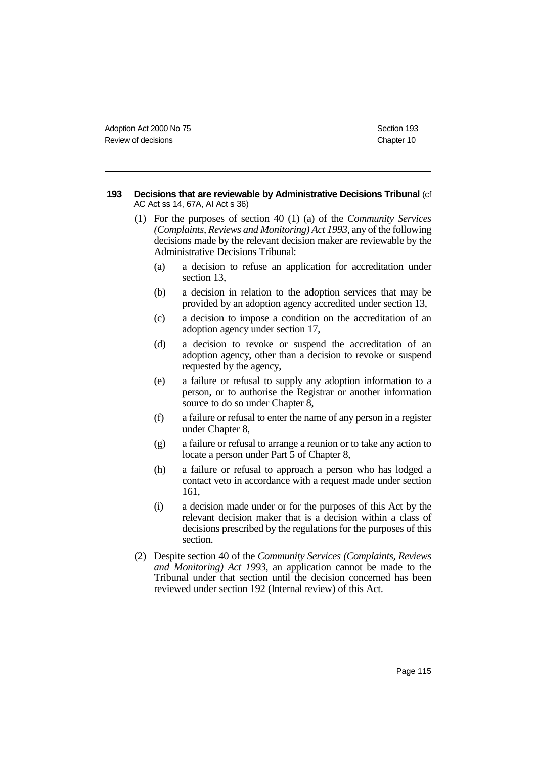### 193 Decisions that are reviewable by Administrative Decisions Tribunal (cf AC Act ss 14, 67A, AI Act s 36)

(1) For the purposes of section 40 (1) (a) of the *Community Services (Complaints, Reviews and Monitoring) Act 1993*, any of the following decisions made by the relevant decision maker are reviewable by the Administrative Decisions Tribunal:

- (a) a decision to refuse an application for accreditation under section 13,
- (b) a decision in relation to the adoption services that may be provided by an adoption agency accredited under section 13,
- (c) a decision to impose a condition on the accreditation of an adoption agency under section 17,
- (d) a decision to revoke or suspend the accreditation of an adoption agency, other than a decision to revoke or suspend requested by the agency,
- (e) a failure or refusal to supply any adoption information to a person, or to authorise the Registrar or another information source to do so under Chapter 8,
- (f) a failure or refusal to enter the name of any person in a register under Chapter 8,
- (g) a failure or refusal to arrange a reunion or to take any action to locate a person under Part 5 of Chapter 8,
- (h) a failure or refusal to approach a person who has lodged a contact veto in accordance with a request made under section 161,
- (i) a decision made under or for the purposes of this Act by the relevant decision maker that is a decision within a class of decisions prescribed by the regulations for the purposes of this section.

(2) Despite section 40 of the *Community Services (Complaints, Reviews and Monitoring) Act 1993*, an application cannot be made to the Tribunal under that section until the decision concerned has been reviewed under section 192 (Internal review) of this Act.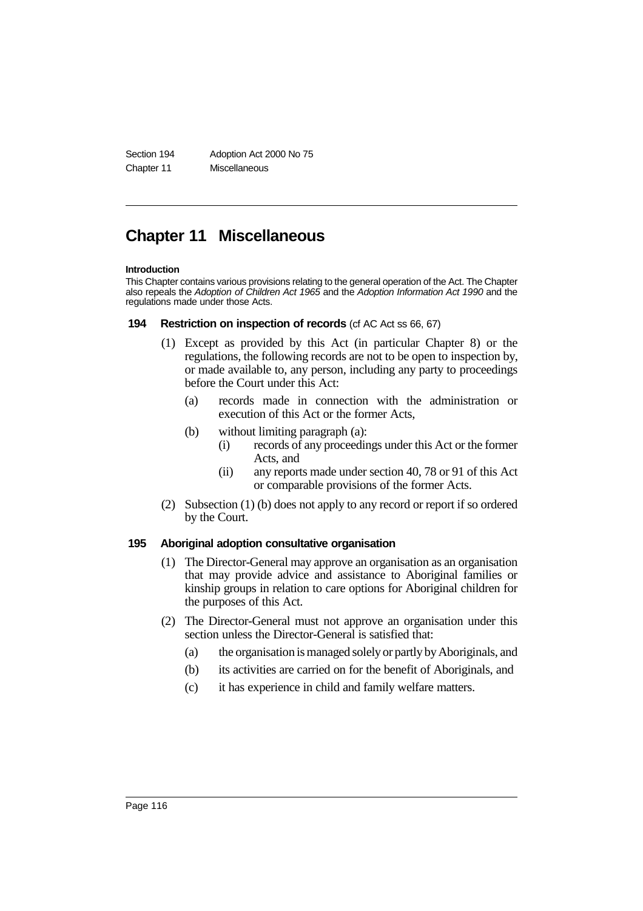# Chapter 11 Miscellaneous

**Introduction**

This Chapter contains various provisions relating to the general operation of the Act. The Chapter also repeals the *Adoption of Children Act 1965* and the *Adoption Information Act 1990* and the regulations made under those Acts.

### 194 Restriction on inspection of records (cf AC Act ss 66, 67)

(1) Except as provided by this Act (in particular Chapter 8) or the regulations, the following records are not to be open to inspection by, or made available to, any person, including any party to proceedings before the Court under this Act:

- (a) records made in connection with the administration or execution of this Act or the former Acts,
- (b) without limiting paragraph (a):
  - (i) records of any proceedings under this Act or the former Acts, and
  - (ii) any reports made under section 40, 78 or 91 of this Act or comparable provisions of the former Acts.

(2) Subsection (1) (b) does not apply to any record or report if so ordered by the Court.

### 195 Aboriginal adoption consultative organisation

(1) The Director-General may approve an organisation as an organisation that may provide advice and assistance to Aboriginal families or kinship groups in relation to care options for Aboriginal children for the purposes of this Act.

(2) The Director-General must not approve an organisation under this section unless the Director-General is satisfied that:

- (a) the organisation is managed solely or partly by Aboriginals, and
- (b) its activities are carried on for the benefit of Aboriginals, and
- (c) it has experience in child and family welfare matters.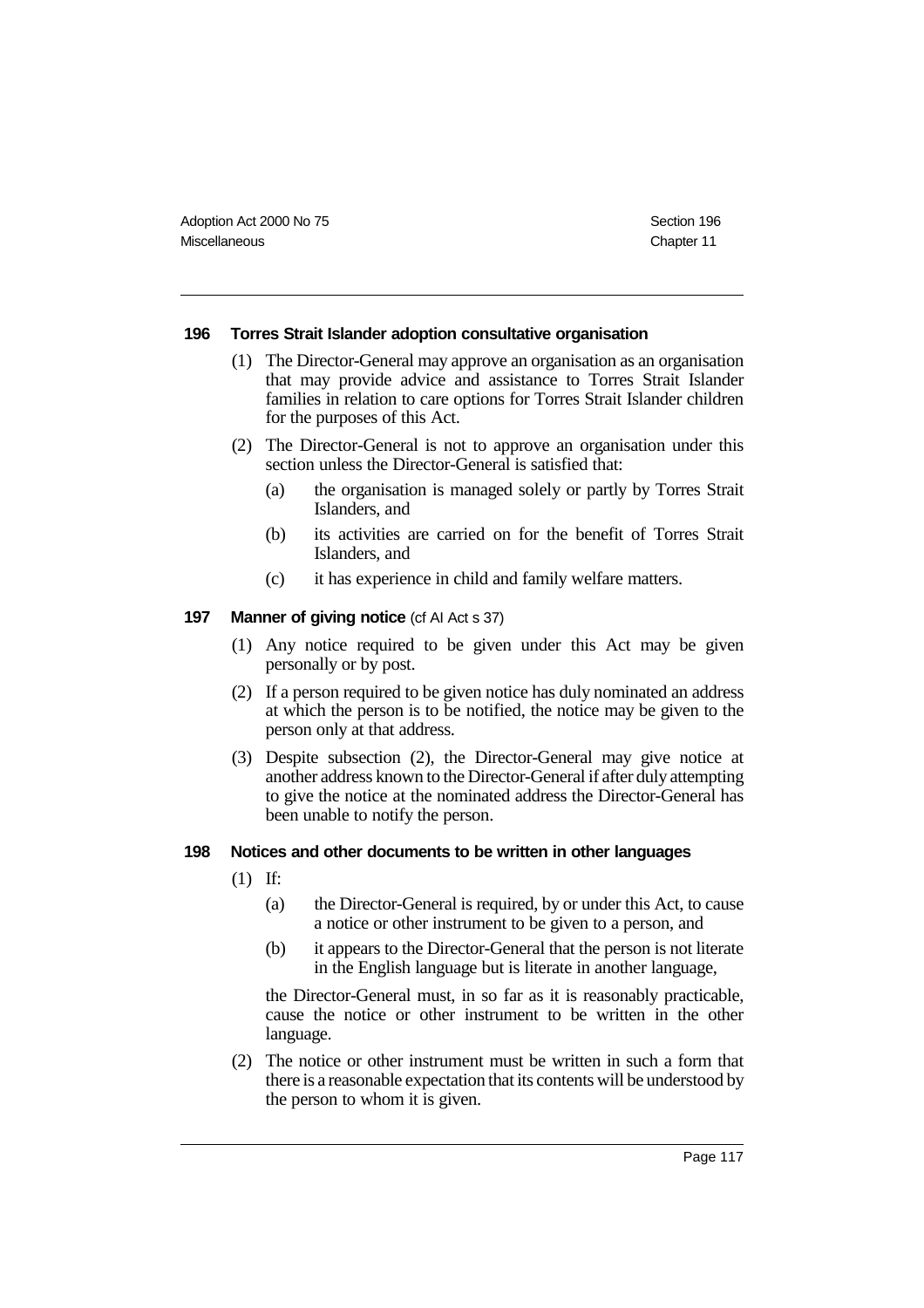### 196 Torres Strait Islander adoption consultative organisation

(1) The Director-General may approve an organisation as an organisation that may provide advice and assistance to Torres Strait Islander families in relation to care options for Torres Strait Islander children for the purposes of this Act.

(2) The Director-General is not to approve an organisation under this section unless the Director-General is satisfied that:

- (a) the organisation is managed solely or partly by Torres Strait Islanders, and
- (b) its activities are carried on for the benefit of Torres Strait Islanders, and
- (c) it has experience in child and family welfare matters.

### 197 Manner of giving notice (cf AI Act s 37)

(1) Any notice required to be given under this Act may be given personally or by post.

(2) If a person required to be given notice has duly nominated an address at which the person is to be notified, the notice may be given to the person only at that address.

(3) Despite subsection (2), the Director-General may give notice at another address known to the Director-General if after duly attempting to give the notice at the nominated address the Director-General has been unable to notify the person.

### 198 Notices and other documents to be written in other languages

(1) If:

- (a) the Director-General is required, by or under this Act, to cause a notice or other instrument to be given to a person, and
- (b) it appears to the Director-General that the person is not literate in the English language but is literate in another language,

the Director-General must, in so far as it is reasonably practicable, cause the notice or other instrument to be written in the other language.

(2) The notice or other instrument must be written in such a form that there is a reasonable expectation that its contents will be understood by the person to whom it is given.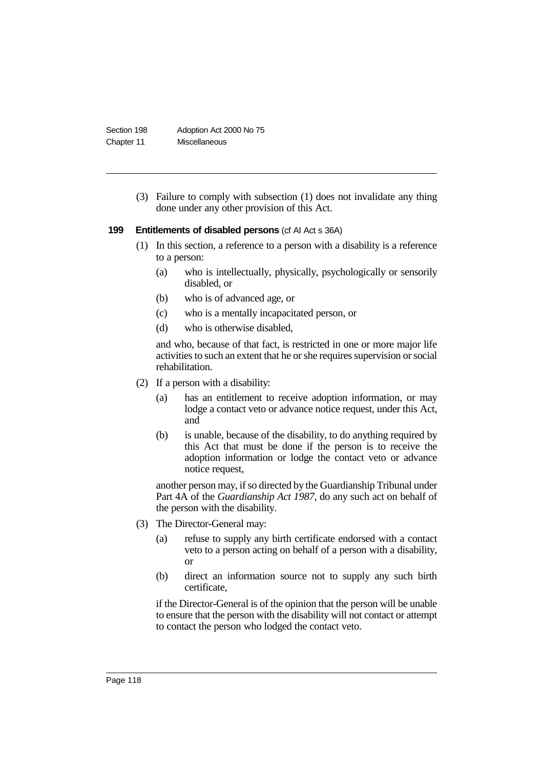(3) Failure to comply with subsection (1) does not invalidate any thing done under any other provision of this Act.

### 199 Entitlements of disabled persons (cf AI Act s 36A)

(1) In this section, a reference to a person with a disability is a reference to a person:

- (a) who is intellectually, physically, psychologically or sensorily disabled, or
- (b) who is of advanced age, or
- (c) who is a mentally incapacitated person, or
- (d) who is otherwise disabled,

and who, because of that fact, is restricted in one or more major life activities to such an extent that he or she requires supervision or social rehabilitation.

(2) If a person with a disability:

- (a) has an entitlement to receive adoption information, or may lodge a contact veto or advance notice request, under this Act, and
- (b) is unable, because of the disability, to do anything required by this Act that must be done if the person is to receive the adoption information or lodge the contact veto or advance notice request,

another person may, if so directed by the Guardianship Tribunal under Part 4A of the *Guardianship Act 1987*, do any such act on behalf of the person with the disability.

(3) The Director-General may:

- (a) refuse to supply any birth certificate endorsed with a contact veto to a person acting on behalf of a person with a disability, or
- (b) direct an information source not to supply any such birth certificate,

if the Director-General is of the opinion that the person will be unable to ensure that the person with the disability will not contact or attempt to contact the person who lodged the contact veto.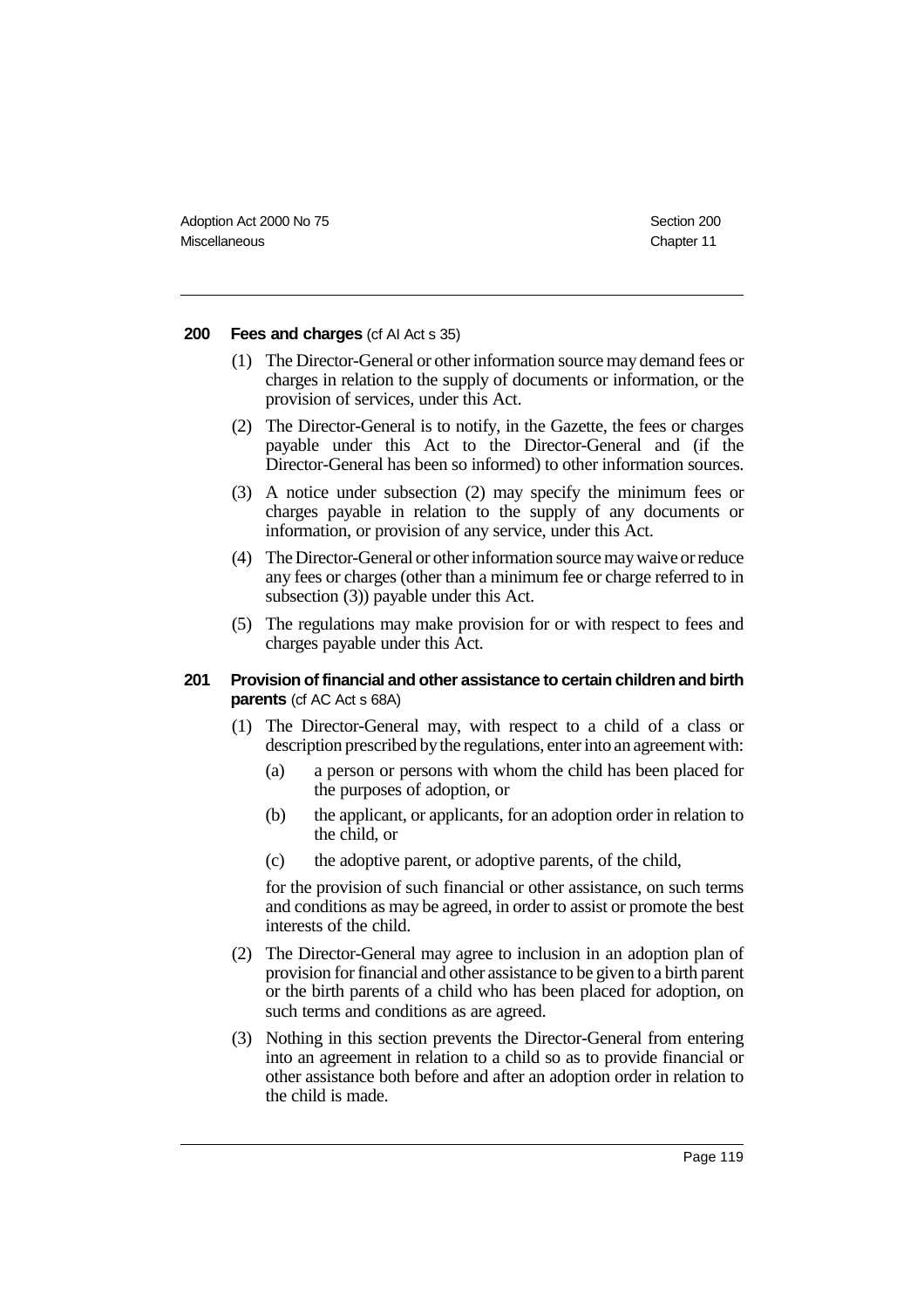### 200 Fees and charges (cf AI Act s 35)

(1) The Director-General or other information source may demand fees or charges in relation to the supply of documents or information, or the provision of services, under this Act.

(2) The Director-General is to notify, in the Gazette, the fees or charges payable under this Act to the Director-General and (if the Director-General has been so informed) to other information sources.

(3) A notice under subsection (2) may specify the minimum fees or charges payable in relation to the supply of any documents or information, or provision of any service, under this Act.

(4) The Director-General or other information source may waive or reduce any fees or charges (other than a minimum fee or charge referred to in subsection (3)) payable under this Act.

(5) The regulations may make provision for or with respect to fees and charges payable under this Act.

### 201 Provision of financial and other assistance to certain children and birth parents (cf AC Act s 68A)

(1) The Director-General may, with respect to a child of a class or description prescribed by the regulations, enter into an agreement with:

- (a) a person or persons with whom the child has been placed for the purposes of adoption, or
- (b) the applicant, or applicants, for an adoption order in relation to the child, or
- (c) the adoptive parent, or adoptive parents, of the child,

for the provision of such financial or other assistance, on such terms and conditions as may be agreed, in order to assist or promote the best interests of the child.

(2) The Director-General may agree to inclusion in an adoption plan of provision for financial and other assistance to be given to a birth parent or the birth parents of a child who has been placed for adoption, on such terms and conditions as are agreed.

(3) Nothing in this section prevents the Director-General from entering into an agreement in relation to a child so as to provide financial or other assistance both before and after an adoption order in relation to the child is made.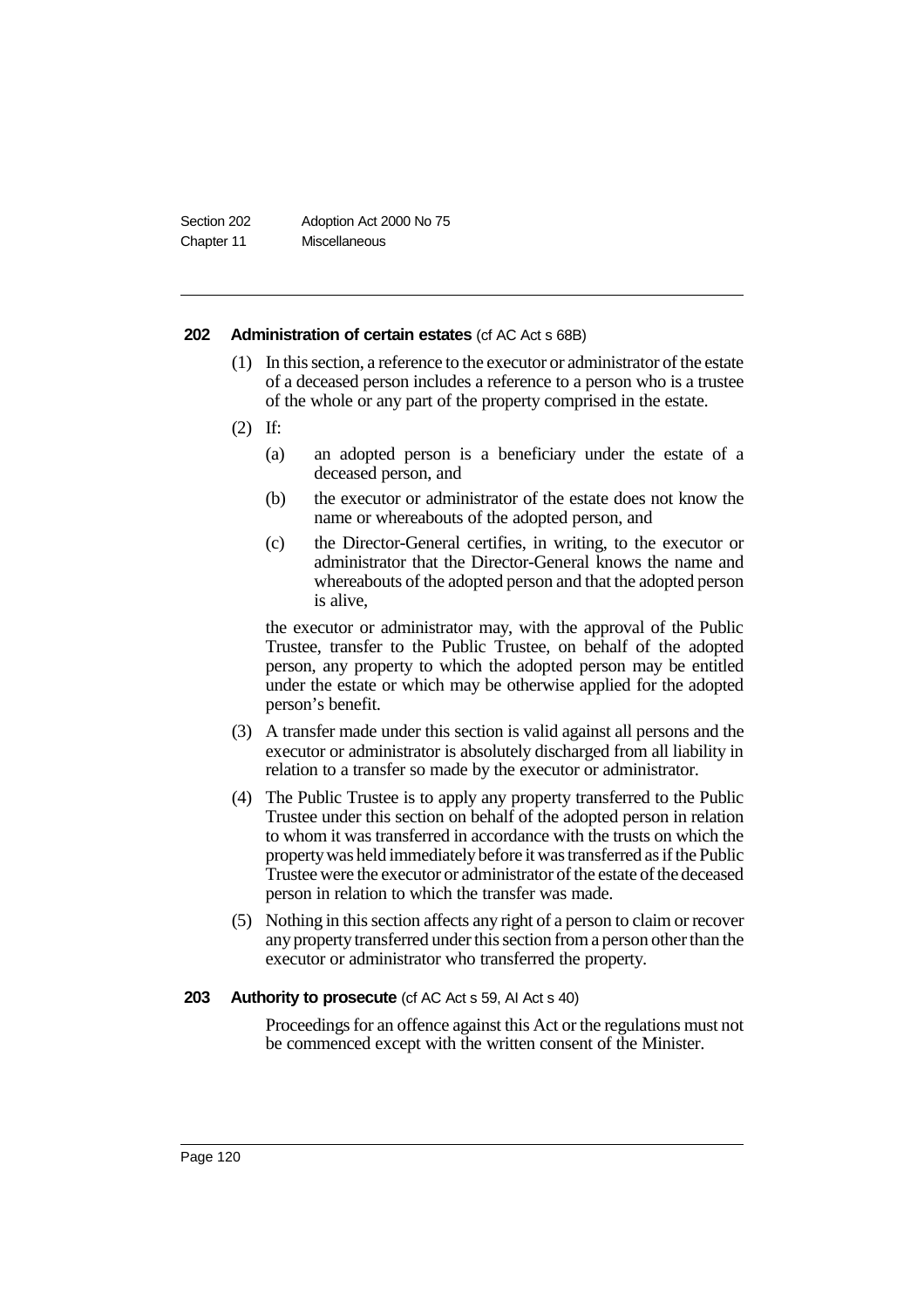### 202 Administration of certain estates (cf AC Act s 68B)

(1) In this section, a reference to the executor or administrator of the estate of a deceased person includes a reference to a person who is a trustee of the whole or any part of the property comprised in the estate.

(2) If:

(a) an adopted person is a beneficiary under the estate of a deceased person, and

(b) the executor or administrator of the estate does not know the name or whereabouts of the adopted person, and

(c) the Director-General certifies, in writing, to the executor or administrator that the Director-General knows the name and whereabouts of the adopted person and that the adopted person is alive,

the executor or administrator may, with the approval of the Public Trustee, transfer to the Public Trustee, on behalf of the adopted person, any property to which the adopted person may be entitled under the estate or which may be otherwise applied for the adopted person's benefit.

(3) A transfer made under this section is valid against all persons and the executor or administrator is absolutely discharged from all liability in relation to a transfer so made by the executor or administrator.

(4) The Public Trustee is to apply any property transferred to the Public Trustee under this section on behalf of the adopted person in relation to whom it was transferred in accordance with the trusts on which the property was held immediately before it was transferred as if the Public Trustee were the executor or administrator of the estate of the deceased person in relation to which the transfer was made.

(5) Nothing in this section affects any right of a person to claim or recover any property transferred under this section from a person other than the executor or administrator who transferred the property.

### 203 Authority to prosecute (cf AC Act s 59, AI Act s 40)

Proceedings for an offence against this Act or the regulations must not be commenced except with the written consent of the Minister.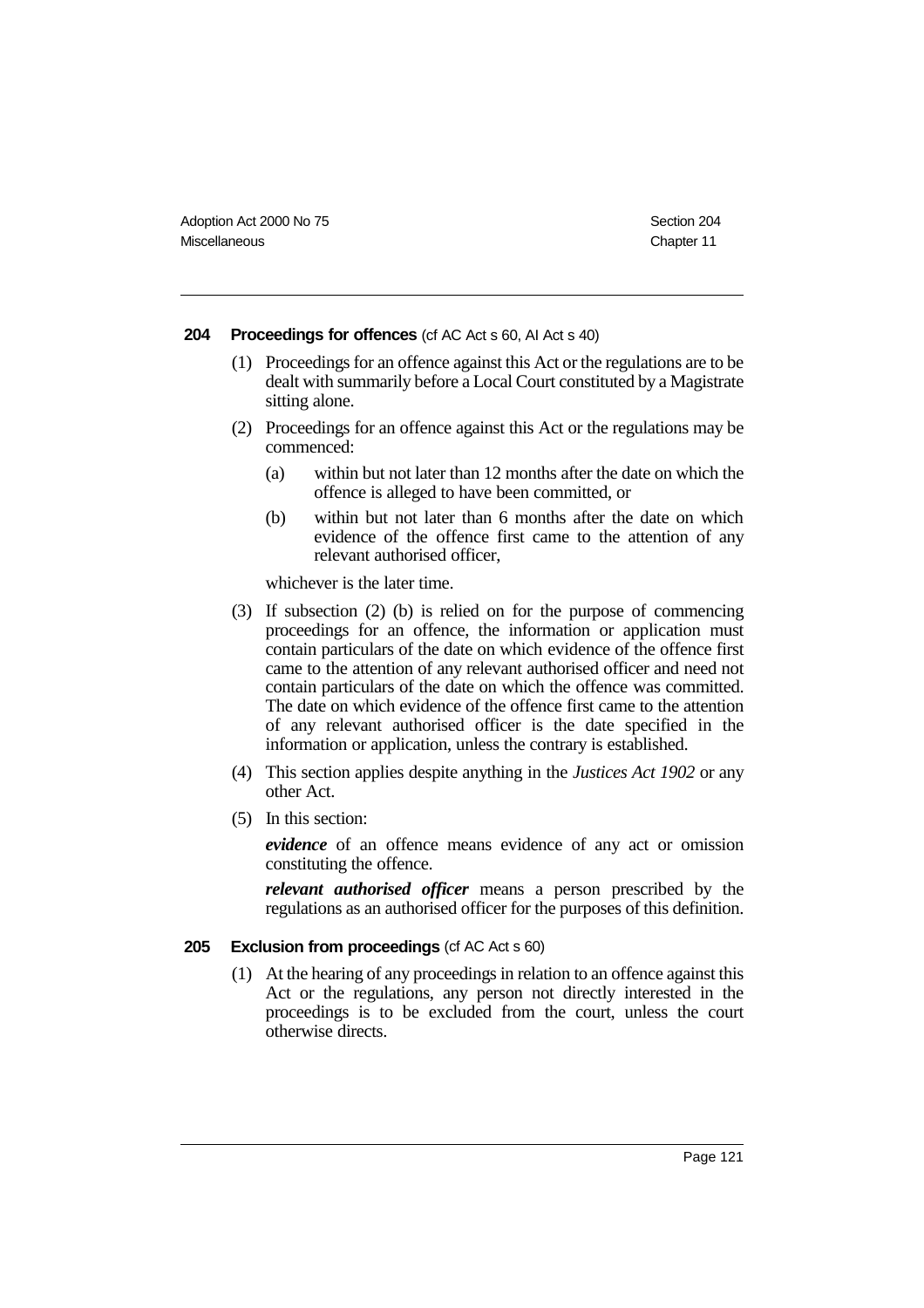### 204 Proceedings for offences (cf AC Act s 60, AI Act s 40)

(1) Proceedings for an offence against this Act or the regulations are to be dealt with summarily before a Local Court constituted by a Magistrate sitting alone.

(2) Proceedings for an offence against this Act or the regulations may be commenced:

(a) within but not later than 12 months after the date on which the offence is alleged to have been committed, or

(b) within but not later than 6 months after the date on which evidence of the offence first came to the attention of any relevant authorised officer,

whichever is the later time.

(3) If subsection (2) (b) is relied on for the purpose of commencing proceedings for an offence, the information or application must contain particulars of the date on which evidence of the offence first came to the attention of any relevant authorised officer and need not contain particulars of the date on which the offence was committed. The date on which evidence of the offence first came to the attention of any relevant authorised officer is the date specified in the information or application, unless the contrary is established.

(4) This section applies despite anything in the *Justices Act 1902* or any other Act.

(5) In this section:

***evidence*** of an offence means evidence of any act or omission constituting the offence.

***relevant authorised officer*** means a person prescribed by the regulations as an authorised officer for the purposes of this definition.

### 205 Exclusion from proceedings (cf AC Act s 60)

(1) At the hearing of any proceedings in relation to an offence against this Act or the regulations, any person not directly interested in the proceedings is to be excluded from the court, unless the court otherwise directs.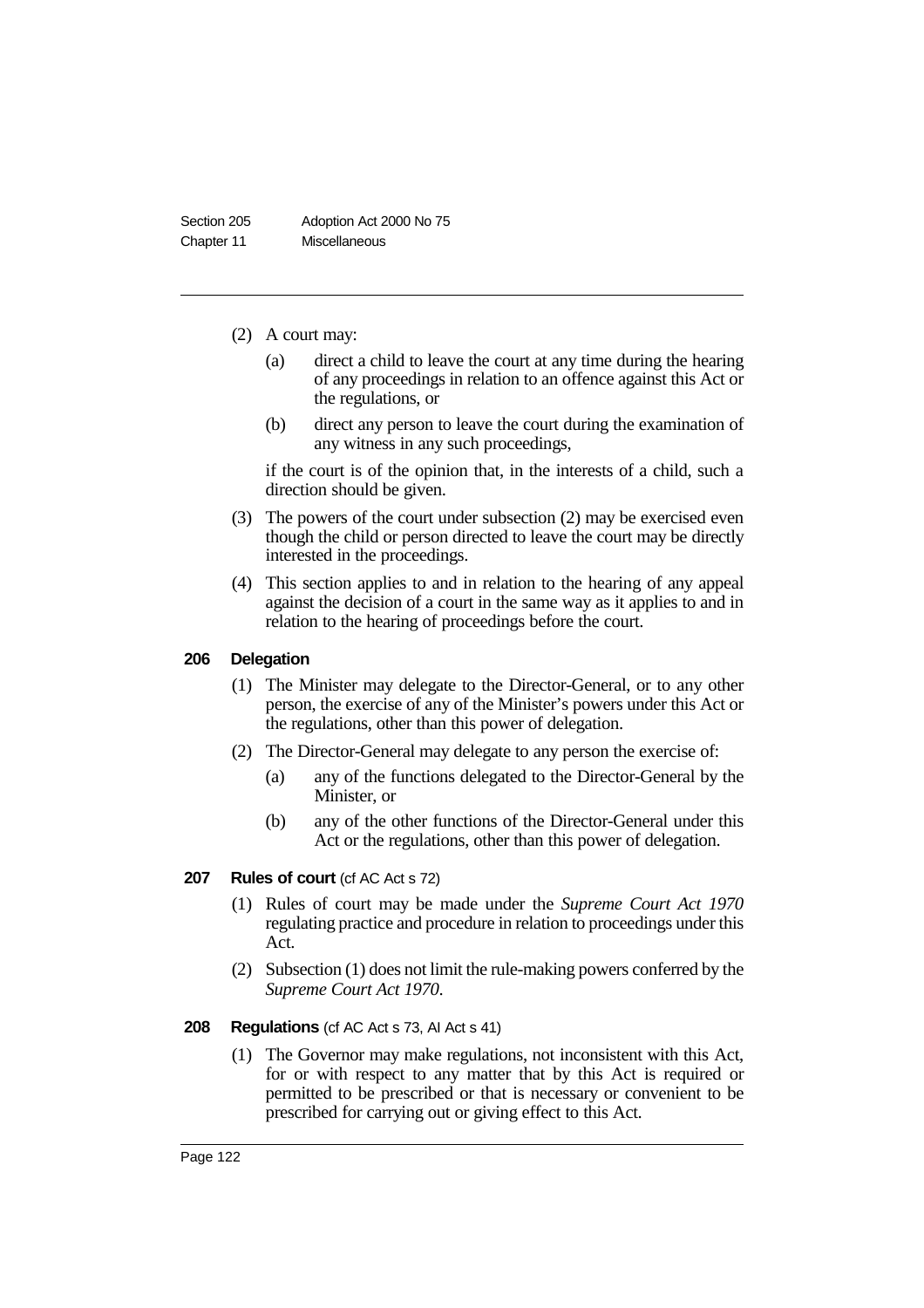(2) A court may:

(a) direct a child to leave the court at any time during the hearing of any proceedings in relation to an offence against this Act or the regulations, or

(b) direct any person to leave the court during the examination of any witness in any such proceedings,

if the court is of the opinion that, in the interests of a child, such a direction should be given.

(3) The powers of the court under subsection (2) may be exercised even though the child or person directed to leave the court may be directly interested in the proceedings.

(4) This section applies to and in relation to the hearing of any appeal against the decision of a court in the same way as it applies to and in relation to the hearing of proceedings before the court.

### 206 Delegation

(1) The Minister may delegate to the Director-General, or to any other person, the exercise of any of the Minister's powers under this Act or the regulations, other than this power of delegation.

(2) The Director-General may delegate to any person the exercise of:

(a) any of the functions delegated to the Director-General by the Minister, or

(b) any of the other functions of the Director-General under this Act or the regulations, other than this power of delegation.

### 207 Rules of court (cf AC Act s 72)

(1) Rules of court may be made under the *Supreme Court Act 1970* regulating practice and procedure in relation to proceedings under this Act.

(2) Subsection (1) does not limit the rule-making powers conferred by the *Supreme Court Act 1970*.

### 208 Regulations (cf AC Act s 73, AI Act s 41)

(1) The Governor may make regulations, not inconsistent with this Act, for or with respect to any matter that by this Act is required or permitted to be prescribed or that is necessary or convenient to be prescribed for carrying out or giving effect to this Act.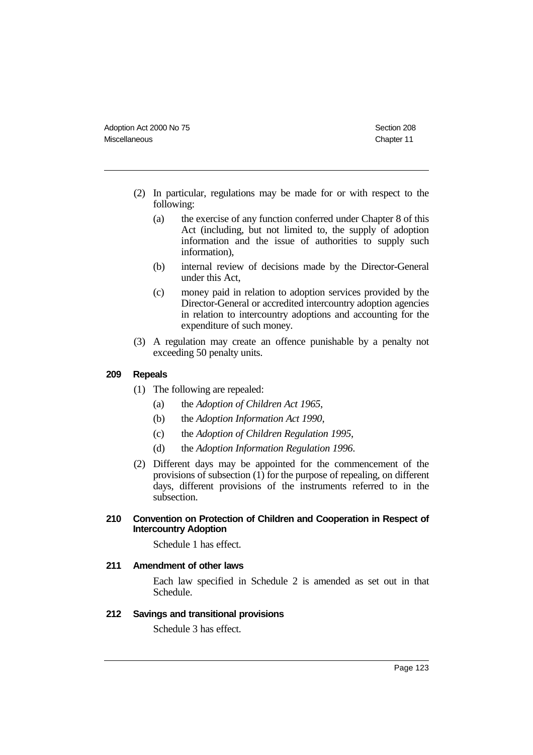(2) In particular, regulations may be made for or with respect to the following:

- (a) the exercise of any function conferred under Chapter 8 of this Act (including, but not limited to, the supply of adoption information and the issue of authorities to supply such information),
- (b) internal review of decisions made by the Director-General under this Act,
- (c) money paid in relation to adoption services provided by the Director-General or accredited intercountry adoption agencies in relation to intercountry adoptions and accounting for the expenditure of such money.

(3) A regulation may create an offence punishable by a penalty not exceeding 50 penalty units.

### 209 Repeals

(1) The following are repealed:

- (a) the *Adoption of Children Act 1965*,
- (b) the *Adoption Information Act 1990*,
- (c) the *Adoption of Children Regulation 1995*,
- (d) the *Adoption Information Regulation 1996*.

(2) Different days may be appointed for the commencement of the provisions of subsection (1) for the purpose of repealing, on different days, different provisions of the instruments referred to in the subsection.

### 210 Convention on Protection of Children and Cooperation in Respect of Intercountry Adoption

Schedule 1 has effect.

### 211 Amendment of other laws

Each law specified in Schedule 2 is amended as set out in that Schedule.

### 212 Savings and transitional provisions

Schedule 3 has effect.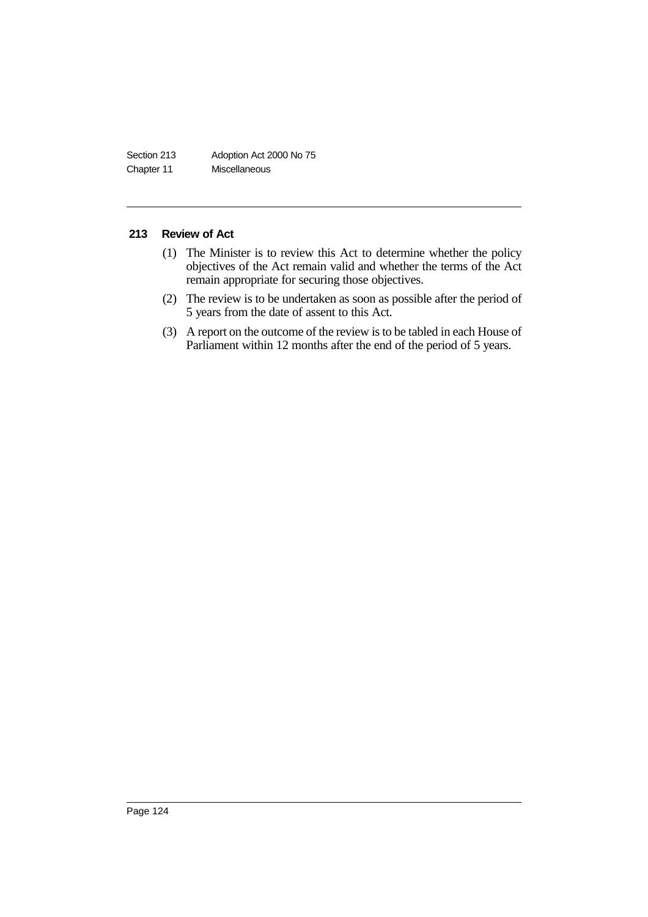### 213 Review of Act

(1) The Minister is to review this Act to determine whether the policy objectives of the Act remain valid and whether the terms of the Act remain appropriate for securing those objectives.

(2) The review is to be undertaken as soon as possible after the period of 5 years from the date of assent to this Act.

(3) A report on the outcome of the review is to be tabled in each House of Parliament within 12 months after the end of the period of 5 years.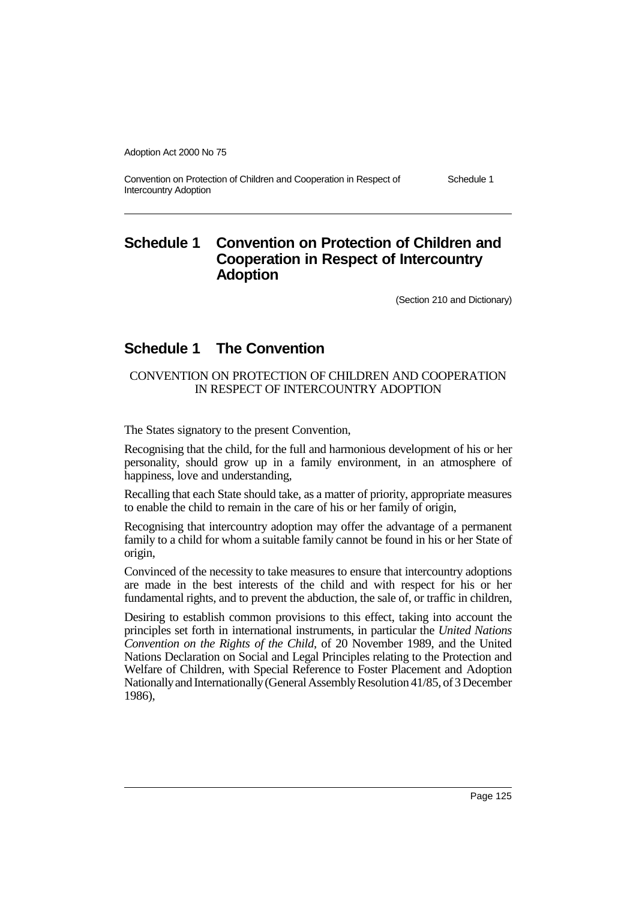# Schedule 1 Convention on Protection of Children and Cooperation in Respect of Intercountry Adoption

(Section 210 and Dictionary)

# Schedule 1 The Convention

CONVENTION ON PROTECTION OF CHILDREN AND COOPERATION IN RESPECT OF INTERCOUNTRY ADOPTION

The States signatory to the present Convention,

Recognising that the child, for the full and harmonious development of his or her personality, should grow up in a family environment, in an atmosphere of happiness, love and understanding,

Recalling that each State should take, as a matter of priority, appropriate measures to enable the child to remain in the care of his or her family of origin,

Recognising that intercountry adoption may offer the advantage of a permanent family to a child for whom a suitable family cannot be found in his or her State of origin,

Convinced of the necessity to take measures to ensure that intercountry adoptions are made in the best interests of the child and with respect for his or her fundamental rights, and to prevent the abduction, the sale of, or traffic in children,

Desiring to establish common provisions to this effect, taking into account the principles set forth in international instruments, in particular the *United Nations Convention on the Rights of the Child*, of 20 November 1989, and the United Nations Declaration on Social and Legal Principles relating to the Protection and Welfare of Children, with Special Reference to Foster Placement and Adoption Nationally and Internationally (General Assembly Resolution 41/85, of 3 December 1986),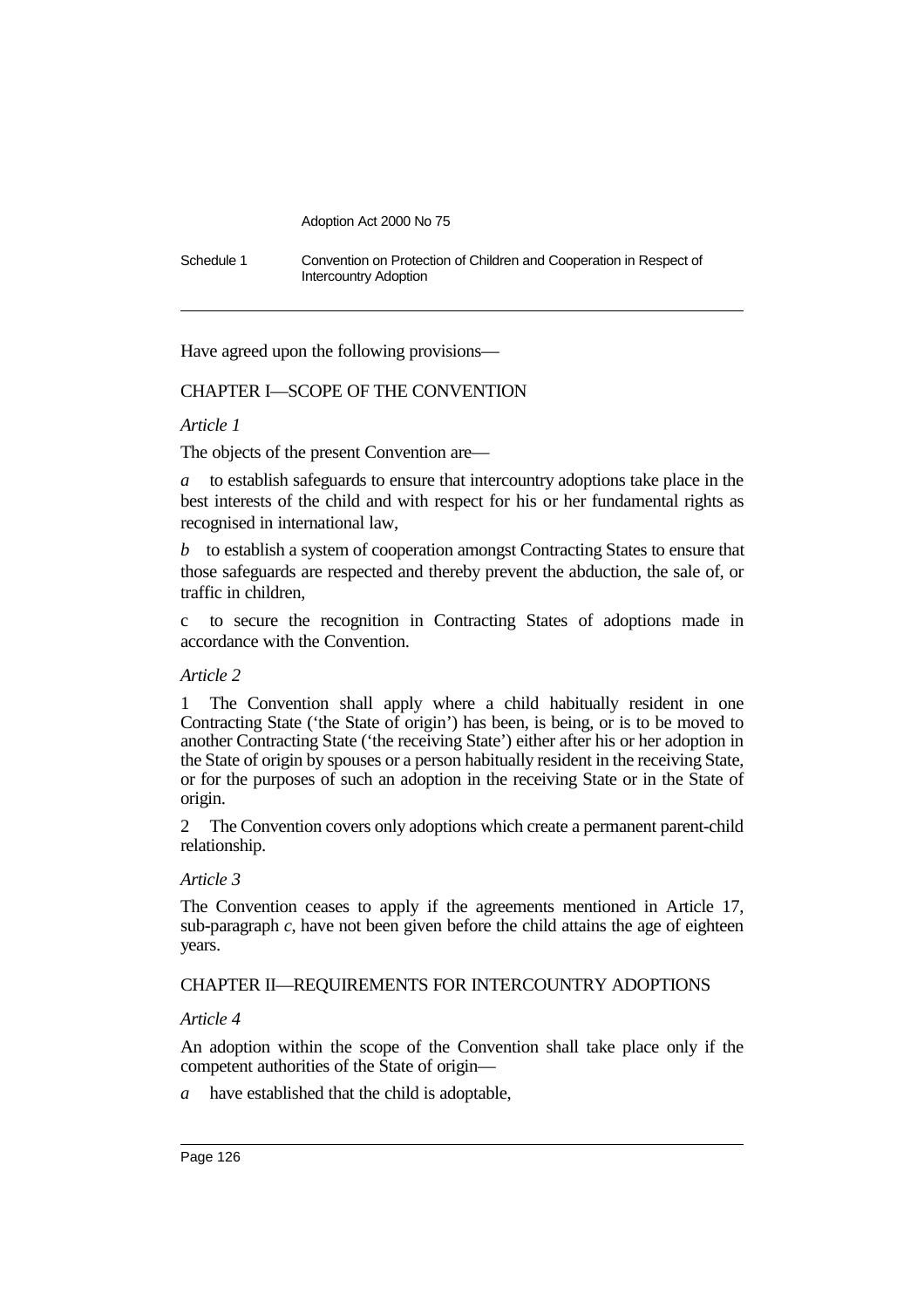Have agreed upon the following provisions—

## CHAPTER I—SCOPE OF THE CONVENTION

*Article 1*

The objects of the present Convention are—

*a* to establish safeguards to ensure that intercountry adoptions take place in the best interests of the child and with respect for his or her fundamental rights as recognised in international law,

*b* to establish a system of cooperation amongst Contracting States to ensure that those safeguards are respected and thereby prevent the abduction, the sale of, or traffic in children,

c to secure the recognition in Contracting States of adoptions made in accordance with the Convention.

*Article 2*

1 The Convention shall apply where a child habitually resident in one Contracting State ('the State of origin') has been, is being, or is to be moved to another Contracting State ('the receiving State') either after his or her adoption in the State of origin by spouses or a person habitually resident in the receiving State, or for the purposes of such an adoption in the receiving State or in the State of origin.

2 The Convention covers only adoptions which create a permanent parent-child relationship.

*Article 3*

The Convention ceases to apply if the agreements mentioned in Article 17, sub-paragraph *c*, have not been given before the child attains the age of eighteen years.

## CHAPTER II—REQUIREMENTS FOR INTERCOUNTRY ADOPTIONS

*Article 4*

An adoption within the scope of the Convention shall take place only if the competent authorities of the State of origin—

*a* have established that the child is adoptable,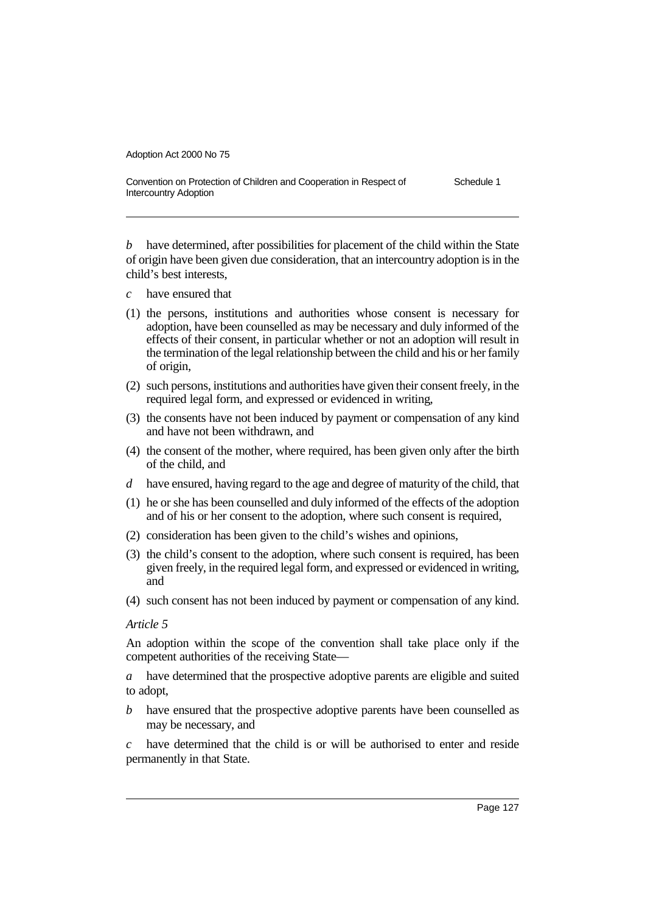*b* have determined, after possibilities for placement of the child within the State of origin have been given due consideration, that an intercountry adoption is in the child's best interests,

*c* have ensured that

(1) the persons, institutions and authorities whose consent is necessary for adoption, have been counselled as may be necessary and duly informed of the effects of their consent, in particular whether or not an adoption will result in the termination of the legal relationship between the child and his or her family of origin,

(2) such persons, institutions and authorities have given their consent freely, in the required legal form, and expressed or evidenced in writing,

(3) the consents have not been induced by payment or compensation of any kind and have not been withdrawn, and

(4) the consent of the mother, where required, has been given only after the birth of the child, and

*d* have ensured, having regard to the age and degree of maturity of the child, that

(1) he or she has been counselled and duly informed of the effects of the adoption and of his or her consent to the adoption, where such consent is required,

(2) consideration has been given to the child's wishes and opinions,

(3) the child's consent to the adoption, where such consent is required, has been given freely, in the required legal form, and expressed or evidenced in writing, and

(4) such consent has not been induced by payment or compensation of any kind.

*Article 5*

An adoption within the scope of the convention shall take place only if the competent authorities of the receiving State—

*a* have determined that the prospective adoptive parents are eligible and suited to adopt,

*b* have ensured that the prospective adoptive parents have been counselled as may be necessary, and

*c* have determined that the child is or will be authorised to enter and reside permanently in that State.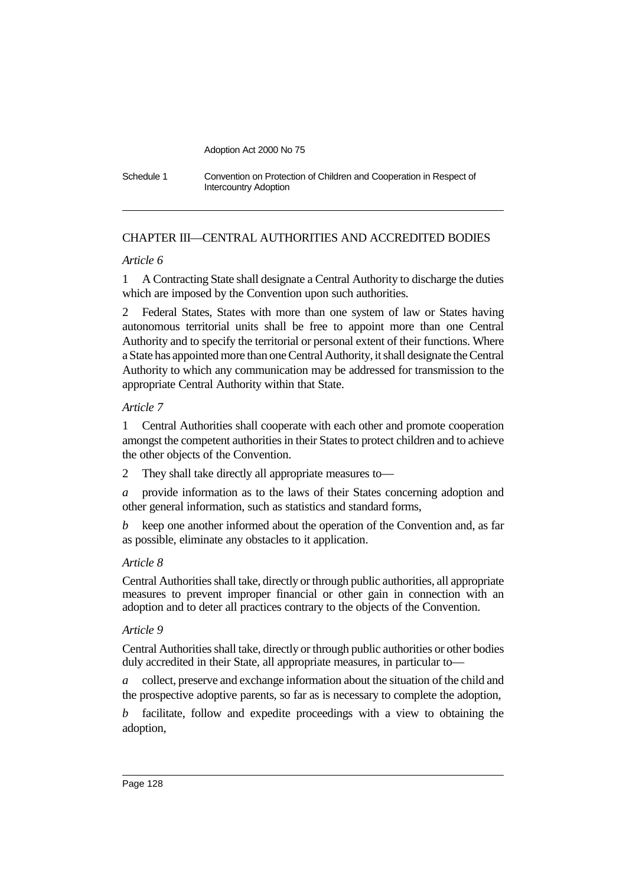## CHAPTER III—CENTRAL AUTHORITIES AND ACCREDITED BODIES

*Article 6*

1 A Contracting State shall designate a Central Authority to discharge the duties which are imposed by the Convention upon such authorities.

2 Federal States, States with more than one system of law or States having autonomous territorial units shall be free to appoint more than one Central Authority and to specify the territorial or personal extent of their functions. Where a State has appointed more than one Central Authority, it shall designate the Central Authority to which any communication may be addressed for transmission to the appropriate Central Authority within that State.

*Article 7*

1 Central Authorities shall cooperate with each other and promote cooperation amongst the competent authorities in their States to protect children and to achieve the other objects of the Convention.

2 They shall take directly all appropriate measures to—

*a* provide information as to the laws of their States concerning adoption and other general information, such as statistics and standard forms,

*b* keep one another informed about the operation of the Convention and, as far as possible, eliminate any obstacles to it application.

*Article 8*

Central Authorities shall take, directly or through public authorities, all appropriate measures to prevent improper financial or other gain in connection with an adoption and to deter all practices contrary to the objects of the Convention.

*Article 9*

Central Authorities shall take, directly or through public authorities or other bodies duly accredited in their State, all appropriate measures, in particular to—

*a* collect, preserve and exchange information about the situation of the child and the prospective adoptive parents, so far as is necessary to complete the adoption,

*b* facilitate, follow and expedite proceedings with a view to obtaining the adoption,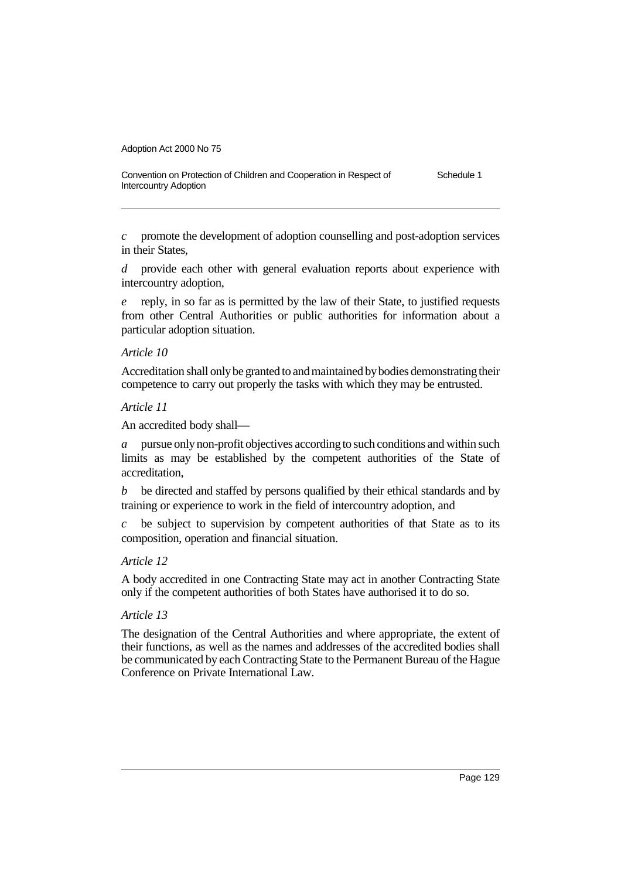*c* promote the development of adoption counselling and post-adoption services in their States,

*d* provide each other with general evaluation reports about experience with intercountry adoption,

*e* reply, in so far as is permitted by the law of their State, to justified requests from other Central Authorities or public authorities for information about a particular adoption situation.

*Article 10*

Accreditation shall only be granted to and maintained by bodies demonstrating their competence to carry out properly the tasks with which they may be entrusted.

*Article 11*

An accredited body shall—

*a* pursue only non-profit objectives according to such conditions and within such limits as may be established by the competent authorities of the State of accreditation,

*b* be directed and staffed by persons qualified by their ethical standards and by training or experience to work in the field of intercountry adoption, and

*c* be subject to supervision by competent authorities of that State as to its composition, operation and financial situation.

*Article 12*

A body accredited in one Contracting State may act in another Contracting State only if the competent authorities of both States have authorised it to do so.

*Article 13*

The designation of the Central Authorities and where appropriate, the extent of their functions, as well as the names and addresses of the accredited bodies shall be communicated by each Contracting State to the Permanent Bureau of the Hague Conference on Private International Law.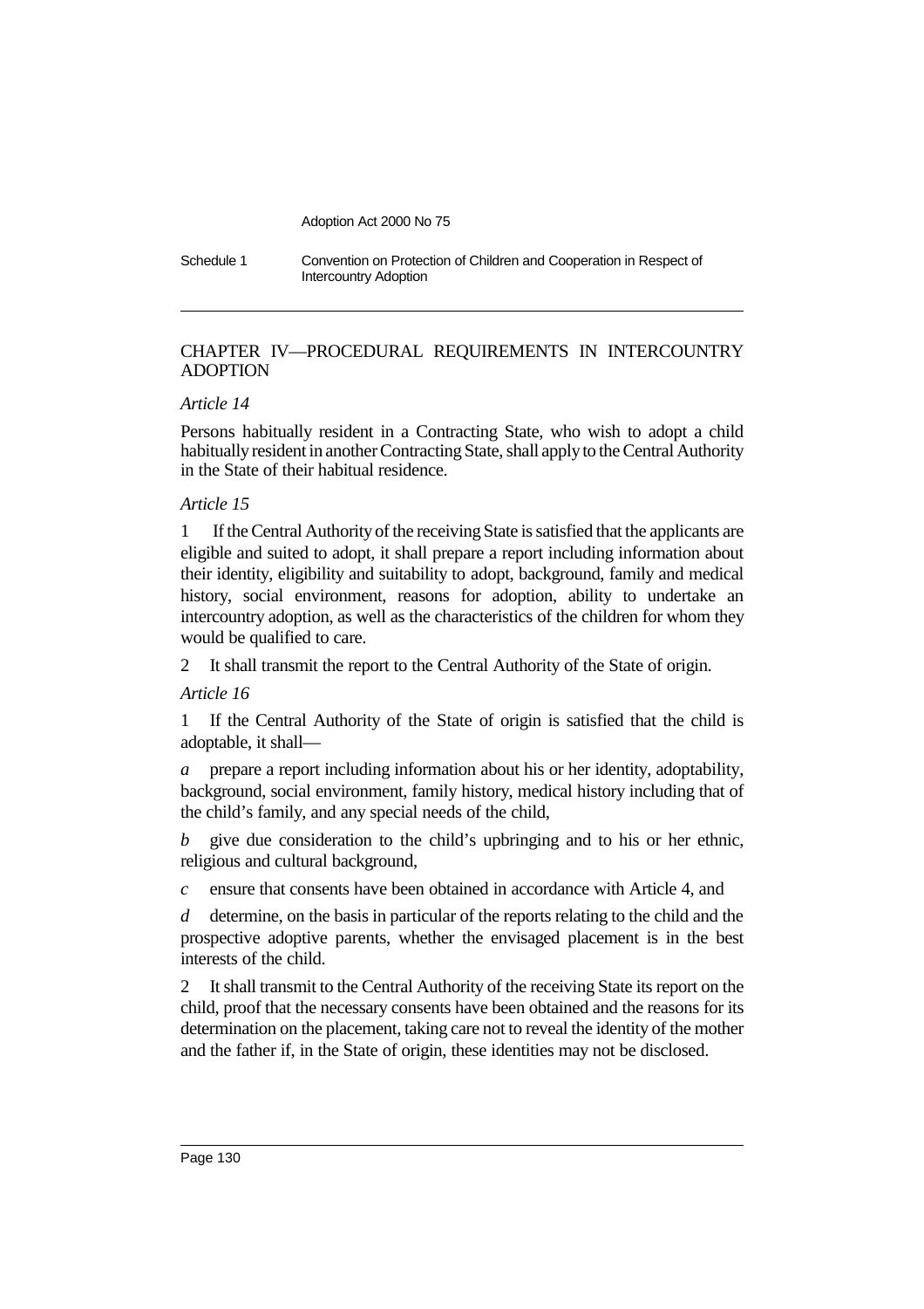## CHAPTER IV—PROCEDURAL REQUIREMENTS IN INTERCOUNTRY ADOPTION

*Article 14*

Persons habitually resident in a Contracting State, who wish to adopt a child habitually resident in another Contracting State, shall apply to the Central Authority in the State of their habitual residence.

*Article 15*

1 If the Central Authority of the receiving State is satisfied that the applicants are eligible and suited to adopt, it shall prepare a report including information about their identity, eligibility and suitability to adopt, background, family and medical history, social environment, reasons for adoption, ability to undertake an intercountry adoption, as well as the characteristics of the children for whom they would be qualified to care.

2 It shall transmit the report to the Central Authority of the State of origin.

*Article 16*

1 If the Central Authority of the State of origin is satisfied that the child is adoptable, it shall—

*a* prepare a report including information about his or her identity, adoptability, background, social environment, family history, medical history including that of the child's family, and any special needs of the child,

*b* give due consideration to the child's upbringing and to his or her ethnic, religious and cultural background,

*c* ensure that consents have been obtained in accordance with Article 4, and

*d* determine, on the basis in particular of the reports relating to the child and the prospective adoptive parents, whether the envisaged placement is in the best interests of the child.

2 It shall transmit to the Central Authority of the receiving State its report on the child, proof that the necessary consents have been obtained and the reasons for its determination on the placement, taking care not to reveal the identity of the mother and the father if, in the State of origin, these identities may not be disclosed.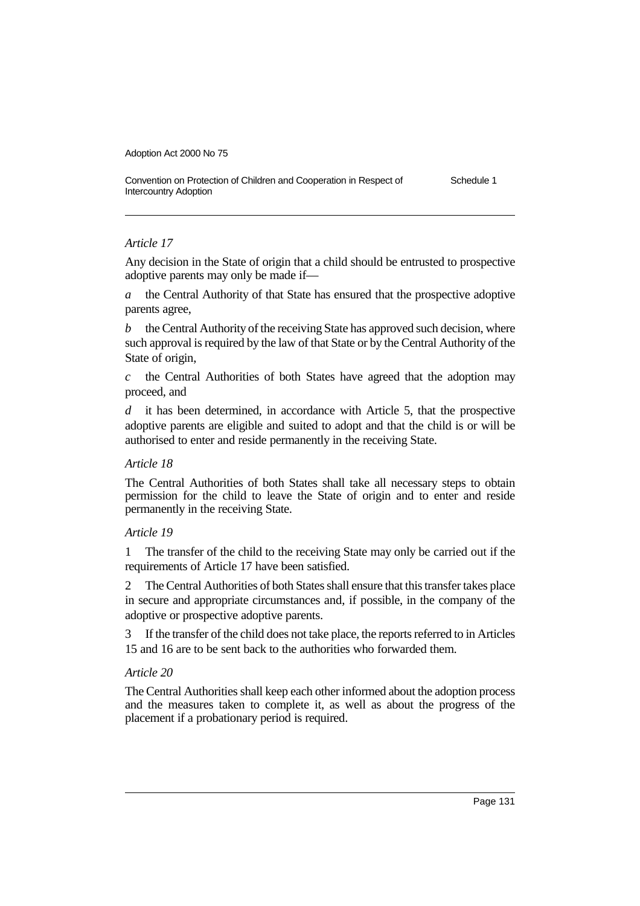*Article 17*

Any decision in the State of origin that a child should be entrusted to prospective adoptive parents may only be made if—

*a* the Central Authority of that State has ensured that the prospective adoptive parents agree,

*b* the Central Authority of the receiving State has approved such decision, where such approval is required by the law of that State or by the Central Authority of the State of origin,

*c* the Central Authorities of both States have agreed that the adoption may proceed, and

*d* it has been determined, in accordance with Article 5, that the prospective adoptive parents are eligible and suited to adopt and that the child is or will be authorised to enter and reside permanently in the receiving State.

*Article 18*

The Central Authorities of both States shall take all necessary steps to obtain permission for the child to leave the State of origin and to enter and reside permanently in the receiving State.

*Article 19*

1 The transfer of the child to the receiving State may only be carried out if the requirements of Article 17 have been satisfied.

2 The Central Authorities of both States shall ensure that this transfer takes place in secure and appropriate circumstances and, if possible, in the company of the adoptive or prospective adoptive parents.

3 If the transfer of the child does not take place, the reports referred to in Articles 15 and 16 are to be sent back to the authorities who forwarded them.

*Article 20*

The Central Authorities shall keep each other informed about the adoption process and the measures taken to complete it, as well as about the progress of the placement if a probationary period is required.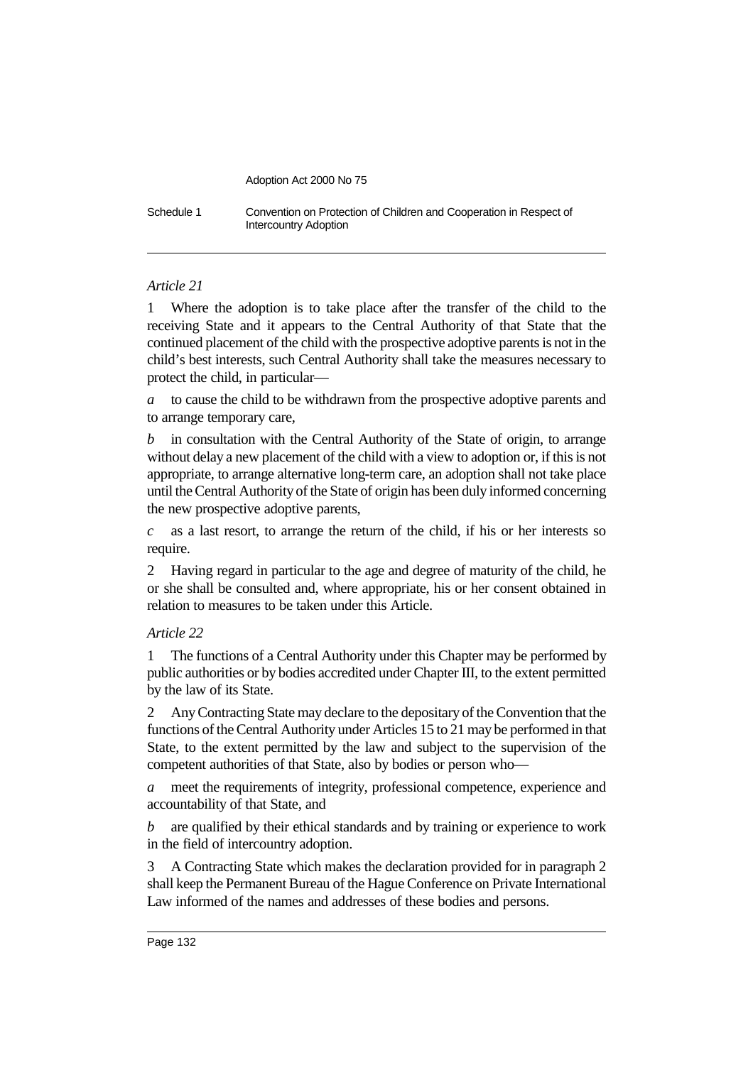*Article 21*

1 Where the adoption is to take place after the transfer of the child to the receiving State and it appears to the Central Authority of that State that the continued placement of the child with the prospective adoptive parents is not in the child's best interests, such Central Authority shall take the measures necessary to protect the child, in particular—

*a* to cause the child to be withdrawn from the prospective adoptive parents and to arrange temporary care,

*b* in consultation with the Central Authority of the State of origin, to arrange without delay a new placement of the child with a view to adoption or, if this is not appropriate, to arrange alternative long-term care, an adoption shall not take place until the Central Authority of the State of origin has been duly informed concerning the new prospective adoptive parents,

*c* as a last resort, to arrange the return of the child, if his or her interests so require.

2 Having regard in particular to the age and degree of maturity of the child, he or she shall be consulted and, where appropriate, his or her consent obtained in relation to measures to be taken under this Article.

*Article 22*

1 The functions of a Central Authority under this Chapter may be performed by public authorities or by bodies accredited under Chapter III, to the extent permitted by the law of its State.

2 Any Contracting State may declare to the depositary of the Convention that the functions of the Central Authority under Articles 15 to 21 may be performed in that State, to the extent permitted by the law and subject to the supervision of the competent authorities of that State, also by bodies or person who—

*a* meet the requirements of integrity, professional competence, experience and accountability of that State, and

*b* are qualified by their ethical standards and by training or experience to work in the field of intercountry adoption.

3 A Contracting State which makes the declaration provided for in paragraph 2 shall keep the Permanent Bureau of the Hague Conference on Private International Law informed of the names and addresses of these bodies and persons.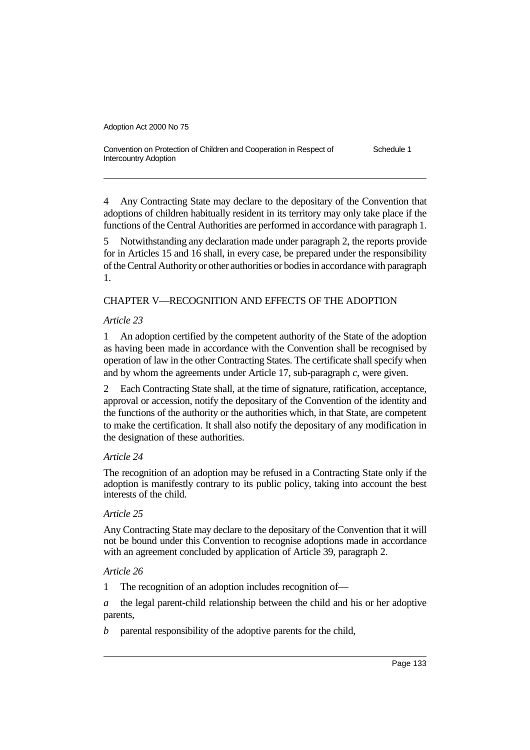4 Any Contracting State may declare to the depositary of the Convention that adoptions of children habitually resident in its territory may only take place if the functions of the Central Authorities are performed in accordance with paragraph 1.

5 Notwithstanding any declaration made under paragraph 2, the reports provide for in Articles 15 and 16 shall, in every case, be prepared under the responsibility of the Central Authority or other authorities or bodies in accordance with paragraph 1.

## CHAPTER V—RECOGNITION AND EFFECTS OF THE ADOPTION

*Article 23*

1 An adoption certified by the competent authority of the State of the adoption as having been made in accordance with the Convention shall be recognised by operation of law in the other Contracting States. The certificate shall specify when and by whom the agreements under Article 17, sub-paragraph *c*, were given.

2 Each Contracting State shall, at the time of signature, ratification, acceptance, approval or accession, notify the depositary of the Convention of the identity and the functions of the authority or the authorities which, in that State, are competent to make the certification. It shall also notify the depositary of any modification in the designation of these authorities.

*Article 24*

The recognition of an adoption may be refused in a Contracting State only if the adoption is manifestly contrary to its public policy, taking into account the best interests of the child.

*Article 25*

Any Contracting State may declare to the depositary of the Convention that it will not be bound under this Convention to recognise adoptions made in accordance with an agreement concluded by application of Article 39, paragraph 2.

*Article 26*

1 The recognition of an adoption includes recognition of—

*a* the legal parent-child relationship between the child and his or her adoptive parents,

*b* parental responsibility of the adoptive parents for the child,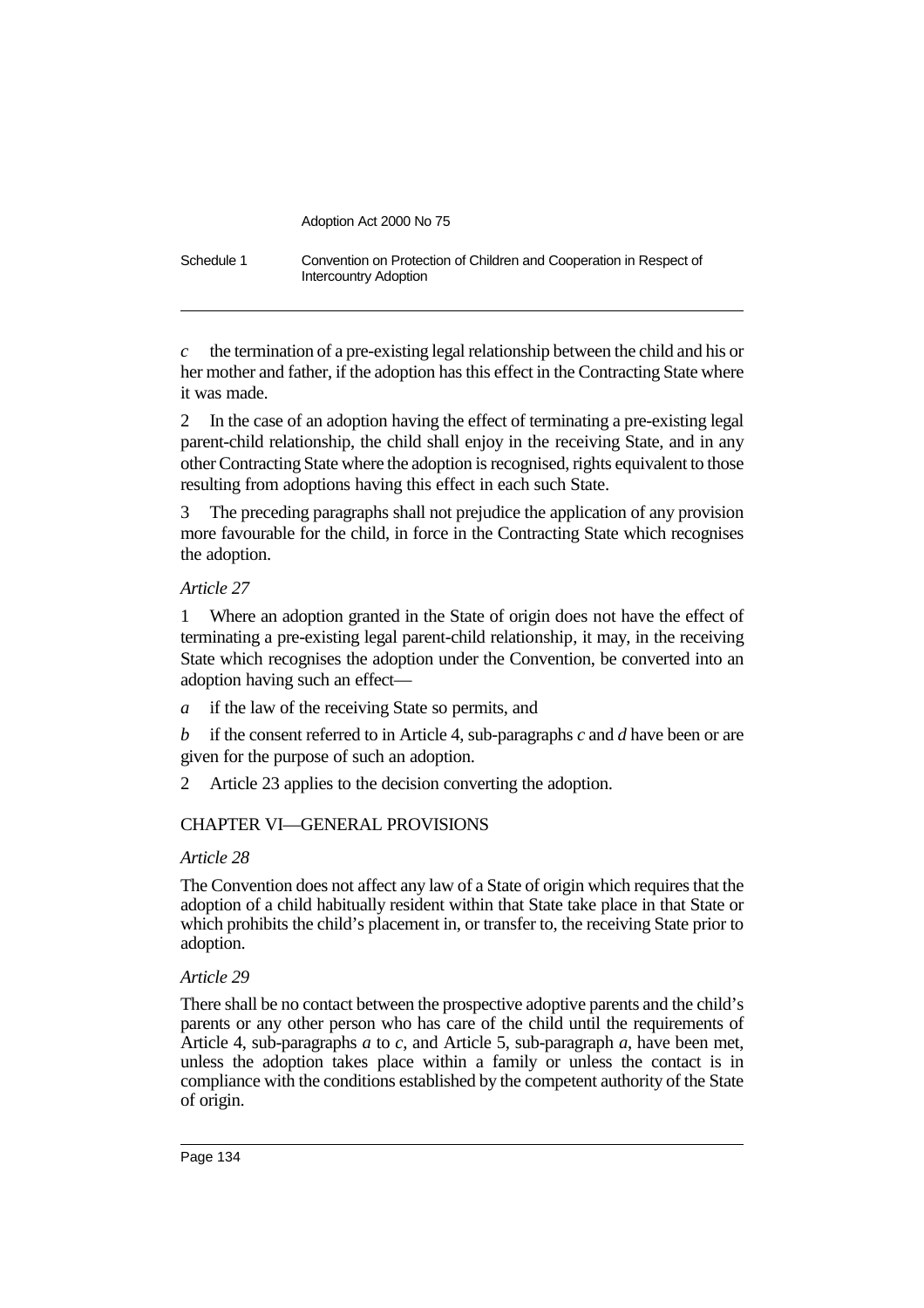*c* the termination of a pre-existing legal relationship between the child and his or her mother and father, if the adoption has this effect in the Contracting State where it was made.

2 In the case of an adoption having the effect of terminating a pre-existing legal parent-child relationship, the child shall enjoy in the receiving State, and in any other Contracting State where the adoption is recognised, rights equivalent to those resulting from adoptions having this effect in each such State.

3 The preceding paragraphs shall not prejudice the application of any provision more favourable for the child, in force in the Contracting State which recognises the adoption.

*Article 27*

1 Where an adoption granted in the State of origin does not have the effect of terminating a pre-existing legal parent-child relationship, it may, in the receiving State which recognises the adoption under the Convention, be converted into an adoption having such an effect—

*a* if the law of the receiving State so permits, and

*b* if the consent referred to in Article 4, sub-paragraphs *c* and *d* have been or are given for the purpose of such an adoption.

2 Article 23 applies to the decision converting the adoption.

## CHAPTER VI—GENERAL PROVISIONS

*Article 28*

The Convention does not affect any law of a State of origin which requires that the adoption of a child habitually resident within that State take place in that State or which prohibits the child's placement in, or transfer to, the receiving State prior to adoption.

*Article 29*

There shall be no contact between the prospective adoptive parents and the child's parents or any other person who has care of the child until the requirements of Article 4, sub-paragraphs *a* to *c*, and Article 5, sub-paragraph *a*, have been met, unless the adoption takes place within a family or unless the contact is in compliance with the conditions established by the competent authority of the State of origin.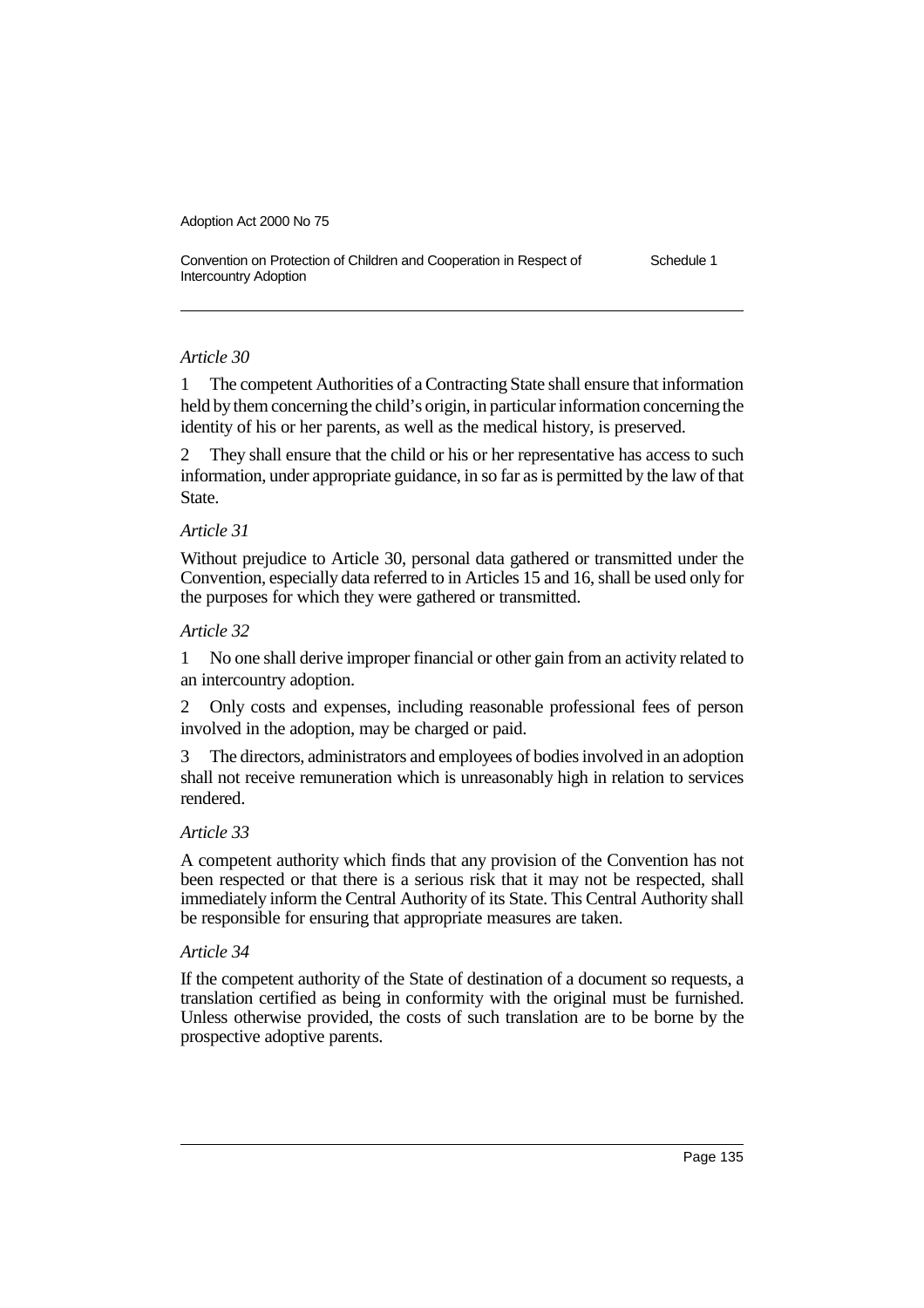*Article 30*

1 The competent Authorities of a Contracting State shall ensure that information held by them concerning the child's origin, in particular information concerning the identity of his or her parents, as well as the medical history, is preserved.

2 They shall ensure that the child or his or her representative has access to such information, under appropriate guidance, in so far as is permitted by the law of that State.

*Article 31*

Without prejudice to Article 30, personal data gathered or transmitted under the Convention, especially data referred to in Articles 15 and 16, shall be used only for the purposes for which they were gathered or transmitted.

*Article 32*

1 No one shall derive improper financial or other gain from an activity related to an intercountry adoption.

2 Only costs and expenses, including reasonable professional fees of person involved in the adoption, may be charged or paid.

3 The directors, administrators and employees of bodies involved in an adoption shall not receive remuneration which is unreasonably high in relation to services rendered.

*Article 33*

A competent authority which finds that any provision of the Convention has not been respected or that there is a serious risk that it may not be respected, shall immediately inform the Central Authority of its State. This Central Authority shall be responsible for ensuring that appropriate measures are taken.

*Article 34*

If the competent authority of the State of destination of a document so requests, a translation certified as being in conformity with the original must be furnished. Unless otherwise provided, the costs of such translation are to be borne by the prospective adoptive parents.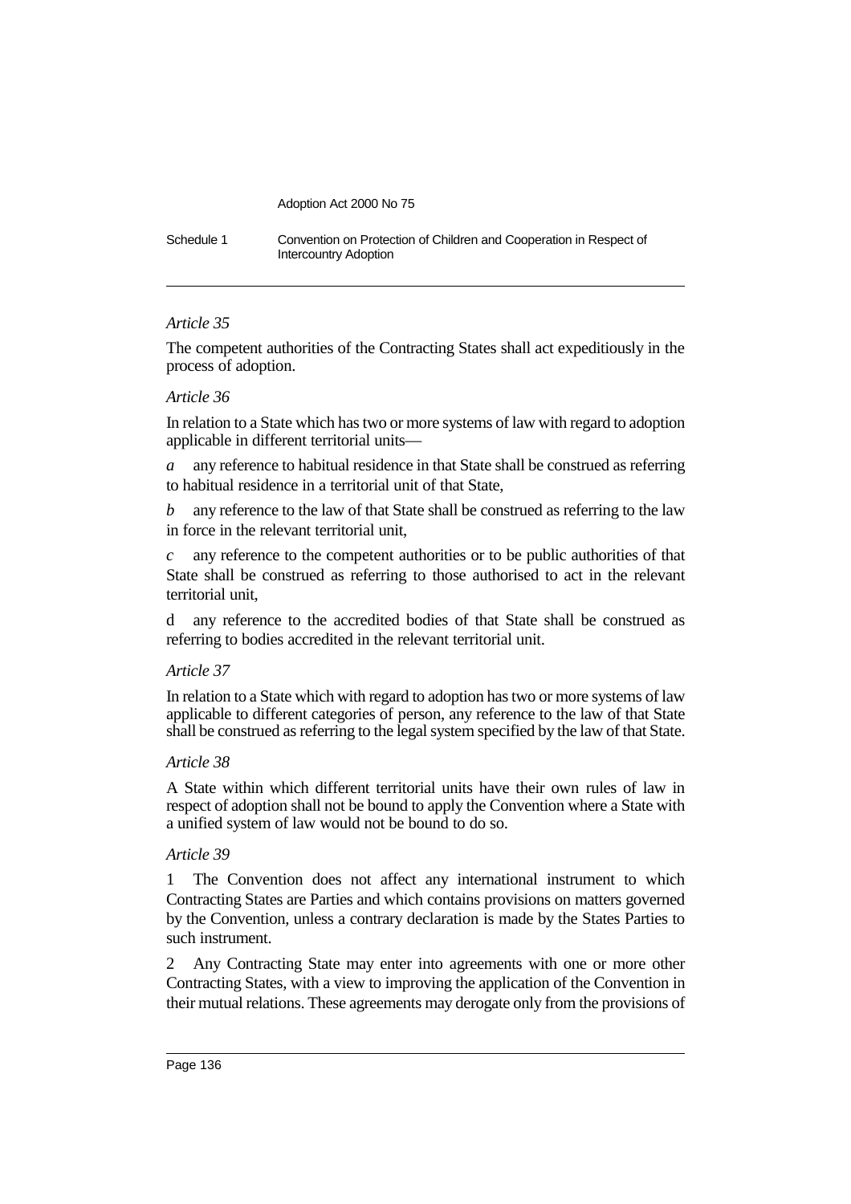*Article 35*

The competent authorities of the Contracting States shall act expeditiously in the process of adoption.

*Article 36*

In relation to a State which has two or more systems of law with regard to adoption applicable in different territorial units—

*a* any reference to habitual residence in that State shall be construed as referring to habitual residence in a territorial unit of that State,

*b* any reference to the law of that State shall be construed as referring to the law in force in the relevant territorial unit,

*c* any reference to the competent authorities or to be public authorities of that State shall be construed as referring to those authorised to act in the relevant territorial unit,

d any reference to the accredited bodies of that State shall be construed as referring to bodies accredited in the relevant territorial unit.

*Article 37*

In relation to a State which with regard to adoption has two or more systems of law applicable to different categories of person, any reference to the law of that State shall be construed as referring to the legal system specified by the law of that State.

*Article 38*

A State within which different territorial units have their own rules of law in respect of adoption shall not be bound to apply the Convention where a State with a unified system of law would not be bound to do so.

*Article 39*

1 The Convention does not affect any international instrument to which Contracting States are Parties and which contains provisions on matters governed by the Convention, unless a contrary declaration is made by the States Parties to such instrument.

2 Any Contracting State may enter into agreements with one or more other Contracting States, with a view to improving the application of the Convention in their mutual relations. These agreements may derogate only from the provisions of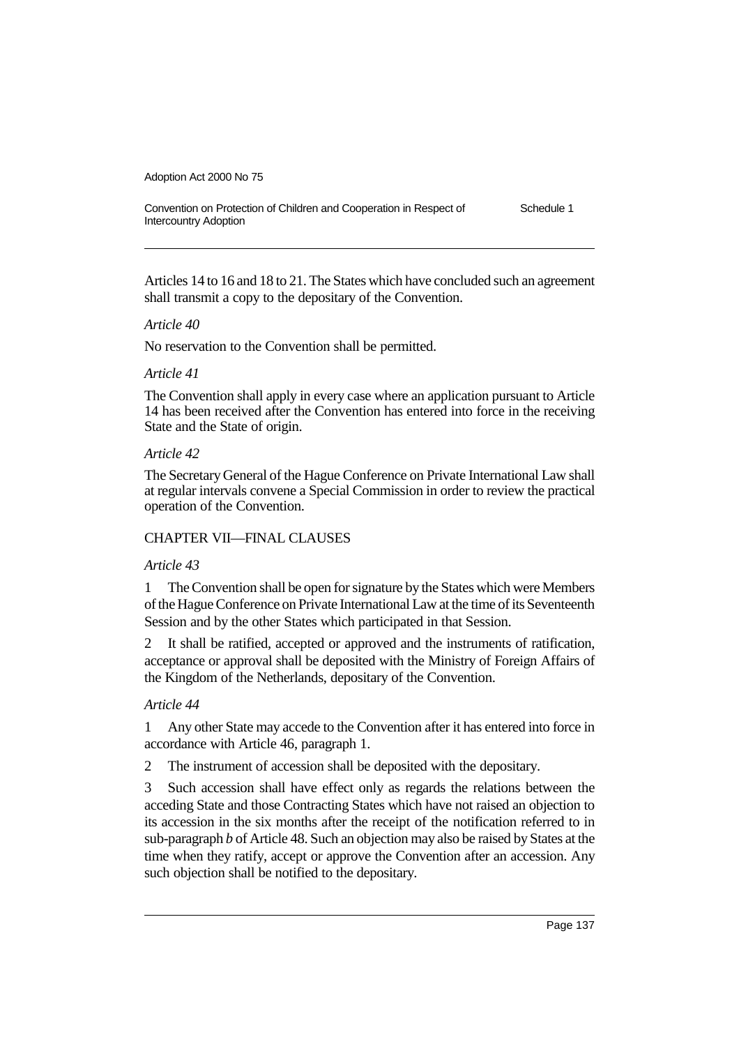Articles 14 to 16 and 18 to 21. The States which have concluded such an agreement shall transmit a copy to the depositary of the Convention.

*Article 40*

No reservation to the Convention shall be permitted.

*Article 41*

The Convention shall apply in every case where an application pursuant to Article 14 has been received after the Convention has entered into force in the receiving State and the State of origin.

*Article 42*

The Secretary General of the Hague Conference on Private International Law shall at regular intervals convene a Special Commission in order to review the practical operation of the Convention.

CHAPTER VII—FINAL CLAUSES

*Article 43*

1 The Convention shall be open for signature by the States which were Members of the Hague Conference on Private International Law at the time of its Seventeenth Session and by the other States which participated in that Session.

2 It shall be ratified, accepted or approved and the instruments of ratification, acceptance or approval shall be deposited with the Ministry of Foreign Affairs of the Kingdom of the Netherlands, depositary of the Convention.

*Article 44*

1 Any other State may accede to the Convention after it has entered into force in accordance with Article 46, paragraph 1.

2 The instrument of accession shall be deposited with the depositary.

3 Such accession shall have effect only as regards the relations between the acceding State and those Contracting States which have not raised an objection to its accession in the six months after the receipt of the notification referred to in sub-paragraph *b* of Article 48. Such an objection may also be raised by States at the time when they ratify, accept or approve the Convention after an accession. Any such objection shall be notified to the depositary.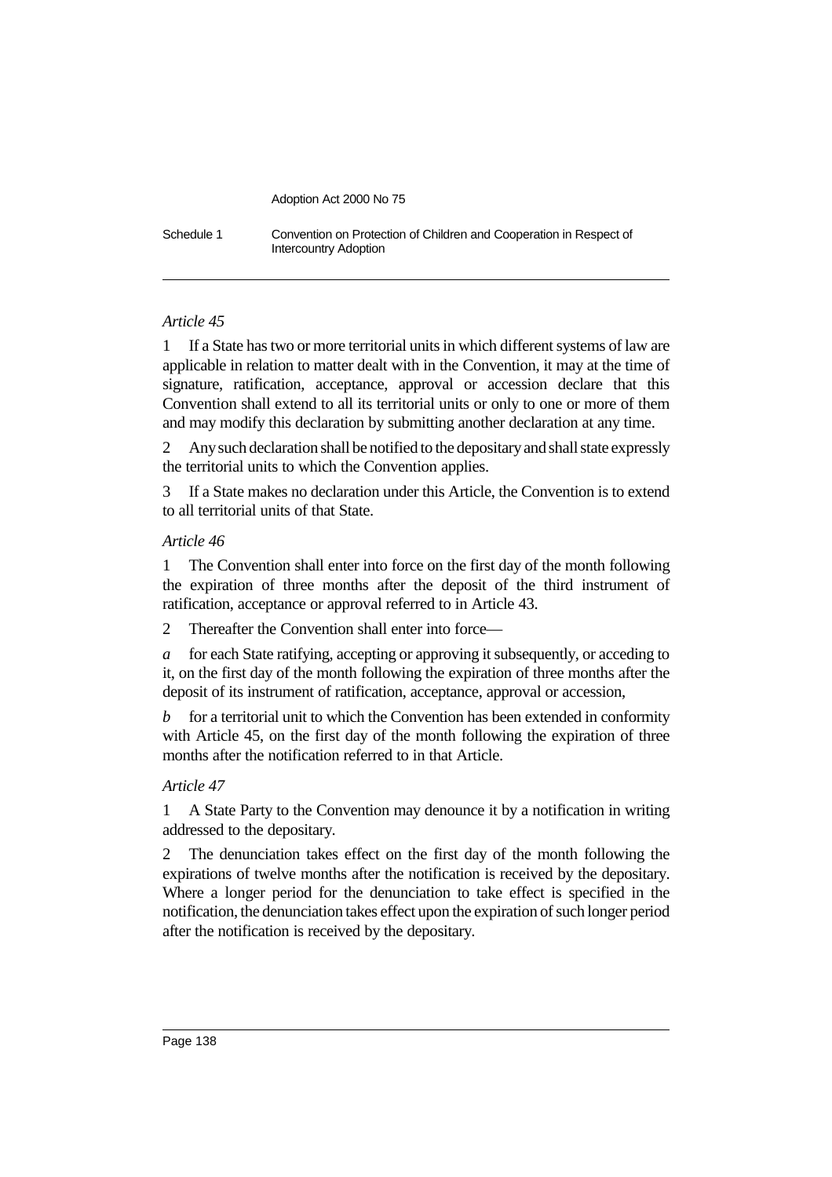*Article 45*

1 If a State has two or more territorial units in which different systems of law are applicable in relation to matter dealt with in the Convention, it may at the time of signature, ratification, acceptance, approval or accession declare that this Convention shall extend to all its territorial units or only to one or more of them and may modify this declaration by submitting another declaration at any time.

2 Any such declaration shall be notified to the depositary and shall state expressly the territorial units to which the Convention applies.

3 If a State makes no declaration under this Article, the Convention is to extend to all territorial units of that State.

*Article 46*

1 The Convention shall enter into force on the first day of the month following the expiration of three months after the deposit of the third instrument of ratification, acceptance or approval referred to in Article 43.

2 Thereafter the Convention shall enter into force—

*a* for each State ratifying, accepting or approving it subsequently, or acceding to it, on the first day of the month following the expiration of three months after the deposit of its instrument of ratification, acceptance, approval or accession,

*b* for a territorial unit to which the Convention has been extended in conformity with Article 45, on the first day of the month following the expiration of three months after the notification referred to in that Article.

*Article 47*

1 A State Party to the Convention may denounce it by a notification in writing addressed to the depositary.

2 The denunciation takes effect on the first day of the month following the expirations of twelve months after the notification is received by the depositary. Where a longer period for the denunciation to take effect is specified in the notification, the denunciation takes effect upon the expiration of such longer period after the notification is received by the depositary.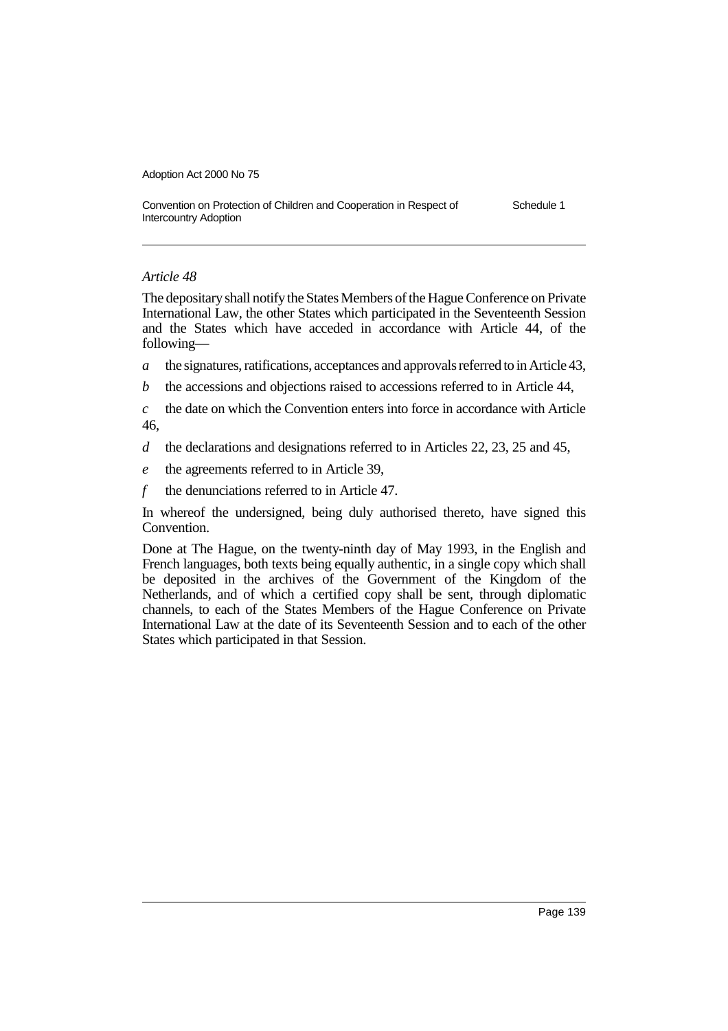*Article 48*

The depositary shall notify the States Members of the Hague Conference on Private International Law, the other States which participated in the Seventeenth Session and the States which have acceded in accordance with Article 44, of the following—

*a* the signatures, ratifications, acceptances and approvals referred to in Article 43,

*b* the accessions and objections raised to accessions referred to in Article 44,

*c* the date on which the Convention enters into force in accordance with Article 46,

*d* the declarations and designations referred to in Articles 22, 23, 25 and 45,

*e* the agreements referred to in Article 39,

*f* the denunciations referred to in Article 47.

In whereof the undersigned, being duly authorised thereto, have signed this Convention.

Done at The Hague, on the twenty-ninth day of May 1993, in the English and French languages, both texts being equally authentic, in a single copy which shall be deposited in the archives of the Government of the Kingdom of the Netherlands, and of which a certified copy shall be sent, through diplomatic channels, to each of the States Members of the Hague Conference on Private International Law at the date of its Seventeenth Session and to each of the other States which participated in that Session.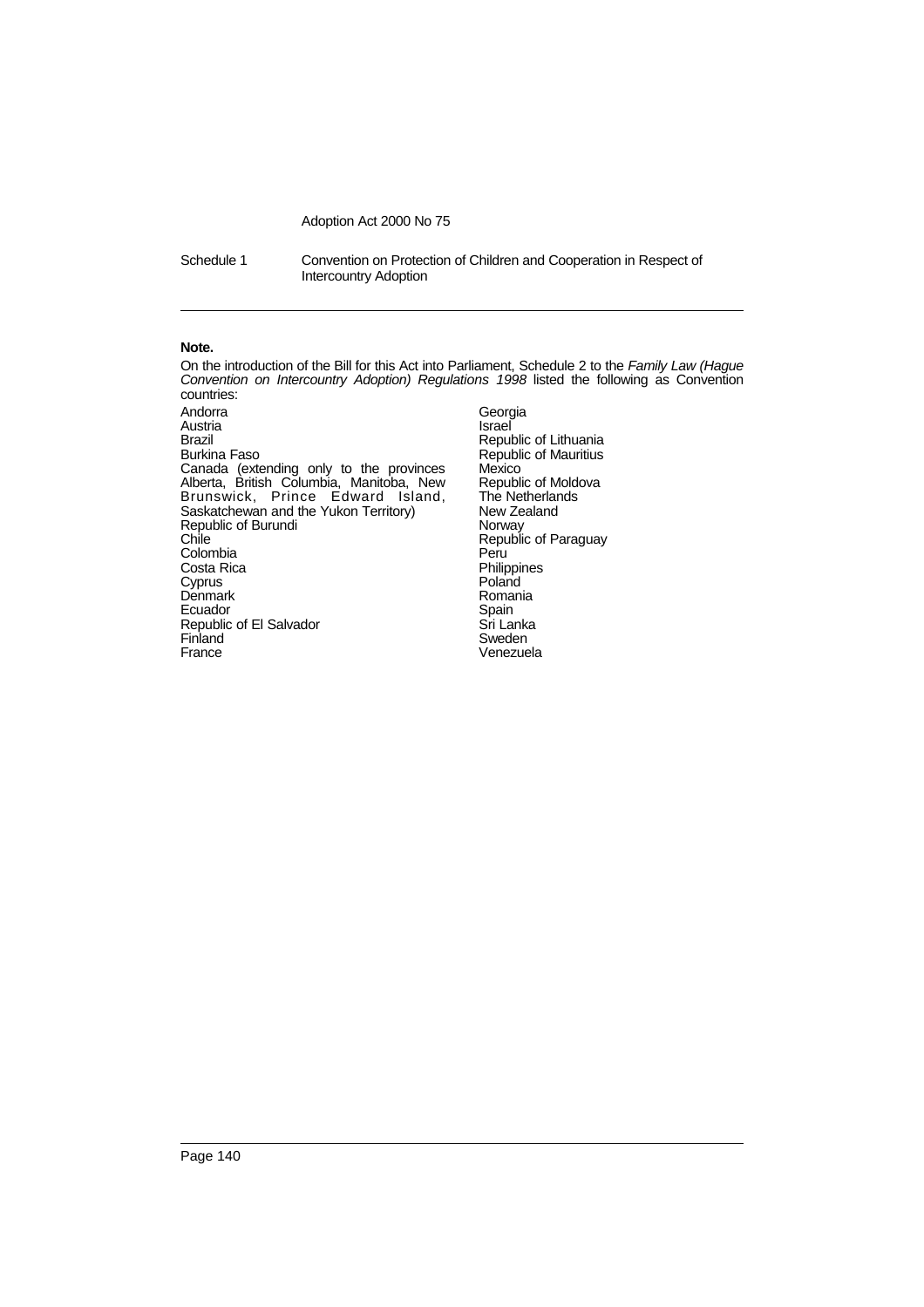**Note.**

On the introduction of the Bill for this Act into Parliament, Schedule 2 to the *Family Law (Hague Convention on Intercountry Adoption) Regulations 1998* listed the following as Convention countries:

Andorra
Austria
Brazil
Burkina Faso
Canada (extending only to the provinces Alberta, British Columbia, Manitoba, New Brunswick, Prince Edward Island, Saskatchewan and the Yukon Territory)
Republic of Burundi
Chile
Colombia
Costa Rica
Cyprus
Denmark
Ecuador
Republic of El Salvador
Finland
France
Georgia
Israel
Republic of Lithuania
Republic of Mauritius
Mexico
Republic of Moldova
The Netherlands
New Zealand
Norway
Republic of Paraguay
Peru
Philippines
Poland
Romania
Spain
Sri Lanka
Sweden
Venezuela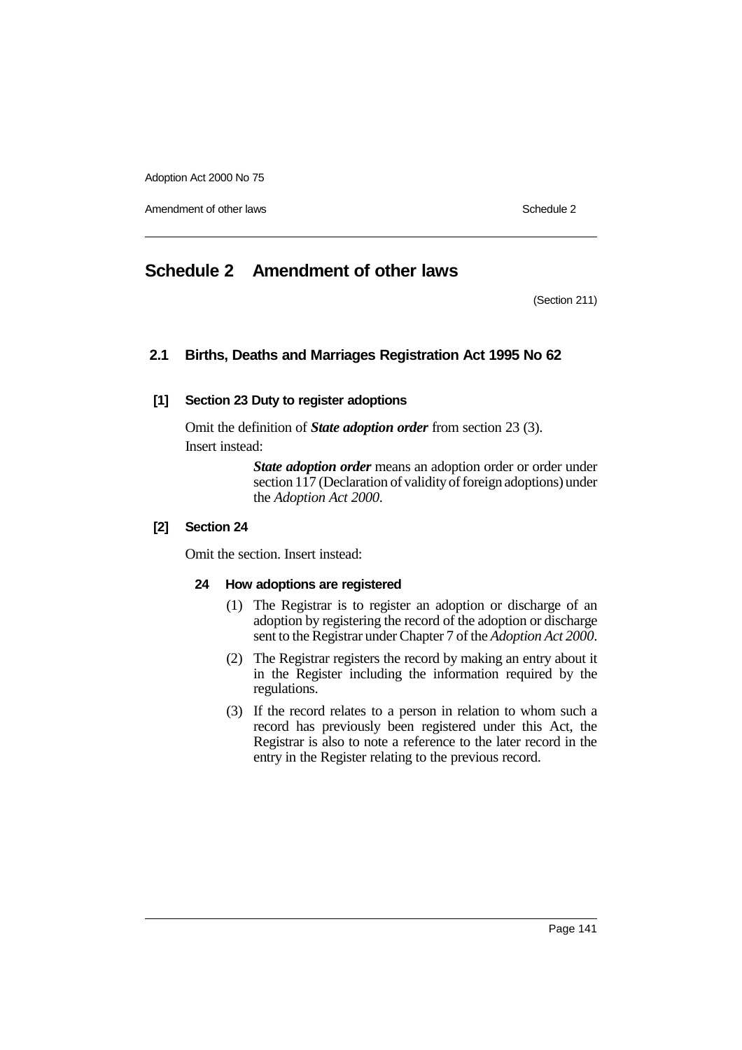# Schedule 2 Amendment of other laws

(Section 211)

## 2.1 Births, Deaths and Marriages Registration Act 1995 No 62

### [1] Section 23 Duty to register adoptions

Omit the definition of ***State adoption order*** from section 23 (3).

Insert instead:

> ***State adoption order*** means an adoption order or order under section 117 (Declaration of validity of foreign adoptions) under the *Adoption Act 2000*.

### [2] Section 24

Omit the section. Insert instead:

#### 24 How adoptions are registered

(1) The Registrar is to register an adoption or discharge of an adoption by registering the record of the adoption or discharge sent to the Registrar under Chapter 7 of the *Adoption Act 2000*.

(2) The Registrar registers the record by making an entry about it in the Register including the information required by the regulations.

(3) If the record relates to a person in relation to whom such a record has previously been registered under this Act, the Registrar is also to note a reference to the later record in the entry in the Register relating to the previous record.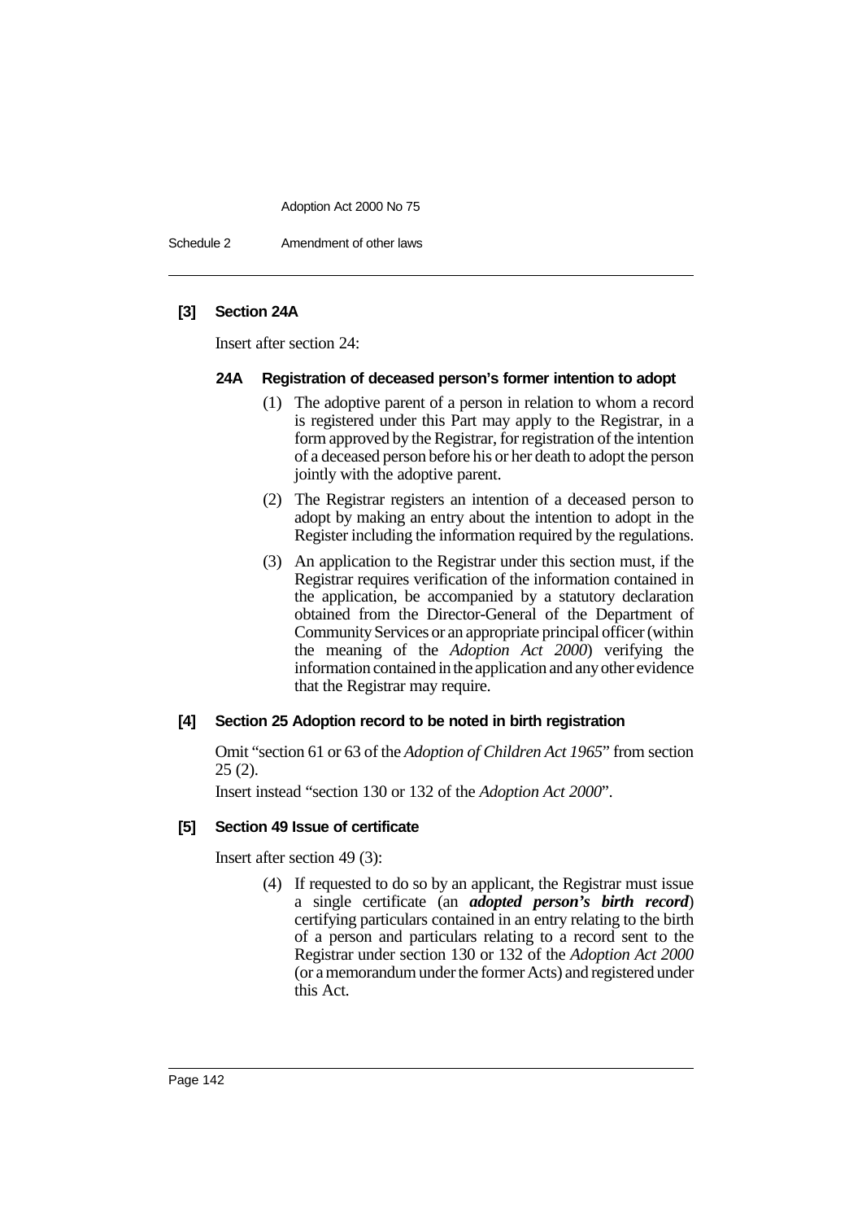**[3] Section 24A**

Insert after section 24:

**24A Registration of deceased person's former intention to adopt**

(1) The adoptive parent of a person in relation to whom a record is registered under this Part may apply to the Registrar, in a form approved by the Registrar, for registration of the intention of a deceased person before his or her death to adopt the person jointly with the adoptive parent.

(2) The Registrar registers an intention of a deceased person to adopt by making an entry about the intention to adopt in the Register including the information required by the regulations.

(3) An application to the Registrar under this section must, if the Registrar requires verification of the information contained in the application, be accompanied by a statutory declaration obtained from the Director-General of the Department of Community Services or an appropriate principal officer (within the meaning of the *Adoption Act 2000*) verifying the information contained in the application and any other evidence that the Registrar may require.

**[4] Section 25 Adoption record to be noted in birth registration**

Omit "section 61 or 63 of the *Adoption of Children Act 1965*" from section 25 (2).

Insert instead "section 130 or 132 of the *Adoption Act 2000*".

**[5] Section 49 Issue of certificate**

Insert after section 49 (3):

(4) If requested to do so by an applicant, the Registrar must issue a single certificate (an ***adopted person's birth record***) certifying particulars contained in an entry relating to the birth of a person and particulars relating to a record sent to the Registrar under section 130 or 132 of the *Adoption Act 2000* (or a memorandum under the former Acts) and registered under this Act.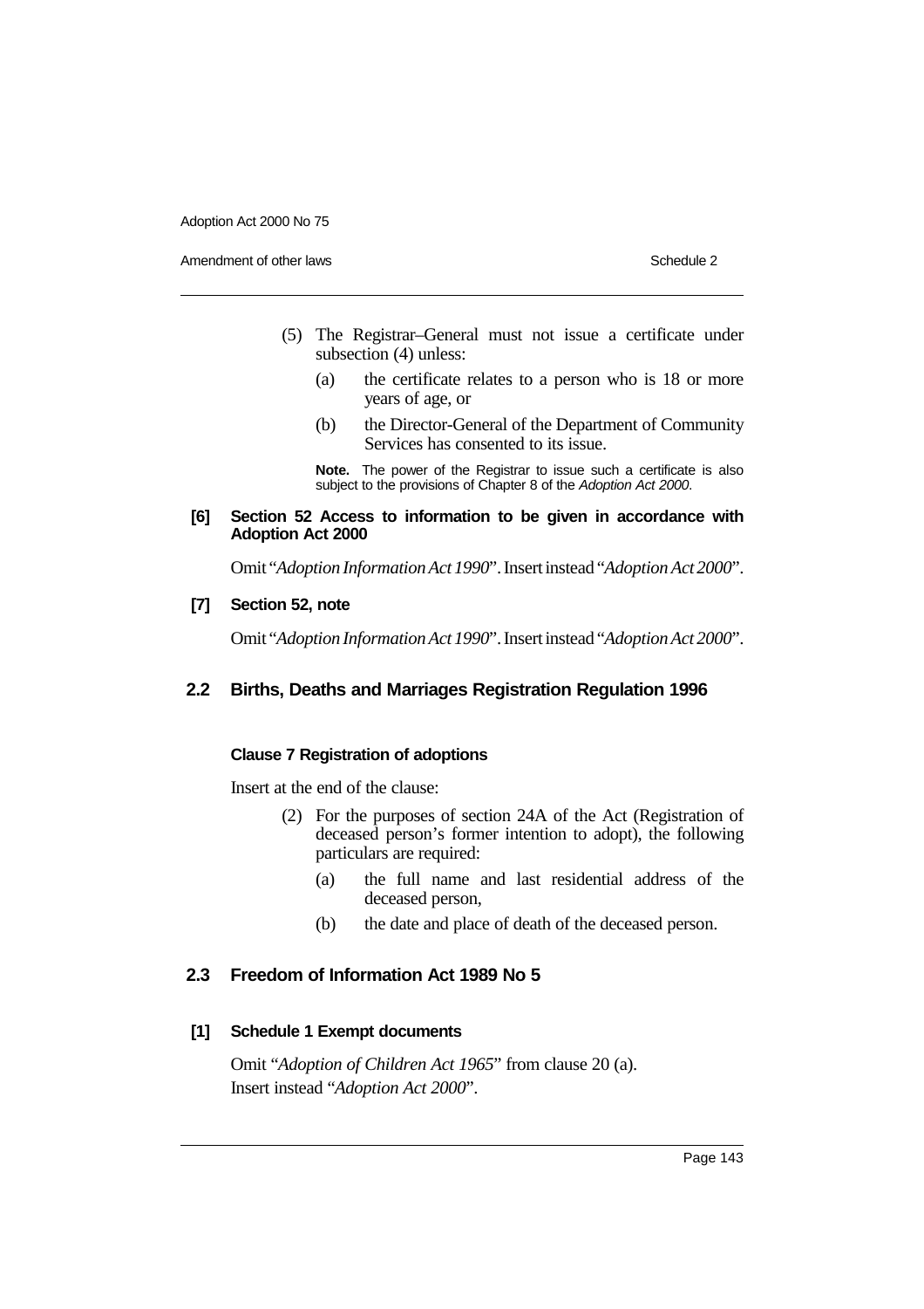(5) The Registrar–General must not issue a certificate under subsection (4) unless:

(a) the certificate relates to a person who is 18 or more years of age, or

(b) the Director-General of the Department of Community Services has consented to its issue.

**Note.** The power of the Registrar to issue such a certificate is also subject to the provisions of Chapter 8 of the *Adoption Act 2000*.

**[6] Section 52 Access to information to be given in accordance with Adoption Act 2000**

Omit "*Adoption Information Act 1990*". Insert instead "*Adoption Act 2000*".

**[7] Section 52, note**

Omit "*Adoption Information Act 1990*". Insert instead "*Adoption Act 2000*".

## 2.2 Births, Deaths and Marriages Registration Regulation 1996

**Clause 7 Registration of adoptions**

Insert at the end of the clause:

(2) For the purposes of section 24A of the Act (Registration of deceased person's former intention to adopt), the following particulars are required:

(a) the full name and last residential address of the deceased person,

(b) the date and place of death of the deceased person.

## 2.3 Freedom of Information Act 1989 No 5

**[1] Schedule 1 Exempt documents**

Omit "*Adoption of Children Act 1965*" from clause 20 (a).
Insert instead "*Adoption Act 2000*".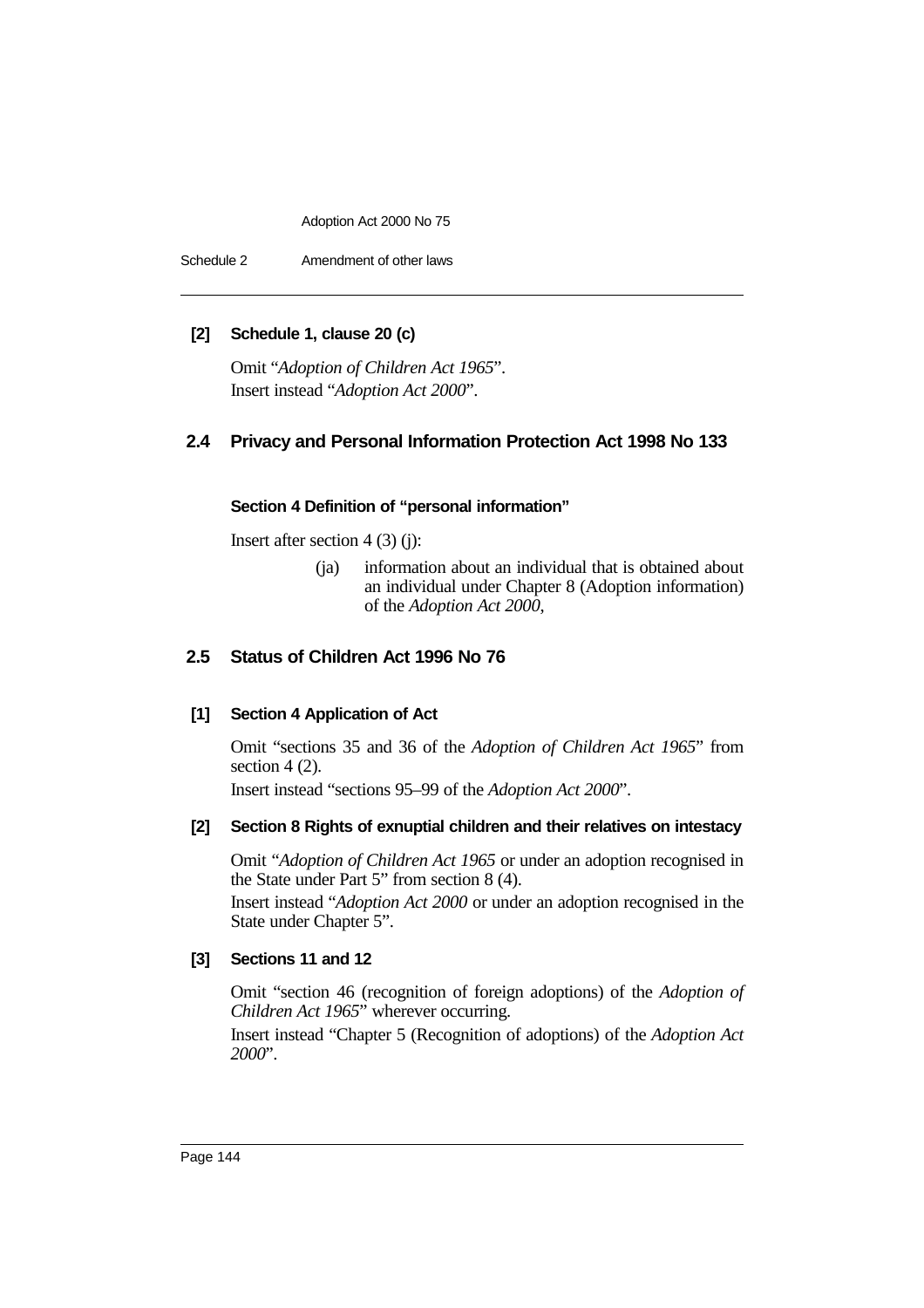**[2] Schedule 1, clause 20 (c)**

Omit "*Adoption of Children Act 1965*".
Insert instead "*Adoption Act 2000*".

## 2.4 Privacy and Personal Information Protection Act 1998 No 133

**Section 4 Definition of "personal information"**

Insert after section 4 (3) (j):

(ja) information about an individual that is obtained about an individual under Chapter 8 (Adoption information) of the *Adoption Act 2000*,

## 2.5 Status of Children Act 1996 No 76

**[1] Section 4 Application of Act**

Omit "sections 35 and 36 of the *Adoption of Children Act 1965*" from section 4 (2).
Insert instead "sections 95–99 of the *Adoption Act 2000*".

**[2] Section 8 Rights of exnuptial children and their relatives on intestacy**

Omit "*Adoption of Children Act 1965* or under an adoption recognised in the State under Part 5" from section 8 (4).

Insert instead "*Adoption Act 2000* or under an adoption recognised in the State under Chapter 5".

**[3] Sections 11 and 12**

Omit "section 46 (recognition of foreign adoptions) of the *Adoption of Children Act 1965*" wherever occurring.

Insert instead "Chapter 5 (Recognition of adoptions) of the *Adoption Act 2000*".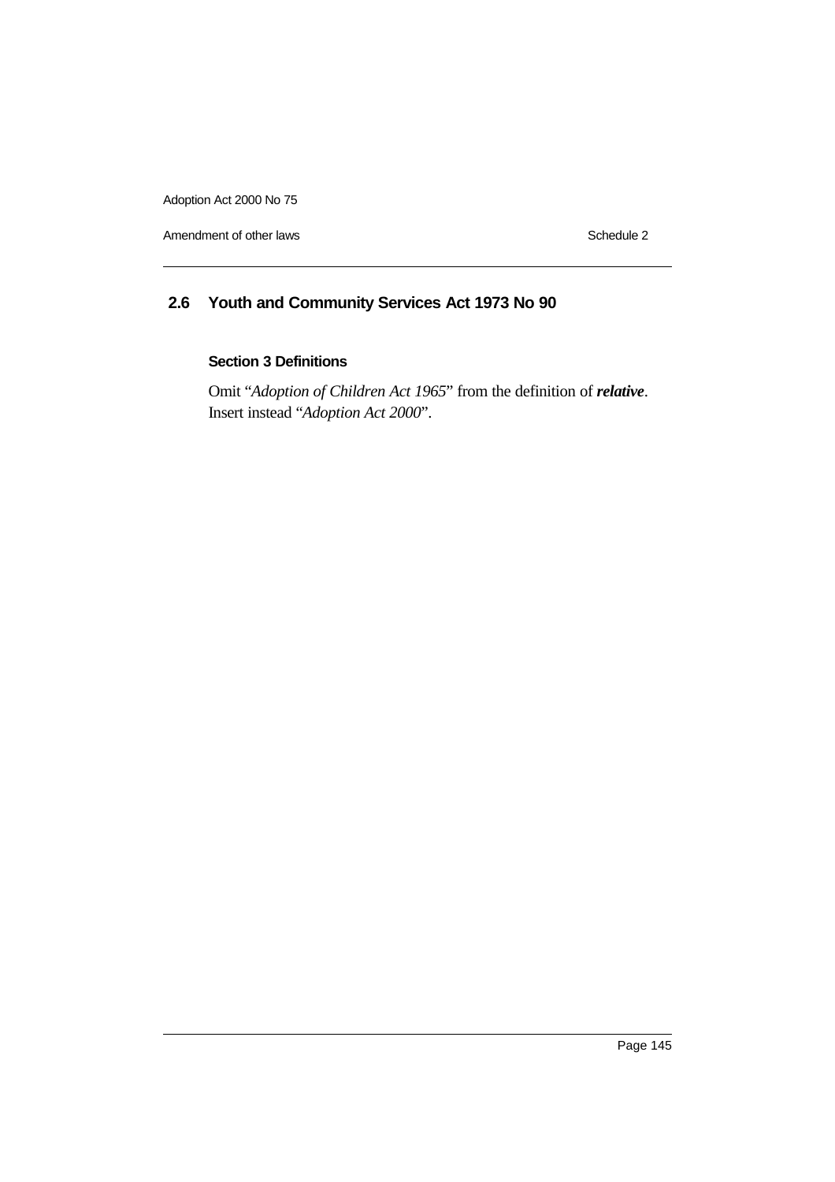## 2.6 Youth and Community Services Act 1973 No 90

### Section 3 Definitions

Omit "*Adoption of Children Act 1965*" from the definition of ***relative***. Insert instead "*Adoption Act 2000*".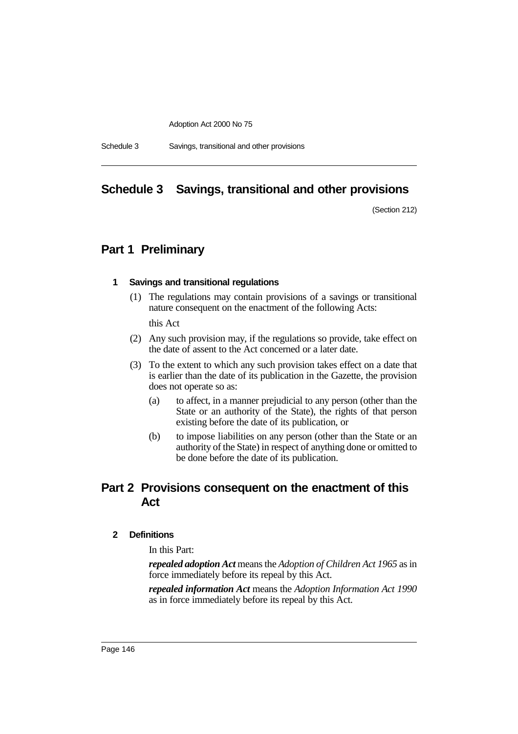# Schedule 3 Savings, transitional and other provisions

(Section 212)

## Part 1 Preliminary

### 1 Savings and transitional regulations

(1) The regulations may contain provisions of a savings or transitional nature consequent on the enactment of the following Acts:

this Act

(2) Any such provision may, if the regulations so provide, take effect on the date of assent to the Act concerned or a later date.

(3) To the extent to which any such provision takes effect on a date that is earlier than the date of its publication in the Gazette, the provision does not operate so as:

(a) to affect, in a manner prejudicial to any person (other than the State or an authority of the State), the rights of that person existing before the date of its publication, or

(b) to impose liabilities on any person (other than the State or an authority of the State) in respect of anything done or omitted to be done before the date of its publication.

## Part 2 Provisions consequent on the enactment of this Act

### 2 Definitions

In this Part:

***repealed adoption Act*** means the *Adoption of Children Act 1965* as in force immediately before its repeal by this Act.

***repealed information Act*** means the *Adoption Information Act 1990* as in force immediately before its repeal by this Act.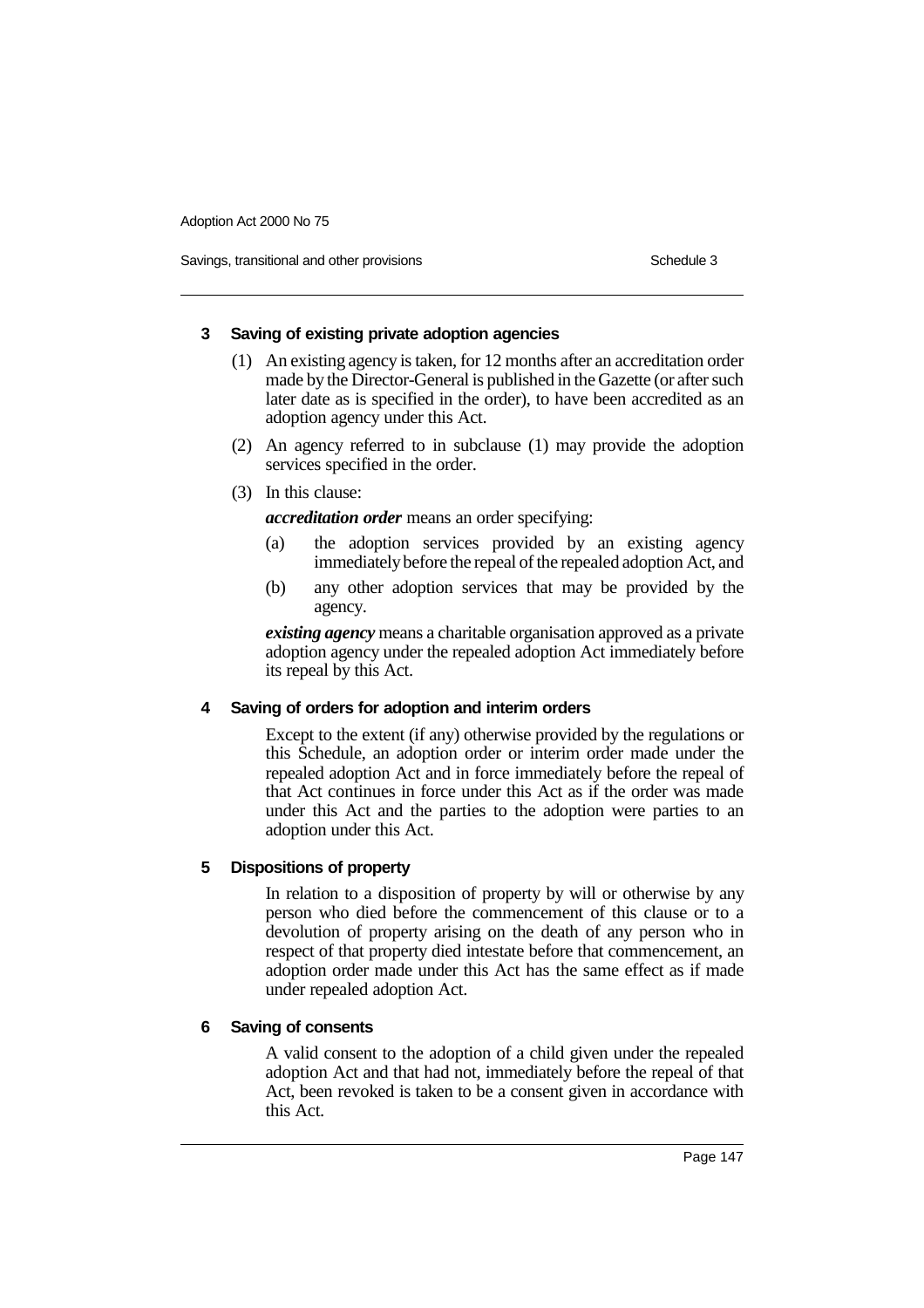### 3 Saving of existing private adoption agencies

(1) An existing agency is taken, for 12 months after an accreditation order made by the Director-General is published in the Gazette (or after such later date as is specified in the order), to have been accredited as an adoption agency under this Act.

(2) An agency referred to in subclause (1) may provide the adoption services specified in the order.

(3) In this clause:

***accreditation order*** means an order specifying:

(a) the adoption services provided by an existing agency immediately before the repeal of the repealed adoption Act, and

(b) any other adoption services that may be provided by the agency.

***existing agency*** means a charitable organisation approved as a private adoption agency under the repealed adoption Act immediately before its repeal by this Act.

### 4 Saving of orders for adoption and interim orders

Except to the extent (if any) otherwise provided by the regulations or this Schedule, an adoption order or interim order made under the repealed adoption Act and in force immediately before the repeal of that Act continues in force under this Act as if the order was made under this Act and the parties to the adoption were parties to an adoption under this Act.

### 5 Dispositions of property

In relation to a disposition of property by will or otherwise by any person who died before the commencement of this clause or to a devolution of property arising on the death of any person who in respect of that property died intestate before that commencement, an adoption order made under this Act has the same effect as if made under repealed adoption Act.

### 6 Saving of consents

A valid consent to the adoption of a child given under the repealed adoption Act and that had not, immediately before the repeal of that Act, been revoked is taken to be a consent given in accordance with this Act.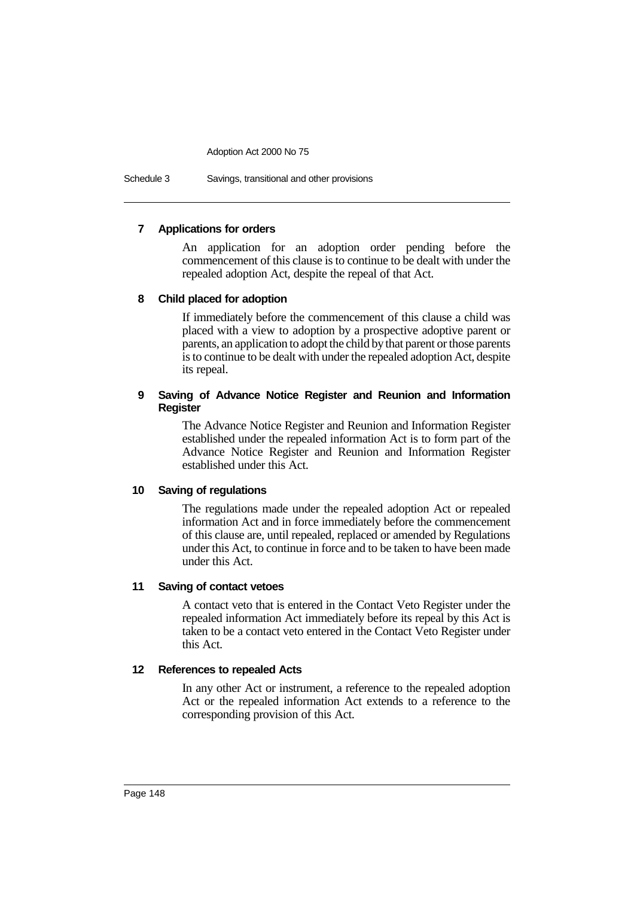### 7 Applications for orders

An application for an adoption order pending before the commencement of this clause is to continue to be dealt with under the repealed adoption Act, despite the repeal of that Act.

### 8 Child placed for adoption

If immediately before the commencement of this clause a child was placed with a view to adoption by a prospective adoptive parent or parents, an application to adopt the child by that parent or those parents is to continue to be dealt with under the repealed adoption Act, despite its repeal.

### 9 Saving of Advance Notice Register and Reunion and Information Register

The Advance Notice Register and Reunion and Information Register established under the repealed information Act is to form part of the Advance Notice Register and Reunion and Information Register established under this Act.

### 10 Saving of regulations

The regulations made under the repealed adoption Act or repealed information Act and in force immediately before the commencement of this clause are, until repealed, replaced or amended by Regulations under this Act, to continue in force and to be taken to have been made under this Act.

### 11 Saving of contact vetoes

A contact veto that is entered in the Contact Veto Register under the repealed information Act immediately before its repeal by this Act is taken to be a contact veto entered in the Contact Veto Register under this Act.

### 12 References to repealed Acts

In any other Act or instrument, a reference to the repealed adoption Act or the repealed information Act extends to a reference to the corresponding provision of this Act.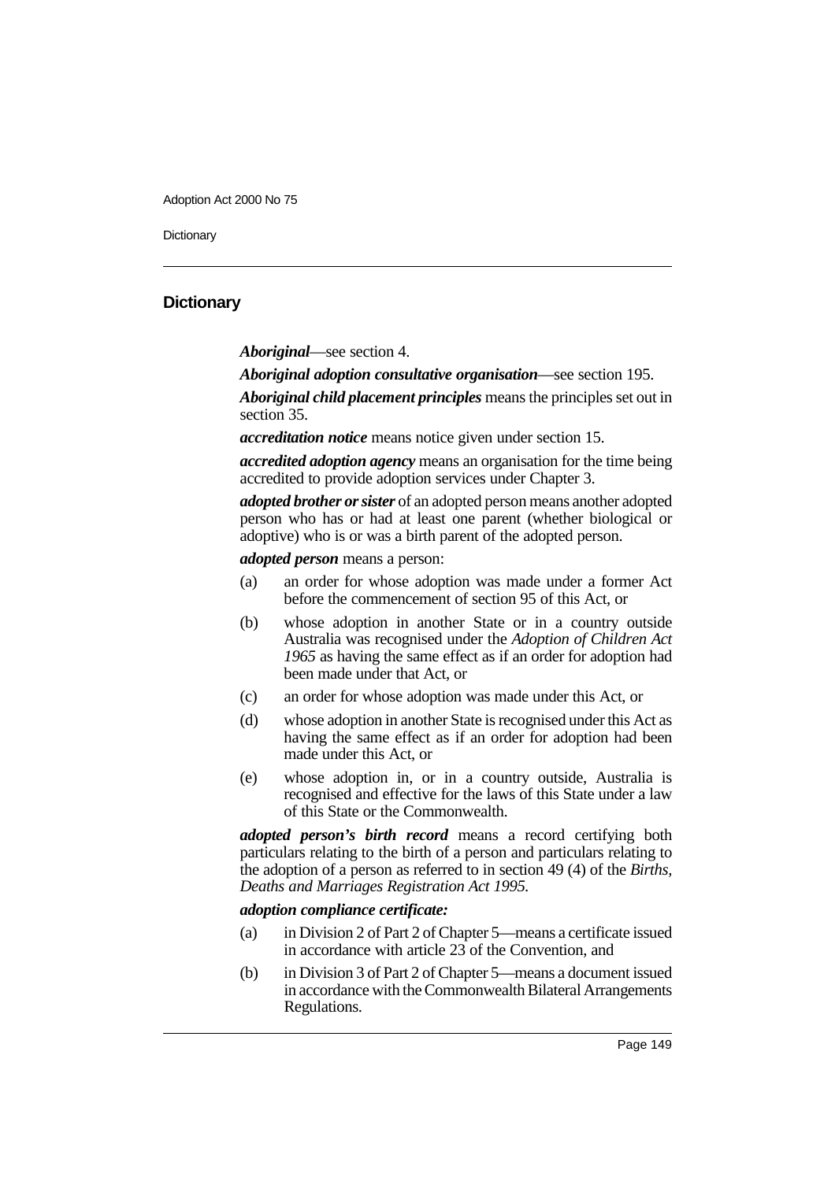## Dictionary

***Aboriginal***—see section 4.

***Aboriginal adoption consultative organisation***—see section 195.

***Aboriginal child placement principles*** means the principles set out in section 35.

***accreditation notice*** means notice given under section 15.

***accredited adoption agency*** means an organisation for the time being accredited to provide adoption services under Chapter 3.

***adopted brother or sister*** of an adopted person means another adopted person who has or had at least one parent (whether biological or adoptive) who is or was a birth parent of the adopted person.

***adopted person*** means a person:

(a) an order for whose adoption was made under a former Act before the commencement of section 95 of this Act, or

(b) whose adoption in another State or in a country outside Australia was recognised under the *Adoption of Children Act 1965* as having the same effect as if an order for adoption had been made under that Act, or

(c) an order for whose adoption was made under this Act, or

(d) whose adoption in another State is recognised under this Act as having the same effect as if an order for adoption had been made under this Act, or

(e) whose adoption in, or in a country outside, Australia is recognised and effective for the laws of this State under a law of this State or the Commonwealth.

***adopted person's birth record*** means a record certifying both particulars relating to the birth of a person and particulars relating to the adoption of a person as referred to in section 49 (4) of the *Births, Deaths and Marriages Registration Act 1995*.

***adoption compliance certificate:***

(a) in Division 2 of Part 2 of Chapter 5—means a certificate issued in accordance with article 23 of the Convention, and

(b) in Division 3 of Part 2 of Chapter 5—means a document issued in accordance with the Commonwealth Bilateral Arrangements Regulations.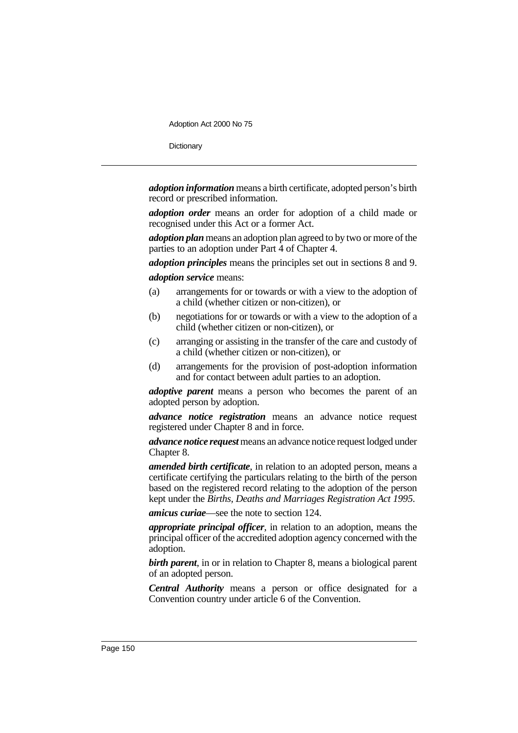***adoption information*** means a birth certificate, adopted person's birth record or prescribed information.

***adoption order*** means an order for adoption of a child made or recognised under this Act or a former Act.

***adoption plan*** means an adoption plan agreed to by two or more of the parties to an adoption under Part 4 of Chapter 4.

***adoption principles*** means the principles set out in sections 8 and 9.

***adoption service*** means:

(a) arrangements for or towards or with a view to the adoption of a child (whether citizen or non-citizen), or

(b) negotiations for or towards or with a view to the adoption of a child (whether citizen or non-citizen), or

(c) arranging or assisting in the transfer of the care and custody of a child (whether citizen or non-citizen), or

(d) arrangements for the provision of post-adoption information and for contact between adult parties to an adoption.

***adoptive parent*** means a person who becomes the parent of an adopted person by adoption.

***advance notice registration*** means an advance notice request registered under Chapter 8 and in force.

***advance notice request*** means an advance notice request lodged under Chapter 8.

***amended birth certificate***, in relation to an adopted person, means a certificate certifying the particulars relating to the birth of the person based on the registered record relating to the adoption of the person kept under the *Births, Deaths and Marriages Registration Act 1995*.

***amicus curiae***—see the note to section 124.

***appropriate principal officer***, in relation to an adoption, means the principal officer of the accredited adoption agency concerned with the adoption.

***birth parent***, in or in relation to Chapter 8, means a biological parent of an adopted person.

***Central Authority*** means a person or office designated for a Convention country under article 6 of the Convention.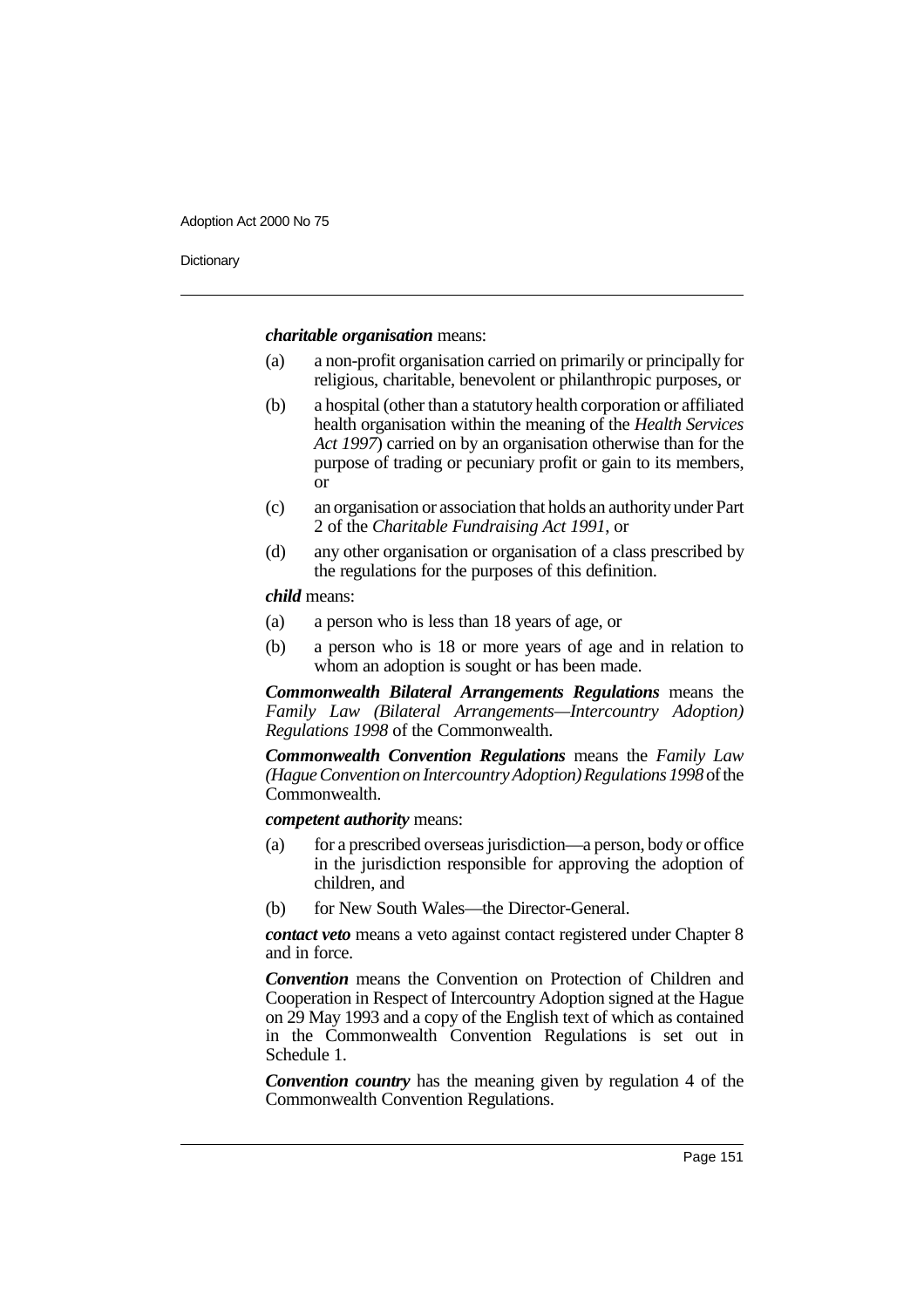***charitable organisation*** means:

(a) a non-profit organisation carried on primarily or principally for religious, charitable, benevolent or philanthropic purposes, or

(b) a hospital (other than a statutory health corporation or affiliated health organisation within the meaning of the *Health Services Act 1997*) carried on by an organisation otherwise than for the purpose of trading or pecuniary profit or gain to its members, or

(c) an organisation or association that holds an authority under Part 2 of the *Charitable Fundraising Act 1991*, or

(d) any other organisation or organisation of a class prescribed by the regulations for the purposes of this definition.

***child*** means:

(a) a person who is less than 18 years of age, or

(b) a person who is 18 or more years of age and in relation to whom an adoption is sought or has been made.

***Commonwealth Bilateral Arrangements Regulations*** means the *Family Law (Bilateral Arrangements—Intercountry Adoption) Regulations 1998* of the Commonwealth.

***Commonwealth Convention Regulations*** means the *Family Law (Hague Convention on Intercountry Adoption) Regulations 1998* of the Commonwealth.

***competent authority*** means:

(a) for a prescribed overseas jurisdiction—a person, body or office in the jurisdiction responsible for approving the adoption of children, and

(b) for New South Wales—the Director-General.

***contact veto*** means a veto against contact registered under Chapter 8 and in force.

***Convention*** means the Convention on Protection of Children and Cooperation in Respect of Intercountry Adoption signed at the Hague on 29 May 1993 and a copy of the English text of which as contained in the Commonwealth Convention Regulations is set out in Schedule 1.

***Convention country*** has the meaning given by regulation 4 of the Commonwealth Convention Regulations.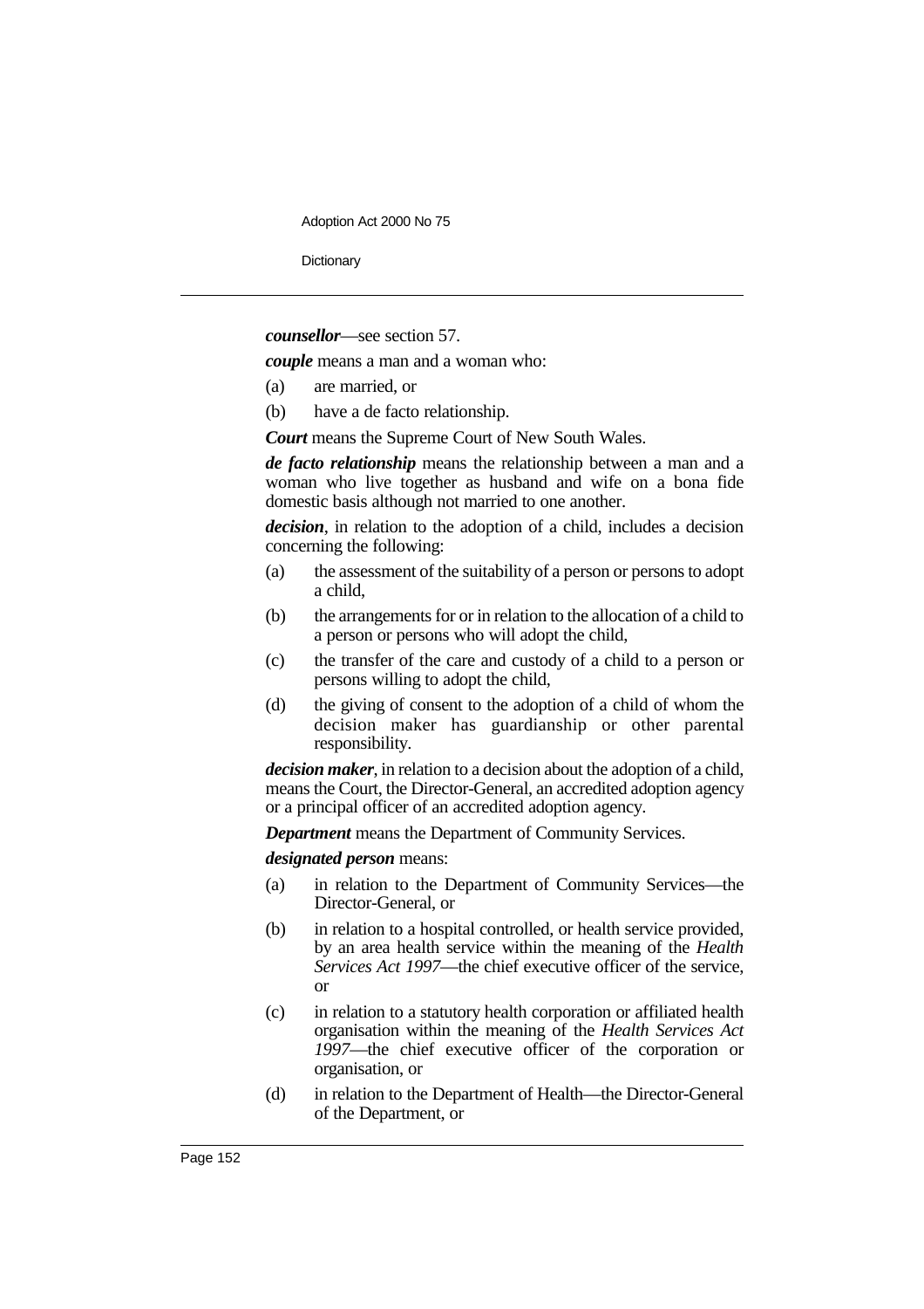***counsellor***—see section 57.

***couple*** means a man and a woman who:

(a) are married, or

(b) have a de facto relationship.

***Court*** means the Supreme Court of New South Wales.

***de facto relationship*** means the relationship between a man and a woman who live together as husband and wife on a bona fide domestic basis although not married to one another.

***decision***, in relation to the adoption of a child, includes a decision concerning the following:

(a) the assessment of the suitability of a person or persons to adopt a child,

(b) the arrangements for or in relation to the allocation of a child to a person or persons who will adopt the child,

(c) the transfer of the care and custody of a child to a person or persons willing to adopt the child,

(d) the giving of consent to the adoption of a child of whom the decision maker has guardianship or other parental responsibility.

***decision maker***, in relation to a decision about the adoption of a child, means the Court, the Director-General, an accredited adoption agency or a principal officer of an accredited adoption agency.

***Department*** means the Department of Community Services.

***designated person*** means:

(a) in relation to the Department of Community Services—the Director-General, or

(b) in relation to a hospital controlled, or health service provided, by an area health service within the meaning of the *Health Services Act 1997*—the chief executive officer of the service, or

(c) in relation to a statutory health corporation or affiliated health organisation within the meaning of the *Health Services Act 1997*—the chief executive officer of the corporation or organisation, or

(d) in relation to the Department of Health—the Director-General of the Department, or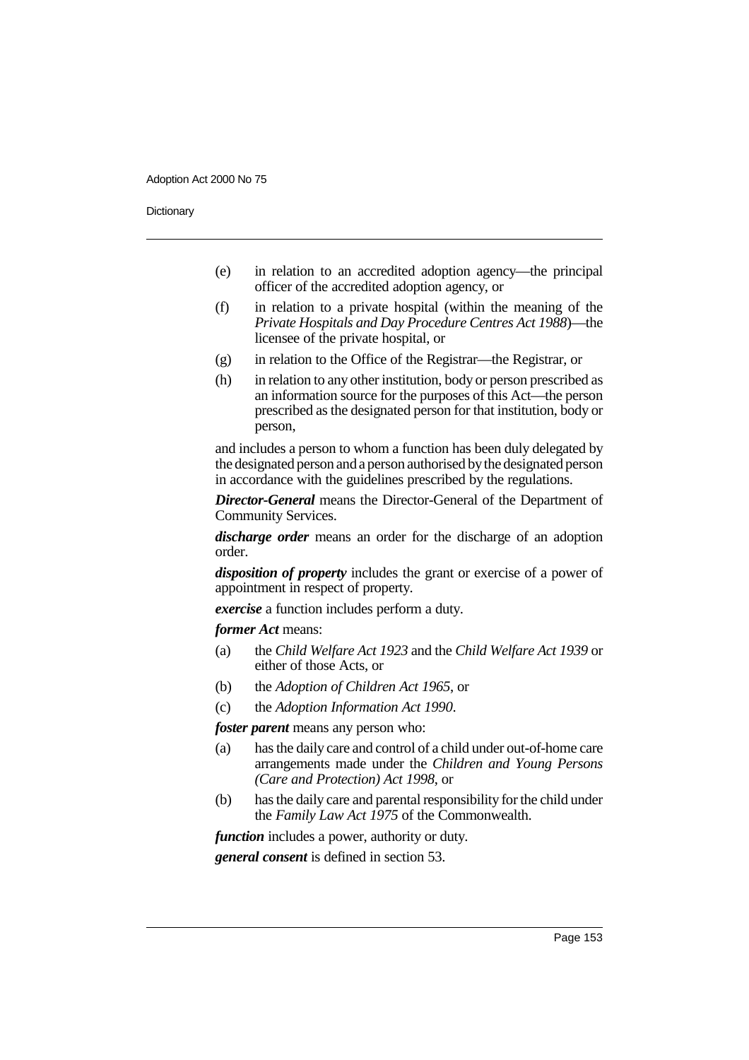(e) in relation to an accredited adoption agency—the principal officer of the accredited adoption agency, or

(f) in relation to a private hospital (within the meaning of the *Private Hospitals and Day Procedure Centres Act 1988*)—the licensee of the private hospital, or

(g) in relation to the Office of the Registrar—the Registrar, or

(h) in relation to any other institution, body or person prescribed as an information source for the purposes of this Act—the person prescribed as the designated person for that institution, body or person,

and includes a person to whom a function has been duly delegated by the designated person and a person authorised by the designated person in accordance with the guidelines prescribed by the regulations.

***Director-General*** means the Director-General of the Department of Community Services.

***discharge order*** means an order for the discharge of an adoption order.

***disposition of property*** includes the grant or exercise of a power of appointment in respect of property.

***exercise*** a function includes perform a duty.

***former Act*** means:

(a) the *Child Welfare Act 1923* and the *Child Welfare Act 1939* or either of those Acts, or

(b) the *Adoption of Children Act 1965*, or

(c) the *Adoption Information Act 1990*.

***foster parent*** means any person who:

(a) has the daily care and control of a child under out-of-home care arrangements made under the *Children and Young Persons (Care and Protection) Act 1998*, or

(b) has the daily care and parental responsibility for the child under the *Family Law Act 1975* of the Commonwealth.

***function*** includes a power, authority or duty.

***general consent*** is defined in section 53.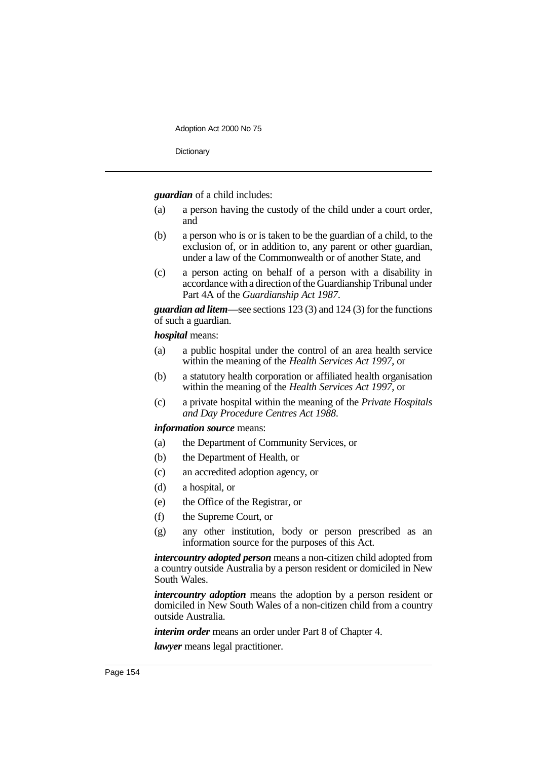***guardian*** of a child includes:

(a) a person having the custody of the child under a court order, and

(b) a person who is or is taken to be the guardian of a child, to the exclusion of, or in addition to, any parent or other guardian, under a law of the Commonwealth or of another State, and

(c) a person acting on behalf of a person with a disability in accordance with a direction of the Guardianship Tribunal under Part 4A of the *Guardianship Act 1987*.

***guardian ad litem***—see sections 123 (3) and 124 (3) for the functions of such a guardian.

***hospital*** means:

(a) a public hospital under the control of an area health service within the meaning of the *Health Services Act 1997*, or

(b) a statutory health corporation or affiliated health organisation within the meaning of the *Health Services Act 1997*, or

(c) a private hospital within the meaning of the *Private Hospitals and Day Procedure Centres Act 1988*.

***information source*** means:

(a) the Department of Community Services, or

(b) the Department of Health, or

(c) an accredited adoption agency, or

(d) a hospital, or

(e) the Office of the Registrar, or

(f) the Supreme Court, or

(g) any other institution, body or person prescribed as an information source for the purposes of this Act.

***intercountry adopted person*** means a non-citizen child adopted from a country outside Australia by a person resident or domiciled in New South Wales.

***intercountry adoption*** means the adoption by a person resident or domiciled in New South Wales of a non-citizen child from a country outside Australia.

***interim order*** means an order under Part 8 of Chapter 4.

***lawyer*** means legal practitioner.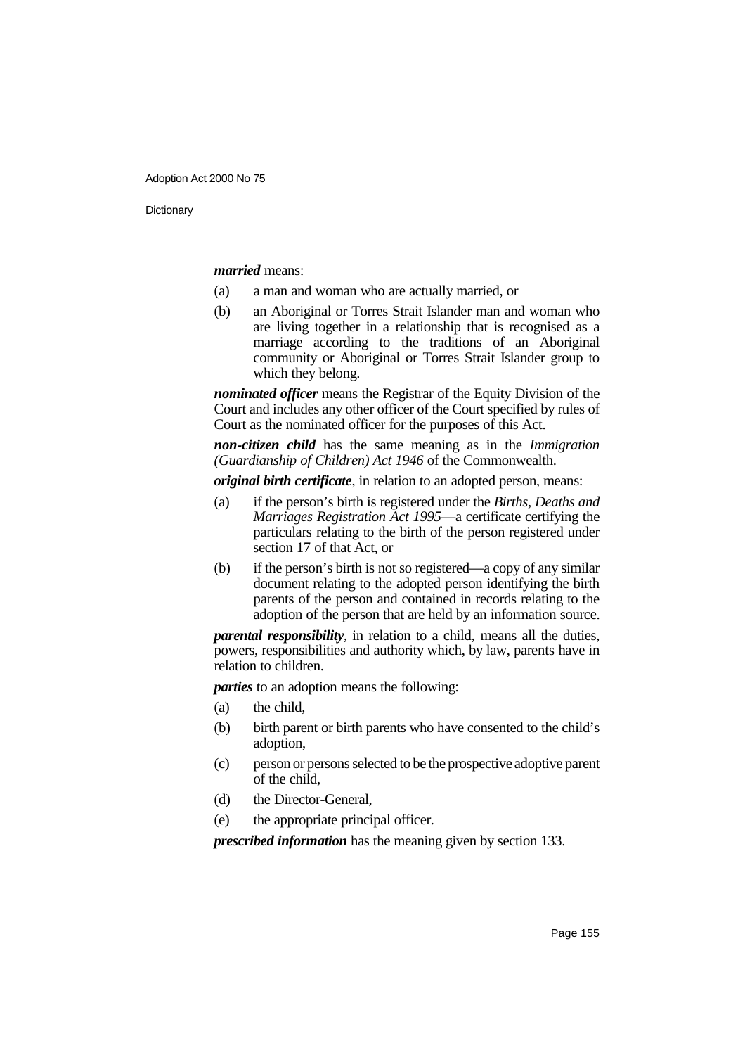***married*** means:

(a) a man and woman who are actually married, or

(b) an Aboriginal or Torres Strait Islander man and woman who are living together in a relationship that is recognised as a marriage according to the traditions of an Aboriginal community or Aboriginal or Torres Strait Islander group to which they belong.

***nominated officer*** means the Registrar of the Equity Division of the Court and includes any other officer of the Court specified by rules of Court as the nominated officer for the purposes of this Act.

***non-citizen child*** has the same meaning as in the *Immigration (Guardianship of Children) Act 1946* of the Commonwealth.

***original birth certificate***, in relation to an adopted person, means:

(a) if the person's birth is registered under the *Births, Deaths and Marriages Registration Act 1995*—a certificate certifying the particulars relating to the birth of the person registered under section 17 of that Act, or

(b) if the person's birth is not so registered—a copy of any similar document relating to the adopted person identifying the birth parents of the person and contained in records relating to the adoption of the person that are held by an information source.

***parental responsibility***, in relation to a child, means all the duties, powers, responsibilities and authority which, by law, parents have in relation to children.

***parties*** to an adoption means the following:

(a) the child,

(b) birth parent or birth parents who have consented to the child's adoption,

(c) person or persons selected to be the prospective adoptive parent of the child,

(d) the Director-General,

(e) the appropriate principal officer.

***prescribed information*** has the meaning given by section 133.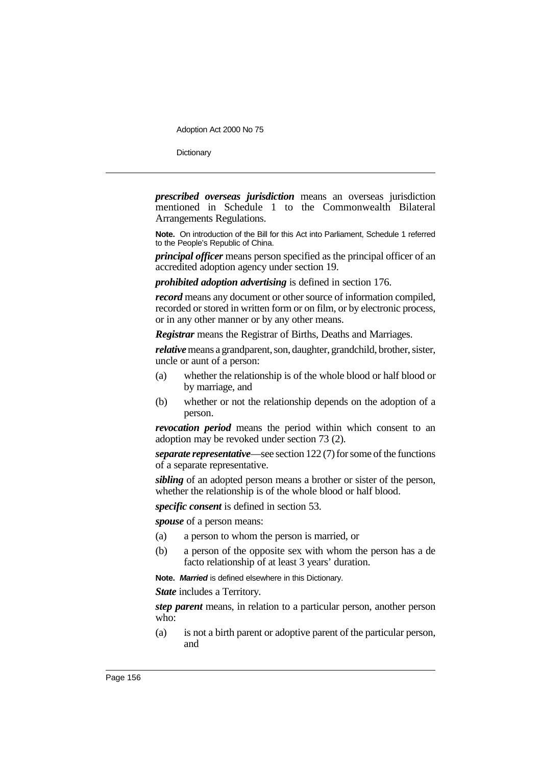***prescribed overseas jurisdiction*** means an overseas jurisdiction mentioned in Schedule 1 to the Commonwealth Bilateral Arrangements Regulations.

**Note.** On introduction of the Bill for this Act into Parliament, Schedule 1 referred to the People's Republic of China.

***principal officer*** means person specified as the principal officer of an accredited adoption agency under section 19.

***prohibited adoption advertising*** is defined in section 176.

***record*** means any document or other source of information compiled, recorded or stored in written form or on film, or by electronic process, or in any other manner or by any other means.

***Registrar*** means the Registrar of Births, Deaths and Marriages.

***relative*** means a grandparent, son, daughter, grandchild, brother, sister, uncle or aunt of a person:

(a) whether the relationship is of the whole blood or half blood or by marriage, and

(b) whether or not the relationship depends on the adoption of a person.

***revocation period*** means the period within which consent to an adoption may be revoked under section 73 (2).

***separate representative***—see section 122 (7) for some of the functions of a separate representative.

***sibling*** of an adopted person means a brother or sister of the person, whether the relationship is of the whole blood or half blood.

***specific consent*** is defined in section 53.

***spouse*** of a person means:

(a) a person to whom the person is married, or

(b) a person of the opposite sex with whom the person has a de facto relationship of at least 3 years' duration.

**Note.** ***Married*** is defined elsewhere in this Dictionary.

***State*** includes a Territory.

***step parent*** means, in relation to a particular person, another person who:

(a) is not a birth parent or adoptive parent of the particular person, and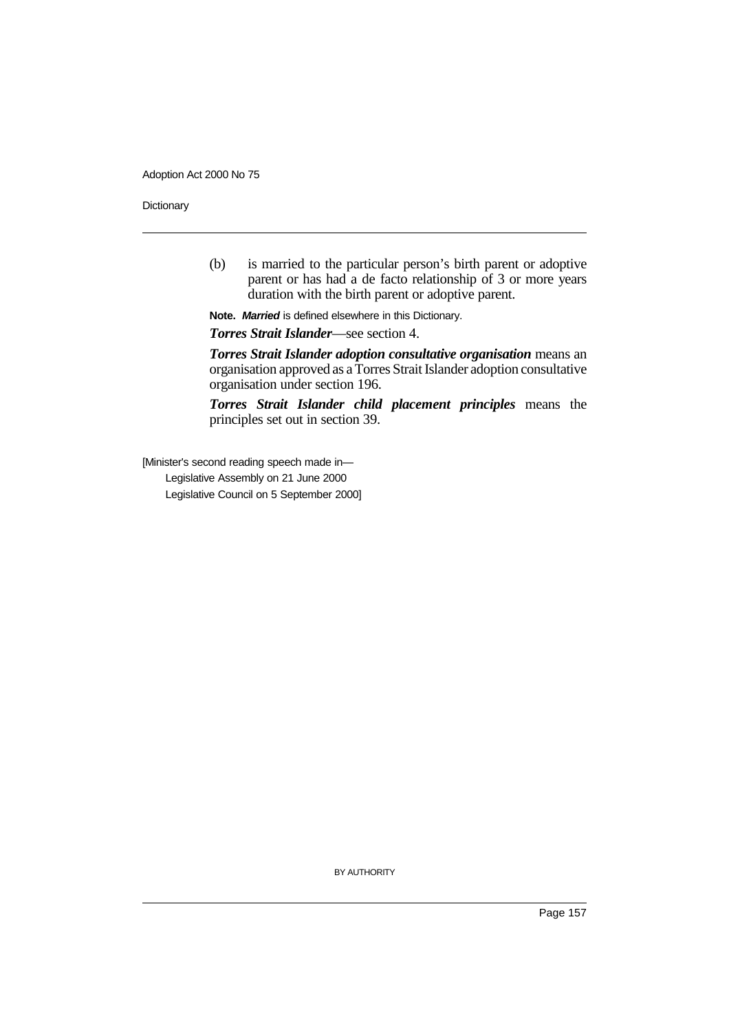(b) is married to the particular person's birth parent or adoptive parent or has had a de facto relationship of 3 or more years duration with the birth parent or adoptive parent.

**Note.** ***Married*** is defined elsewhere in this Dictionary.

***Torres Strait Islander***—see section 4.

***Torres Strait Islander adoption consultative organisation*** means an organisation approved as a Torres Strait Islander adoption consultative organisation under section 196.

***Torres Strait Islander child placement principles*** means the principles set out in section 39.

[Minister's second reading speech made in—

Legislative Assembly on 21 June 2000

Legislative Council on 5 September 2000]

BY AUTHORITY